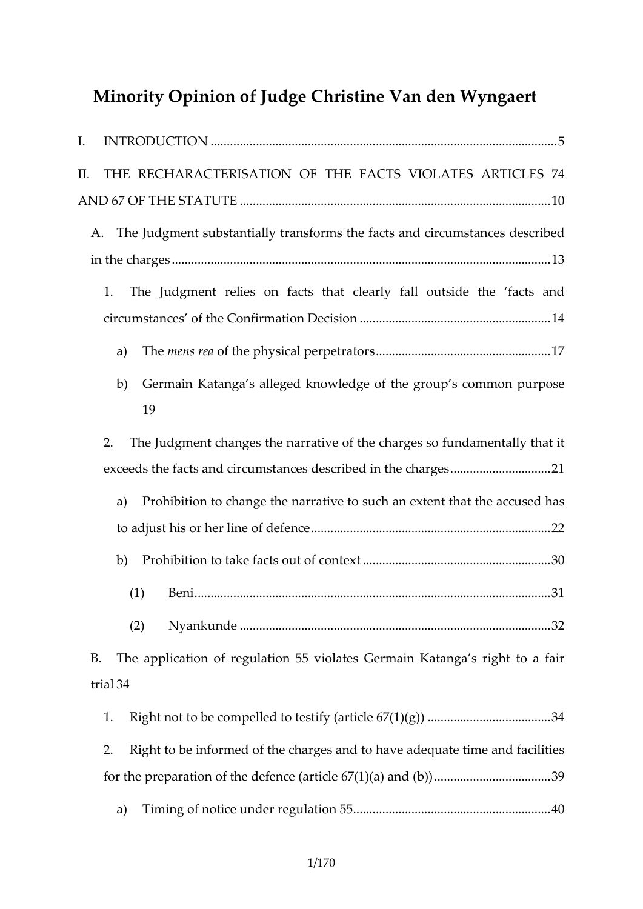# Minority Opinion of Judge Christine Van den Wyngaert

I. INTRODUCTION .......................................................................................................... 5

II. THE RECHARACTERISATION OF THE FACTS VIOLATES ARTICLES 74 AND 67 OF THE STATUTE ................................................................................................ 10

A. The Judgment substantially transforms the facts and circumstances described in the charges .................................................................................................................... 13

1. The Judgment relies on facts that clearly fall outside the 'facts and circumstances' of the Confirmation Decision ........................................................... 14

a) The *mens rea* of the physical perpetrators ...................................................... 17

b) Germain Katanga's alleged knowledge of the group's common purpose 19

2. The Judgment changes the narrative of the charges so fundamentally that it exceeds the facts and circumstances described in the charges ............................... 21

a) Prohibition to change the narrative to such an extent that the accused has to adjust his or her line of defence .......................................................................... 22

b) Prohibition to take facts out of context .......................................................... 30

(1) Beni ............................................................................................................. 31

(2) Nyankunde ............................................................................................... 32

B. The application of regulation 55 violates Germain Katanga's right to a fair trial 34

1. Right not to be compelled to testify (article 67(1)(g)) ...................................... 34

2. Right to be informed of the charges and to have adequate time and facilities for the preparation of the defence (article 67(1)(a) and (b)) .................................... 39

a) Timing of notice under regulation 55 ............................................................. 40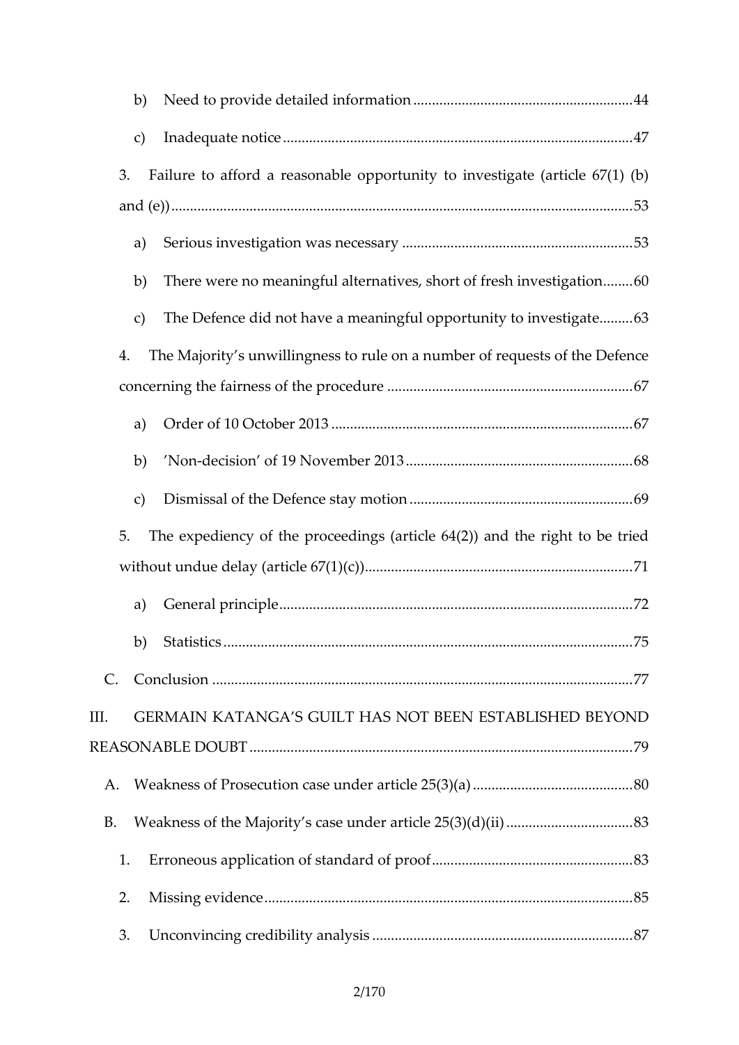b) Need to provide detailed information ............................................................ 44

c) Inadequate notice ............................................................................................ 47

3. Failure to afford a reasonable opportunity to investigate (article 67(1) (b) and (e)) ........................................................................................................................ 53

a) Serious investigation was necessary ............................................................ 53

b) There were no meaningful alternatives, short of fresh investigation ........ 60

c) The Defence did not have a meaningful opportunity to investigate ......... 63

4. The Majority's unwillingness to rule on a number of requests of the Defence concerning the fairness of the procedure ................................................................. 67

a) Order of 10 October 2013 ................................................................................ 67

b) 'Non-decision' of 19 November 2013 ............................................................ 68

c) Dismissal of the Defence stay motion ........................................................... 69

5. The expediency of the proceedings (article 64(2)) and the right to be tried without undue delay (article 67(1)(c)) ....................................................................... 71

a) General principle .............................................................................................. 72

b) Statistics ............................................................................................................ 75

C. Conclusion ................................................................................................................ 77

III. GERMAIN KATANGA'S GUILT HAS NOT BEEN ESTABLISHED BEYOND REASONABLE DOUBT ...................................................................................................... 79

A. Weakness of Prosecution case under article 25(3)(a) ........................................... 80

B. Weakness of the Majority's case under article 25(3)(d)(ii) ................................. 83

1. Erroneous application of standard of proof ..................................................... 83

2. Missing evidence .................................................................................................. 85

3. Unconvincing credibility analysis ..................................................................... 87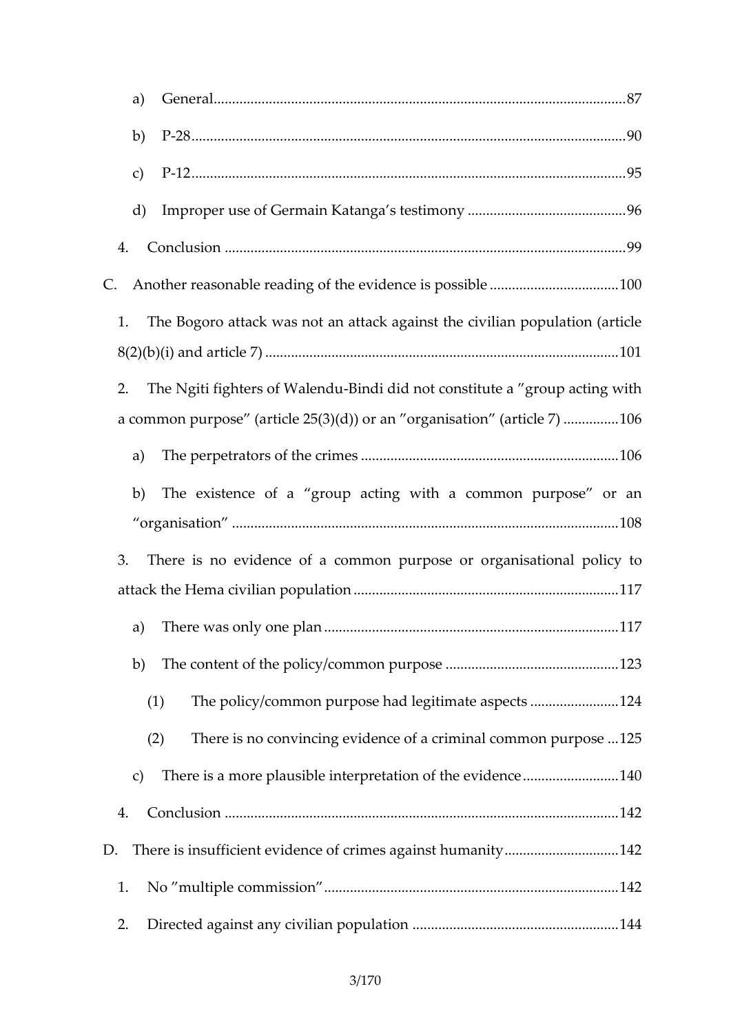a) General.................................................................................................87

b) P-28.......................................................................................................90

c) P-12.......................................................................................................95

d) Improper use of Germain Katanga's testimony ...........................................96

4. Conclusion ...............................................................................................99

C. Another reasonable reading of the evidence is possible ...................................100

1. The Bogoro attack was not an attack against the civilian population (article 8(2)(b)(i) and article 7) ...............................................................................................101

2. The Ngiti fighters of Walendu-Bindi did not constitute a "group acting with a common purpose" (article 25(3)(d)) or an "organisation" (article 7) ...............106

a) The perpetrators of the crimes .....................................................................106

b) The existence of a "group acting with a common purpose" or an "organisation" ........................................................................................................108

3. There is no evidence of a common purpose or organisational policy to attack the Hema civilian population .......................................................................117

a) There was only one plan ...............................................................................117

b) The content of the policy/common purpose ...............................................123

(1) The policy/common purpose had legitimate aspects ........................124

(2) There is no convincing evidence of a criminal common purpose ...125

c) There is a more plausible interpretation of the evidence ..........................140

4. Conclusion ..........................................................................................................142

D. There is insufficient evidence of crimes against humanity ...............................142

1. No "multiple commission" ...............................................................................142

2. Directed against any civilian population .......................................................144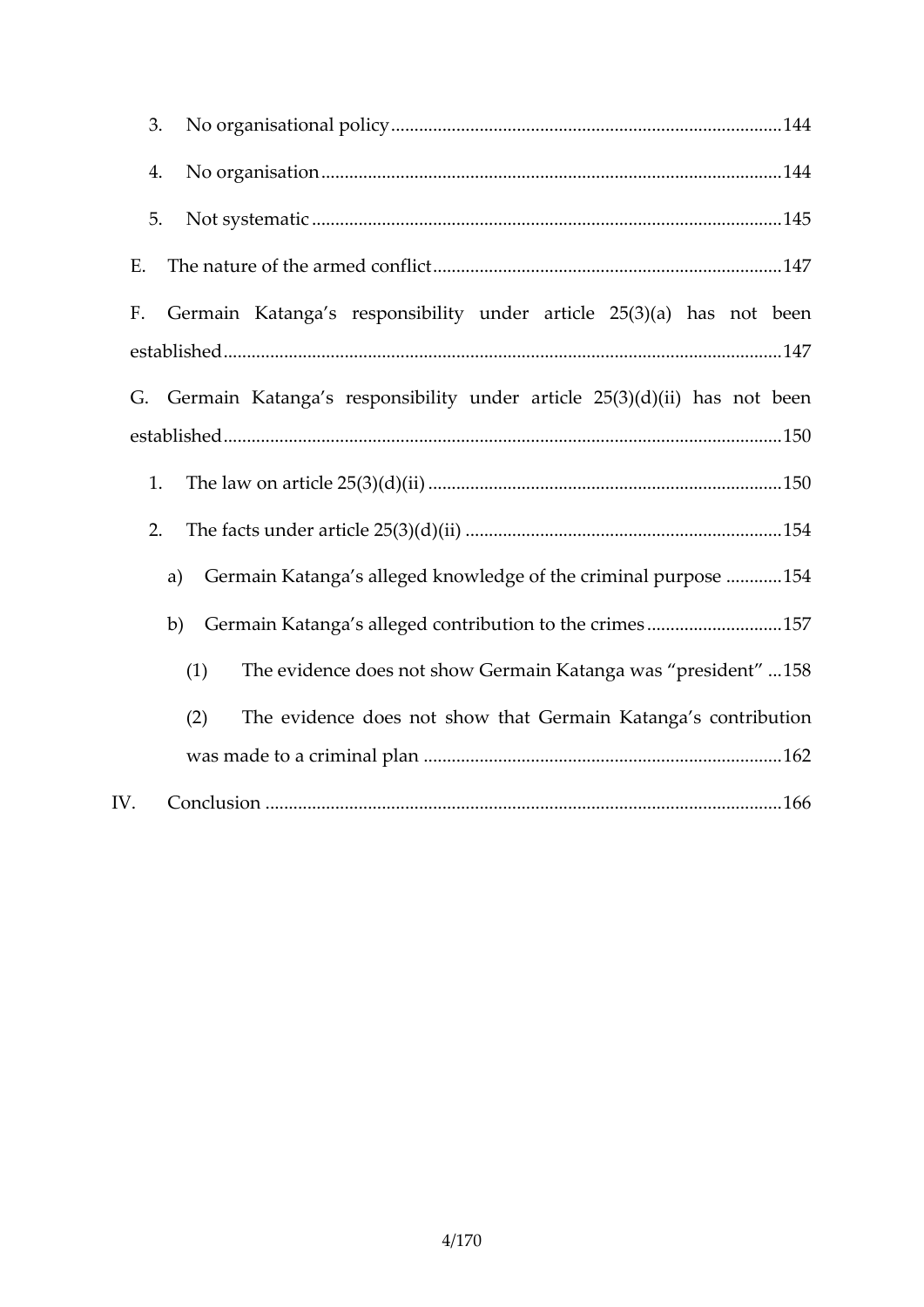3. No organisational policy ......................................................................................144

4. No organisation ..................................................................................................144

5. Not systematic ....................................................................................................145

E. The nature of the armed conflict ...........................................................................147

F. Germain Katanga's responsibility under article 25(3)(a) has not been established .........................................................................................................................147

G. Germain Katanga's responsibility under article 25(3)(d)(ii) has not been established .........................................................................................................................150

1. The law on article 25(3)(d)(ii) ............................................................................150

2. The facts under article 25(3)(d)(ii) ....................................................................154

a) Germain Katanga's alleged knowledge of the criminal purpose ............154

b) Germain Katanga's alleged contribution to the crimes ............................157

(1) The evidence does not show Germain Katanga was "president" ...158

(2) The evidence does not show that Germain Katanga's contribution was made to a criminal plan ............................................................................162

IV. Conclusion .............................................................................................................166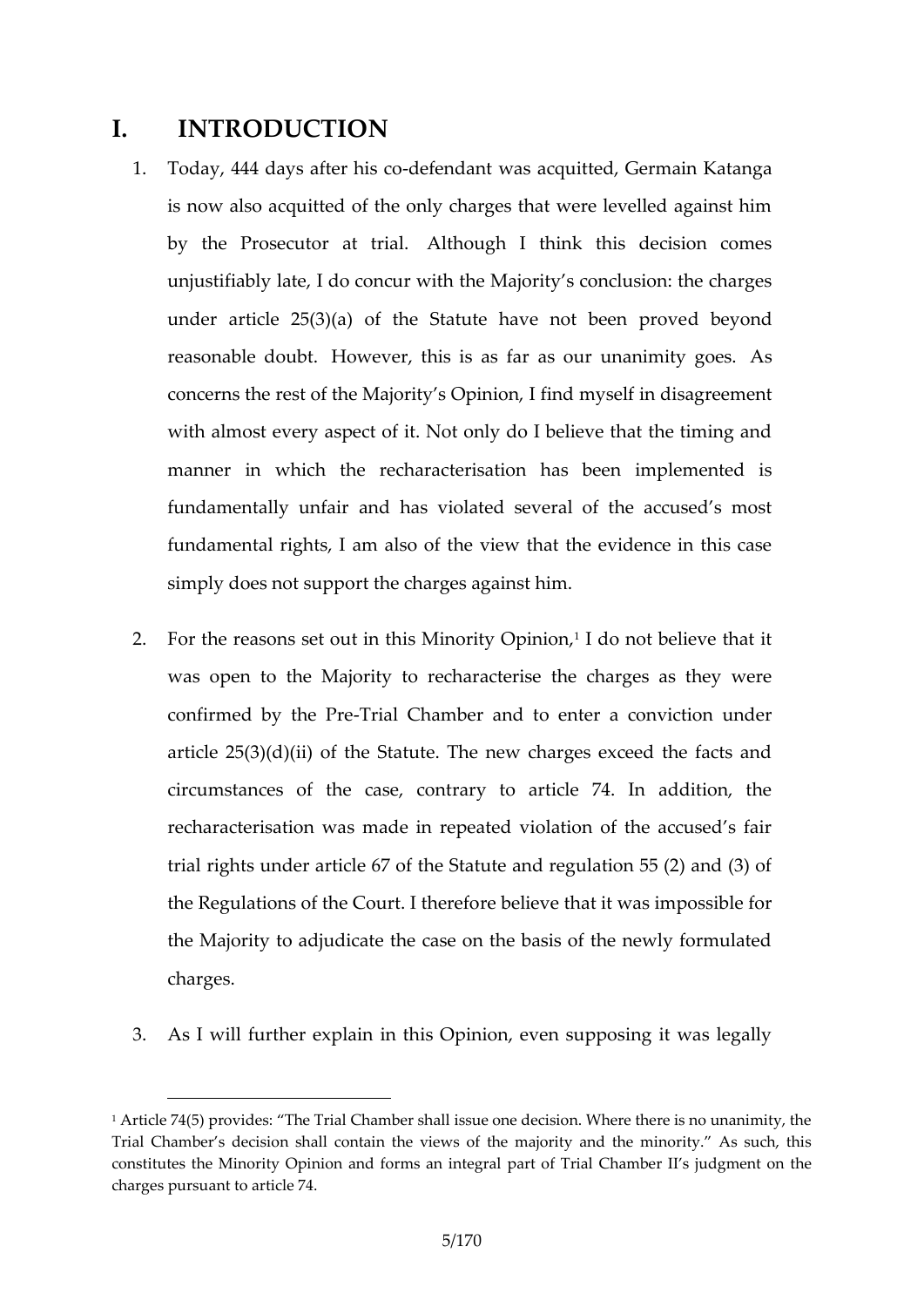# I. INTRODUCTION

1. Today, 444 days after his co-defendant was acquitted, Germain Katanga is now also acquitted of the only charges that were levelled against him by the Prosecutor at trial. Although I think this decision comes unjustifiably late, I do concur with the Majority's conclusion: the charges under article 25(3)(a) of the Statute have not been proved beyond reasonable doubt. However, this is as far as our unanimity goes. As concerns the rest of the Majority's Opinion, I find myself in disagreement with almost every aspect of it. Not only do I believe that the timing and manner in which the recharacterisation has been implemented is fundamentally unfair and has violated several of the accused's most fundamental rights, I am also of the view that the evidence in this case simply does not support the charges against him.

2. For the reasons set out in this Minority Opinion,[1] I do not believe that it was open to the Majority to recharacterise the charges as they were confirmed by the Pre-Trial Chamber and to enter a conviction under article 25(3)(d)(ii) of the Statute. The new charges exceed the facts and circumstances of the case, contrary to article 74. In addition, the recharacterisation was made in repeated violation of the accused's fair trial rights under article 67 of the Statute and regulation 55 (2) and (3) of the Regulations of the Court. I therefore believe that it was impossible for the Majority to adjudicate the case on the basis of the newly formulated charges.

3. As I will further explain in this Opinion, even supposing it was legally

---

[1] Article 74(5) provides: "The Trial Chamber shall issue one decision. Where there is no unanimity, the Trial Chamber's decision shall contain the views of the majority and the minority." As such, this constitutes the Minority Opinion and forms an integral part of Trial Chamber II's judgment on the charges pursuant to article 74.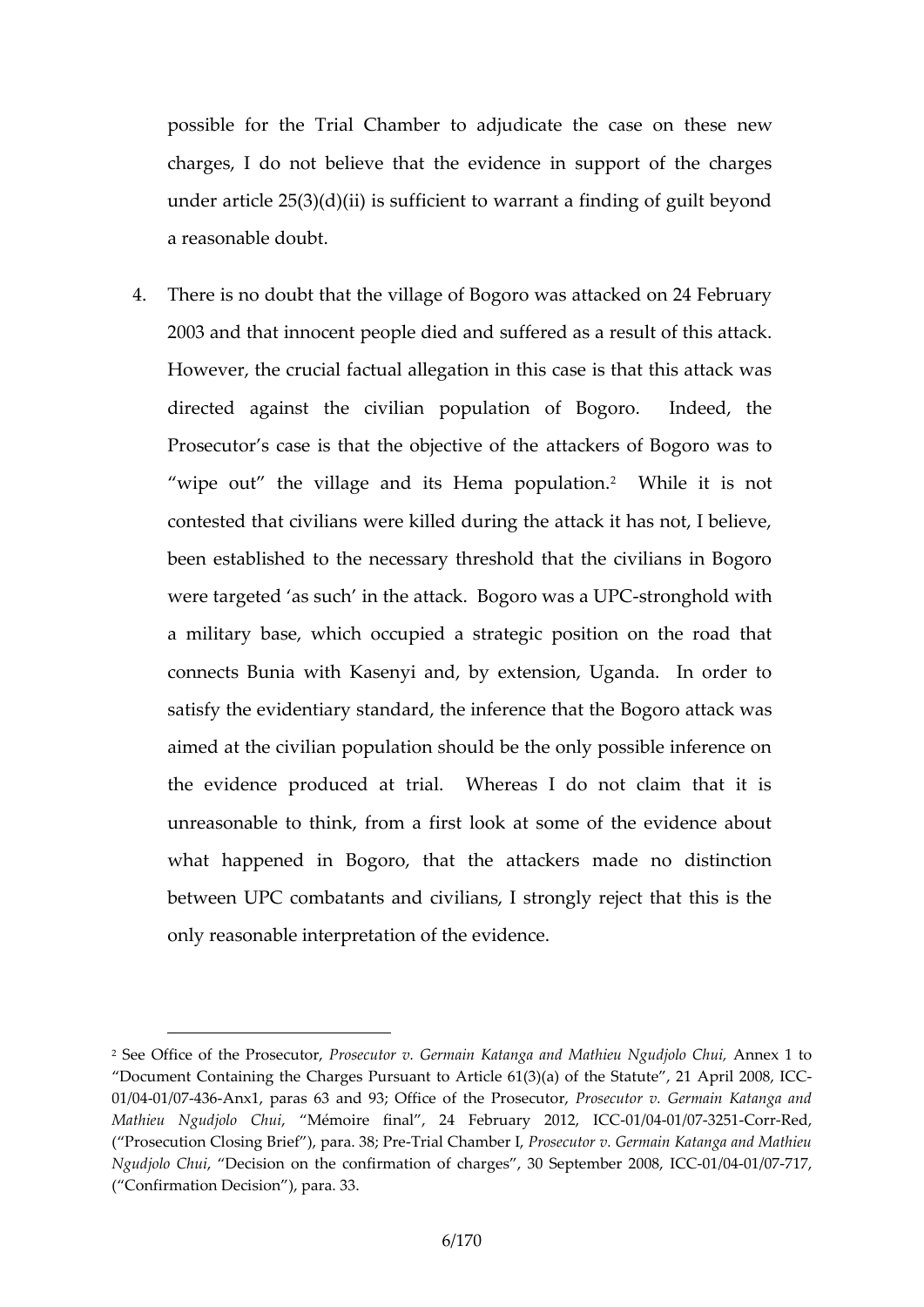possible for the Trial Chamber to adjudicate the case on these new charges, I do not believe that the evidence in support of the charges under article 25(3)(d)(ii) is sufficient to warrant a finding of guilt beyond a reasonable doubt.

4. There is no doubt that the village of Bogoro was attacked on 24 February 2003 and that innocent people died and suffered as a result of this attack. However, the crucial factual allegation in this case is that this attack was directed against the civilian population of Bogoro. Indeed, the Prosecutor's case is that the objective of the attackers of Bogoro was to "wipe out" the village and its Hema population.[2] While it is not contested that civilians were killed during the attack it has not, I believe, been established to the necessary threshold that the civilians in Bogoro were targeted 'as such' in the attack. Bogoro was a UPC-stronghold with a military base, which occupied a strategic position on the road that connects Bunia with Kasenyi and, by extension, Uganda. In order to satisfy the evidentiary standard, the inference that the Bogoro attack was aimed at the civilian population should be the only possible inference on the evidence produced at trial. Whereas I do not claim that it is unreasonable to think, from a first look at some of the evidence about what happened in Bogoro, that the attackers made no distinction between UPC combatants and civilians, I strongly reject that this is the only reasonable interpretation of the evidence.

---

[2] See Office of the Prosecutor, *Prosecutor v. Germain Katanga and Mathieu Ngudjolo Chui*, Annex 1 to "Document Containing the Charges Pursuant to Article 61(3)(a) of the Statute", 21 April 2008, ICC-01/04-01/07-436-Anx1, paras 63 and 93; Office of the Prosecutor, *Prosecutor v. Germain Katanga and Mathieu Ngudjolo Chui*, "Mémoire final", 24 February 2012, ICC-01/04-01/07-3251-Corr-Red, ("Prosecution Closing Brief"), para. 38; Pre-Trial Chamber I, *Prosecutor v. Germain Katanga and Mathieu Ngudjolo Chui*, "Decision on the confirmation of charges", 30 September 2008, ICC-01/04-01/07-717, ("Confirmation Decision"), para. 33.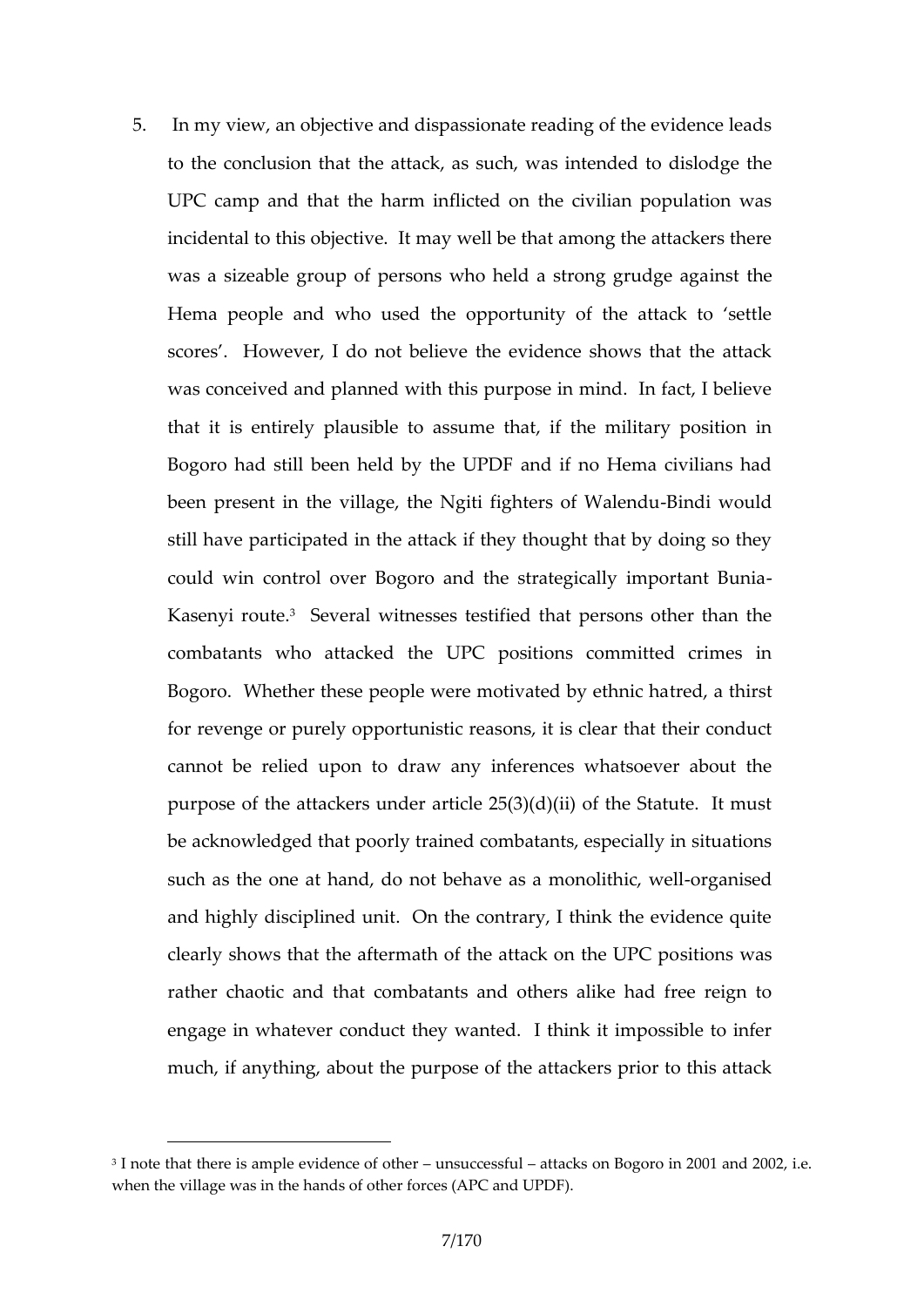5. In my view, an objective and dispassionate reading of the evidence leads to the conclusion that the attack, as such, was intended to dislodge the UPC camp and that the harm inflicted on the civilian population was incidental to this objective. It may well be that among the attackers there was a sizeable group of persons who held a strong grudge against the Hema people and who used the opportunity of the attack to 'settle scores'. However, I do not believe the evidence shows that the attack was conceived and planned with this purpose in mind. In fact, I believe that it is entirely plausible to assume that, if the military position in Bogoro had still been held by the UPDF and if no Hema civilians had been present in the village, the Ngiti fighters of Walendu-Bindi would still have participated in the attack if they thought that by doing so they could win control over Bogoro and the strategically important Bunia-Kasenyi route.[3] Several witnesses testified that persons other than the combatants who attacked the UPC positions committed crimes in Bogoro. Whether these people were motivated by ethnic hatred, a thirst for revenge or purely opportunistic reasons, it is clear that their conduct cannot be relied upon to draw any inferences whatsoever about the purpose of the attackers under article 25(3)(d)(ii) of the Statute. It must be acknowledged that poorly trained combatants, especially in situations such as the one at hand, do not behave as a monolithic, well-organised and highly disciplined unit. On the contrary, I think the evidence quite clearly shows that the aftermath of the attack on the UPC positions was rather chaotic and that combatants and others alike had free reign to engage in whatever conduct they wanted. I think it impossible to infer much, if anything, about the purpose of the attackers prior to this attack

---

[3] I note that there is ample evidence of other – unsuccessful – attacks on Bogoro in 2001 and 2002, i.e. when the village was in the hands of other forces (APC and UPDF).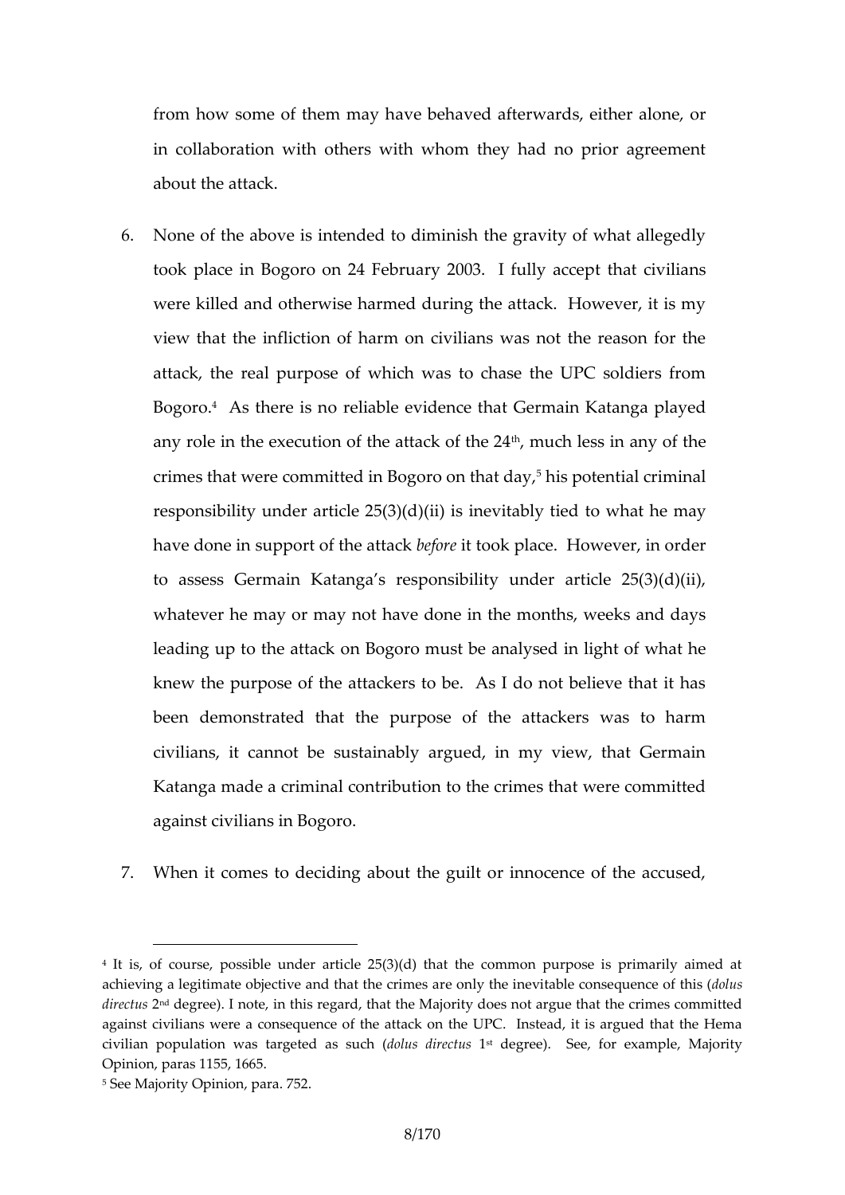from how some of them may have behaved afterwards, either alone, or in collaboration with others with whom they had no prior agreement about the attack.

6. None of the above is intended to diminish the gravity of what allegedly took place in Bogoro on 24 February 2003. I fully accept that civilians were killed and otherwise harmed during the attack. However, it is my view that the infliction of harm on civilians was not the reason for the attack, the real purpose of which was to chase the UPC soldiers from Bogoro.[4] As there is no reliable evidence that Germain Katanga played any role in the execution of the attack of the 24th, much less in any of the crimes that were committed in Bogoro on that day,[5] his potential criminal responsibility under article 25(3)(d)(ii) is inevitably tied to what he may have done in support of the attack *before* it took place. However, in order to assess Germain Katanga's responsibility under article 25(3)(d)(ii), whatever he may or may not have done in the months, weeks and days leading up to the attack on Bogoro must be analysed in light of what he knew the purpose of the attackers to be. As I do not believe that it has been demonstrated that the purpose of the attackers was to harm civilians, it cannot be sustainably argued, in my view, that Germain Katanga made a criminal contribution to the crimes that were committed against civilians in Bogoro.

7. When it comes to deciding about the guilt or innocence of the accused,

---

[4] It is, of course, possible under article 25(3)(d) that the common purpose is primarily aimed at achieving a legitimate objective and that the crimes are only the inevitable consequence of this (*dolus directus* 2nd degree). I note, in this regard, that the Majority does not argue that the crimes committed against civilians were a consequence of the attack on the UPC. Instead, it is argued that the Hema civilian population was targeted as such (*dolus directus* 1st degree). See, for example, Majority Opinion, paras 1155, 1665.

[5] See Majority Opinion, para. 752.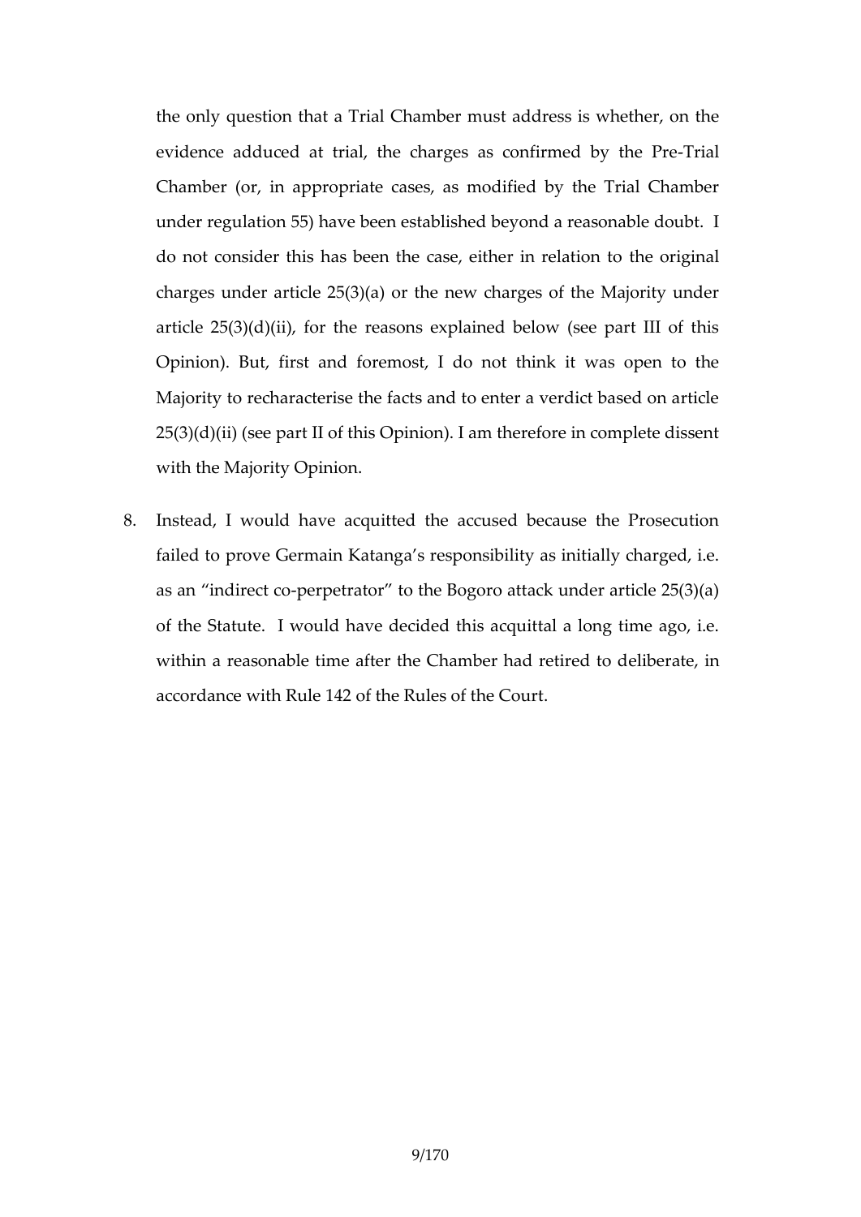the only question that a Trial Chamber must address is whether, on the evidence adduced at trial, the charges as confirmed by the Pre-Trial Chamber (or, in appropriate cases, as modified by the Trial Chamber under regulation 55) have been established beyond a reasonable doubt. I do not consider this has been the case, either in relation to the original charges under article 25(3)(a) or the new charges of the Majority under article 25(3)(d)(ii), for the reasons explained below (see part III of this Opinion). But, first and foremost, I do not think it was open to the Majority to recharacterise the facts and to enter a verdict based on article 25(3)(d)(ii) (see part II of this Opinion). I am therefore in complete dissent with the Majority Opinion.

8. Instead, I would have acquitted the accused because the Prosecution failed to prove Germain Katanga's responsibility as initially charged, i.e. as an "indirect co-perpetrator" to the Bogoro attack under article 25(3)(a) of the Statute. I would have decided this acquittal a long time ago, i.e. within a reasonable time after the Chamber had retired to deliberate, in accordance with Rule 142 of the Rules of the Court.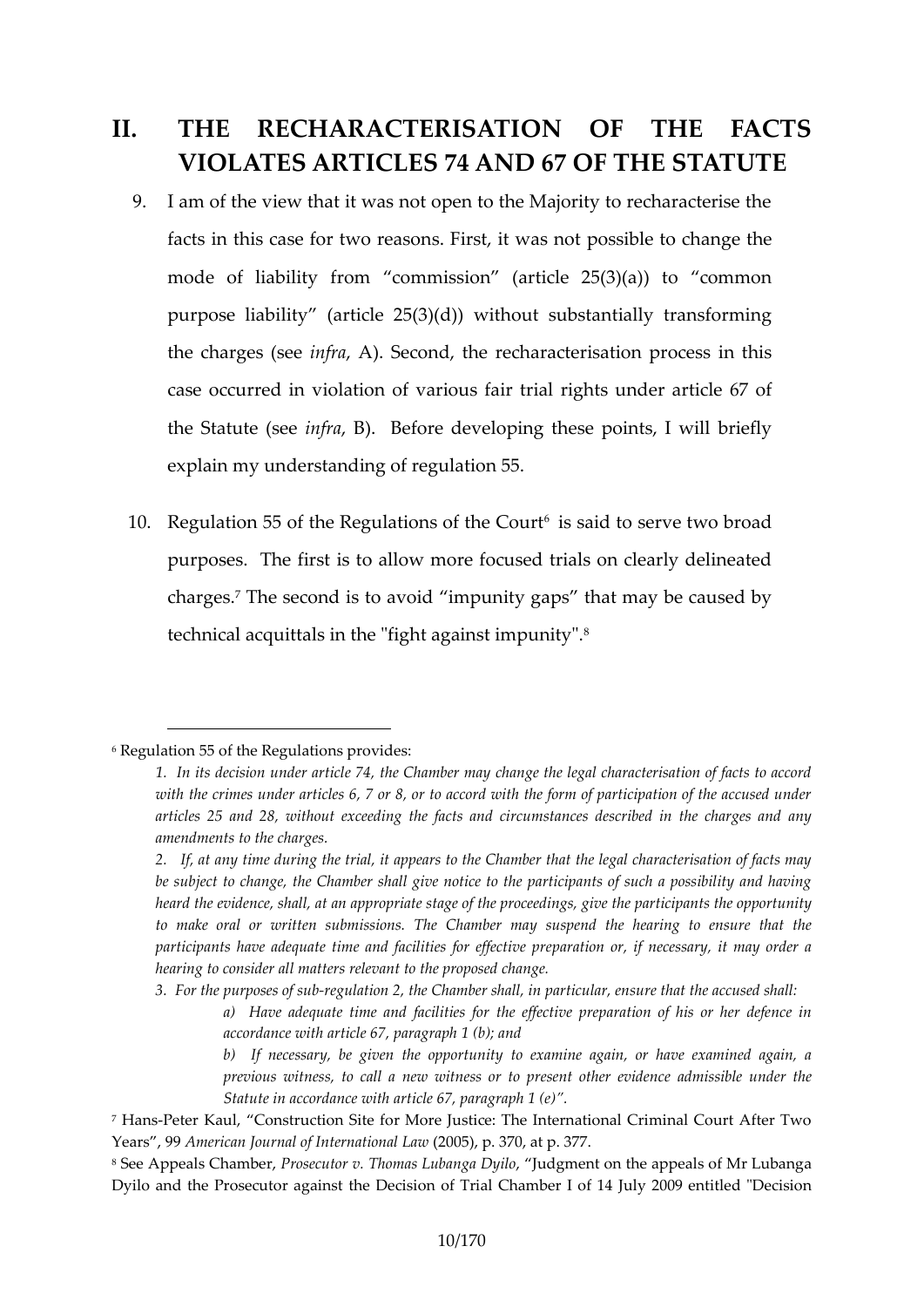## II. THE RECHARACTERISATION OF THE FACTS VIOLATES ARTICLES 74 AND 67 OF THE STATUTE

9. I am of the view that it was not open to the Majority to recharacterise the facts in this case for two reasons. First, it was not possible to change the mode of liability from "commission" (article 25(3)(a)) to "common purpose liability" (article 25(3)(d)) without substantially transforming the charges (see *infra*, A). Second, the recharacterisation process in this case occurred in violation of various fair trial rights under article 67 of the Statute (see *infra*, B). Before developing these points, I will briefly explain my understanding of regulation 55.

10. Regulation 55 of the Regulations of the Court[6] is said to serve two broad purposes. The first is to allow more focused trials on clearly delineated charges.[7] The second is to avoid "impunity gaps" that may be caused by technical acquittals in the "fight against impunity".[8]

---

[6] Regulation 55 of the Regulations provides:

> *1. In its decision under article 74, the Chamber may change the legal characterisation of facts to accord with the crimes under articles 6, 7 or 8, or to accord with the form of participation of the accused under articles 25 and 28, without exceeding the facts and circumstances described in the charges and any amendments to the charges.*
>
> *2. If, at any time during the trial, it appears to the Chamber that the legal characterisation of facts may be subject to change, the Chamber shall give notice to the participants of such a possibility and having heard the evidence, shall, at an appropriate stage of the proceedings, give the participants the opportunity to make oral or written submissions. The Chamber may suspend the hearing to ensure that the participants have adequate time and facilities for effective preparation or, if necessary, it may order a hearing to consider all matters relevant to the proposed change.*
>
> *3. For the purposes of sub-regulation 2, the Chamber shall, in particular, ensure that the accused shall:*
>
> > *a) Have adequate time and facilities for the effective preparation of his or her defence in accordance with article 67, paragraph 1 (b); and*
> >
> > *b) If necessary, be given the opportunity to examine again, or have examined again, a previous witness, to call a new witness or to present other evidence admissible under the Statute in accordance with article 67, paragraph 1 (e)".*

[7] Hans-Peter Kaul, "Construction Site for More Justice: The International Criminal Court After Two Years", 99 *American Journal of International Law* (2005), p. 370, at p. 377.

[8] See Appeals Chamber, *Prosecutor v. Thomas Lubanga Dyilo*, "Judgment on the appeals of Mr Lubanga Dyilo and the Prosecutor against the Decision of Trial Chamber I of 14 July 2009 entitled "Decision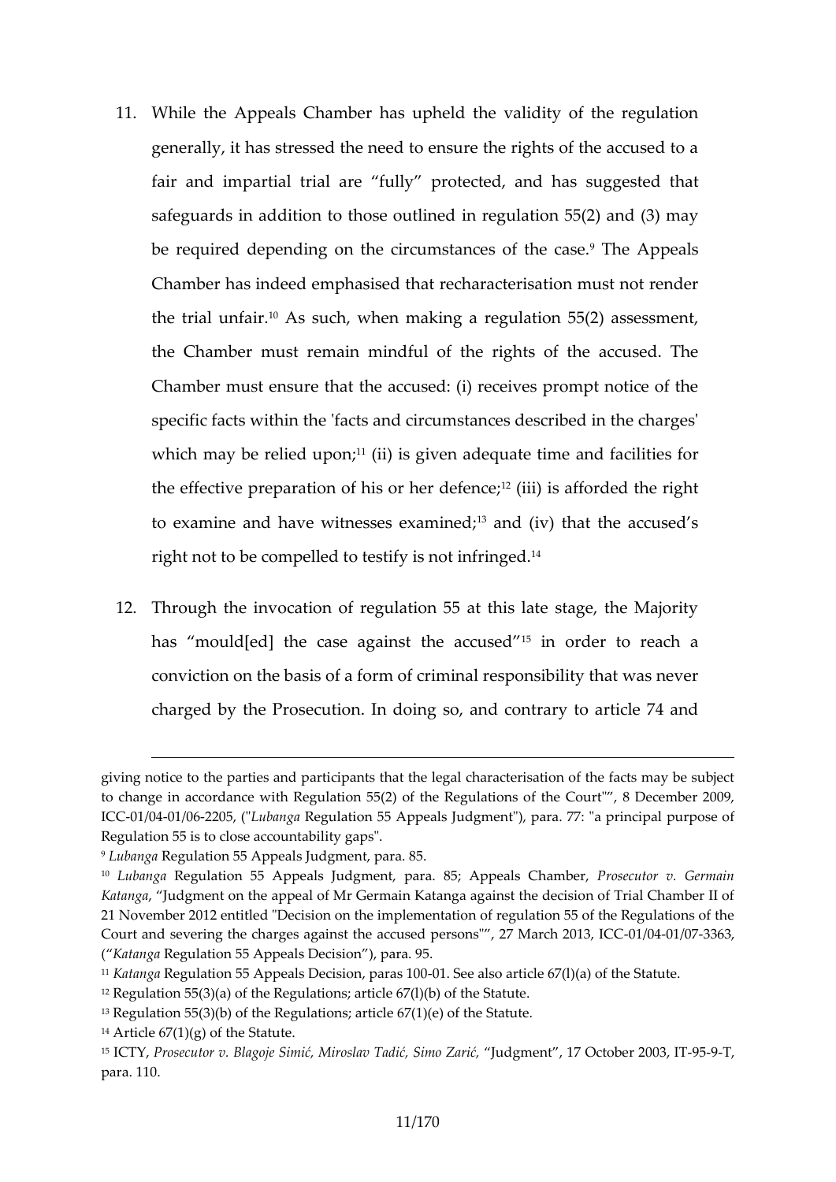11. While the Appeals Chamber has upheld the validity of the regulation generally, it has stressed the need to ensure the rights of the accused to a fair and impartial trial are "fully" protected, and has suggested that safeguards in addition to those outlined in regulation 55(2) and (3) may be required depending on the circumstances of the case.[9] The Appeals Chamber has indeed emphasised that recharacterisation must not render the trial unfair.[10] As such, when making a regulation 55(2) assessment, the Chamber must remain mindful of the rights of the accused. The Chamber must ensure that the accused: (i) receives prompt notice of the specific facts within the 'facts and circumstances described in the charges' which may be relied upon;[11] (ii) is given adequate time and facilities for the effective preparation of his or her defence;[12] (iii) is afforded the right to examine and have witnesses examined;[13] and (iv) that the accused's right not to be compelled to testify is not infringed.[14]

12. Through the invocation of regulation 55 at this late stage, the Majority has "mould[ed] the case against the accused"[15] in order to reach a conviction on the basis of a form of criminal responsibility that was never charged by the Prosecution. In doing so, and contrary to article 74 and

---

giving notice to the parties and participants that the legal characterisation of the facts may be subject to change in accordance with Regulation 55(2) of the Regulations of the Court"", 8 December 2009, ICC-01/04-01/06-2205, ("*Lubanga* Regulation 55 Appeals Judgment"), para. 77: "a principal purpose of Regulation 55 is to close accountability gaps".

[9] *Lubanga* Regulation 55 Appeals Judgment, para. 85.

[10] *Lubanga* Regulation 55 Appeals Judgment, para. 85; Appeals Chamber, *Prosecutor v. Germain Katanga*, "Judgment on the appeal of Mr Germain Katanga against the decision of Trial Chamber II of 21 November 2012 entitled "Decision on the implementation of regulation 55 of the Regulations of the Court and severing the charges against the accused persons"", 27 March 2013, ICC-01/04-01/07-3363, ("*Katanga* Regulation 55 Appeals Decision"), para. 95.

[11] *Katanga* Regulation 55 Appeals Decision, paras 100-01. See also article 67(l)(a) of the Statute.

[12] Regulation 55(3)(a) of the Regulations; article 67(l)(b) of the Statute.

[13] Regulation 55(3)(b) of the Regulations; article 67(1)(e) of the Statute.

[14] Article 67(1)(g) of the Statute.

[15] ICTY, *Prosecutor v. Blagoje Simić, Miroslav Tadić, Simo Zarić*, "Judgment", 17 October 2003, IT-95-9-T, para. 110.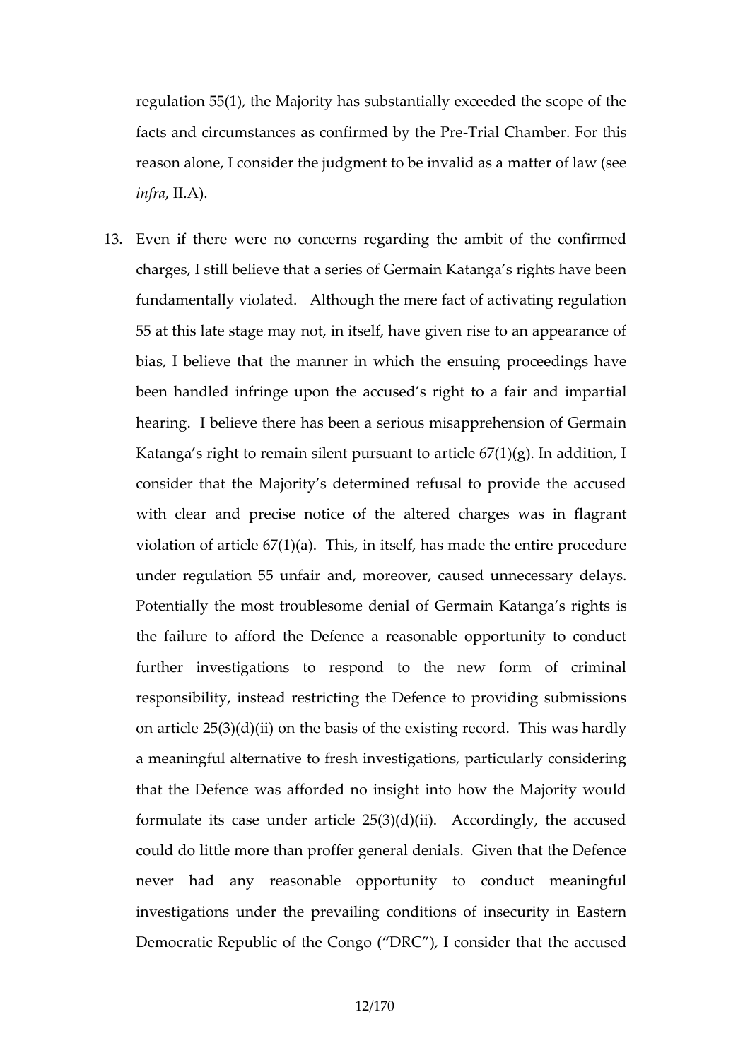regulation 55(1), the Majority has substantially exceeded the scope of the facts and circumstances as confirmed by the Pre-Trial Chamber. For this reason alone, I consider the judgment to be invalid as a matter of law (see *infra*, II.A).

13. Even if there were no concerns regarding the ambit of the confirmed charges, I still believe that a series of Germain Katanga's rights have been fundamentally violated. Although the mere fact of activating regulation 55 at this late stage may not, in itself, have given rise to an appearance of bias, I believe that the manner in which the ensuing proceedings have been handled infringe upon the accused's right to a fair and impartial hearing. I believe there has been a serious misapprehension of Germain Katanga's right to remain silent pursuant to article 67(1)(g). In addition, I consider that the Majority's determined refusal to provide the accused with clear and precise notice of the altered charges was in flagrant violation of article 67(1)(a). This, in itself, has made the entire procedure under regulation 55 unfair and, moreover, caused unnecessary delays. Potentially the most troublesome denial of Germain Katanga's rights is the failure to afford the Defence a reasonable opportunity to conduct further investigations to respond to the new form of criminal responsibility, instead restricting the Defence to providing submissions on article 25(3)(d)(ii) on the basis of the existing record. This was hardly a meaningful alternative to fresh investigations, particularly considering that the Defence was afforded no insight into how the Majority would formulate its case under article 25(3)(d)(ii). Accordingly, the accused could do little more than proffer general denials. Given that the Defence never had any reasonable opportunity to conduct meaningful investigations under the prevailing conditions of insecurity in Eastern Democratic Republic of the Congo ("DRC"), I consider that the accused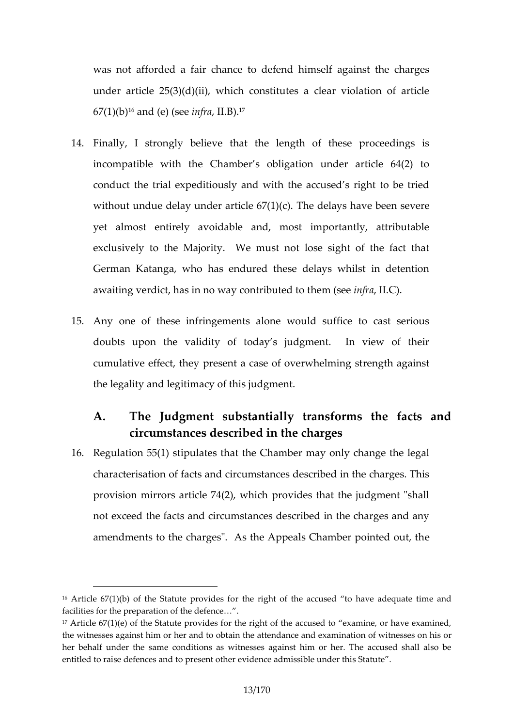was not afforded a fair chance to defend himself against the charges under article 25(3)(d)(ii), which constitutes a clear violation of article 67(1)(b)[16] and (e) (see *infra*, II.B).[17]

14. Finally, I strongly believe that the length of these proceedings is incompatible with the Chamber's obligation under article 64(2) to conduct the trial expeditiously and with the accused's right to be tried without undue delay under article 67(1)(c). The delays have been severe yet almost entirely avoidable and, most importantly, attributable exclusively to the Majority. We must not lose sight of the fact that Germain Katanga, who has endured these delays whilst in detention awaiting verdict, has in no way contributed to them (see *infra*, II.C).

15. Any one of these infringements alone would suffice to cast serious doubts upon the validity of today's judgment. In view of their cumulative effect, they present a case of overwhelming strength against the legality and legitimacy of this judgment.

## A. The Judgment substantially transforms the facts and circumstances described in the charges

16. Regulation 55(1) stipulates that the Chamber may only change the legal characterisation of facts and circumstances described in the charges. This provision mirrors article 74(2), which provides that the judgment "shall not exceed the facts and circumstances described in the charges and any amendments to the charges". As the Appeals Chamber pointed out, the

---

[16] Article 67(1)(b) of the Statute provides for the right of the accused "to have adequate time and facilities for the preparation of the defence…".

[17] Article 67(1)(e) of the Statute provides for the right of the accused to "examine, or have examined, the witnesses against him or her and to obtain the attendance and examination of witnesses on his or her behalf under the same conditions as witnesses against him or her. The accused shall also be entitled to raise defences and to present other evidence admissible under this Statute".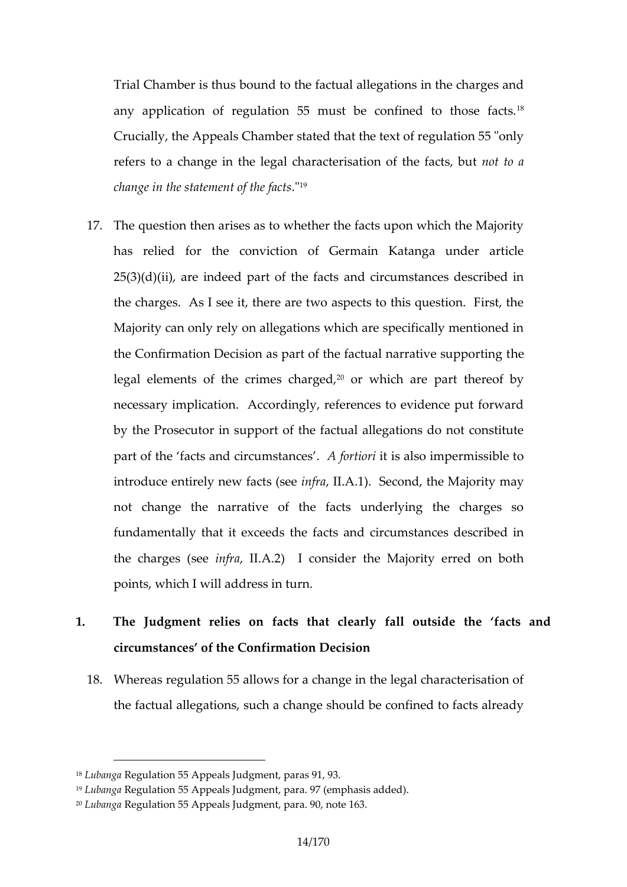Trial Chamber is thus bound to the factual allegations in the charges and any application of regulation 55 must be confined to those facts.[18] Crucially, the Appeals Chamber stated that the text of regulation 55 "only refers to a change in the legal characterisation of the facts, but *not to a change in the statement of the facts*."[19]

17. The question then arises as to whether the facts upon which the Majority has relied for the conviction of Germain Katanga under article 25(3)(d)(ii), are indeed part of the facts and circumstances described in the charges. As I see it, there are two aspects to this question. First, the Majority can only rely on allegations which are specifically mentioned in the Confirmation Decision as part of the factual narrative supporting the legal elements of the crimes charged,[20] or which are part thereof by necessary implication. Accordingly, references to evidence put forward by the Prosecutor in support of the factual allegations do not constitute part of the 'facts and circumstances'. *A fortiori* it is also impermissible to introduce entirely new facts (see *infra*, II.A.1). Second, the Majority may not change the narrative of the facts underlying the charges so fundamentally that it exceeds the facts and circumstances described in the charges (see *infra*, II.A.2) I consider the Majority erred on both points, which I will address in turn.

## 1. The Judgment relies on facts that clearly fall outside the 'facts and circumstances' of the Confirmation Decision

18. Whereas regulation 55 allows for a change in the legal characterisation of the factual allegations, such a change should be confined to facts already

---

[18] *Lubanga* Regulation 55 Appeals Judgment, paras 91, 93.

[19] *Lubanga* Regulation 55 Appeals Judgment, para. 97 (emphasis added).

[20] *Lubanga* Regulation 55 Appeals Judgment, para. 90, note 163.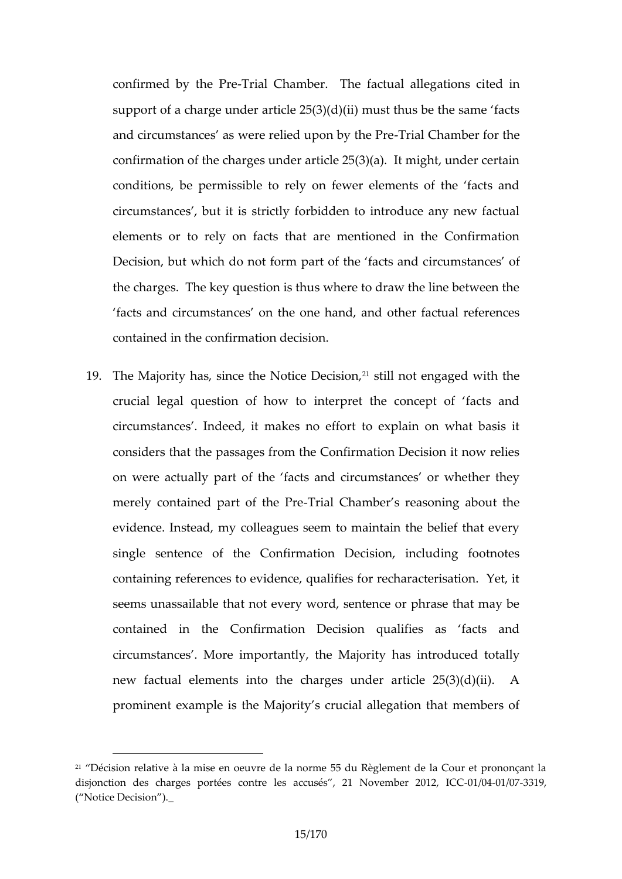confirmed by the Pre-Trial Chamber. The factual allegations cited in support of a charge under article 25(3)(d)(ii) must thus be the same 'facts and circumstances' as were relied upon by the Pre-Trial Chamber for the confirmation of the charges under article 25(3)(a). It might, under certain conditions, be permissible to rely on fewer elements of the 'facts and circumstances', but it is strictly forbidden to introduce any new factual elements or to rely on facts that are mentioned in the Confirmation Decision, but which do not form part of the 'facts and circumstances' of the charges. The key question is thus where to draw the line between the 'facts and circumstances' on the one hand, and other factual references contained in the confirmation decision.

19. The Majority has, since the Notice Decision,[21] still not engaged with the crucial legal question of how to interpret the concept of 'facts and circumstances'. Indeed, it makes no effort to explain on what basis it considers that the passages from the Confirmation Decision it now relies on were actually part of the 'facts and circumstances' or whether they merely contained part of the Pre-Trial Chamber's reasoning about the evidence. Instead, my colleagues seem to maintain the belief that every single sentence of the Confirmation Decision, including footnotes containing references to evidence, qualifies for recharacterisation. Yet, it seems unassailable that not every word, sentence or phrase that may be contained in the Confirmation Decision qualifies as 'facts and circumstances'. More importantly, the Majority has introduced totally new factual elements into the charges under article 25(3)(d)(ii). A prominent example is the Majority's crucial allegation that members of

---

[21] "Décision relative à la mise en oeuvre de la norme 55 du Règlement de la Cour et prononçant la disjonction des charges portées contre les accusés", 21 November 2012, ICC-01/04-01/07-3319, ("Notice Decision").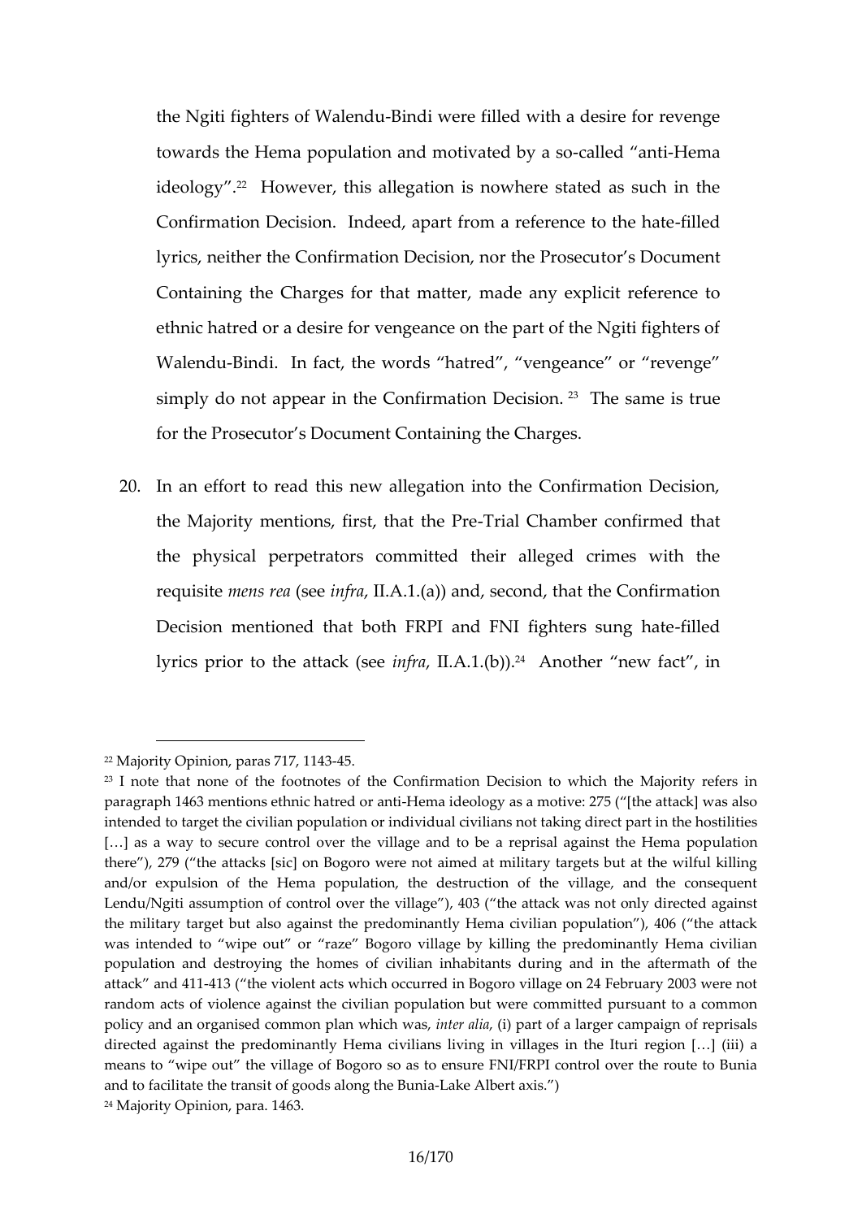the Ngiti fighters of Walendu-Bindi were filled with a desire for revenge towards the Hema population and motivated by a so-called "anti-Hema ideology".[22] However, this allegation is nowhere stated as such in the Confirmation Decision. Indeed, apart from a reference to the hate-filled lyrics, neither the Confirmation Decision, nor the Prosecutor's Document Containing the Charges for that matter, made any explicit reference to ethnic hatred or a desire for vengeance on the part of the Ngiti fighters of Walendu-Bindi. In fact, the words "hatred", "vengeance" or "revenge" simply do not appear in the Confirmation Decision.[23] The same is true for the Prosecutor's Document Containing the Charges.

20. In an effort to read this new allegation into the Confirmation Decision, the Majority mentions, first, that the Pre-Trial Chamber confirmed that the physical perpetrators committed their alleged crimes with the requisite *mens rea* (see *infra*, II.A.1.(a)) and, second, that the Confirmation Decision mentioned that both FRPI and FNI fighters sung hate-filled lyrics prior to the attack (see *infra*, II.A.1.(b)).[24] Another "new fact", in

---

[22] Majority Opinion, paras 717, 1143-45.

[23] I note that none of the footnotes of the Confirmation Decision to which the Majority refers in paragraph 1463 mentions ethnic hatred or anti-Hema ideology as a motive: 275 ("[the attack] was also intended to target the civilian population or individual civilians not taking direct part in the hostilities […] as a way to secure control over the village and to be a reprisal against the Hema population there"), 279 ("the attacks [sic] on Bogoro were not aimed at military targets but at the wilful killing and/or expulsion of the Hema population, the destruction of the village, and the consequent Lendu/Ngiti assumption of control over the village"), 403 ("the attack was not only directed against the military target but also against the predominantly Hema civilian population"), 406 ("the attack was intended to "wipe out" or "raze" Bogoro village by killing the predominantly Hema civilian population and destroying the homes of civilian inhabitants during and in the aftermath of the attack" and 411-413 ("the violent acts which occurred in Bogoro village on 24 February 2003 were not random acts of violence against the civilian population but were committed pursuant to a common policy and an organised common plan which was, *inter alia*, (i) part of a larger campaign of reprisals directed against the predominantly Hema civilians living in villages in the Ituri region […] (iii) a means to "wipe out" the village of Bogoro so as to ensure FNI/FRPI control over the route to Bunia and to facilitate the transit of goods along the Bunia-Lake Albert axis.")

[24] Majority Opinion, para. 1463.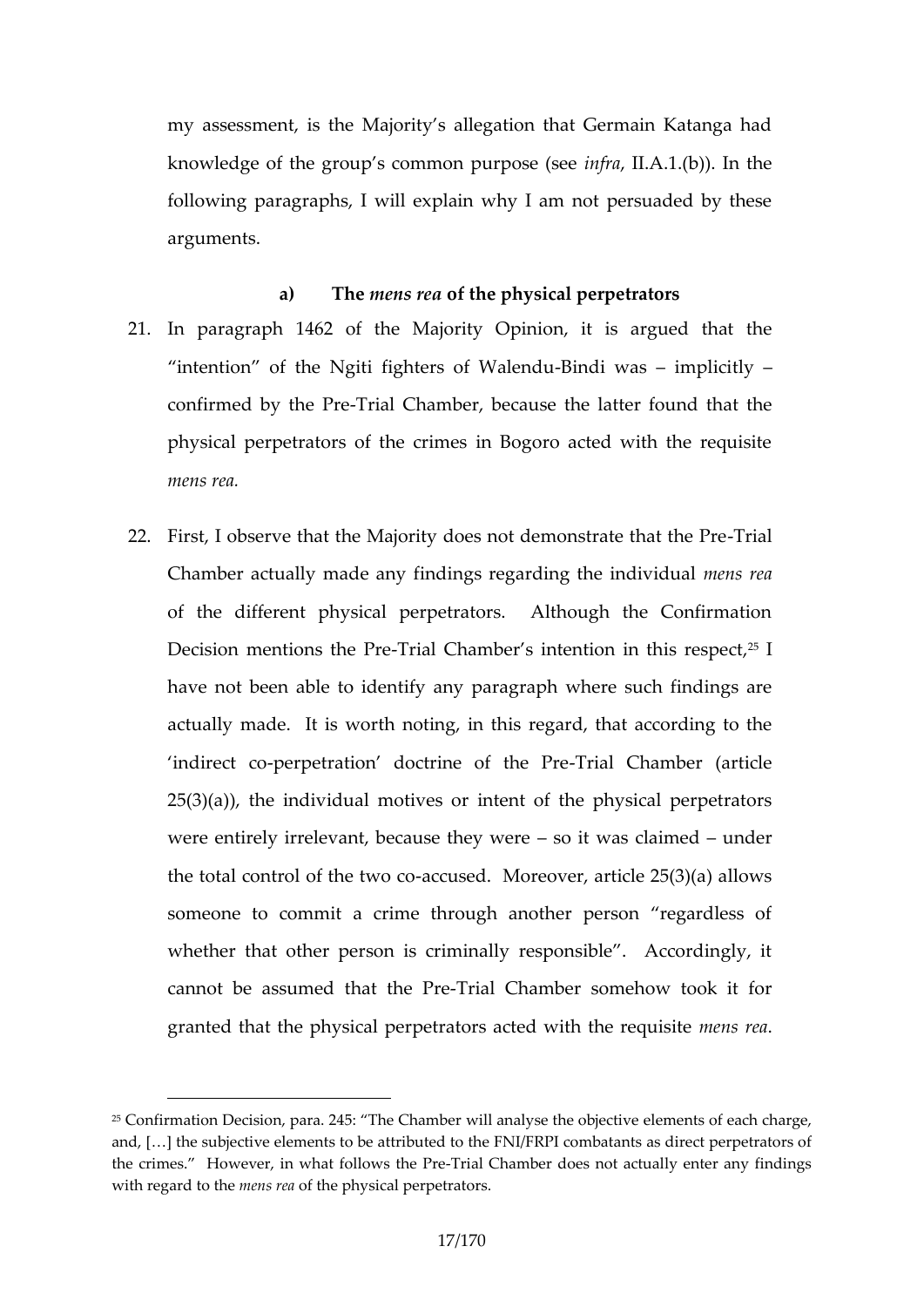my assessment, is the Majority's allegation that Germain Katanga had knowledge of the group's common purpose (see *infra*, II.A.1.(b)). In the following paragraphs, I will explain why I am not persuaded by these arguments.

### a) The *mens rea* of the physical perpetrators

21. In paragraph 1462 of the Majority Opinion, it is argued that the "intention" of the Ngiti fighters of Walendu-Bindi was – implicitly – confirmed by the Pre-Trial Chamber, because the latter found that the physical perpetrators of the crimes in Bogoro acted with the requisite *mens rea*.

22. First, I observe that the Majority does not demonstrate that the Pre-Trial Chamber actually made any findings regarding the individual *mens rea* of the different physical perpetrators. Although the Confirmation Decision mentions the Pre-Trial Chamber's intention in this respect,[25] I have not been able to identify any paragraph where such findings are actually made. It is worth noting, in this regard, that according to the 'indirect co-perpetration' doctrine of the Pre-Trial Chamber (article 25(3)(a)), the individual motives or intent of the physical perpetrators were entirely irrelevant, because they were – so it was claimed – under the total control of the two co-accused. Moreover, article 25(3)(a) allows someone to commit a crime through another person "regardless of whether that other person is criminally responsible". Accordingly, it cannot be assumed that the Pre-Trial Chamber somehow took it for granted that the physical perpetrators acted with the requisite *mens rea*.

[25] Confirmation Decision, para. 245: "The Chamber will analyse the objective elements of each charge, and, […] the subjective elements to be attributed to the FNI/FRPI combatants as direct perpetrators of the crimes." However, in what follows the Pre-Trial Chamber does not actually enter any findings with regard to the *mens rea* of the physical perpetrators.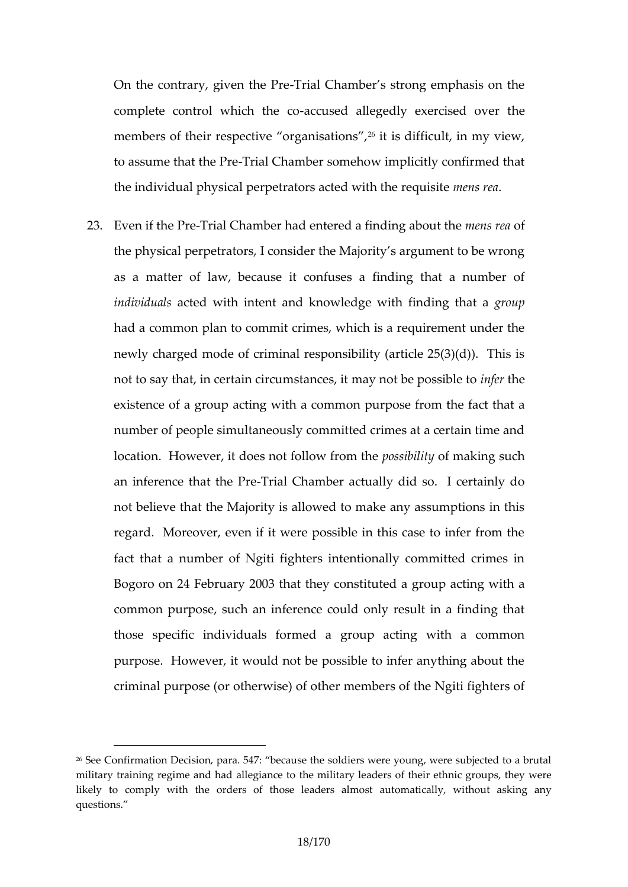On the contrary, given the Pre-Trial Chamber's strong emphasis on the complete control which the co-accused allegedly exercised over the members of their respective "organisations",[26] it is difficult, in my view, to assume that the Pre-Trial Chamber somehow implicitly confirmed that the individual physical perpetrators acted with the requisite *mens rea*.

23. Even if the Pre-Trial Chamber had entered a finding about the *mens rea* of the physical perpetrators, I consider the Majority's argument to be wrong as a matter of law, because it confuses a finding that a number of *individuals* acted with intent and knowledge with finding that a *group* had a common plan to commit crimes, which is a requirement under the newly charged mode of criminal responsibility (article 25(3)(d)). This is not to say that, in certain circumstances, it may not be possible to *infer* the existence of a group acting with a common purpose from the fact that a number of people simultaneously committed crimes at a certain time and location. However, it does not follow from the *possibility* of making such an inference that the Pre-Trial Chamber actually did so. I certainly do not believe that the Majority is allowed to make any assumptions in this regard. Moreover, even if it were possible in this case to infer from the fact that a number of Ngiti fighters intentionally committed crimes in Bogoro on 24 February 2003 that they constituted a group acting with a common purpose, such an inference could only result in a finding that those specific individuals formed a group acting with a common purpose. However, it would not be possible to infer anything about the criminal purpose (or otherwise) of other members of the Ngiti fighters of

---

[26] See Confirmation Decision, para. 547: "because the soldiers were young, were subjected to a brutal military training regime and had allegiance to the military leaders of their ethnic groups, they were likely to comply with the orders of those leaders almost automatically, without asking any questions."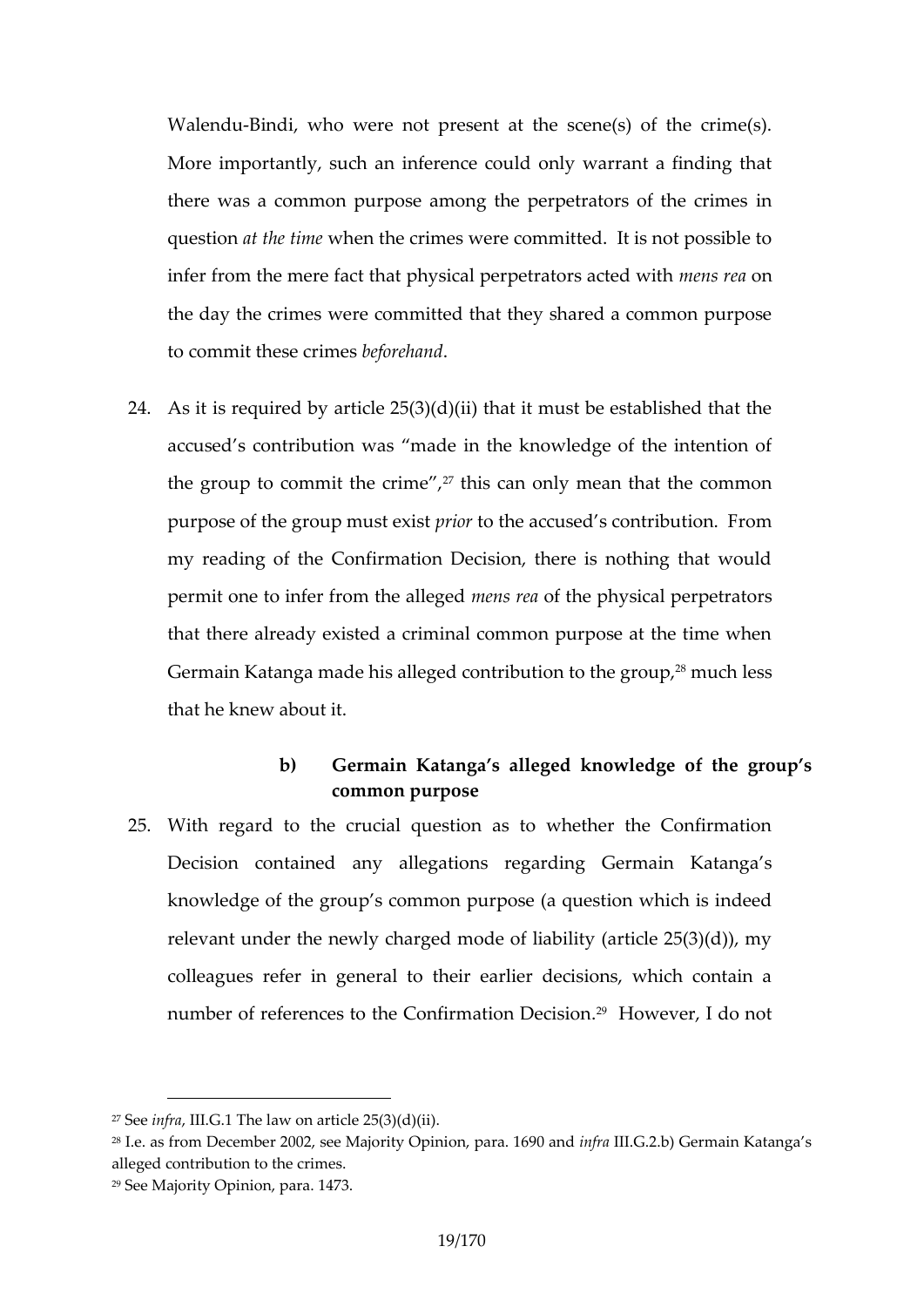Walendu-Bindi, who were not present at the scene(s) of the crime(s). More importantly, such an inference could only warrant a finding that there was a common purpose among the perpetrators of the crimes in question *at the time* when the crimes were committed. It is not possible to infer from the mere fact that physical perpetrators acted with *mens rea* on the day the crimes were committed that they shared a common purpose to commit these crimes *beforehand*.

24. As it is required by article 25(3)(d)(ii) that it must be established that the accused's contribution was "made in the knowledge of the intention of the group to commit the crime",[27] this can only mean that the common purpose of the group must exist *prior* to the accused's contribution. From my reading of the Confirmation Decision, there is nothing that would permit one to infer from the alleged *mens rea* of the physical perpetrators that there already existed a criminal common purpose at the time when Germain Katanga made his alleged contribution to the group,[28] much less that he knew about it.

**b) Germain Katanga's alleged knowledge of the group's common purpose**

25. With regard to the crucial question as to whether the Confirmation Decision contained any allegations regarding Germain Katanga's knowledge of the group's common purpose (a question which is indeed relevant under the newly charged mode of liability (article 25(3)(d)), my colleagues refer in general to their earlier decisions, which contain a number of references to the Confirmation Decision.[29] However, I do not

---

[27] See *infra*, III.G.1 The law on article 25(3)(d)(ii).

[28] I.e. as from December 2002, see Majority Opinion, para. 1690 and *infra* III.G.2.b) Germain Katanga's alleged contribution to the crimes.

[29] See Majority Opinion, para. 1473.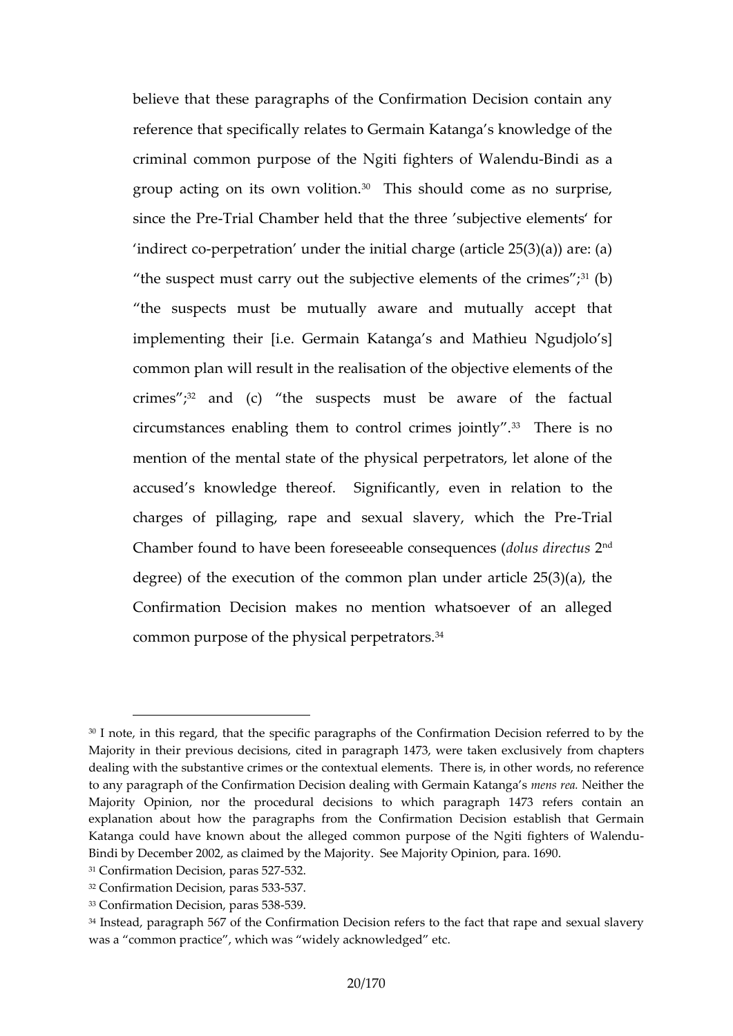believe that these paragraphs of the Confirmation Decision contain any reference that specifically relates to Germain Katanga's knowledge of the criminal common purpose of the Ngiti fighters of Walendu-Bindi as a group acting on its own volition.[30] This should come as no surprise, since the Pre-Trial Chamber held that the three 'subjective elements' for 'indirect co-perpetration' under the initial charge (article 25(3)(a)) are: (a) "the suspect must carry out the subjective elements of the crimes";[31] (b) "the suspects must be mutually aware and mutually accept that implementing their [i.e. Germain Katanga's and Mathieu Ngudjolo's] common plan will result in the realisation of the objective elements of the crimes";[32] and (c) "the suspects must be aware of the factual circumstances enabling them to control crimes jointly".[33] There is no mention of the mental state of the physical perpetrators, let alone of the accused's knowledge thereof. Significantly, even in relation to the charges of pillaging, rape and sexual slavery, which the Pre-Trial Chamber found to have been foreseeable consequences (*dolus directus* 2nd degree) of the execution of the common plan under article 25(3)(a), the Confirmation Decision makes no mention whatsoever of an alleged common purpose of the physical perpetrators.[34]

---

[30] I note, in this regard, that the specific paragraphs of the Confirmation Decision referred to by the Majority in their previous decisions, cited in paragraph 1473, were taken exclusively from chapters dealing with the substantive crimes or the contextual elements. There is, in other words, no reference to any paragraph of the Confirmation Decision dealing with Germain Katanga's *mens rea*. Neither the Majority Opinion, nor the procedural decisions to which paragraph 1473 refers contain an explanation about how the paragraphs from the Confirmation Decision establish that Germain Katanga could have known about the alleged common purpose of the Ngiti fighters of Walendu-Bindi by December 2002, as claimed by the Majority. See Majority Opinion, para. 1690.

[31] Confirmation Decision, paras 527-532.

[32] Confirmation Decision, paras 533-537.

[33] Confirmation Decision, paras 538-539.

[34] Instead, paragraph 567 of the Confirmation Decision refers to the fact that rape and sexual slavery was a "common practice", which was "widely acknowledged" etc.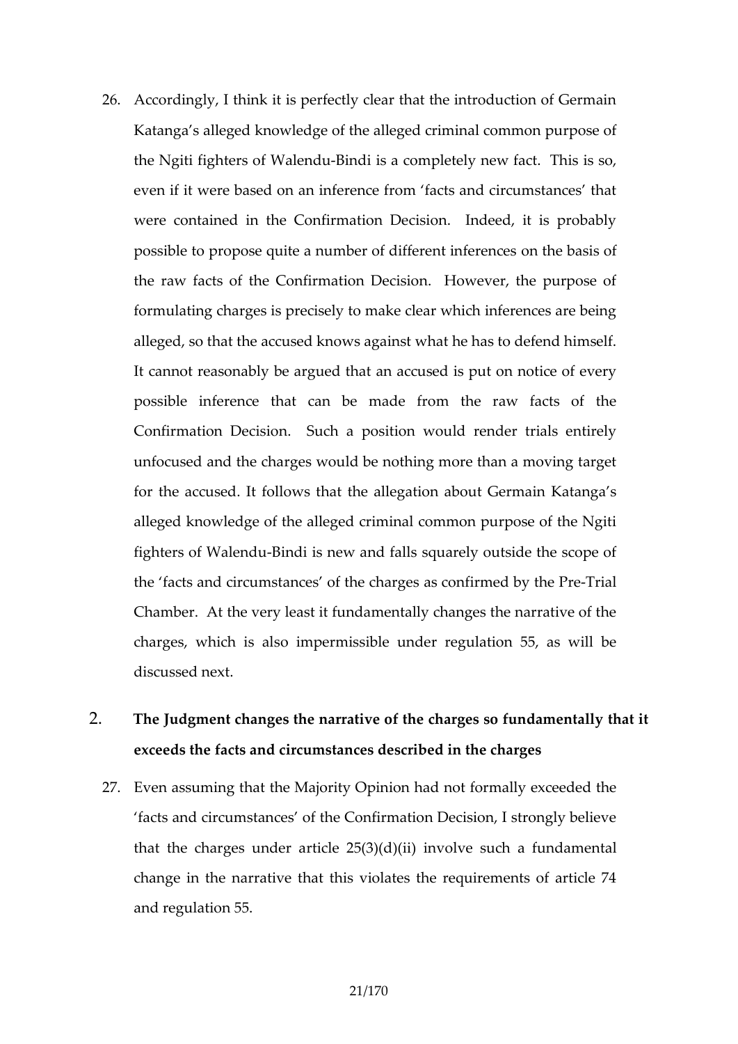26. Accordingly, I think it is perfectly clear that the introduction of Germain Katanga's alleged knowledge of the alleged criminal common purpose of the Ngiti fighters of Walendu-Bindi is a completely new fact. This is so, even if it were based on an inference from 'facts and circumstances' that were contained in the Confirmation Decision. Indeed, it is probably possible to propose quite a number of different inferences on the basis of the raw facts of the Confirmation Decision. However, the purpose of formulating charges is precisely to make clear which inferences are being alleged, so that the accused knows against what he has to defend himself. It cannot reasonably be argued that an accused is put on notice of every possible inference that can be made from the raw facts of the Confirmation Decision. Such a position would render trials entirely unfocused and the charges would be nothing more than a moving target for the accused. It follows that the allegation about Germain Katanga's alleged knowledge of the alleged criminal common purpose of the Ngiti fighters of Walendu-Bindi is new and falls squarely outside the scope of the 'facts and circumstances' of the charges as confirmed by the Pre-Trial Chamber. At the very least it fundamentally changes the narrative of the charges, which is also impermissible under regulation 55, as will be discussed next.

## 2. The Judgment changes the narrative of the charges so fundamentally that it exceeds the facts and circumstances described in the charges

27. Even assuming that the Majority Opinion had not formally exceeded the 'facts and circumstances' of the Confirmation Decision, I strongly believe that the charges under article 25(3)(d)(ii) involve such a fundamental change in the narrative that this violates the requirements of article 74 and regulation 55.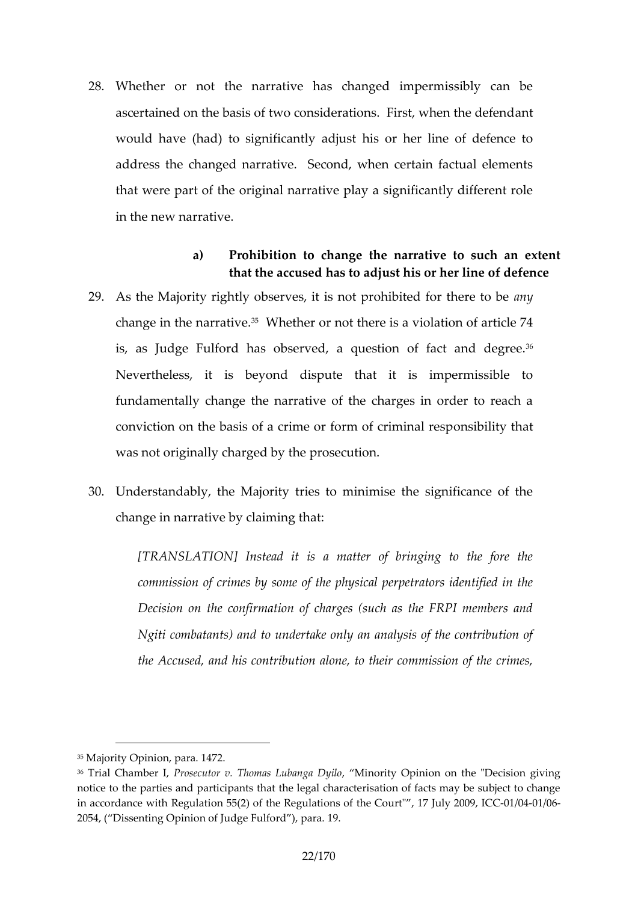28. Whether or not the narrative has changed impermissibly can be ascertained on the basis of two considerations. First, when the defendant would have (had) to significantly adjust his or her line of defence to address the changed narrative. Second, when certain factual elements that were part of the original narrative play a significantly different role in the new narrative.

### a) Prohibition to change the narrative to such an extent that the accused has to adjust his or her line of defence

29. As the Majority rightly observes, it is not prohibited for there to be *any* change in the narrative.[35] Whether or not there is a violation of article 74 is, as Judge Fulford has observed, a question of fact and degree.[36] Nevertheless, it is beyond dispute that it is impermissible to fundamentally change the narrative of the charges in order to reach a conviction on the basis of a crime or form of criminal responsibility that was not originally charged by the prosecution.

30. Understandably, the Majority tries to minimise the significance of the change in narrative by claiming that:

> *[TRANSLATION] Instead it is a matter of bringing to the fore the commission of crimes by some of the physical perpetrators identified in the Decision on the confirmation of charges (such as the FRPI members and Ngiti combatants) and to undertake only an analysis of the contribution of the Accused, and his contribution alone, to their commission of the crimes,*

---

[35] Majority Opinion, para. 1472.

[36] Trial Chamber I, *Prosecutor v. Thomas Lubanga Dyilo*, "Minority Opinion on the "Decision giving notice to the parties and participants that the legal characterisation of facts may be subject to change in accordance with Regulation 55(2) of the Regulations of the Court"", 17 July 2009, ICC-01/04-01/06-2054, ("Dissenting Opinion of Judge Fulford"), para. 19.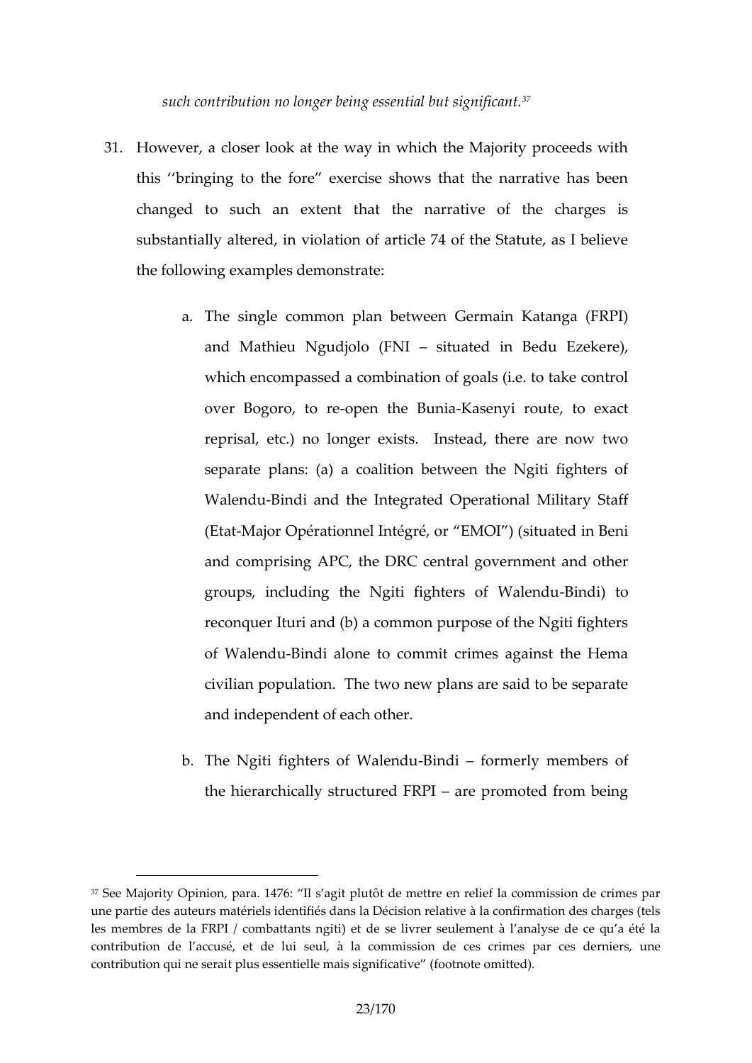*such contribution no longer being essential but significant.*[37]

31. However, a closer look at the way in which the Majority proceeds with this ''bringing to the fore'' exercise shows that the narrative has been changed to such an extent that the narrative of the charges is substantially altered, in violation of article 74 of the Statute, as I believe the following examples demonstrate:

    a. The single common plan between Germain Katanga (FRPI) and Mathieu Ngudjolo (FNI – situated in Bedu Ezekere), which encompassed a combination of goals (i.e. to take control over Bogoro, to re-open the Bunia-Kasenyi route, to exact reprisal, etc.) no longer exists. Instead, there are now two separate plans: (a) a coalition between the Ngiti fighters of Walendu-Bindi and the Integrated Operational Military Staff (Etat-Major Opérationnel Intégré, or "EMOI") (situated in Beni and comprising APC, the DRC central government and other groups, including the Ngiti fighters of Walendu-Bindi) to reconquer Ituri and (b) a common purpose of the Ngiti fighters of Walendu-Bindi alone to commit crimes against the Hema civilian population. The two new plans are said to be separate and independent of each other.

    b. The Ngiti fighters of Walendu-Bindi – formerly members of the hierarchically structured FRPI – are promoted from being

---

[37] See Majority Opinion, para. 1476: "Il s'agit plutôt de mettre en relief la commission de crimes par une partie des auteurs matériels identifiés dans la Décision relative à la confirmation des charges (tels les membres de la FRPI / combattants ngiti) et de se livrer seulement à l'analyse de ce qu'a été la contribution de l'accusé, et de lui seul, à la commission de ces crimes par ces derniers, une contribution qui ne serait plus essentielle mais significative" (footnote omitted).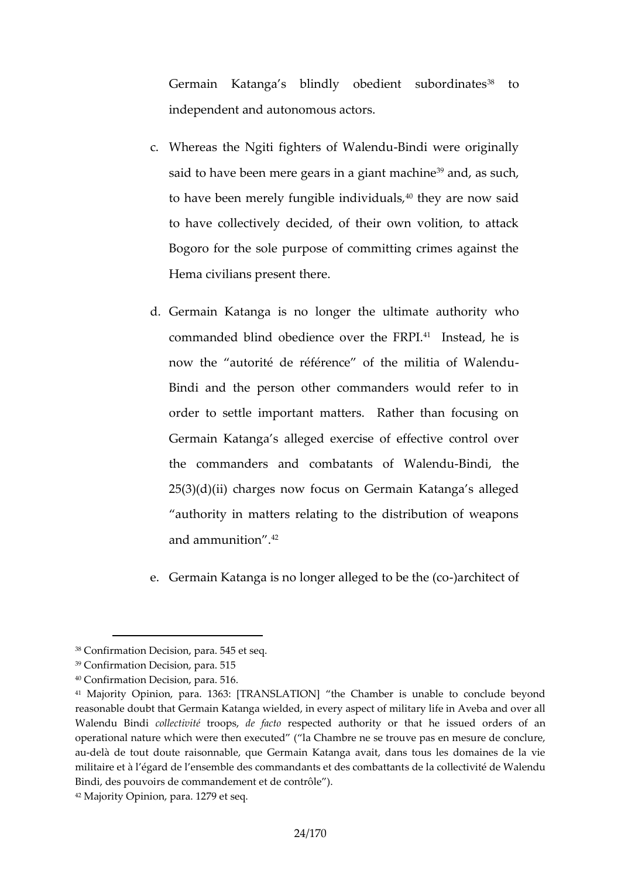Germain Katanga's blindly obedient subordinates[38] to independent and autonomous actors.

c. Whereas the Ngiti fighters of Walendu-Bindi were originally said to have been mere gears in a giant machine[39] and, as such, to have been merely fungible individuals,[40] they are now said to have collectively decided, of their own volition, to attack Bogoro for the sole purpose of committing crimes against the Hema civilians present there.

d. Germain Katanga is no longer the ultimate authority who commanded blind obedience over the FRPI.[41] Instead, he is now the "autorité de référence" of the militia of Walendu-Bindi and the person other commanders would refer to in order to settle important matters. Rather than focusing on Germain Katanga's alleged exercise of effective control over the commanders and combatants of Walendu-Bindi, the 25(3)(d)(ii) charges now focus on Germain Katanga's alleged "authority in matters relating to the distribution of weapons and ammunition".[42]

e. Germain Katanga is no longer alleged to be the (co-)architect of

---

[38] Confirmation Decision, para. 545 et seq.

[39] Confirmation Decision, para. 515

[40] Confirmation Decision, para. 516.

[41] Majority Opinion, para. 1363: [TRANSLATION] "the Chamber is unable to conclude beyond reasonable doubt that Germain Katanga wielded, in every aspect of military life in Aveba and over all Walendu Bindi *collectivité* troops, *de facto* respected authority or that he issued orders of an operational nature which were then executed" ("la Chambre ne se trouve pas en mesure de conclure, au-delà de tout doute raisonnable, que Germain Katanga avait, dans tous les domaines de la vie militaire et à l'égard de l'ensemble des commandants et des combattants de la collectivité de Walendu Bindi, des pouvoirs de commandement et de contrôle").

[42] Majority Opinion, para. 1279 et seq.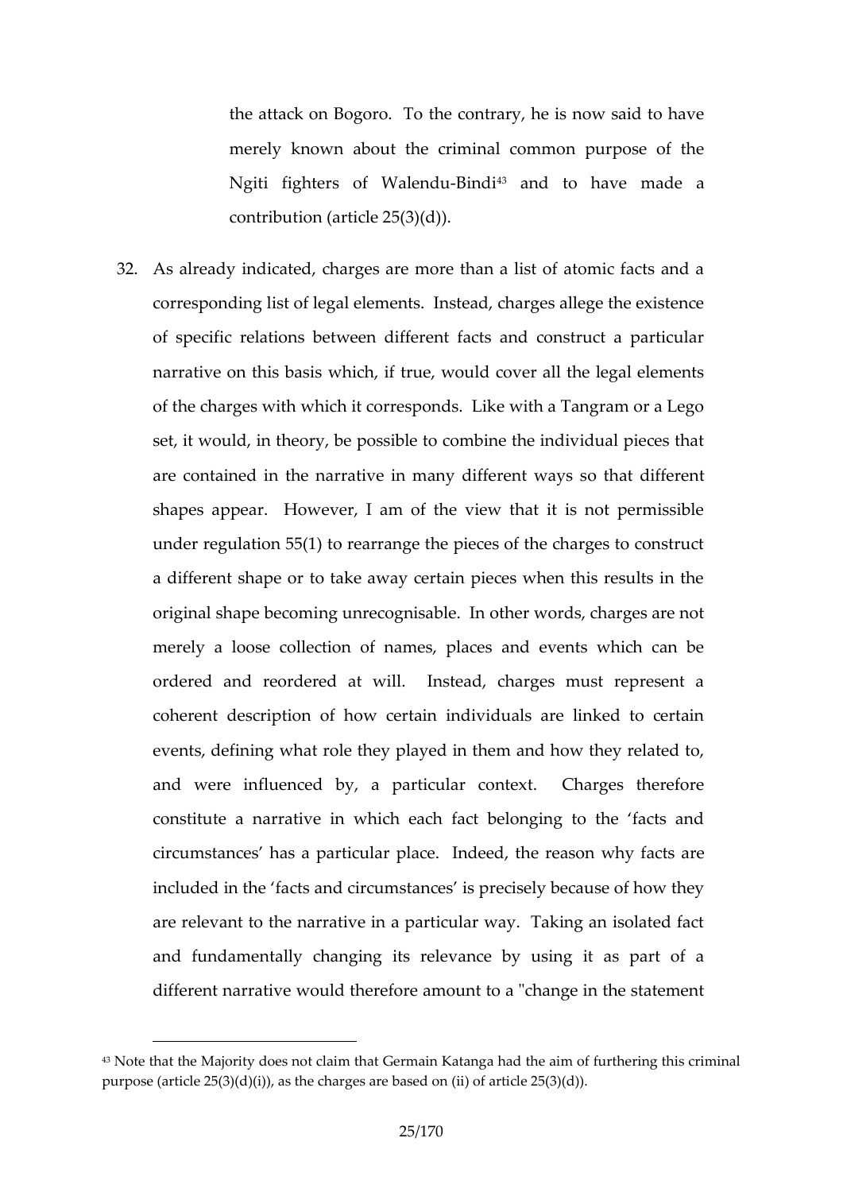the attack on Bogoro. To the contrary, he is now said to have merely known about the criminal common purpose of the Ngiti fighters of Walendu-Bindi[43] and to have made a contribution (article 25(3)(d)).

32. As already indicated, charges are more than a list of atomic facts and a corresponding list of legal elements. Instead, charges allege the existence of specific relations between different facts and construct a particular narrative on this basis which, if true, would cover all the legal elements of the charges with which it corresponds. Like with a Tangram or a Lego set, it would, in theory, be possible to combine the individual pieces that are contained in the narrative in many different ways so that different shapes appear. However, I am of the view that it is not permissible under regulation 55(1) to rearrange the pieces of the charges to construct a different shape or to take away certain pieces when this results in the original shape becoming unrecognisable. In other words, charges are not merely a loose collection of names, places and events which can be ordered and reordered at will. Instead, charges must represent a coherent description of how certain individuals are linked to certain events, defining what role they played in them and how they related to, and were influenced by, a particular context. Charges therefore constitute a narrative in which each fact belonging to the 'facts and circumstances' has a particular place. Indeed, the reason why facts are included in the 'facts and circumstances' is precisely because of how they are relevant to the narrative in a particular way. Taking an isolated fact and fundamentally changing its relevance by using it as part of a different narrative would therefore amount to a "change in the statement

[43] Note that the Majority does not claim that Germain Katanga had the aim of furthering this criminal purpose (article 25(3)(d)(i)), as the charges are based on (ii) of article 25(3)(d)).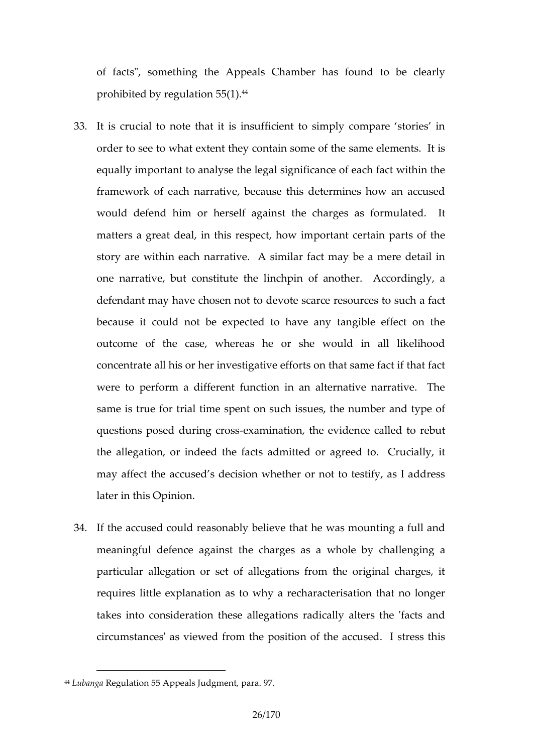of facts", something the Appeals Chamber has found to be clearly prohibited by regulation 55(1).[44]

33. It is crucial to note that it is insufficient to simply compare 'stories' in order to see to what extent they contain some of the same elements. It is equally important to analyse the legal significance of each fact within the framework of each narrative, because this determines how an accused would defend him or herself against the charges as formulated. It matters a great deal, in this respect, how important certain parts of the story are within each narrative. A similar fact may be a mere detail in one narrative, but constitute the linchpin of another. Accordingly, a defendant may have chosen not to devote scarce resources to such a fact because it could not be expected to have any tangible effect on the outcome of the case, whereas he or she would in all likelihood concentrate all his or her investigative efforts on that same fact if that fact were to perform a different function in an alternative narrative. The same is true for trial time spent on such issues, the number and type of questions posed during cross-examination, the evidence called to rebut the allegation, or indeed the facts admitted or agreed to. Crucially, it may affect the accused's decision whether or not to testify, as I address later in this Opinion.

34. If the accused could reasonably believe that he was mounting a full and meaningful defence against the charges as a whole by challenging a particular allegation or set of allegations from the original charges, it requires little explanation as to why a recharacterisation that no longer takes into consideration these allegations radically alters the 'facts and circumstances' as viewed from the position of the accused. I stress this

---

[44] *Lubanga* Regulation 55 Appeals Judgment, para. 97.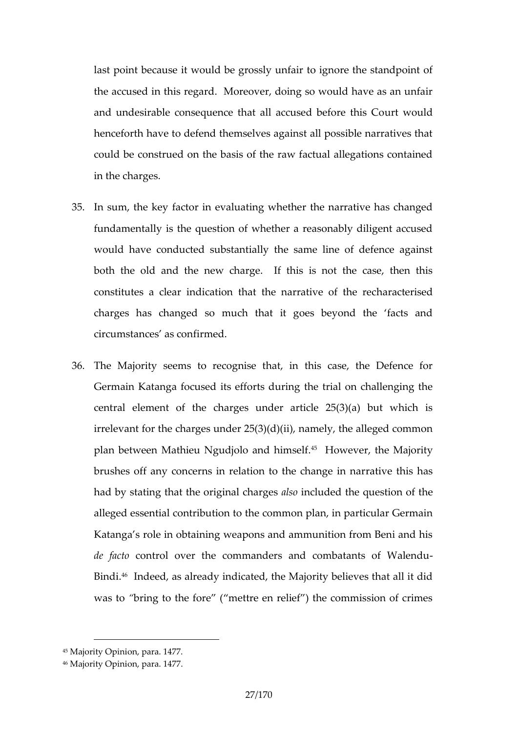last point because it would be grossly unfair to ignore the standpoint of the accused in this regard. Moreover, doing so would have as an unfair and undesirable consequence that all accused before this Court would henceforth have to defend themselves against all possible narratives that could be construed on the basis of the raw factual allegations contained in the charges.

35. In sum, the key factor in evaluating whether the narrative has changed fundamentally is the question of whether a reasonably diligent accused would have conducted substantially the same line of defence against both the old and the new charge. If this is not the case, then this constitutes a clear indication that the narrative of the recharacterised charges has changed so much that it goes beyond the 'facts and circumstances' as confirmed.

36. The Majority seems to recognise that, in this case, the Defence for Germain Katanga focused its efforts during the trial on challenging the central element of the charges under article 25(3)(a) but which is irrelevant for the charges under 25(3)(d)(ii), namely, the alleged common plan between Mathieu Ngudjolo and himself.[45] However, the Majority brushes off any concerns in relation to the change in narrative this has had by stating that the original charges *also* included the question of the alleged essential contribution to the common plan, in particular Germain Katanga's role in obtaining weapons and ammunition from Beni and his *de facto* control over the commanders and combatants of Walendu-Bindi.[46] Indeed, as already indicated, the Majority believes that all it did was to "bring to the fore" ("mettre en relief") the commission of crimes

[45] Majority Opinion, para. 1477.
[46] Majority Opinion, para. 1477.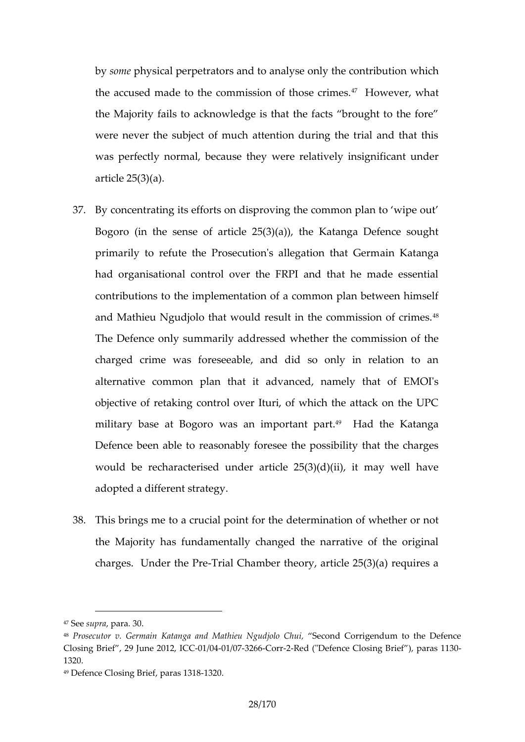by *some* physical perpetrators and to analyse only the contribution which the accused made to the commission of those crimes.[47] However, what the Majority fails to acknowledge is that the facts "brought to the fore" were never the subject of much attention during the trial and that this was perfectly normal, because they were relatively insignificant under article 25(3)(a).

37. By concentrating its efforts on disproving the common plan to 'wipe out' Bogoro (in the sense of article 25(3)(a)), the Katanga Defence sought primarily to refute the Prosecution's allegation that Germain Katanga had organisational control over the FRPI and that he made essential contributions to the implementation of a common plan between himself and Mathieu Ngudjolo that would result in the commission of crimes.[48] The Defence only summarily addressed whether the commission of the charged crime was foreseeable, and did so only in relation to an alternative common plan that it advanced, namely that of EMOI's objective of retaking control over Ituri, of which the attack on the UPC military base at Bogoro was an important part.[49] Had the Katanga Defence been able to reasonably foresee the possibility that the charges would be recharacterised under article 25(3)(d)(ii), it may well have adopted a different strategy.

38. This brings me to a crucial point for the determination of whether or not the Majority has fundamentally changed the narrative of the original charges. Under the Pre-Trial Chamber theory, article 25(3)(a) requires a

---

[47] See *supra*, para. 30.

[48] *Prosecutor v. Germain Katanga and Mathieu Ngudjolo Chui*, "Second Corrigendum to the Defence Closing Brief", 29 June 2012, ICC-01/04-01/07-3266-Corr-2-Red ("Defence Closing Brief"), paras 1130-1320.

[49] Defence Closing Brief, paras 1318-1320.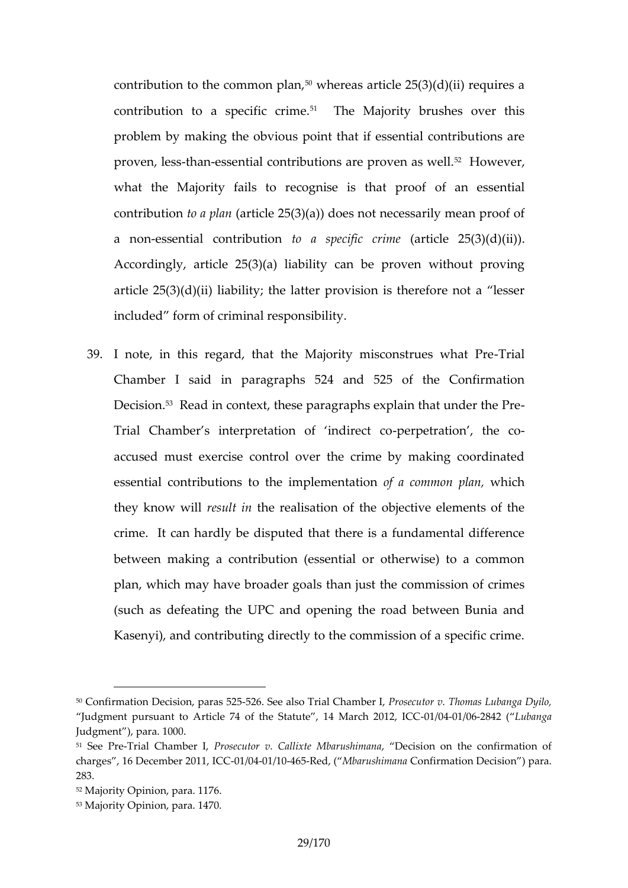contribution to the common plan,[50] whereas article 25(3)(d)(ii) requires a contribution to a specific crime.[51] The Majority brushes over this problem by making the obvious point that if essential contributions are proven, less-than-essential contributions are proven as well.[52] However, what the Majority fails to recognise is that proof of an essential contribution *to a plan* (article 25(3)(a)) does not necessarily mean proof of a non-essential contribution *to a specific crime* (article 25(3)(d)(ii)). Accordingly, article 25(3)(a) liability can be proven without proving article 25(3)(d)(ii) liability; the latter provision is therefore not a "lesser included" form of criminal responsibility.

39. I note, in this regard, that the Majority misconstrues what Pre-Trial Chamber I said in paragraphs 524 and 525 of the Confirmation Decision.[53] Read in context, these paragraphs explain that under the Pre-Trial Chamber's interpretation of 'indirect co-perpetration', the co-accused must exercise control over the crime by making coordinated essential contributions to the implementation *of a common plan,* which they know will *result in* the realisation of the objective elements of the crime. It can hardly be disputed that there is a fundamental difference between making a contribution (essential or otherwise) to a common plan, which may have broader goals than just the commission of crimes (such as defeating the UPC and opening the road between Bunia and Kasenyi), and contributing directly to the commission of a specific crime.

---

[50] Confirmation Decision, paras 525-526. See also Trial Chamber I, *Prosecutor v. Thomas Lubanga Dyilo,* "Judgment pursuant to Article 74 of the Statute", 14 March 2012, ICC-01/04-01/06-2842 ("*Lubanga* Judgment"), para. 1000.

[51] See Pre-Trial Chamber I, *Prosecutor v. Callixte Mbarushimana*, "Decision on the confirmation of charges", 16 December 2011, ICC-01/04-01/10-465-Red, ("*Mbarushimana* Confirmation Decision") para. 283.

[52] Majority Opinion, para. 1176.

[53] Majority Opinion, para. 1470.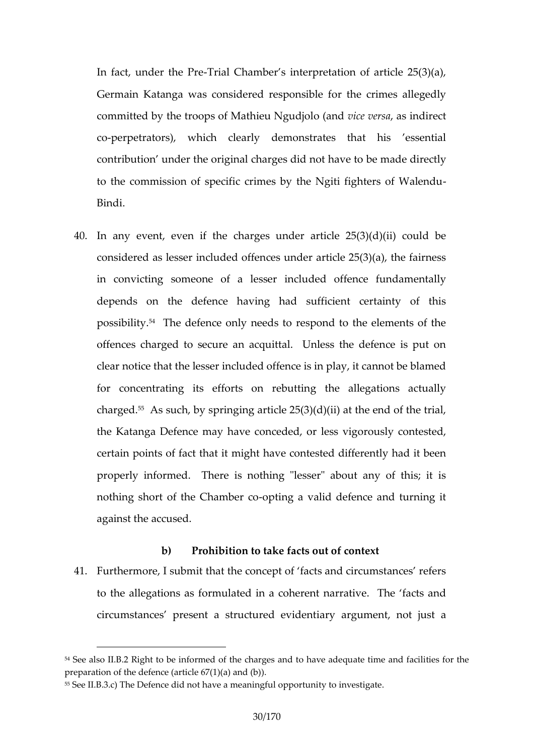In fact, under the Pre-Trial Chamber's interpretation of article 25(3)(a), Germain Katanga was considered responsible for the crimes allegedly committed by the troops of Mathieu Ngudjolo (and *vice versa*, as indirect co-perpetrators), which clearly demonstrates that his 'essential contribution' under the original charges did not have to be made directly to the commission of specific crimes by the Ngiti fighters of Walendu-Bindi.

40. In any event, even if the charges under article 25(3)(d)(ii) could be considered as lesser included offences under article 25(3)(a), the fairness in convicting someone of a lesser included offence fundamentally depends on the defence having had sufficient certainty of this possibility.[54] The defence only needs to respond to the elements of the offences charged to secure an acquittal. Unless the defence is put on clear notice that the lesser included offence is in play, it cannot be blamed for concentrating its efforts on rebutting the allegations actually charged.[55] As such, by springing article 25(3)(d)(ii) at the end of the trial, the Katanga Defence may have conceded, or less vigorously contested, certain points of fact that it might have contested differently had it been properly informed. There is nothing "lesser" about any of this; it is nothing short of the Chamber co-opting a valid defence and turning it against the accused.

### b) Prohibition to take facts out of context

41. Furthermore, I submit that the concept of 'facts and circumstances' refers to the allegations as formulated in a coherent narrative. The 'facts and circumstances' present a structured evidentiary argument, not just a

---

[54] See also II.B.2 Right to be informed of the charges and to have adequate time and facilities for the preparation of the defence (article 67(1)(a) and (b)).

[55] See II.B.3.c) The Defence did not have a meaningful opportunity to investigate.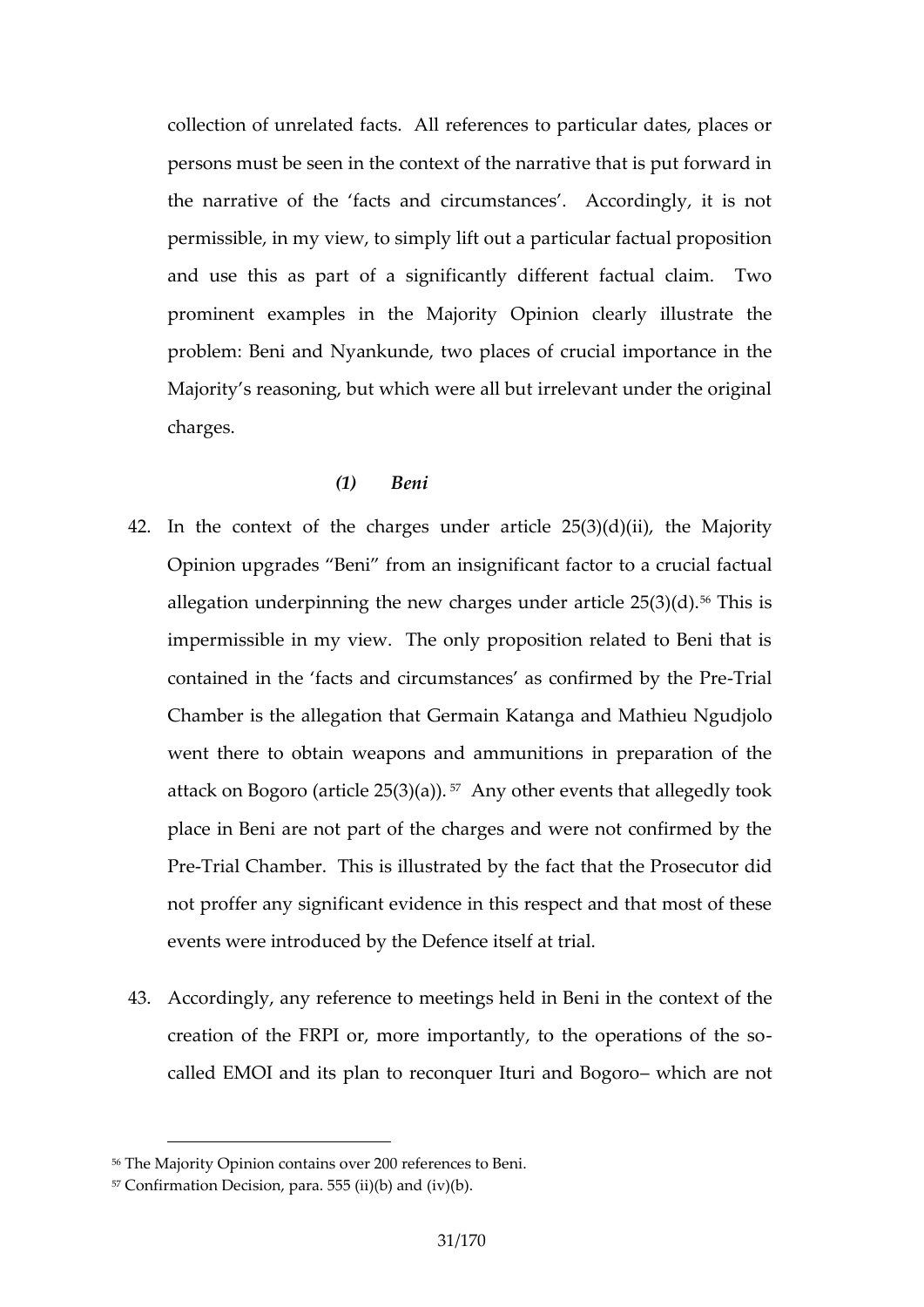collection of unrelated facts. All references to particular dates, places or persons must be seen in the context of the narrative that is put forward in the narrative of the 'facts and circumstances'. Accordingly, it is not permissible, in my view, to simply lift out a particular factual proposition and use this as part of a significantly different factual claim. Two prominent examples in the Majority Opinion clearly illustrate the problem: Beni and Nyankunde, two places of crucial importance in the Majority's reasoning, but which were all but irrelevant under the original charges.

### *(1) Beni*

42. In the context of the charges under article 25(3)(d)(ii), the Majority Opinion upgrades "Beni" from an insignificant factor to a crucial factual allegation underpinning the new charges under article 25(3)(d).[56] This is impermissible in my view. The only proposition related to Beni that is contained in the 'facts and circumstances' as confirmed by the Pre-Trial Chamber is the allegation that Germain Katanga and Mathieu Ngudjolo went there to obtain weapons and ammunitions in preparation of the attack on Bogoro (article 25(3)(a)).[57] Any other events that allegedly took place in Beni are not part of the charges and were not confirmed by the Pre-Trial Chamber. This is illustrated by the fact that the Prosecutor did not proffer any significant evidence in this respect and that most of these events were introduced by the Defence itself at trial.

43. Accordingly, any reference to meetings held in Beni in the context of the creation of the FRPI or, more importantly, to the operations of the so-called EMOI and its plan to reconquer Ituri and Bogoro– which are not

---

[56] The Majority Opinion contains over 200 references to Beni.

[57] Confirmation Decision, para. 555 (ii)(b) and (iv)(b).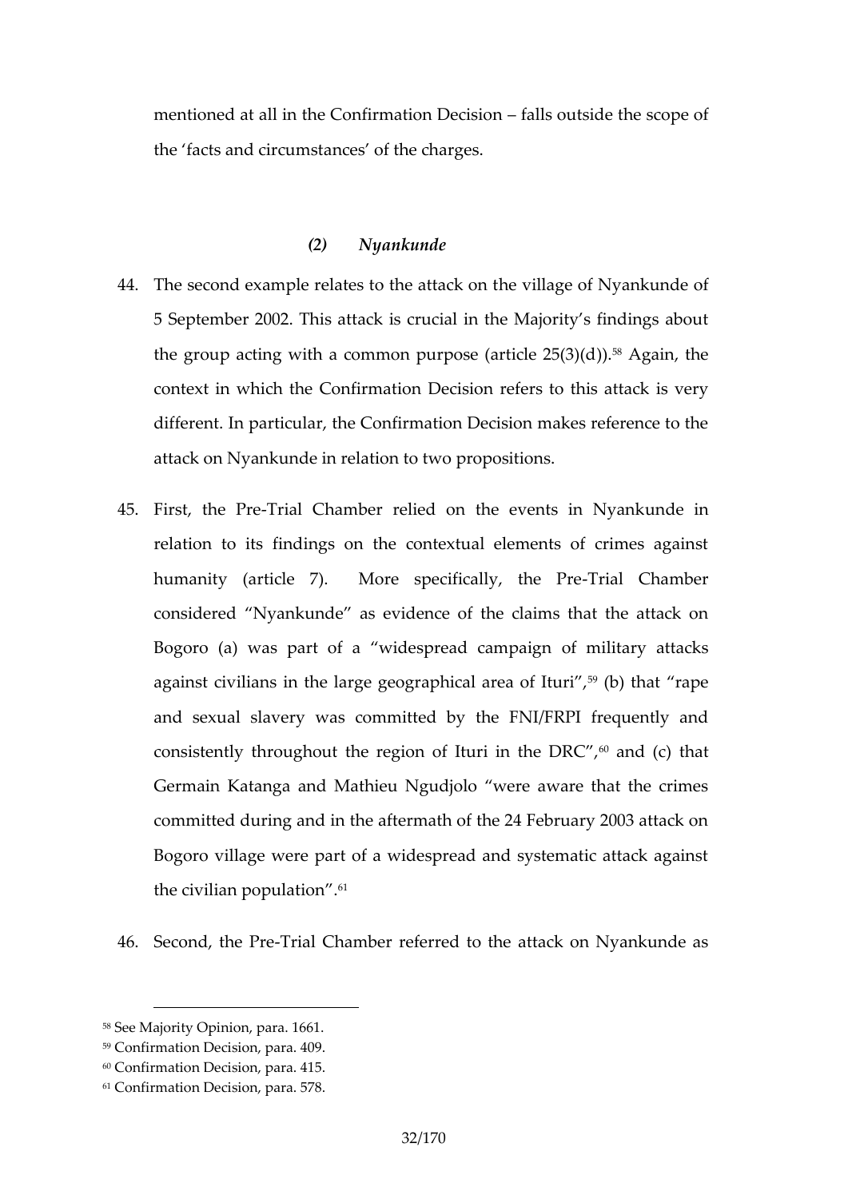mentioned at all in the Confirmation Decision – falls outside the scope of the 'facts and circumstances' of the charges.

### *(2) Nyankunde*

44. The second example relates to the attack on the village of Nyankunde of 5 September 2002. This attack is crucial in the Majority's findings about the group acting with a common purpose (article 25(3)(d)).[58] Again, the context in which the Confirmation Decision refers to this attack is very different. In particular, the Confirmation Decision makes reference to the attack on Nyankunde in relation to two propositions.

45. First, the Pre-Trial Chamber relied on the events in Nyankunde in relation to its findings on the contextual elements of crimes against humanity (article 7). More specifically, the Pre-Trial Chamber considered "Nyankunde" as evidence of the claims that the attack on Bogoro (a) was part of a "widespread campaign of military attacks against civilians in the large geographical area of Ituri",[59] (b) that "rape and sexual slavery was committed by the FNI/FRPI frequently and consistently throughout the region of Ituri in the DRC",[60] and (c) that Germain Katanga and Mathieu Ngudjolo "were aware that the crimes committed during and in the aftermath of the 24 February 2003 attack on Bogoro village were part of a widespread and systematic attack against the civilian population".[61]

46. Second, the Pre-Trial Chamber referred to the attack on Nyankunde as

---

[58] See Majority Opinion, para. 1661.
[59] Confirmation Decision, para. 409.
[60] Confirmation Decision, para. 415.
[61] Confirmation Decision, para. 578.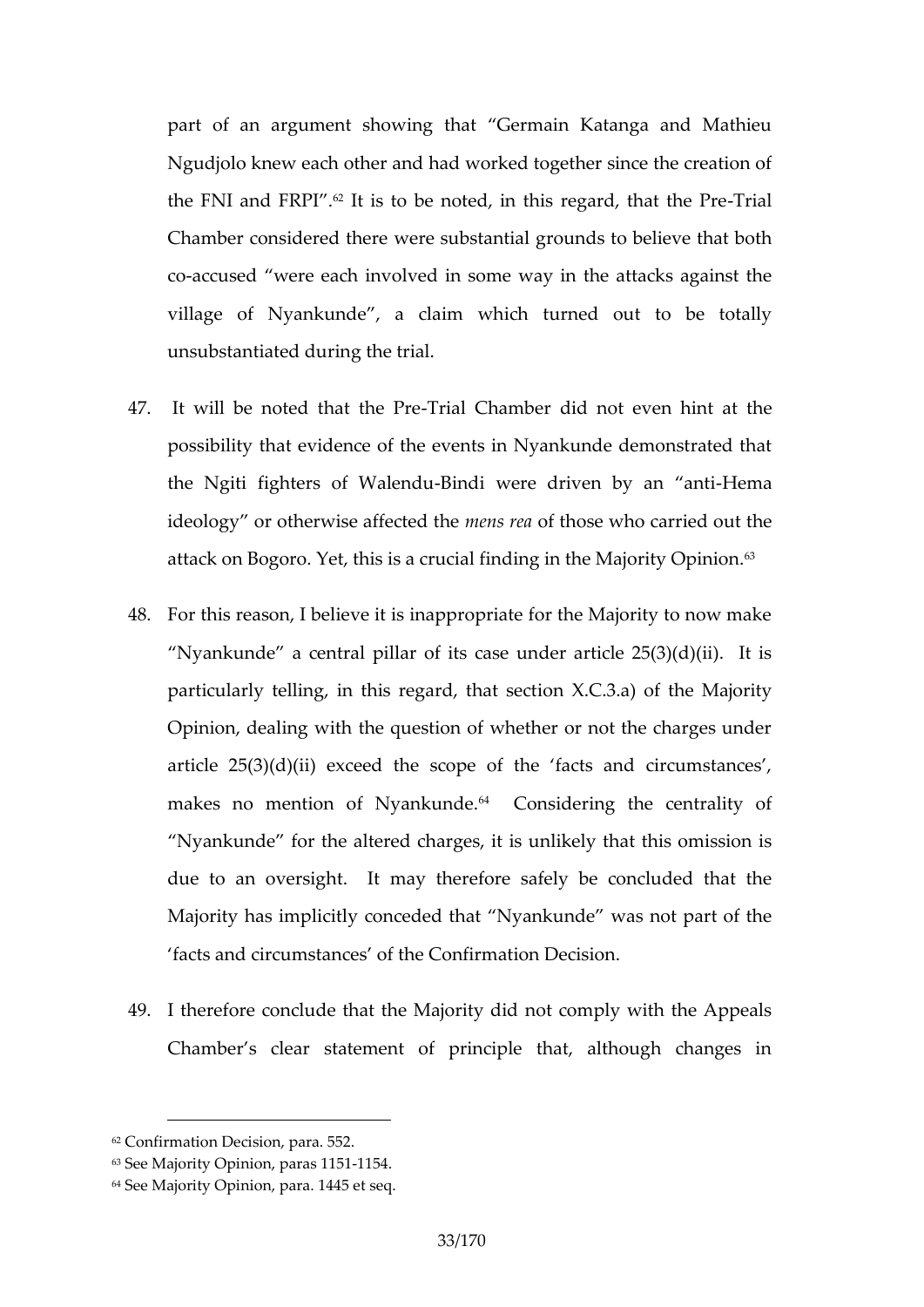part of an argument showing that "Germain Katanga and Mathieu Ngudjolo knew each other and had worked together since the creation of the FNI and FRPI".[62] It is to be noted, in this regard, that the Pre-Trial Chamber considered there were substantial grounds to believe that both co-accused "were each involved in some way in the attacks against the village of Nyankunde", a claim which turned out to be totally unsubstantiated during the trial.

47. It will be noted that the Pre-Trial Chamber did not even hint at the possibility that evidence of the events in Nyankunde demonstrated that the Ngiti fighters of Walendu-Bindi were driven by an "anti-Hema ideology" or otherwise affected the *mens rea* of those who carried out the attack on Bogoro. Yet, this is a crucial finding in the Majority Opinion.[63]

48. For this reason, I believe it is inappropriate for the Majority to now make "Nyankunde" a central pillar of its case under article 25(3)(d)(ii). It is particularly telling, in this regard, that section X.C.3.a) of the Majority Opinion, dealing with the question of whether or not the charges under article 25(3)(d)(ii) exceed the scope of the 'facts and circumstances', makes no mention of Nyankunde.[64] Considering the centrality of "Nyankunde" for the altered charges, it is unlikely that this omission is due to an oversight. It may therefore safely be concluded that the Majority has implicitly conceded that "Nyankunde" was not part of the 'facts and circumstances' of the Confirmation Decision.

49. I therefore conclude that the Majority did not comply with the Appeals Chamber's clear statement of principle that, although changes in

---

[62] Confirmation Decision, para. 552.

[63] See Majority Opinion, paras 1151-1154.

[64] See Majority Opinion, para. 1445 et seq.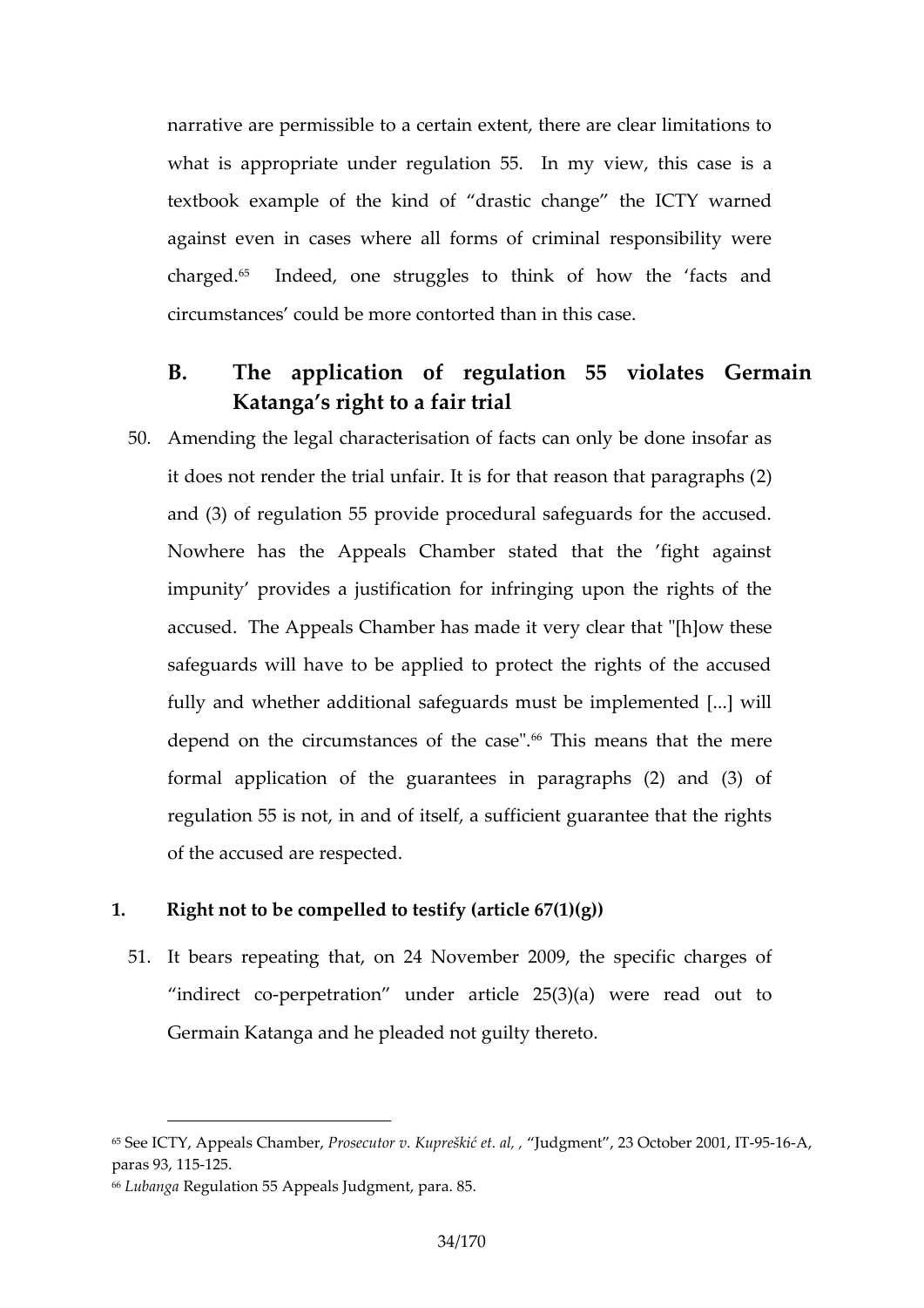narrative are permissible to a certain extent, there are clear limitations to what is appropriate under regulation 55. In my view, this case is a textbook example of the kind of "drastic change" the ICTY warned against even in cases where all forms of criminal responsibility were charged.[65] Indeed, one struggles to think of how the 'facts and circumstances' could be more contorted than in this case.

## B. The application of regulation 55 violates Germain Katanga's right to a fair trial

50. Amending the legal characterisation of facts can only be done insofar as it does not render the trial unfair. It is for that reason that paragraphs (2) and (3) of regulation 55 provide procedural safeguards for the accused. Nowhere has the Appeals Chamber stated that the 'fight against impunity' provides a justification for infringing upon the rights of the accused. The Appeals Chamber has made it very clear that "[h]ow these safeguards will have to be applied to protect the rights of the accused fully and whether additional safeguards must be implemented [...] will depend on the circumstances of the case".[66] This means that the mere formal application of the guarantees in paragraphs (2) and (3) of regulation 55 is not, in and of itself, a sufficient guarantee that the rights of the accused are respected.

### 1. Right not to be compelled to testify (article 67(1)(g))

51. It bears repeating that, on 24 November 2009, the specific charges of "indirect co-perpetration" under article 25(3)(a) were read out to Germain Katanga and he pleaded not guilty thereto.

---

[65] See ICTY, Appeals Chamber, *Prosecutor v. Kupreškić et. al*, , "Judgment", 23 October 2001, IT-95-16-A, paras 93, 115-125.

[66] *Lubanga* Regulation 55 Appeals Judgment, para. 85.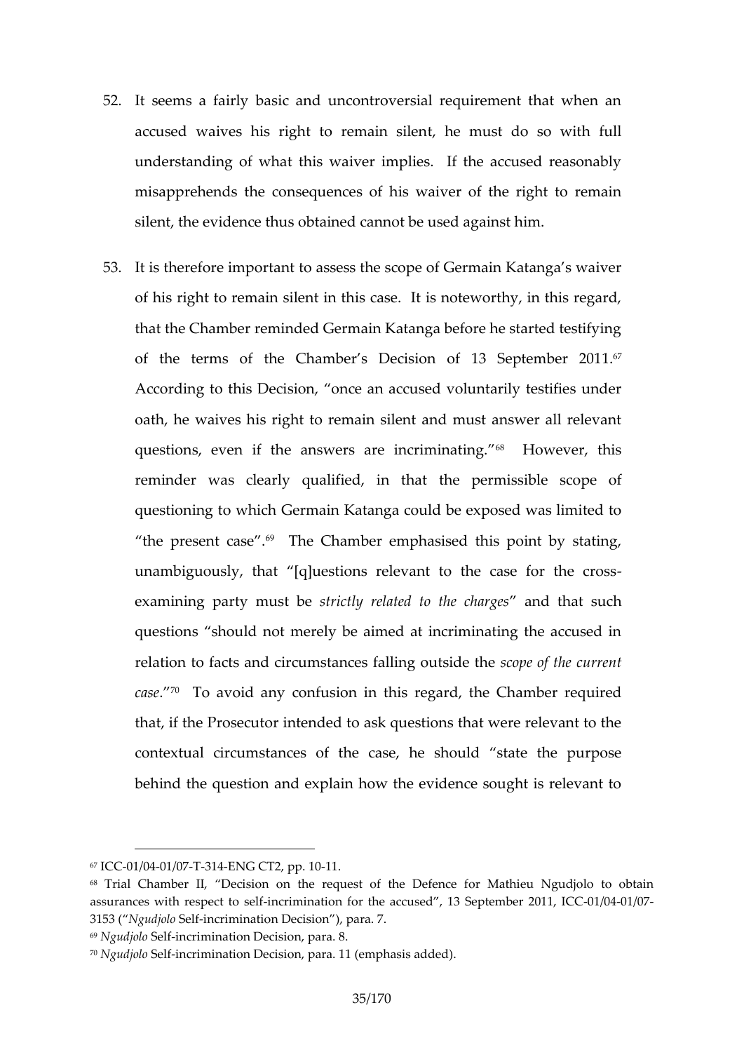52. It seems a fairly basic and uncontroversial requirement that when an accused waives his right to remain silent, he must do so with full understanding of what this waiver implies. If the accused reasonably misapprehends the consequences of his waiver of the right to remain silent, the evidence thus obtained cannot be used against him.

53. It is therefore important to assess the scope of Germain Katanga's waiver of his right to remain silent in this case. It is noteworthy, in this regard, that the Chamber reminded Germain Katanga before he started testifying of the terms of the Chamber's Decision of 13 September 2011.[67] According to this Decision, "once an accused voluntarily testifies under oath, he waives his right to remain silent and must answer all relevant questions, even if the answers are incriminating."[68] However, this reminder was clearly qualified, in that the permissible scope of questioning to which Germain Katanga could be exposed was limited to "the present case".[69] The Chamber emphasised this point by stating, unambiguously, that "[q]uestions relevant to the case for the cross-examining party must be *strictly related to the charges*" and that such questions "should not merely be aimed at incriminating the accused in relation to facts and circumstances falling outside the *scope of the current case*."[70] To avoid any confusion in this regard, the Chamber required that, if the Prosecutor intended to ask questions that were relevant to the contextual circumstances of the case, he should "state the purpose behind the question and explain how the evidence sought is relevant to

---

[67] ICC-01/04-01/07-T-314-ENG CT2, pp. 10-11.

[68] Trial Chamber II, "Decision on the request of the Defence for Mathieu Ngudjolo to obtain assurances with respect to self-incrimination for the accused", 13 September 2011, ICC-01/04-01/07-3153 ("*Ngudjolo* Self-incrimination Decision"), para. 7.

[69] *Ngudjolo* Self-incrimination Decision, para. 8.

[70] *Ngudjolo* Self-incrimination Decision, para. 11 (emphasis added).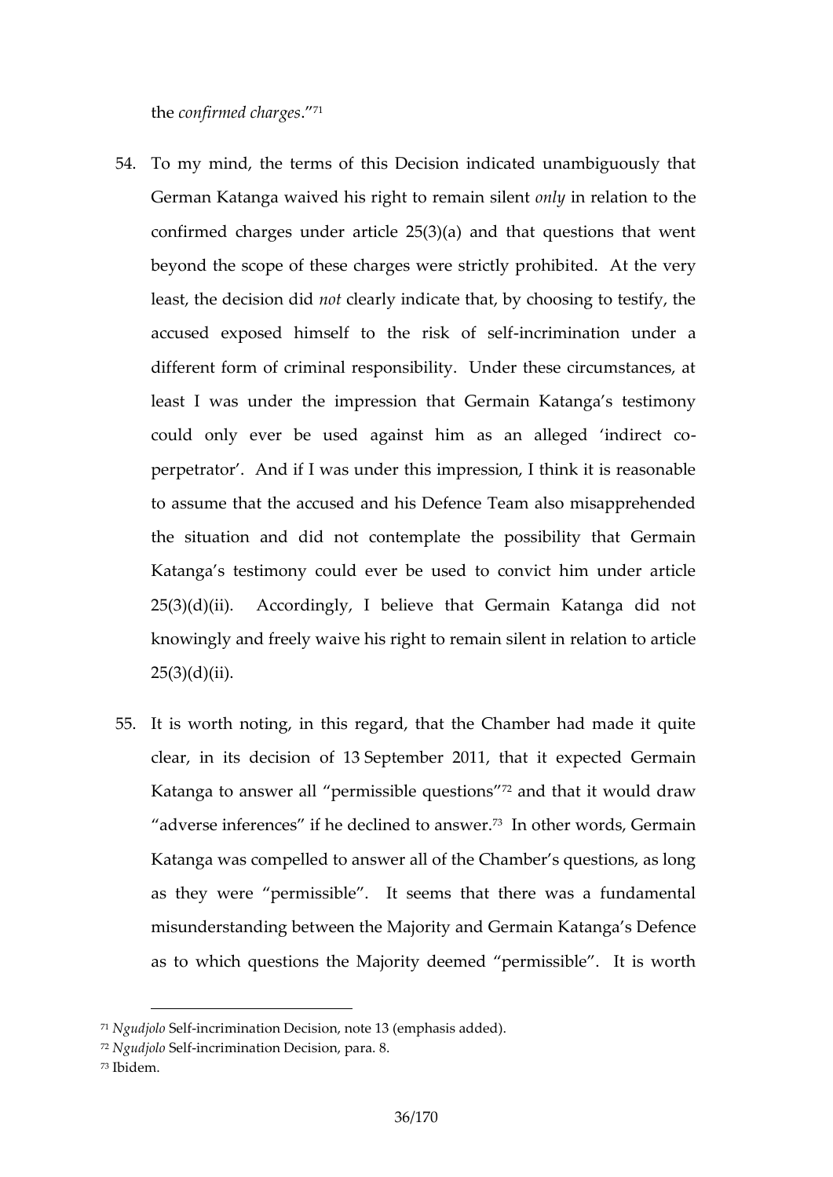the *confirmed charges*."[71]

54. To my mind, the terms of this Decision indicated unambiguously that German Katanga waived his right to remain silent *only* in relation to the confirmed charges under article 25(3)(a) and that questions that went beyond the scope of these charges were strictly prohibited. At the very least, the decision did *not* clearly indicate that, by choosing to testify, the accused exposed himself to the risk of self-incrimination under a different form of criminal responsibility. Under these circumstances, at least I was under the impression that Germain Katanga's testimony could only ever be used against him as an alleged 'indirect co-perpetrator'. And if I was under this impression, I think it is reasonable to assume that the accused and his Defence Team also misapprehended the situation and did not contemplate the possibility that Germain Katanga's testimony could ever be used to convict him under article 25(3)(d)(ii). Accordingly, I believe that Germain Katanga did not knowingly and freely waive his right to remain silent in relation to article 25(3)(d)(ii).

55. It is worth noting, in this regard, that the Chamber had made it quite clear, in its decision of 13 September 2011, that it expected Germain Katanga to answer all "permissible questions"[72] and that it would draw "adverse inferences" if he declined to answer.[73] In other words, Germain Katanga was compelled to answer all of the Chamber's questions, as long as they were "permissible". It seems that there was a fundamental misunderstanding between the Majority and Germain Katanga's Defence as to which questions the Majority deemed "permissible". It is worth

---

[71] *Ngudjolo* Self-incrimination Decision, note 13 (emphasis added).
[72] *Ngudjolo* Self-incrimination Decision, para. 8.
[73] Ibidem.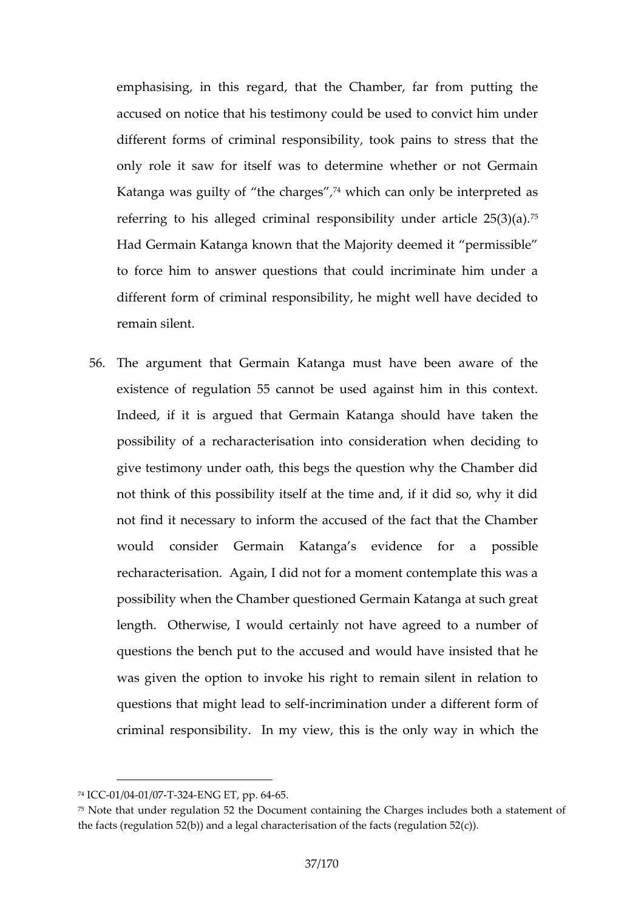emphasising, in this regard, that the Chamber, far from putting the accused on notice that his testimony could be used to convict him under different forms of criminal responsibility, took pains to stress that the only role it saw for itself was to determine whether or not Germain Katanga was guilty of "the charges",[74] which can only be interpreted as referring to his alleged criminal responsibility under article 25(3)(a).[75] Had Germain Katanga known that the Majority deemed it "permissible" to force him to answer questions that could incriminate him under a different form of criminal responsibility, he might well have decided to remain silent.

56. The argument that Germain Katanga must have been aware of the existence of regulation 55 cannot be used against him in this context. Indeed, if it is argued that Germain Katanga should have taken the possibility of a recharacterisation into consideration when deciding to give testimony under oath, this begs the question why the Chamber did not think of this possibility itself at the time and, if it did so, why it did not find it necessary to inform the accused of the fact that the Chamber would consider Germain Katanga's evidence for a possible recharacterisation. Again, I did not for a moment contemplate this was a possibility when the Chamber questioned Germain Katanga at such great length. Otherwise, I would certainly not have agreed to a number of questions the bench put to the accused and would have insisted that he was given the option to invoke his right to remain silent in relation to questions that might lead to self-incrimination under a different form of criminal responsibility. In my view, this is the only way in which the

---

[74] ICC-01/04-01/07-T-324-ENG ET, pp. 64-65.

[75] Note that under regulation 52 the Document containing the Charges includes both a statement of the facts (regulation 52(b)) and a legal characterisation of the facts (regulation 52(c)).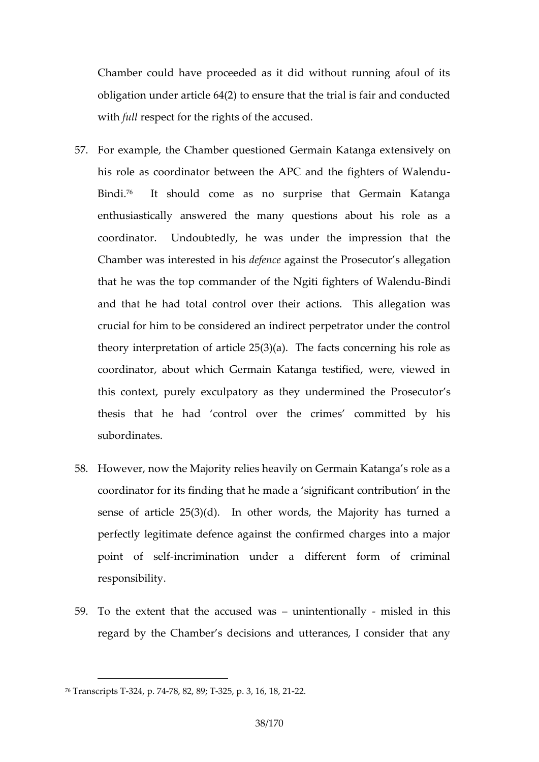Chamber could have proceeded as it did without running afoul of its obligation under article 64(2) to ensure that the trial is fair and conducted with *full* respect for the rights of the accused.

57. For example, the Chamber questioned Germain Katanga extensively on his role as coordinator between the APC and the fighters of Walendu-Bindi.[76] It should come as no surprise that Germain Katanga enthusiastically answered the many questions about his role as a coordinator. Undoubtedly, he was under the impression that the Chamber was interested in his *defence* against the Prosecutor's allegation that he was the top commander of the Ngiti fighters of Walendu-Bindi and that he had total control over their actions. This allegation was crucial for him to be considered an indirect perpetrator under the control theory interpretation of article 25(3)(a). The facts concerning his role as coordinator, about which Germain Katanga testified, were, viewed in this context, purely exculpatory as they undermined the Prosecutor's thesis that he had 'control over the crimes' committed by his subordinates.

58. However, now the Majority relies heavily on Germain Katanga's role as a coordinator for its finding that he made a 'significant contribution' in the sense of article 25(3)(d). In other words, the Majority has turned a perfectly legitimate defence against the confirmed charges into a major point of self-incrimination under a different form of criminal responsibility.

59. To the extent that the accused was – unintentionally - misled in this regard by the Chamber's decisions and utterances, I consider that any

---

[76] Transcripts T-324, p. 74-78, 82, 89; T-325, p. 3, 16, 18, 21-22.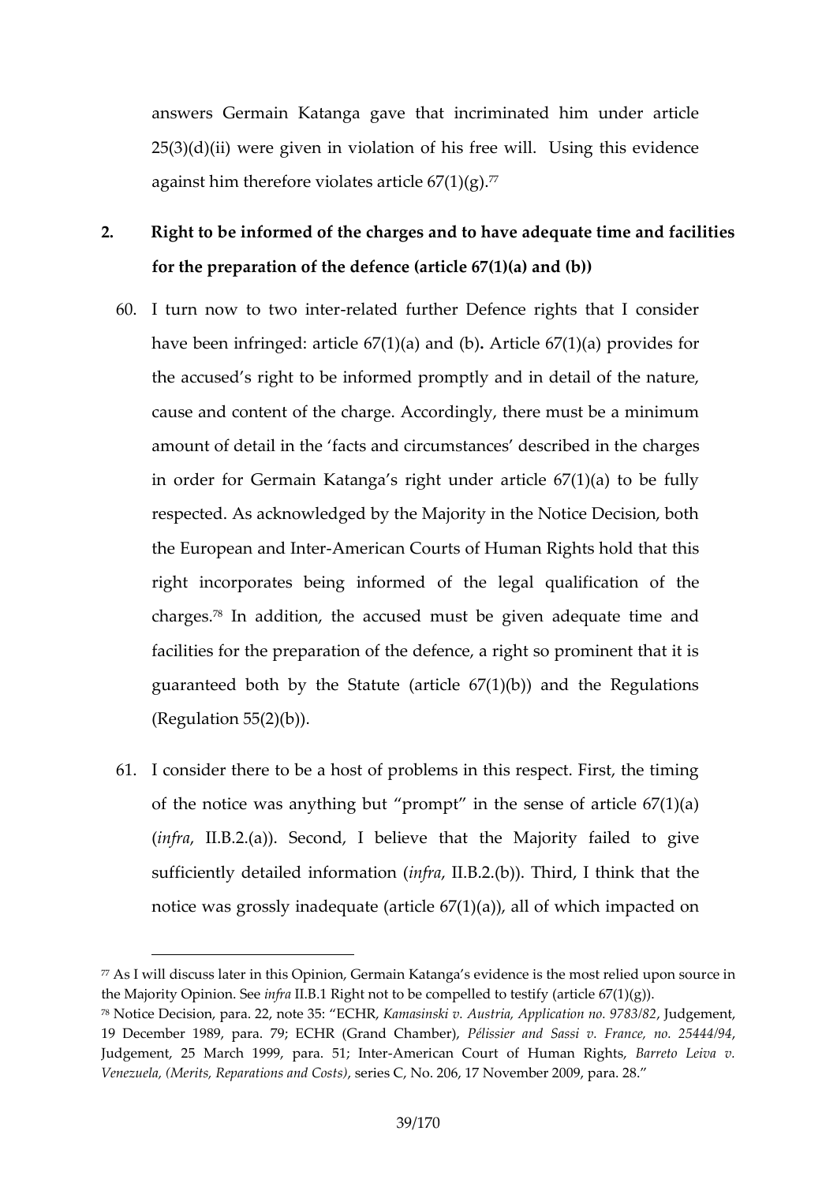answers Germain Katanga gave that incriminated him under article 25(3)(d)(ii) were given in violation of his free will. Using this evidence against him therefore violates article 67(1)(g).[77]

## 2. Right to be informed of the charges and to have adequate time and facilities for the preparation of the defence (article 67(1)(a) and (b))

60. I turn now to two inter-related further Defence rights that I consider have been infringed: article 67(1)(a) and (b). Article 67(1)(a) provides for the accused's right to be informed promptly and in detail of the nature, cause and content of the charge. Accordingly, there must be a minimum amount of detail in the 'facts and circumstances' described in the charges in order for Germain Katanga's right under article 67(1)(a) to be fully respected. As acknowledged by the Majority in the Notice Decision, both the European and Inter-American Courts of Human Rights hold that this right incorporates being informed of the legal qualification of the charges.[78] In addition, the accused must be given adequate time and facilities for the preparation of the defence, a right so prominent that it is guaranteed both by the Statute (article 67(1)(b)) and the Regulations (Regulation 55(2)(b)).

61. I consider there to be a host of problems in this respect. First, the timing of the notice was anything but "prompt" in the sense of article 67(1)(a) (*infra*, II.B.2.(a)). Second, I believe that the Majority failed to give sufficiently detailed information (*infra*, II.B.2.(b)). Third, I think that the notice was grossly inadequate (article 67(1)(a)), all of which impacted on

---

[77] As I will discuss later in this Opinion, Germain Katanga's evidence is the most relied upon source in the Majority Opinion. See *infra* II.B.1 Right not to be compelled to testify (article 67(1)(g)).

[78] Notice Decision, para. 22, note 35: "ECHR, *Kamasinski v. Austria, Application no. 9783/82*, Judgement, 19 December 1989, para. 79; ECHR (Grand Chamber), *Pélissier and Sassi v. France, no. 25444/94*, Judgement, 25 March 1999, para. 51; Inter-American Court of Human Rights, *Barreto Leiva v. Venezuela, (Merits, Reparations and Costs)*, series C, No. 206, 17 November 2009, para. 28."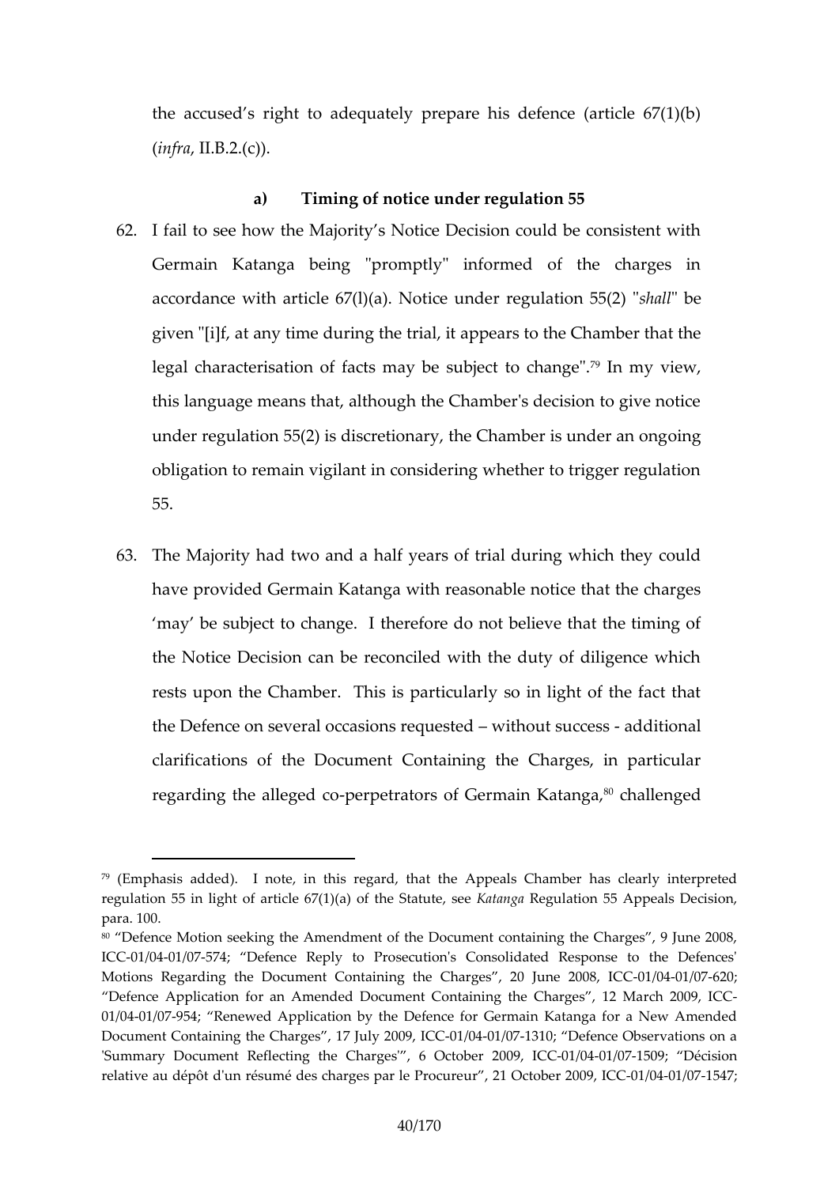the accused's right to adequately prepare his defence (article 67(1)(b) (*infra*, II.B.2.(c)).

### a) Timing of notice under regulation 55

62. I fail to see how the Majority's Notice Decision could be consistent with Germain Katanga being "promptly" informed of the charges in accordance with article 67(l)(a). Notice under regulation 55(2) "*shall*" be given "[i]f, at any time during the trial, it appears to the Chamber that the legal characterisation of facts may be subject to change".[79] In my view, this language means that, although the Chamber's decision to give notice under regulation 55(2) is discretionary, the Chamber is under an ongoing obligation to remain vigilant in considering whether to trigger regulation 55.

63. The Majority had two and a half years of trial during which they could have provided Germain Katanga with reasonable notice that the charges 'may' be subject to change. I therefore do not believe that the timing of the Notice Decision can be reconciled with the duty of diligence which rests upon the Chamber. This is particularly so in light of the fact that the Defence on several occasions requested – without success - additional clarifications of the Document Containing the Charges, in particular regarding the alleged co-perpetrators of Germain Katanga,[80] challenged

---

[79] (Emphasis added). I note, in this regard, that the Appeals Chamber has clearly interpreted regulation 55 in light of article 67(1)(a) of the Statute, see *Katanga* Regulation 55 Appeals Decision, para. 100.

[80] "Defence Motion seeking the Amendment of the Document containing the Charges", 9 June 2008, ICC-01/04-01/07-574; "Defence Reply to Prosecution's Consolidated Response to the Defences' Motions Regarding the Document Containing the Charges", 20 June 2008, ICC-01/04-01/07-620; "Defence Application for an Amended Document Containing the Charges", 12 March 2009, ICC-01/04-01/07-954; "Renewed Application by the Defence for Germain Katanga for a New Amended Document Containing the Charges", 17 July 2009, ICC-01/04-01/07-1310; "Defence Observations on a 'Summary Document Reflecting the Charges'", 6 October 2009, ICC-01/04-01/07-1509; "Décision relative au dépôt d'un résumé des charges par le Procureur", 21 October 2009, ICC-01/04-01/07-1547;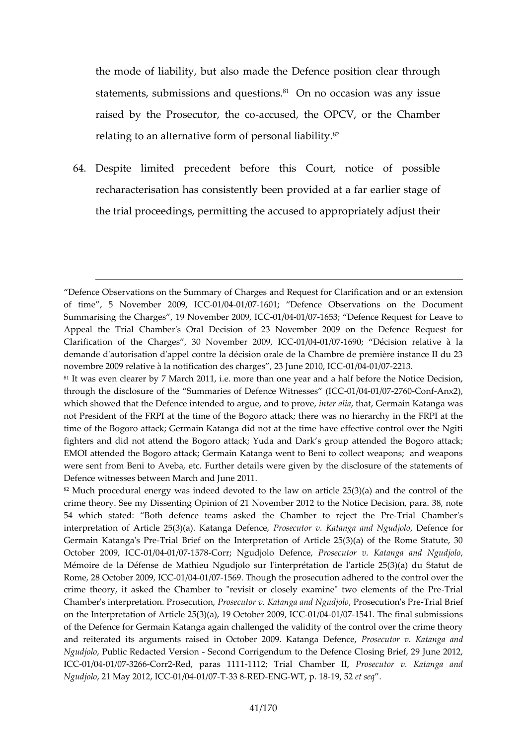the mode of liability, but also made the Defence position clear through statements, submissions and questions.[81] On no occasion was any issue raised by the Prosecutor, the co-accused, the OPCV, or the Chamber relating to an alternative form of personal liability.[82]

64. Despite limited precedent before this Court, notice of possible recharacterisation has consistently been provided at a far earlier stage of the trial proceedings, permitting the accused to appropriately adjust their

---

"Defence Observations on the Summary of Charges and Request for Clarification and or an extension of time", 5 November 2009, ICC-01/04-01/07-1601; "Defence Observations on the Document Summarising the Charges", 19 November 2009, ICC-01/04-01/07-1653; "Defence Request for Leave to Appeal the Trial Chamber's Oral Decision of 23 November 2009 on the Defence Request for Clarification of the Charges", 30 November 2009, ICC-01/04-01/07-1690; "Décision relative à la demande d'autorisation d'appel contre la décision orale de la Chambre de première instance II du 23 novembre 2009 relative à la notification des charges", 23 June 2010, ICC-01/04-01/07-2213.

[81] It was even clearer by 7 March 2011, i.e. more than one year and a half before the Notice Decision, through the disclosure of the "Summaries of Defence Witnesses" (ICC-01/04-01/07-2760-Conf-Anx2), which showed that the Defence intended to argue, and to prove, *inter alia*, that, Germain Katanga was not President of the FRPI at the time of the Bogoro attack; there was no hierarchy in the FRPI at the time of the Bogoro attack; Germain Katanga did not at the time have effective control over the Ngiti fighters and did not attend the Bogoro attack; Yuda and Dark's group attended the Bogoro attack; EMOI attended the Bogoro attack; Germain Katanga went to Beni to collect weapons; and weapons were sent from Beni to Aveba, etc. Further details were given by the disclosure of the statements of Defence witnesses between March and June 2011.

[82] Much procedural energy was indeed devoted to the law on article 25(3)(a) and the control of the crime theory. See my Dissenting Opinion of 21 November 2012 to the Notice Decision, para. 38, note 54 which stated: "Both defence teams asked the Chamber to reject the Pre-Trial Chamber's interpretation of Article 25(3)(a). Katanga Defence, *Prosecutor v. Katanga and Ngudjolo*, Defence for Germain Katanga's Pre-Trial Brief on the Interpretation of Article 25(3)(a) of the Rome Statute, 30 October 2009, ICC-01/04-01/07-1578-Corr; Ngudjolo Defence, *Prosecutor v. Katanga and Ngudjolo*, Mémoire de la Défense de Mathieu Ngudjolo sur l'interprétation de l'article 25(3)(a) du Statut de Rome, 28 October 2009, ICC-01/04-01/07-1569. Though the prosecution adhered to the control over the crime theory, it asked the Chamber to "revisit or closely examine" two elements of the Pre-Trial Chamber's interpretation. Prosecution, *Prosecutor v. Katanga and Ngudjolo*, Prosecution's Pre-Trial Brief on the Interpretation of Article 25(3)(a), 19 October 2009, ICC-01/04-01/07-1541. The final submissions of the Defence for Germain Katanga again challenged the validity of the control over the crime theory and reiterated its arguments raised in October 2009. Katanga Defence, *Prosecutor v. Katanga and Ngudjolo*, Public Redacted Version - Second Corrigendum to the Defence Closing Brief, 29 June 2012, ICC-01/04-01/07-3266-Corr2-Red, paras 1111-1112; Trial Chamber II, *Prosecutor v. Katanga and Ngudjolo*, 21 May 2012, ICC-01/04-01/07-T-33 8-RED-ENG-WT, p. 18-19, 52 *et seq*".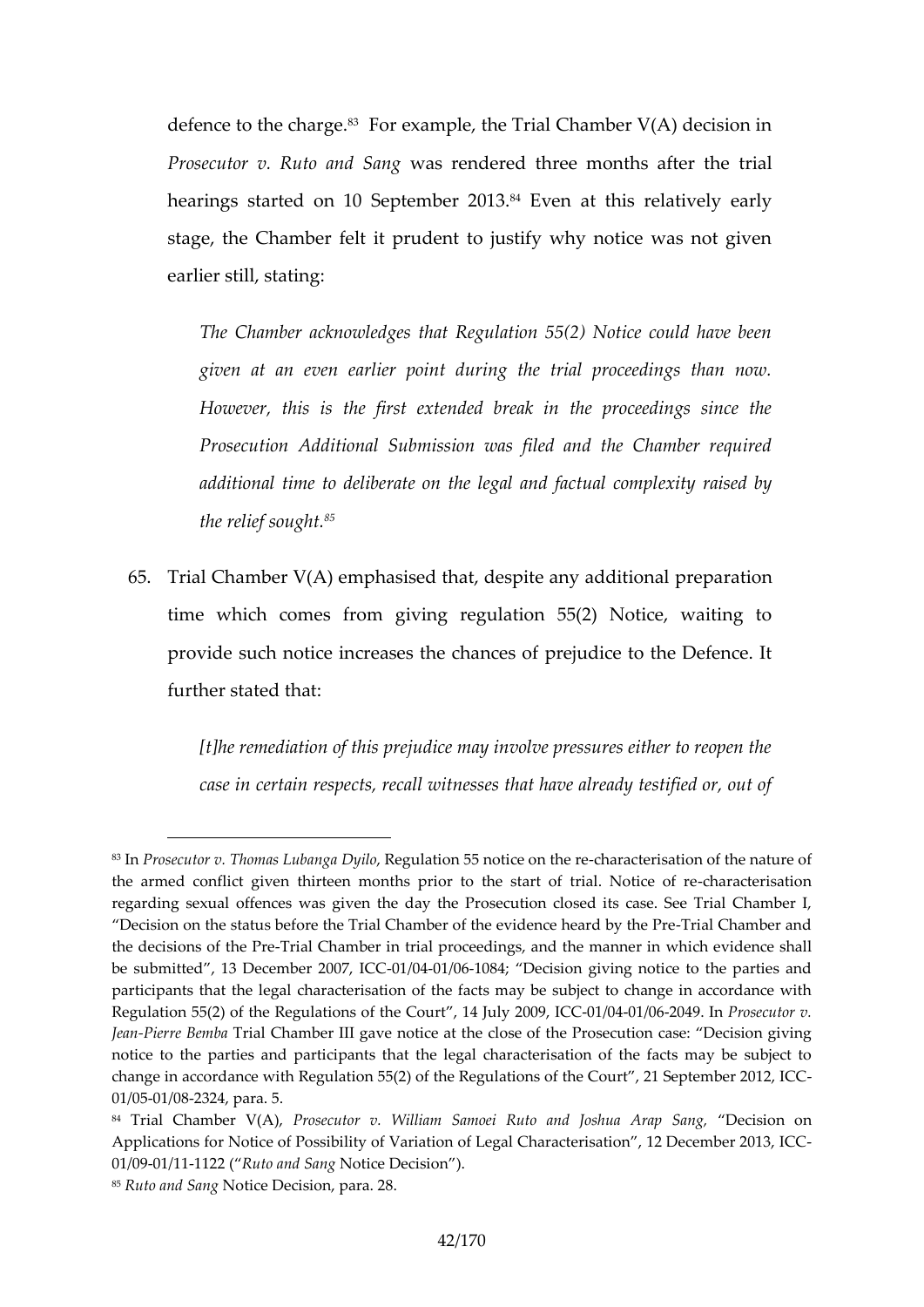defence to the charge.[83] For example, the Trial Chamber V(A) decision in *Prosecutor v. Ruto and Sang* was rendered three months after the trial hearings started on 10 September 2013.[84] Even at this relatively early stage, the Chamber felt it prudent to justify why notice was not given earlier still, stating:

> *The Chamber acknowledges that Regulation 55(2) Notice could have been given at an even earlier point during the trial proceedings than now. However, this is the first extended break in the proceedings since the Prosecution Additional Submission was filed and the Chamber required additional time to deliberate on the legal and factual complexity raised by the relief sought.*[85]

65. Trial Chamber V(A) emphasised that, despite any additional preparation time which comes from giving regulation 55(2) Notice, waiting to provide such notice increases the chances of prejudice to the Defence. It further stated that:

> *[t]he remediation of this prejudice may involve pressures either to reopen the case in certain respects, recall witnesses that have already testified or, out of*

---

[83] In *Prosecutor v. Thomas Lubanga Dyilo*, Regulation 55 notice on the re-characterisation of the nature of the armed conflict given thirteen months prior to the start of trial. Notice of re-characterisation regarding sexual offences was given the day the Prosecution closed its case. See Trial Chamber I, "Decision on the status before the Trial Chamber of the evidence heard by the Pre-Trial Chamber and the decisions of the Pre-Trial Chamber in trial proceedings, and the manner in which evidence shall be submitted", 13 December 2007, ICC-01/04-01/06-1084; "Decision giving notice to the parties and participants that the legal characterisation of the facts may be subject to change in accordance with Regulation 55(2) of the Regulations of the Court", 14 July 2009, ICC-01/04-01/06-2049. In *Prosecutor v. Jean-Pierre Bemba* Trial Chamber III gave notice at the close of the Prosecution case: "Decision giving notice to the parties and participants that the legal characterisation of the facts may be subject to change in accordance with Regulation 55(2) of the Regulations of the Court", 21 September 2012, ICC-01/05-01/08-2324, para. 5.

[84] Trial Chamber V(A), *Prosecutor v. William Samoei Ruto and Joshua Arap Sang*, "Decision on Applications for Notice of Possibility of Variation of Legal Characterisation", 12 December 2013, ICC-01/09-01/11-1122 ("*Ruto and Sang* Notice Decision").

[85] *Ruto and Sang* Notice Decision, para. 28.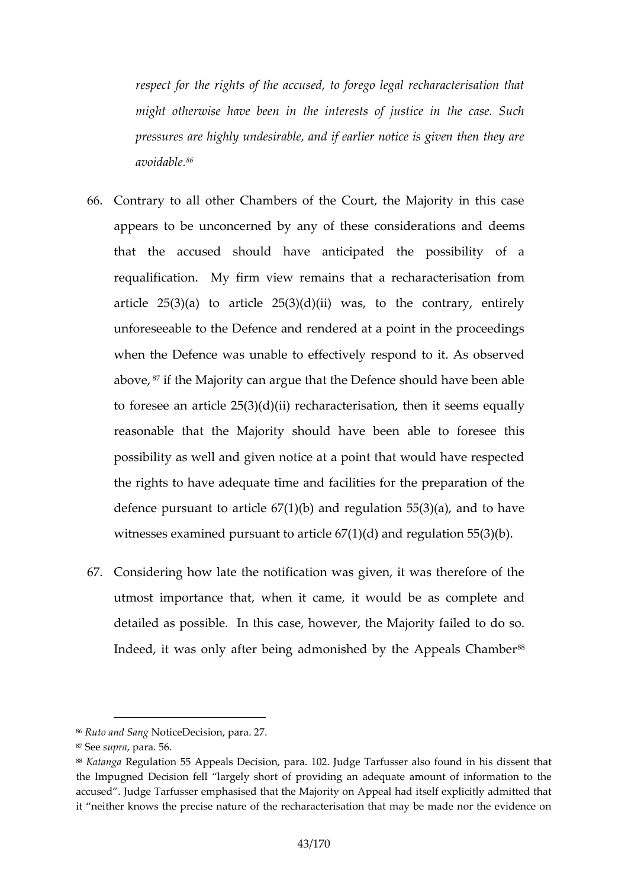*respect for the rights of the accused, to forego legal recharacterisation that might otherwise have been in the interests of justice in the case. Such pressures are highly undesirable, and if earlier notice is given then they are avoidable.*[86]

66. Contrary to all other Chambers of the Court, the Majority in this case appears to be unconcerned by any of these considerations and deems that the accused should have anticipated the possibility of a requalification. My firm view remains that a recharacterisation from article 25(3)(a) to article 25(3)(d)(ii) was, to the contrary, entirely unforeseeable to the Defence and rendered at a point in the proceedings when the Defence was unable to effectively respond to it. As observed above,[87] if the Majority can argue that the Defence should have been able to foresee an article 25(3)(d)(ii) recharacterisation, then it seems equally reasonable that the Majority should have been able to foresee this possibility as well and given notice at a point that would have respected the rights to have adequate time and facilities for the preparation of the defence pursuant to article 67(1)(b) and regulation 55(3)(a), and to have witnesses examined pursuant to article 67(1)(d) and regulation 55(3)(b).

67. Considering how late the notification was given, it was therefore of the utmost importance that, when it came, it would be as complete and detailed as possible. In this case, however, the Majority failed to do so. Indeed, it was only after being admonished by the Appeals Chamber[88]

---

[86] *Ruto and Sang* NoticeDecision, para. 27.

[87] See *supra*, para. 56.

[88] *Katanga* Regulation 55 Appeals Decision, para. 102. Judge Tarfusser also found in his dissent that the Impugned Decision fell "largely short of providing an adequate amount of information to the accused". Judge Tarfusser emphasised that the Majority on Appeal had itself explicitly admitted that it "neither knows the precise nature of the recharacterisation that may be made nor the evidence on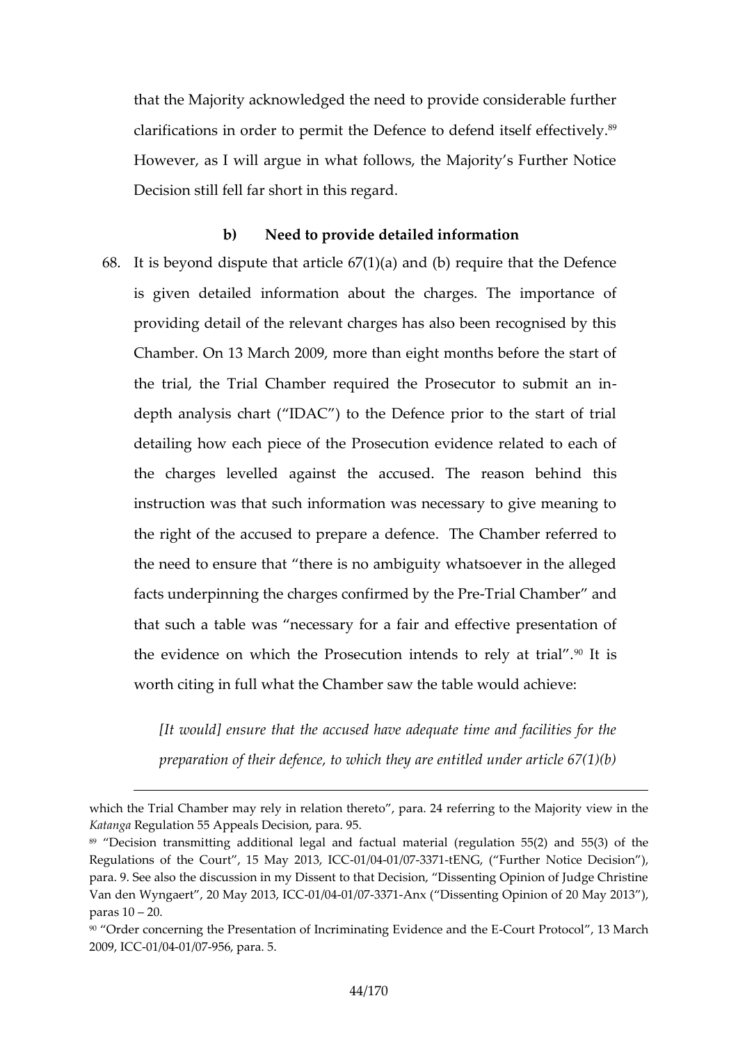that the Majority acknowledged the need to provide considerable further clarifications in order to permit the Defence to defend itself effectively.[89] However, as I will argue in what follows, the Majority's Further Notice Decision still fell far short in this regard.

**b) Need to provide detailed information**

68. It is beyond dispute that article 67(1)(a) and (b) require that the Defence is given detailed information about the charges. The importance of providing detail of the relevant charges has also been recognised by this Chamber. On 13 March 2009, more than eight months before the start of the trial, the Trial Chamber required the Prosecutor to submit an in-depth analysis chart ("IDAC") to the Defence prior to the start of trial detailing how each piece of the Prosecution evidence related to each of the charges levelled against the accused. The reason behind this instruction was that such information was necessary to give meaning to the right of the accused to prepare a defence. The Chamber referred to the need to ensure that "there is no ambiguity whatsoever in the alleged facts underpinning the charges confirmed by the Pre-Trial Chamber" and that such a table was "necessary for a fair and effective presentation of the evidence on which the Prosecution intends to rely at trial".[90] It is worth citing in full what the Chamber saw the table would achieve:

> *[It would] ensure that the accused have adequate time and facilities for the preparation of their defence, to which they are entitled under article 67(1)(b)*

---

which the Trial Chamber may rely in relation thereto", para. 24 referring to the Majority view in the *Katanga* Regulation 55 Appeals Decision, para. 95.

[89] "Decision transmitting additional legal and factual material (regulation 55(2) and 55(3) of the Regulations of the Court", 15 May 2013, ICC-01/04-01/07-3371-tENG, ("Further Notice Decision"), para. 9. See also the discussion in my Dissent to that Decision, "Dissenting Opinion of Judge Christine Van den Wyngaert", 20 May 2013, ICC-01/04-01/07-3371-Anx ("Dissenting Opinion of 20 May 2013"), paras 10 – 20.

[90] "Order concerning the Presentation of Incriminating Evidence and the E-Court Protocol", 13 March 2009, ICC-01/04-01/07-956, para. 5.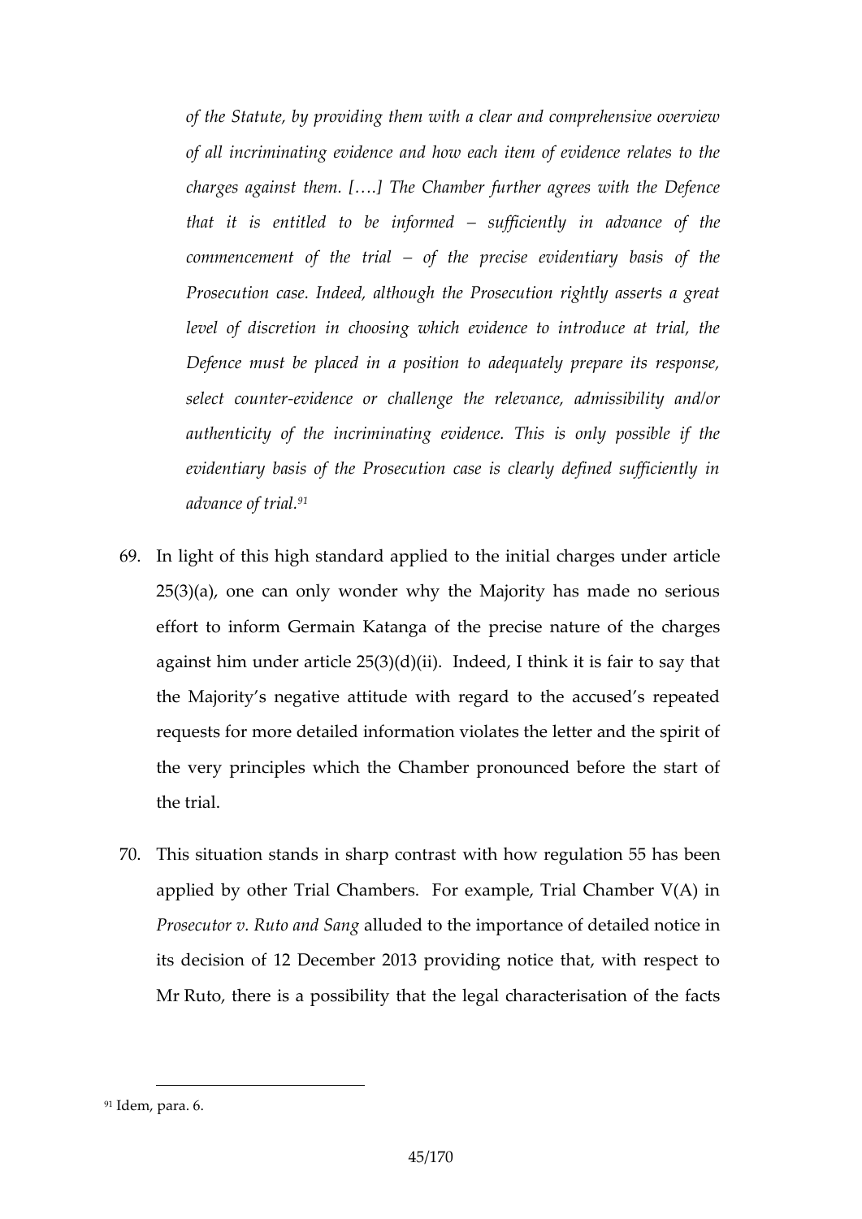*of the Statute, by providing them with a clear and comprehensive overview of all incriminating evidence and how each item of evidence relates to the charges against them. [….] The Chamber further agrees with the Defence that it is entitled to be informed – sufficiently in advance of the commencement of the trial – of the precise evidentiary basis of the Prosecution case. Indeed, although the Prosecution rightly asserts a great level of discretion in choosing which evidence to introduce at trial, the Defence must be placed in a position to adequately prepare its response, select counter-evidence or challenge the relevance, admissibility and/or authenticity of the incriminating evidence. This is only possible if the evidentiary basis of the Prosecution case is clearly defined sufficiently in advance of trial.*[91]

69. In light of this high standard applied to the initial charges under article 25(3)(a), one can only wonder why the Majority has made no serious effort to inform Germain Katanga of the precise nature of the charges against him under article 25(3)(d)(ii). Indeed, I think it is fair to say that the Majority's negative attitude with regard to the accused's repeated requests for more detailed information violates the letter and the spirit of the very principles which the Chamber pronounced before the start of the trial.

70. This situation stands in sharp contrast with how regulation 55 has been applied by other Trial Chambers. For example, Trial Chamber V(A) in *Prosecutor v. Ruto and Sang* alluded to the importance of detailed notice in its decision of 12 December 2013 providing notice that, with respect to Mr Ruto, there is a possibility that the legal characterisation of the facts

[91] Idem, para. 6.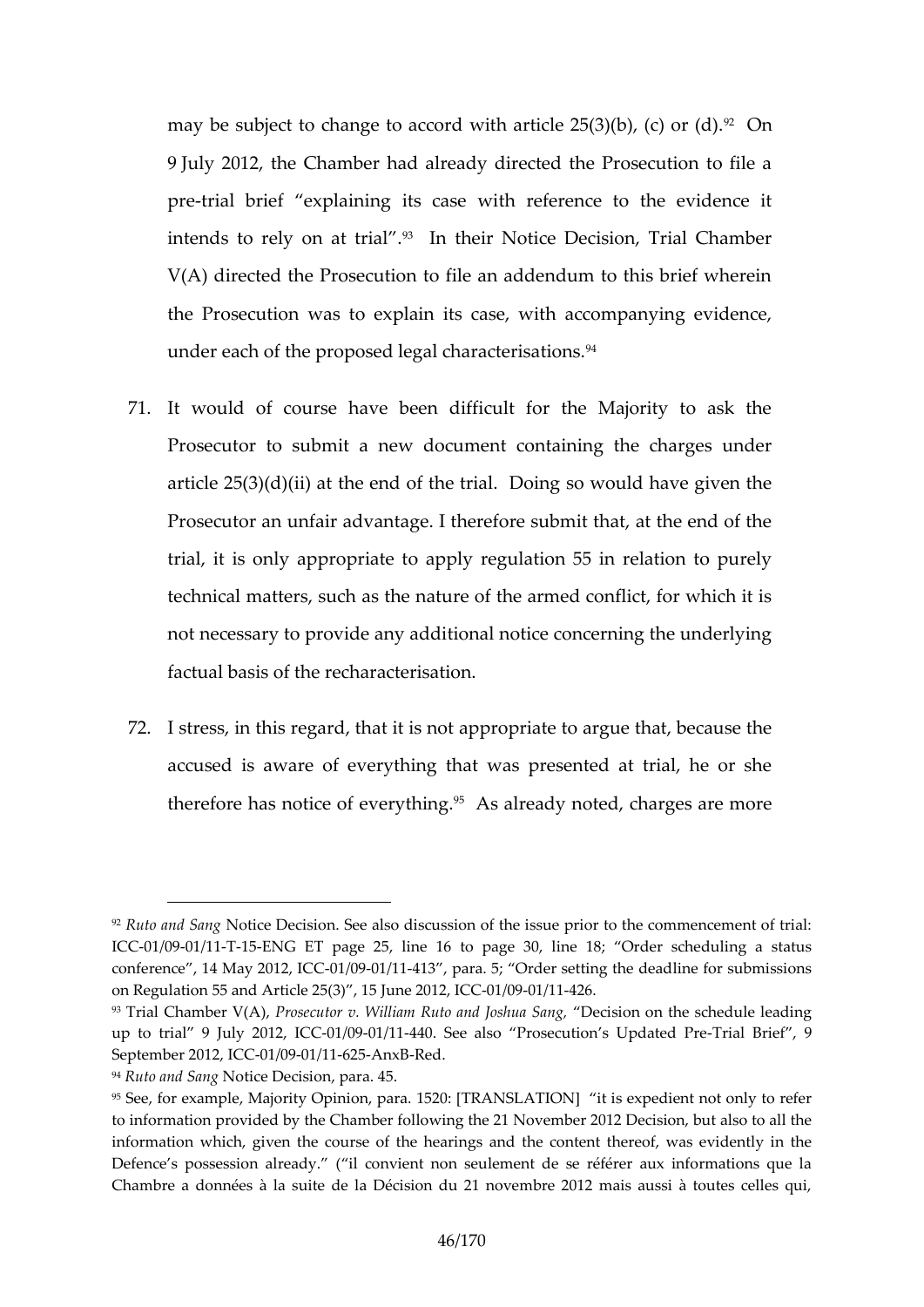may be subject to change to accord with article 25(3)(b), (c) or (d).[92] On 9 July 2012, the Chamber had already directed the Prosecution to file a pre-trial brief "explaining its case with reference to the evidence it intends to rely on at trial".[93] In their Notice Decision, Trial Chamber V(A) directed the Prosecution to file an addendum to this brief wherein the Prosecution was to explain its case, with accompanying evidence, under each of the proposed legal characterisations.[94]

71. It would of course have been difficult for the Majority to ask the Prosecutor to submit a new document containing the charges under article 25(3)(d)(ii) at the end of the trial. Doing so would have given the Prosecutor an unfair advantage. I therefore submit that, at the end of the trial, it is only appropriate to apply regulation 55 in relation to purely technical matters, such as the nature of the armed conflict, for which it is not necessary to provide any additional notice concerning the underlying factual basis of the recharacterisation.

72. I stress, in this regard, that it is not appropriate to argue that, because the accused is aware of everything that was presented at trial, he or she therefore has notice of everything.[95] As already noted, charges are more

---

[92] *Ruto and Sang* Notice Decision. See also discussion of the issue prior to the commencement of trial: ICC-01/09-01/11-T-15-ENG ET page 25, line 16 to page 30, line 18; "Order scheduling a status conference", 14 May 2012, ICC-01/09-01/11-413", para. 5; "Order setting the deadline for submissions on Regulation 55 and Article 25(3)", 15 June 2012, ICC-01/09-01/11-426.

[93] Trial Chamber V(A), *Prosecutor v. William Ruto and Joshua Sang*, "Decision on the schedule leading up to trial" 9 July 2012, ICC-01/09-01/11-440. See also "Prosecution's Updated Pre-Trial Brief", 9 September 2012, ICC-01/09-01/11-625-AnxB-Red.

[94] *Ruto and Sang* Notice Decision, para. 45.

[95] See, for example, Majority Opinion, para. 1520: [TRANSLATION] "it is expedient not only to refer to information provided by the Chamber following the 21 November 2012 Decision, but also to all the information which, given the course of the hearings and the content thereof, was evidently in the Defence's possession already." ("il convient non seulement de se référer aux informations que la Chambre a données à la suite de la Décision du 21 novembre 2012 mais aussi à toutes celles qui,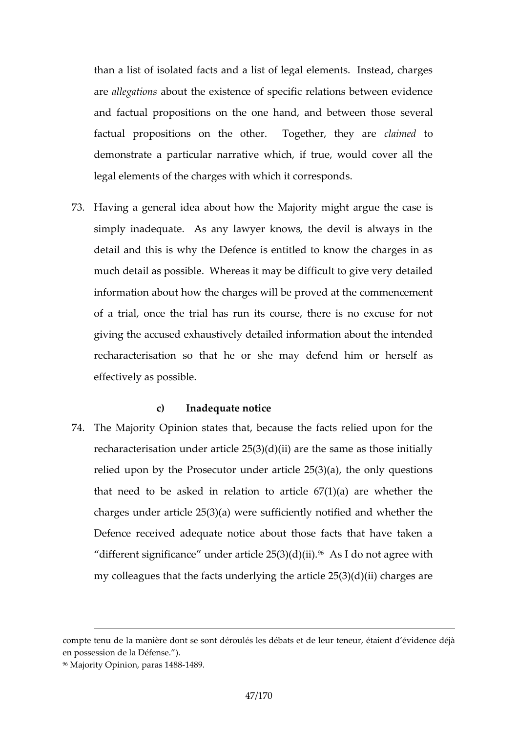than a list of isolated facts and a list of legal elements. Instead, charges are *allegations* about the existence of specific relations between evidence and factual propositions on the one hand, and between those several factual propositions on the other. Together, they are *claimed* to demonstrate a particular narrative which, if true, would cover all the legal elements of the charges with which it corresponds.

73. Having a general idea about how the Majority might argue the case is simply inadequate. As any lawyer knows, the devil is always in the detail and this is why the Defence is entitled to know the charges in as much detail as possible. Whereas it may be difficult to give very detailed information about how the charges will be proved at the commencement of a trial, once the trial has run its course, there is no excuse for not giving the accused exhaustively detailed information about the intended recharacterisation so that he or she may defend him or herself as effectively as possible.

**c) Inadequate notice**

74. The Majority Opinion states that, because the facts relied upon for the recharacterisation under article 25(3)(d)(ii) are the same as those initially relied upon by the Prosecutor under article 25(3)(a), the only questions that need to be asked in relation to article 67(1)(a) are whether the charges under article 25(3)(a) were sufficiently notified and whether the Defence received adequate notice about those facts that have taken a "different significance" under article 25(3)(d)(ii).[96] As I do not agree with my colleagues that the facts underlying the article 25(3)(d)(ii) charges are

---

compte tenu de la manière dont se sont déroulés les débats et de leur teneur, étaient d'évidence déjà en possession de la Défense.").

[96] Majority Opinion, paras 1488-1489.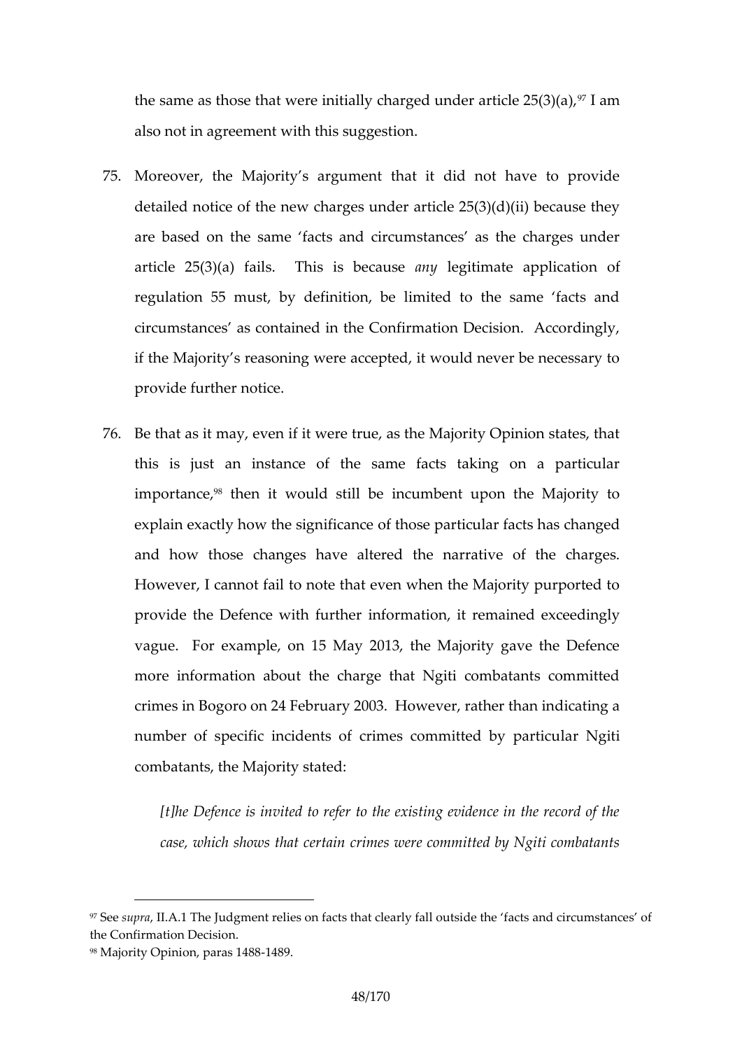the same as those that were initially charged under article 25(3)(a),[97] I am also not in agreement with this suggestion.

75. Moreover, the Majority's argument that it did not have to provide detailed notice of the new charges under article 25(3)(d)(ii) because they are based on the same 'facts and circumstances' as the charges under article 25(3)(a) fails. This is because *any* legitimate application of regulation 55 must, by definition, be limited to the same 'facts and circumstances' as contained in the Confirmation Decision. Accordingly, if the Majority's reasoning were accepted, it would never be necessary to provide further notice.

76. Be that as it may, even if it were true, as the Majority Opinion states, that this is just an instance of the same facts taking on a particular importance,[98] then it would still be incumbent upon the Majority to explain exactly how the significance of those particular facts has changed and how those changes have altered the narrative of the charges. However, I cannot fail to note that even when the Majority purported to provide the Defence with further information, it remained exceedingly vague. For example, on 15 May 2013, the Majority gave the Defence more information about the charge that Ngiti combatants committed crimes in Bogoro on 24 February 2003. However, rather than indicating a number of specific incidents of crimes committed by particular Ngiti combatants, the Majority stated:

> *[t]he Defence is invited to refer to the existing evidence in the record of the case, which shows that certain crimes were committed by Ngiti combatants*

---

[97] See *supra*, II.A.1 The Judgment relies on facts that clearly fall outside the 'facts and circumstances' of the Confirmation Decision.

[98] Majority Opinion, paras 1488-1489.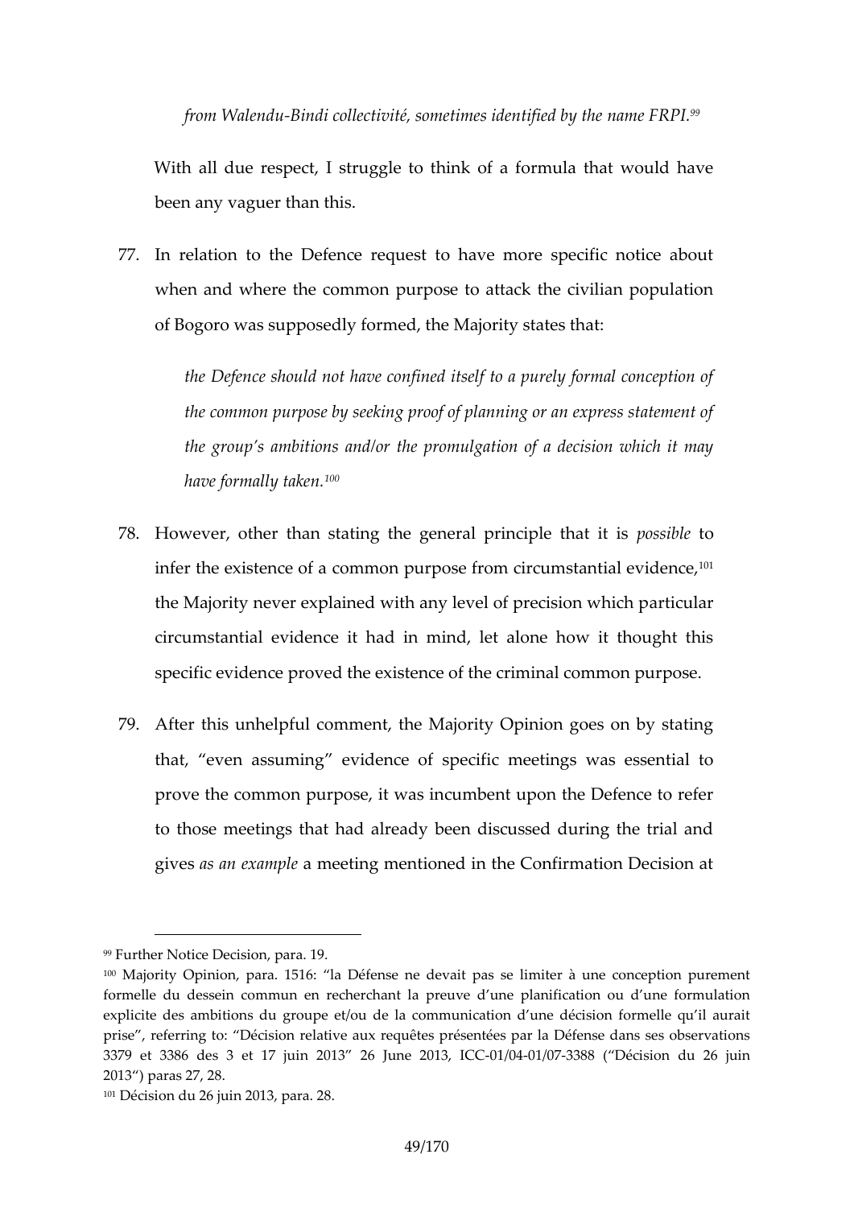> *from Walendu-Bindi collectivité, sometimes identified by the name FRPI.*[99]

With all due respect, I struggle to think of a formula that would have been any vaguer than this.

77. In relation to the Defence request to have more specific notice about when and where the common purpose to attack the civilian population of Bogoro was supposedly formed, the Majority states that:

> *the Defence should not have confined itself to a purely formal conception of the common purpose by seeking proof of planning or an express statement of the group's ambitions and/or the promulgation of a decision which it may have formally taken.*[100]

78. However, other than stating the general principle that it is *possible* to infer the existence of a common purpose from circumstantial evidence,[101] the Majority never explained with any level of precision which particular circumstantial evidence it had in mind, let alone how it thought this specific evidence proved the existence of the criminal common purpose.

79. After this unhelpful comment, the Majority Opinion goes on by stating that, "even assuming" evidence of specific meetings was essential to prove the common purpose, it was incumbent upon the Defence to refer to those meetings that had already been discussed during the trial and gives *as an example* a meeting mentioned in the Confirmation Decision at

---

[99] Further Notice Decision, para. 19.

[100] Majority Opinion, para. 1516: "la Défense ne devait pas se limiter à une conception purement formelle du dessein commun en recherchant la preuve d'une planification ou d'une formulation explicite des ambitions du groupe et/ou de la communication d'une décision formelle qu'il aurait prise", referring to: "Décision relative aux requêtes présentées par la Défense dans ses observations 3379 et 3386 des 3 et 17 juin 2013" 26 June 2013, ICC-01/04-01/07-3388 ("Décision du 26 juin 2013") paras 27, 28.

[101] Décision du 26 juin 2013, para. 28.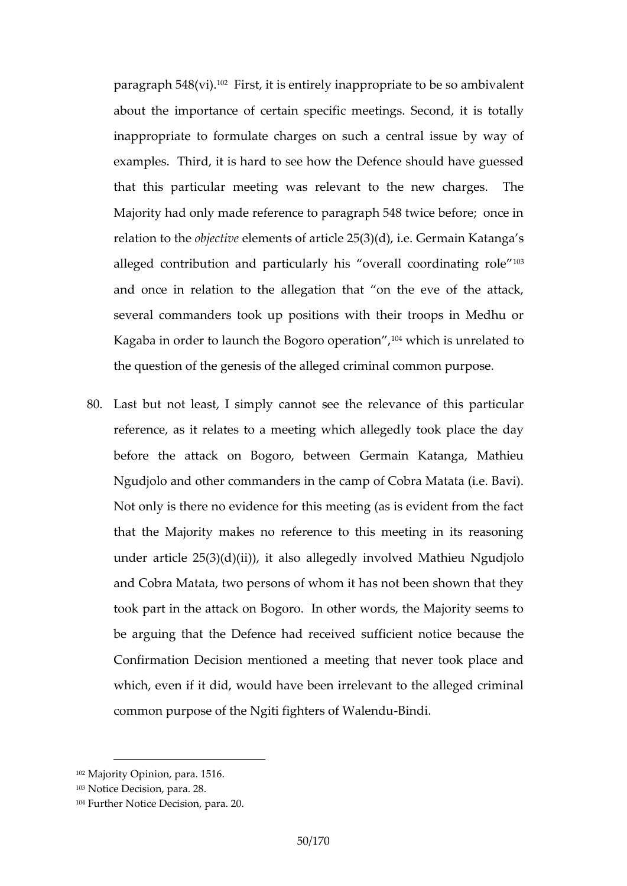paragraph 548(vi).[102] First, it is entirely inappropriate to be so ambivalent about the importance of certain specific meetings. Second, it is totally inappropriate to formulate charges on such a central issue by way of examples. Third, it is hard to see how the Defence should have guessed that this particular meeting was relevant to the new charges. The Majority had only made reference to paragraph 548 twice before; once in relation to the *objective* elements of article 25(3)(d), i.e. Germain Katanga's alleged contribution and particularly his "overall coordinating role"[103] and once in relation to the allegation that "on the eve of the attack, several commanders took up positions with their troops in Medhu or Kagaba in order to launch the Bogoro operation",[104] which is unrelated to the question of the genesis of the alleged criminal common purpose.

80. Last but not least, I simply cannot see the relevance of this particular reference, as it relates to a meeting which allegedly took place the day before the attack on Bogoro, between Germain Katanga, Mathieu Ngudjolo and other commanders in the camp of Cobra Matata (i.e. Bavi). Not only is there no evidence for this meeting (as is evident from the fact that the Majority makes no reference to this meeting in its reasoning under article 25(3)(d)(ii)), it also allegedly involved Mathieu Ngudjolo and Cobra Matata, two persons of whom it has not been shown that they took part in the attack on Bogoro. In other words, the Majority seems to be arguing that the Defence had received sufficient notice because the Confirmation Decision mentioned a meeting that never took place and which, even if it did, would have been irrelevant to the alleged criminal common purpose of the Ngiti fighters of Walendu-Bindi.

---

[102] Majority Opinion, para. 1516.

[103] Notice Decision, para. 28.

[104] Further Notice Decision, para. 20.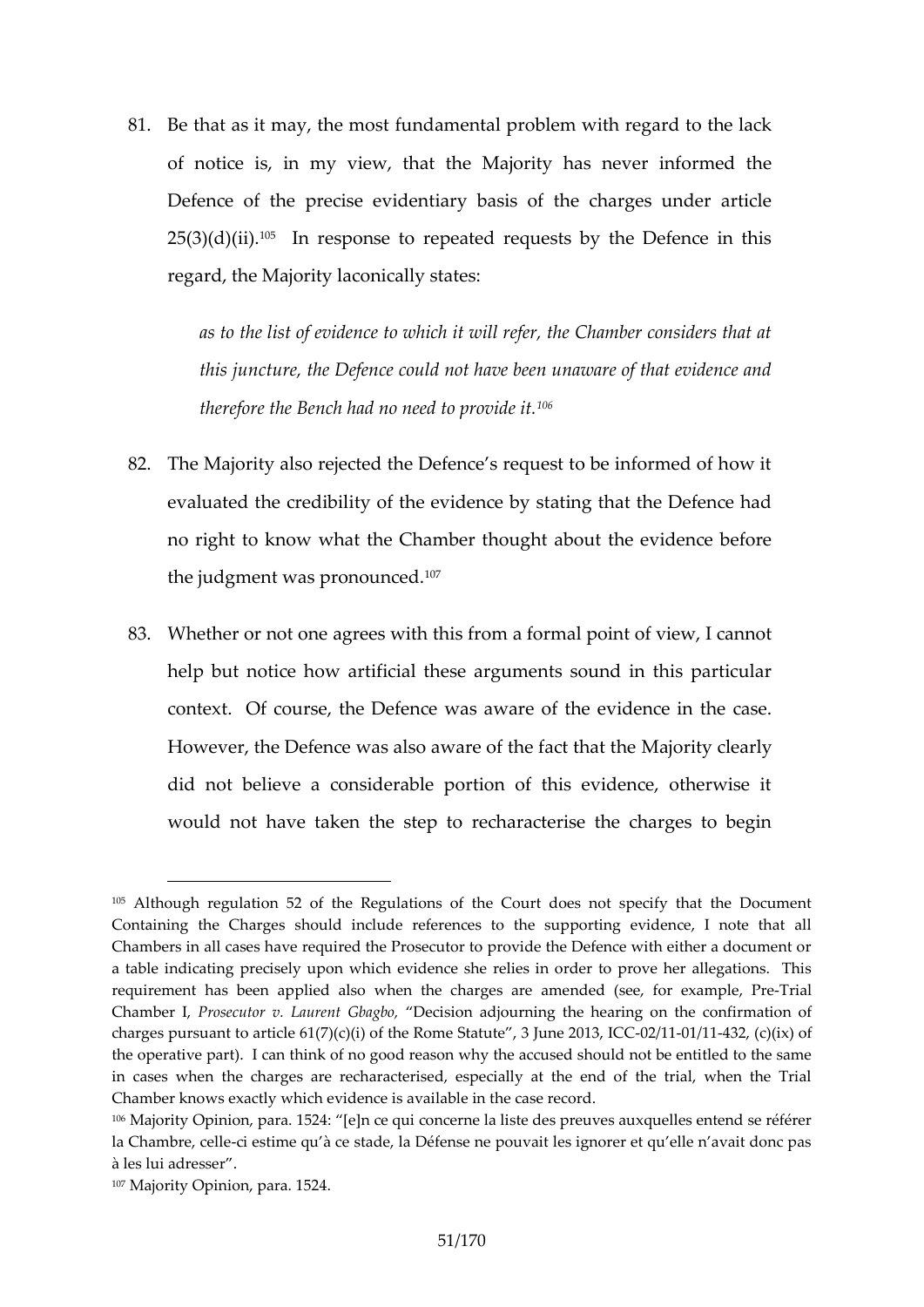81. Be that as it may, the most fundamental problem with regard to the lack of notice is, in my view, that the Majority has never informed the Defence of the precise evidentiary basis of the charges under article 25(3)(d)(ii).[105] In response to repeated requests by the Defence in this regard, the Majority laconically states:

> *as to the list of evidence to which it will refer, the Chamber considers that at this juncture, the Defence could not have been unaware of that evidence and therefore the Bench had no need to provide it.*[106]

82. The Majority also rejected the Defence's request to be informed of how it evaluated the credibility of the evidence by stating that the Defence had no right to know what the Chamber thought about the evidence before the judgment was pronounced.[107]

83. Whether or not one agrees with this from a formal point of view, I cannot help but notice how artificial these arguments sound in this particular context. Of course, the Defence was aware of the evidence in the case. However, the Defence was also aware of the fact that the Majority clearly did not believe a considerable portion of this evidence, otherwise it would not have taken the step to recharacterise the charges to begin

---

[105] Although regulation 52 of the Regulations of the Court does not specify that the Document Containing the Charges should include references to the supporting evidence, I note that all Chambers in all cases have required the Prosecutor to provide the Defence with either a document or a table indicating precisely upon which evidence she relies in order to prove her allegations. This requirement has been applied also when the charges are amended (see, for example, Pre-Trial Chamber I, *Prosecutor v. Laurent Gbagbo,* "Decision adjourning the hearing on the confirmation of charges pursuant to article 61(7)(c)(i) of the Rome Statute", 3 June 2013, ICC-02/11-01/11-432, (c)(ix) of the operative part). I can think of no good reason why the accused should not be entitled to the same in cases when the charges are recharacterised, especially at the end of the trial, when the Trial Chamber knows exactly which evidence is available in the case record.

[106] Majority Opinion, para. 1524: "[e]n ce qui concerne la liste des preuves auxquelles entend se référer la Chambre, celle-ci estime qu'à ce stade, la Défense ne pouvait les ignorer et qu'elle n'avait donc pas à les lui adresser".

[107] Majority Opinion, para. 1524.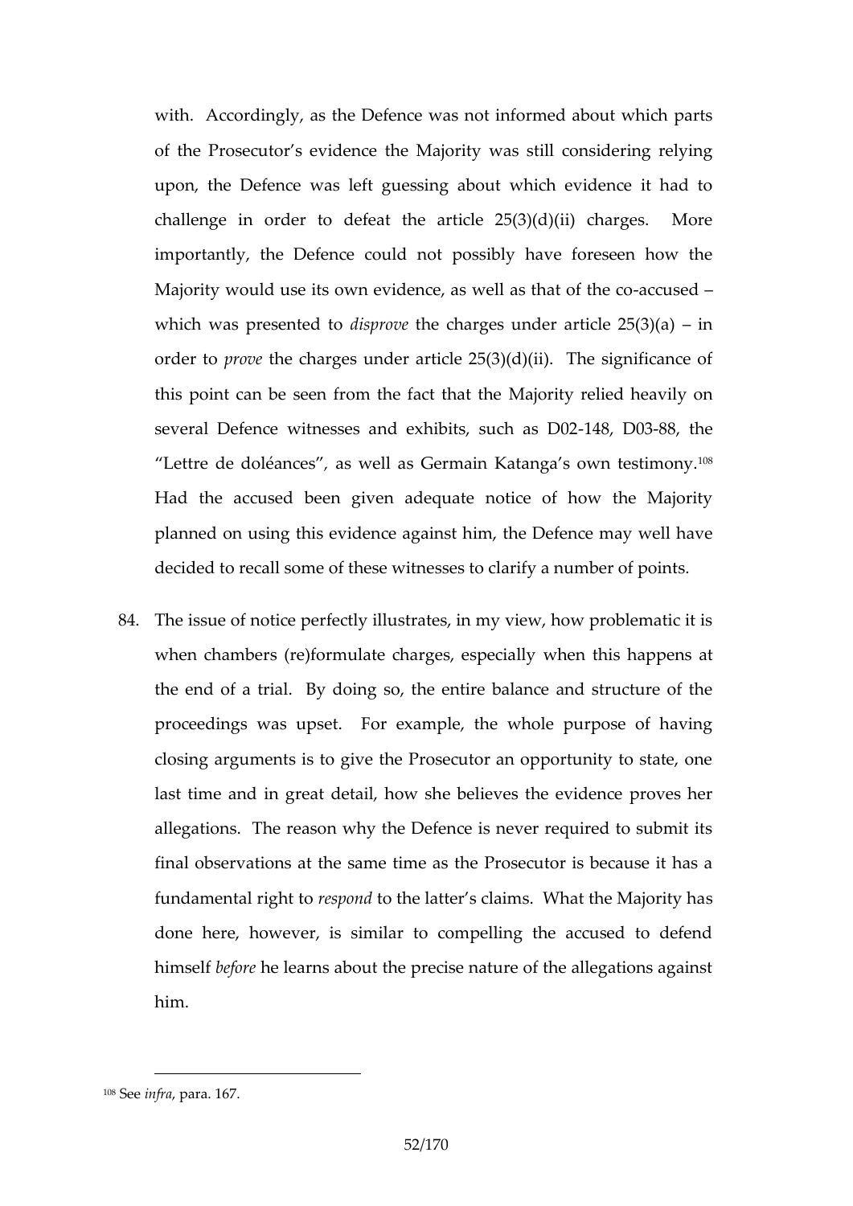with. Accordingly, as the Defence was not informed about which parts of the Prosecutor's evidence the Majority was still considering relying upon, the Defence was left guessing about which evidence it had to challenge in order to defeat the article 25(3)(d)(ii) charges. More importantly, the Defence could not possibly have foreseen how the Majority would use its own evidence, as well as that of the co-accused – which was presented to *disprove* the charges under article 25(3)(a) – in order to *prove* the charges under article 25(3)(d)(ii). The significance of this point can be seen from the fact that the Majority relied heavily on several Defence witnesses and exhibits, such as D02-148, D03-88, the "Lettre de doléances", as well as Germain Katanga's own testimony.[108] Had the accused been given adequate notice of how the Majority planned on using this evidence against him, the Defence may well have decided to recall some of these witnesses to clarify a number of points.

84. The issue of notice perfectly illustrates, in my view, how problematic it is when chambers (re)formulate charges, especially when this happens at the end of a trial. By doing so, the entire balance and structure of the proceedings was upset. For example, the whole purpose of having closing arguments is to give the Prosecutor an opportunity to state, one last time and in great detail, how she believes the evidence proves her allegations. The reason why the Defence is never required to submit its final observations at the same time as the Prosecutor is because it has a fundamental right to *respond* to the latter's claims. What the Majority has done here, however, is similar to compelling the accused to defend himself *before* he learns about the precise nature of the allegations against him.

[108] See *infra*, para. 167.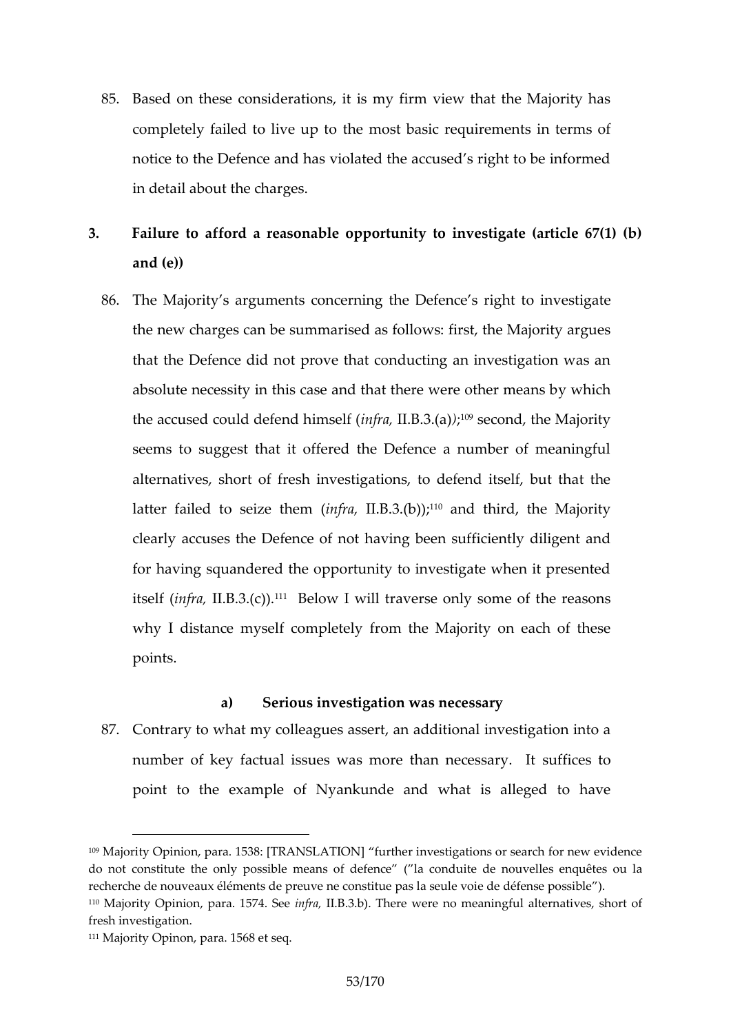85. Based on these considerations, it is my firm view that the Majority has completely failed to live up to the most basic requirements in terms of notice to the Defence and has violated the accused's right to be informed in detail about the charges.

### 3. Failure to afford a reasonable opportunity to investigate (article 67(1) (b) and (e))

86. The Majority's arguments concerning the Defence's right to investigate the new charges can be summarised as follows: first, the Majority argues that the Defence did not prove that conducting an investigation was an absolute necessity in this case and that there were other means by which the accused could defend himself (*infra,* II.B.3.(a));[109] second, the Majority seems to suggest that it offered the Defence a number of meaningful alternatives, short of fresh investigations, to defend itself, but that the latter failed to seize them (*infra,* II.B.3.(b));[110] and third, the Majority clearly accuses the Defence of not having been sufficiently diligent and for having squandered the opportunity to investigate when it presented itself (*infra,* II.B.3.(c)).[111] Below I will traverse only some of the reasons why I distance myself completely from the Majority on each of these points.

#### a) Serious investigation was necessary

87. Contrary to what my colleagues assert, an additional investigation into a number of key factual issues was more than necessary. It suffices to point to the example of Nyankunde and what is alleged to have

---

[109] Majority Opinion, para. 1538: [TRANSLATION] "further investigations or search for new evidence do not constitute the only possible means of defence" ("la conduite de nouvelles enquêtes ou la recherche de nouveaux éléments de preuve ne constitue pas la seule voie de défense possible").

[110] Majority Opinion, para. 1574. See *infra,* II.B.3.b). There were no meaningful alternatives, short of fresh investigation.

[111] Majority Opinon, para. 1568 et seq.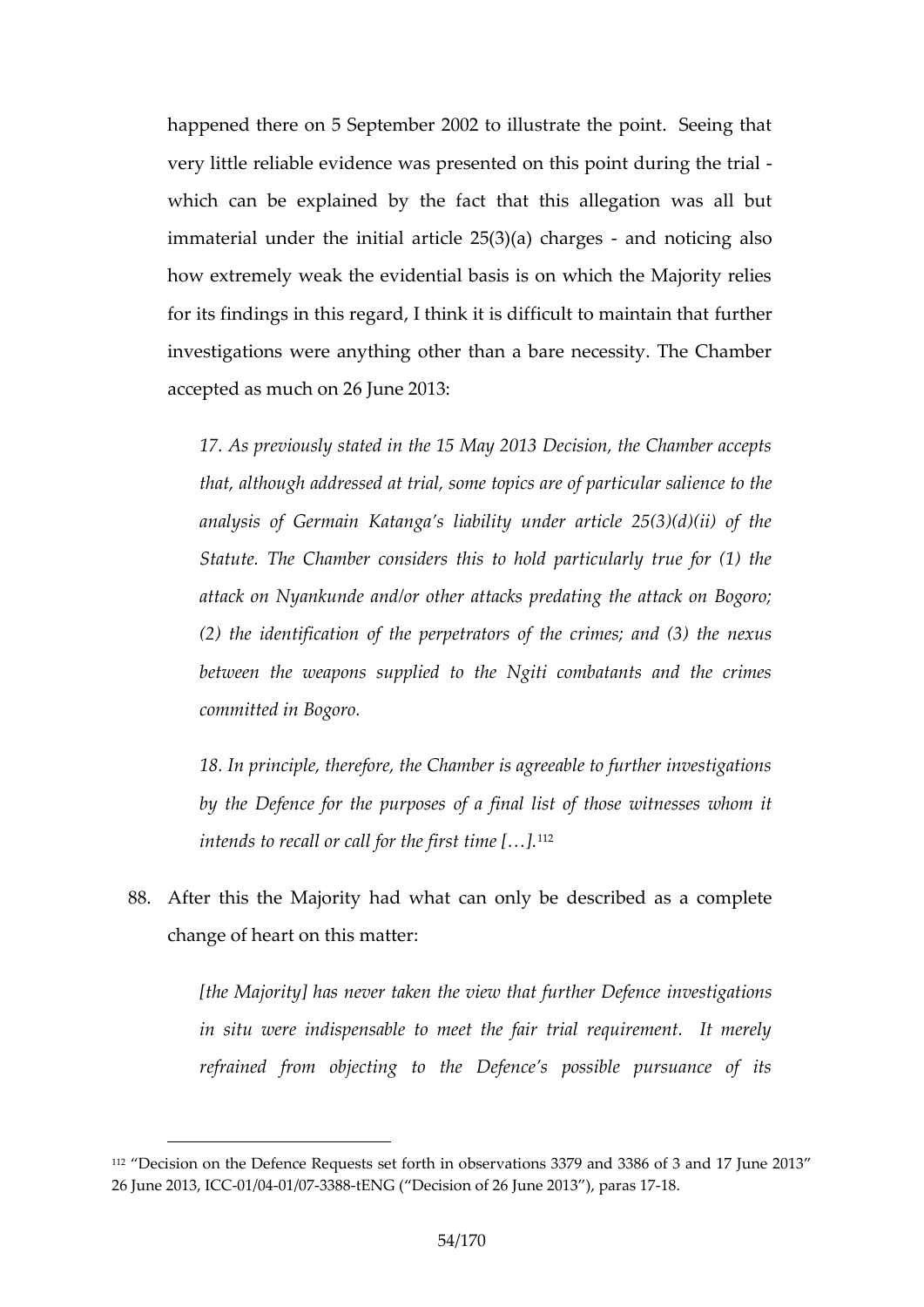happened there on 5 September 2002 to illustrate the point. Seeing that very little reliable evidence was presented on this point during the trial - which can be explained by the fact that this allegation was all but immaterial under the initial article 25(3)(a) charges - and noticing also how extremely weak the evidential basis is on which the Majority relies for its findings in this regard, I think it is difficult to maintain that further investigations were anything other than a bare necessity. The Chamber accepted as much on 26 June 2013:

> *17. As previously stated in the 15 May 2013 Decision, the Chamber accepts that, although addressed at trial, some topics are of particular salience to the analysis of Germain Katanga's liability under article 25(3)(d)(ii) of the Statute. The Chamber considers this to hold particularly true for (1) the attack on Nyankunde and/or other attacks predating the attack on Bogoro; (2) the identification of the perpetrators of the crimes; and (3) the nexus between the weapons supplied to the Ngiti combatants and the crimes committed in Bogoro.*
>
> *18. In principle, therefore, the Chamber is agreeable to further investigations by the Defence for the purposes of a final list of those witnesses whom it intends to recall or call for the first time […].*[112]

88. After this the Majority had what can only be described as a complete change of heart on this matter:

> *[the Majority] has never taken the view that further Defence investigations in situ were indispensable to meet the fair trial requirement. It merely refrained from objecting to the Defence's possible pursuance of its*

---

[112] "Decision on the Defence Requests set forth in observations 3379 and 3386 of 3 and 17 June 2013" 26 June 2013, ICC-01/04-01/07-3388-tENG ("Decision of 26 June 2013"), paras 17-18.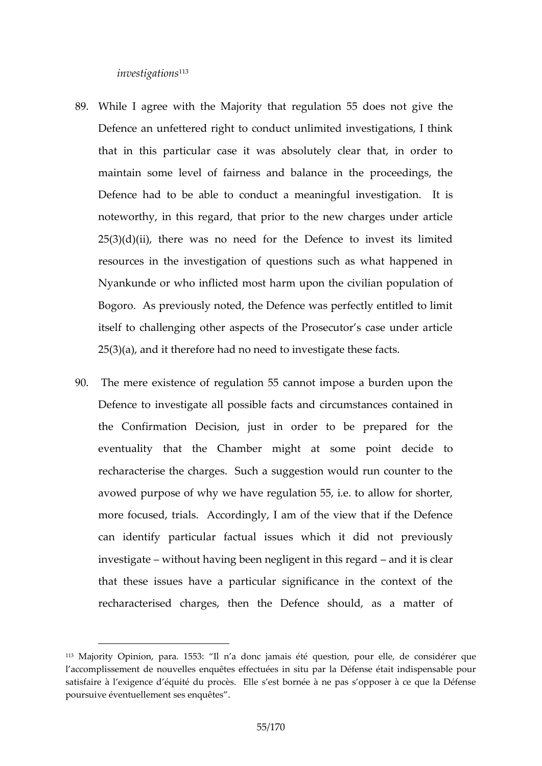*investigations*[113]

89. While I agree with the Majority that regulation 55 does not give the Defence an unfettered right to conduct unlimited investigations, I think that in this particular case it was absolutely clear that, in order to maintain some level of fairness and balance in the proceedings, the Defence had to be able to conduct a meaningful investigation. It is noteworthy, in this regard, that prior to the new charges under article 25(3)(d)(ii), there was no need for the Defence to invest its limited resources in the investigation of questions such as what happened in Nyankunde or who inflicted most harm upon the civilian population of Bogoro. As previously noted, the Defence was perfectly entitled to limit itself to challenging other aspects of the Prosecutor's case under article 25(3)(a), and it therefore had no need to investigate these facts.

90. The mere existence of regulation 55 cannot impose a burden upon the Defence to investigate all possible facts and circumstances contained in the Confirmation Decision, just in order to be prepared for the eventuality that the Chamber might at some point decide to recharacterise the charges. Such a suggestion would run counter to the avowed purpose of why we have regulation 55, i.e. to allow for shorter, more focused, trials. Accordingly, I am of the view that if the Defence can identify particular factual issues which it did not previously investigate – without having been negligent in this regard – and it is clear that these issues have a particular significance in the context of the recharacterised charges, then the Defence should, as a matter of

---

[113] Majority Opinion, para. 1553: "Il n'a donc jamais été question, pour elle, de considérer que l'accomplissement de nouvelles enquêtes effectuées in situ par la Défense était indispensable pour satisfaire à l'exigence d'équité du procès. Elle s'est bornée à ne pas s'opposer à ce que la Défense poursuive éventuellement ses enquêtes".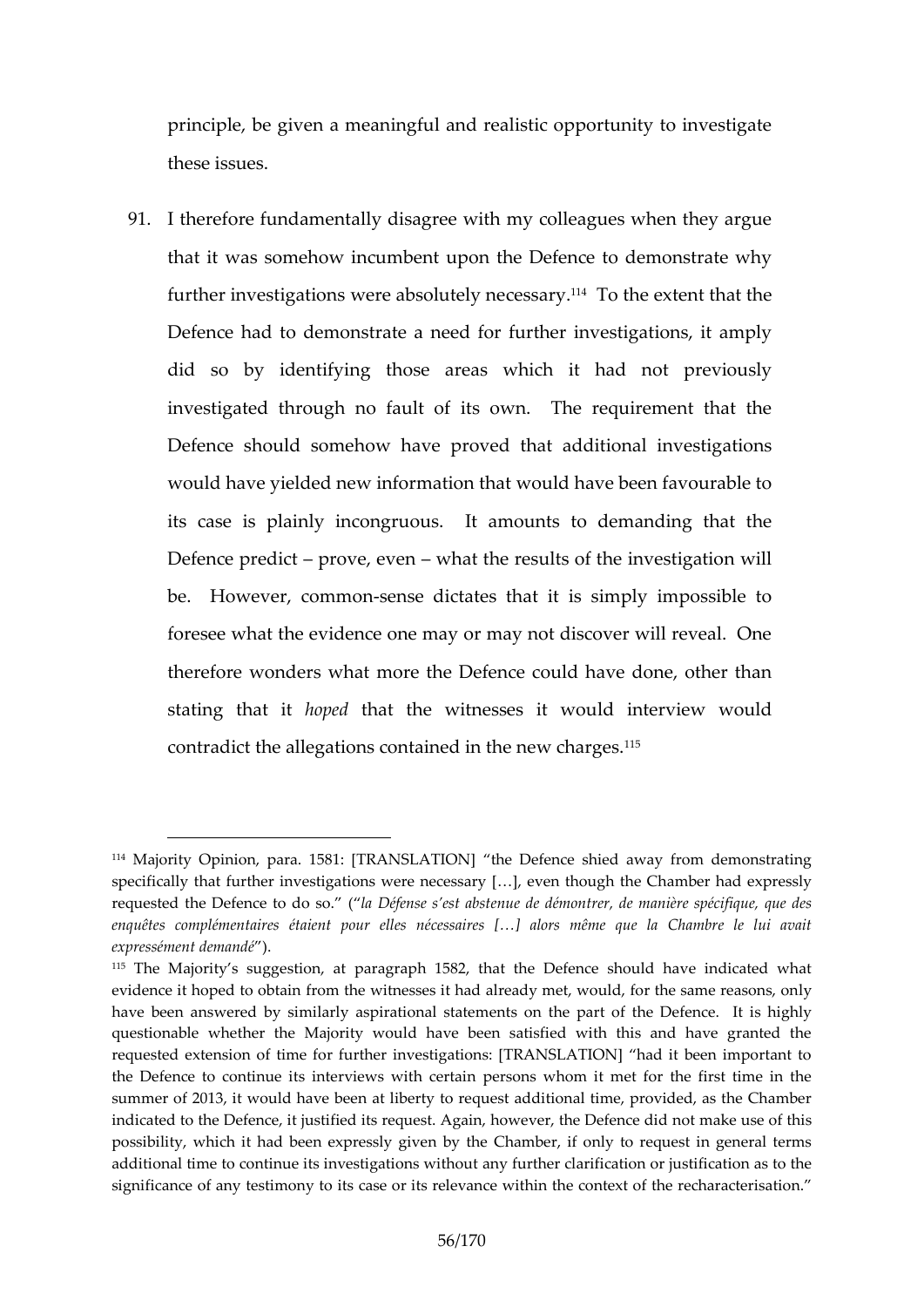principle, be given a meaningful and realistic opportunity to investigate these issues.

91. I therefore fundamentally disagree with my colleagues when they argue that it was somehow incumbent upon the Defence to demonstrate why further investigations were absolutely necessary.[114] To the extent that the Defence had to demonstrate a need for further investigations, it amply did so by identifying those areas which it had not previously investigated through no fault of its own. The requirement that the Defence should somehow have proved that additional investigations would have yielded new information that would have been favourable to its case is plainly incongruous. It amounts to demanding that the Defence predict – prove, even – what the results of the investigation will be. However, common-sense dictates that it is simply impossible to foresee what the evidence one may or may not discover will reveal. One therefore wonders what more the Defence could have done, other than stating that it *hoped* that the witnesses it would interview would contradict the allegations contained in the new charges.[115]

---

[114] Majority Opinion, para. 1581: [TRANSLATION] "the Defence shied away from demonstrating specifically that further investigations were necessary […], even though the Chamber had expressly requested the Defence to do so." ("*la Défense s'est abstenue de démontrer, de manière spécifique, que des enquêtes complémentaires étaient pour elles nécessaires […] alors même que la Chambre le lui avait expressément demandé*").

[115] The Majority's suggestion, at paragraph 1582, that the Defence should have indicated what evidence it hoped to obtain from the witnesses it had already met, would, for the same reasons, only have been answered by similarly aspirational statements on the part of the Defence. It is highly questionable whether the Majority would have been satisfied with this and have granted the requested extension of time for further investigations: [TRANSLATION] "had it been important to the Defence to continue its interviews with certain persons whom it met for the first time in the summer of 2013, it would have been at liberty to request additional time, provided, as the Chamber indicated to the Defence, it justified its request. Again, however, the Defence did not make use of this possibility, which it had been expressly given by the Chamber, if only to request in general terms additional time to continue its investigations without any further clarification or justification as to the significance of any testimony to its case or its relevance within the context of the recharacterisation."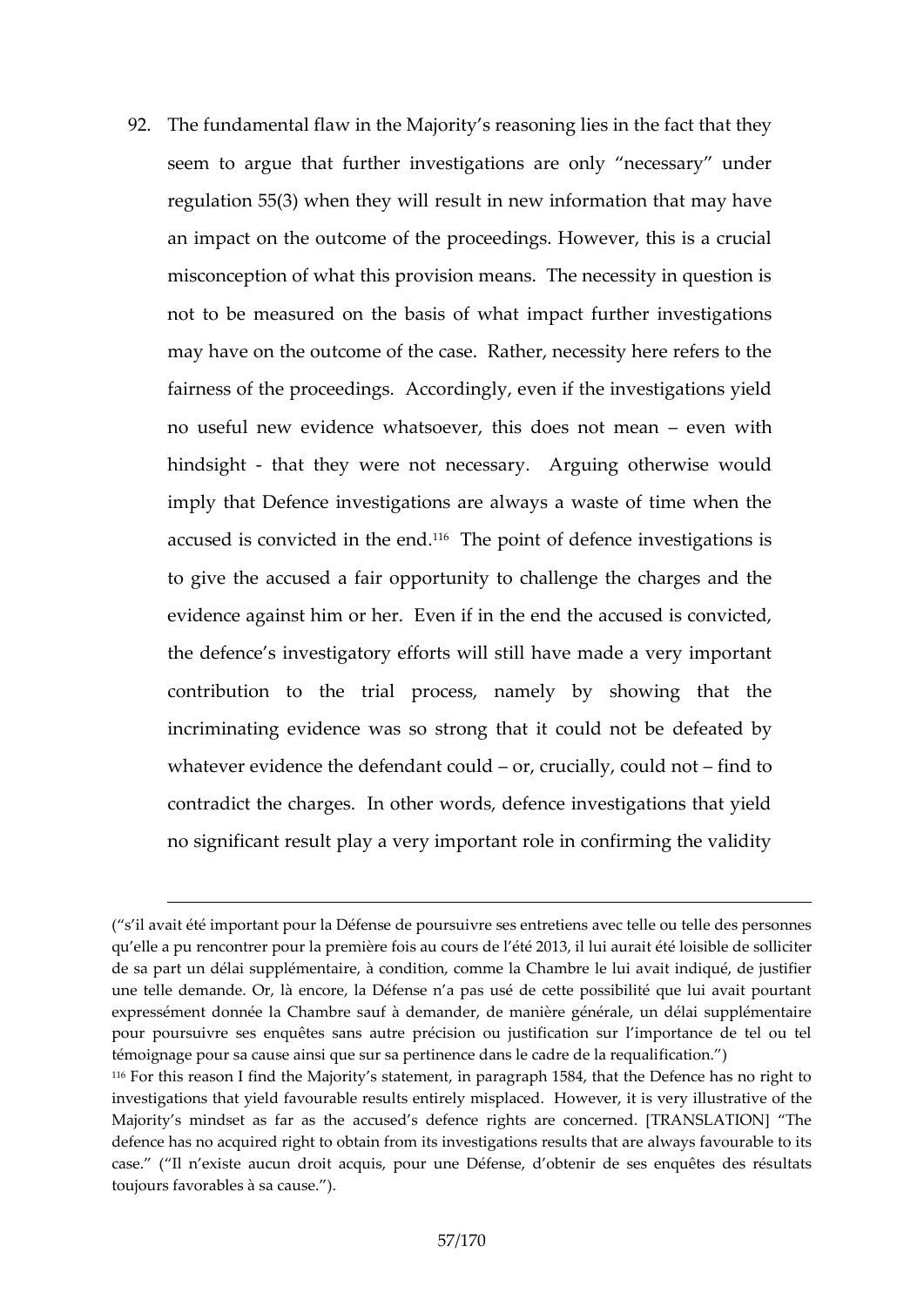92. The fundamental flaw in the Majority's reasoning lies in the fact that they seem to argue that further investigations are only "necessary" under regulation 55(3) when they will result in new information that may have an impact on the outcome of the proceedings. However, this is a crucial misconception of what this provision means. The necessity in question is not to be measured on the basis of what impact further investigations may have on the outcome of the case. Rather, necessity here refers to the fairness of the proceedings. Accordingly, even if the investigations yield no useful new evidence whatsoever, this does not mean – even with hindsight - that they were not necessary. Arguing otherwise would imply that Defence investigations are always a waste of time when the accused is convicted in the end.[116] The point of defence investigations is to give the accused a fair opportunity to challenge the charges and the evidence against him or her. Even if in the end the accused is convicted, the defence's investigatory efforts will still have made a very important contribution to the trial process, namely by showing that the incriminating evidence was so strong that it could not be defeated by whatever evidence the defendant could – or, crucially, could not – find to contradict the charges. In other words, defence investigations that yield no significant result play a very important role in confirming the validity

---

("s'il avait été important pour la Défense de poursuivre ses entretiens avec telle ou telle des personnes qu'elle a pu rencontrer pour la première fois au cours de l'été 2013, il lui aurait été loisible de solliciter de sa part un délai supplémentaire, à condition, comme la Chambre le lui avait indiqué, de justifier une telle demande. Or, là encore, la Défense n'a pas usé de cette possibilité que lui avait pourtant expressément donnée la Chambre sauf à demander, de manière générale, un délai supplémentaire pour poursuivre ses enquêtes sans autre précision ou justification sur l'importance de tel ou tel témoignage pour sa cause ainsi que sur sa pertinence dans le cadre de la requalification.")

[116] For this reason I find the Majority's statement, in paragraph 1584, that the Defence has no right to investigations that yield favourable results entirely misplaced. However, it is very illustrative of the Majority's mindset as far as the accused's defence rights are concerned. [TRANSLATION] "The defence has no acquired right to obtain from its investigations results that are always favourable to its case." ("Il n'existe aucun droit acquis, pour une Défense, d'obtenir de ses enquêtes des résultats toujours favorables à sa cause.").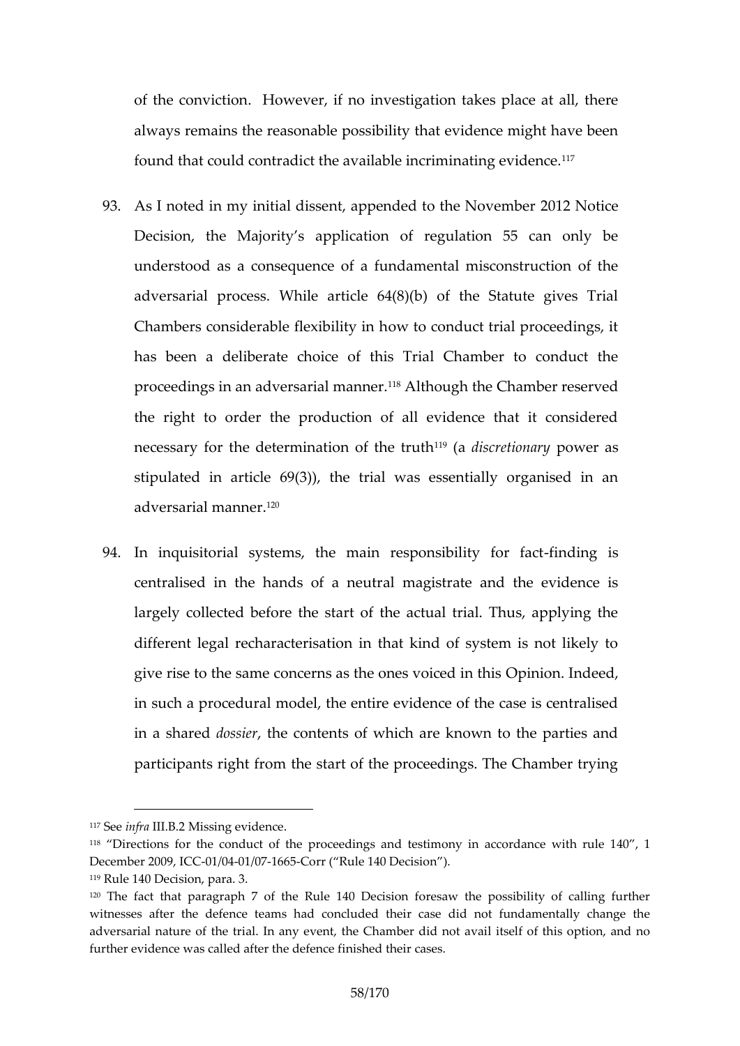of the conviction. However, if no investigation takes place at all, there always remains the reasonable possibility that evidence might have been found that could contradict the available incriminating evidence.[117]

93. As I noted in my initial dissent, appended to the November 2012 Notice Decision, the Majority's application of regulation 55 can only be understood as a consequence of a fundamental misconstruction of the adversarial process. While article 64(8)(b) of the Statute gives Trial Chambers considerable flexibility in how to conduct trial proceedings, it has been a deliberate choice of this Trial Chamber to conduct the proceedings in an adversarial manner.[118] Although the Chamber reserved the right to order the production of all evidence that it considered necessary for the determination of the truth[119] (a *discretionary* power as stipulated in article 69(3)), the trial was essentially organised in an adversarial manner.[120]

94. In inquisitorial systems, the main responsibility for fact-finding is centralised in the hands of a neutral magistrate and the evidence is largely collected before the start of the actual trial. Thus, applying the different legal recharacterisation in that kind of system is not likely to give rise to the same concerns as the ones voiced in this Opinion. Indeed, in such a procedural model, the entire evidence of the case is centralised in a shared *dossier*, the contents of which are known to the parties and participants right from the start of the proceedings. The Chamber trying

---

[117] See *infra* III.B.2 Missing evidence.

[118] "Directions for the conduct of the proceedings and testimony in accordance with rule 140", 1 December 2009, ICC-01/04-01/07-1665-Corr ("Rule 140 Decision").

[119] Rule 140 Decision, para. 3.

[120] The fact that paragraph 7 of the Rule 140 Decision foresaw the possibility of calling further witnesses after the defence teams had concluded their case did not fundamentally change the adversarial nature of the trial. In any event, the Chamber did not avail itself of this option, and no further evidence was called after the defence finished their cases.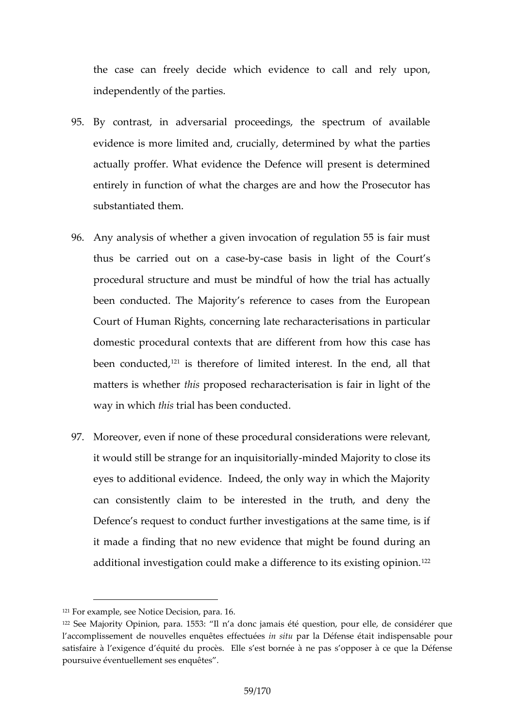the case can freely decide which evidence to call and rely upon, independently of the parties.

95. By contrast, in adversarial proceedings, the spectrum of available evidence is more limited and, crucially, determined by what the parties actually proffer. What evidence the Defence will present is determined entirely in function of what the charges are and how the Prosecutor has substantiated them.

96. Any analysis of whether a given invocation of regulation 55 is fair must thus be carried out on a case-by-case basis in light of the Court's procedural structure and must be mindful of how the trial has actually been conducted. The Majority's reference to cases from the European Court of Human Rights, concerning late recharacterisations in particular domestic procedural contexts that are different from how this case has been conducted,[121] is therefore of limited interest. In the end, all that matters is whether *this* proposed recharacterisation is fair in light of the way in which *this* trial has been conducted.

97. Moreover, even if none of these procedural considerations were relevant, it would still be strange for an inquisitorially-minded Majority to close its eyes to additional evidence. Indeed, the only way in which the Majority can consistently claim to be interested in the truth, and deny the Defence's request to conduct further investigations at the same time, is if it made a finding that no new evidence that might be found during an additional investigation could make a difference to its existing opinion.[122]

---

[121] For example, see Notice Decision, para. 16.

[122] See Majority Opinion, para. 1553: "Il n'a donc jamais été question, pour elle, de considérer que l'accomplissement de nouvelles enquêtes effectuées *in situ* par la Défense était indispensable pour satisfaire à l'exigence d'équité du procès. Elle s'est bornée à ne pas s'opposer à ce que la Défense poursuive éventuellement ses enquêtes".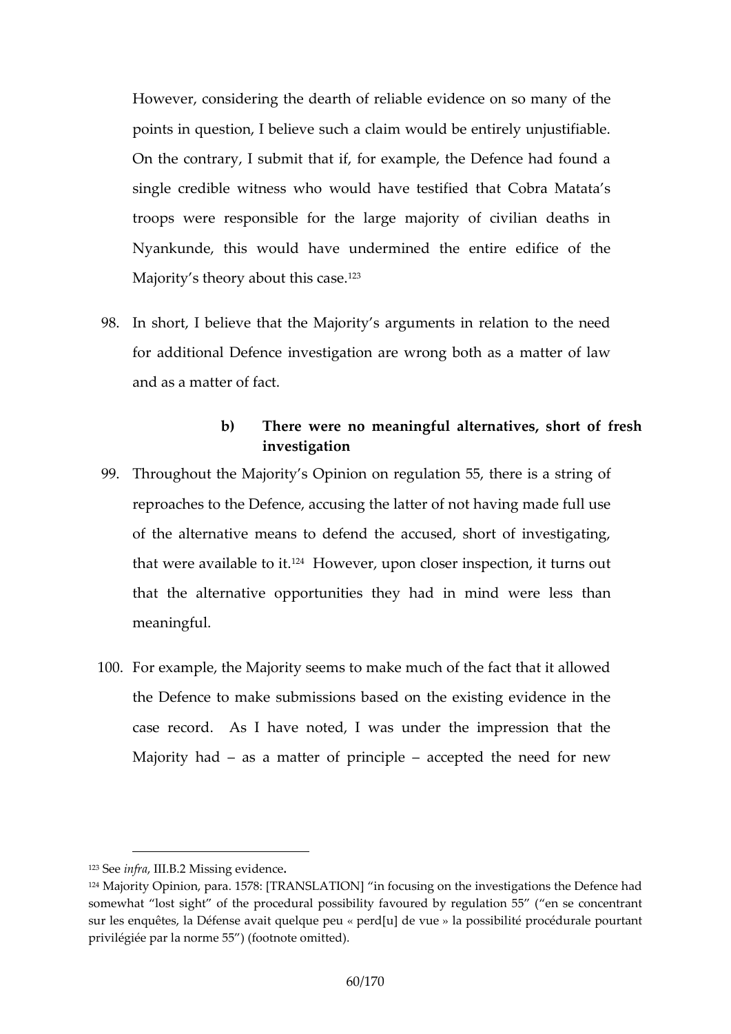However, considering the dearth of reliable evidence on so many of the points in question, I believe such a claim would be entirely unjustifiable. On the contrary, I submit that if, for example, the Defence had found a single credible witness who would have testified that Cobra Matata's troops were responsible for the large majority of civilian deaths in Nyankunde, this would have undermined the entire edifice of the Majority's theory about this case.[123]

98. In short, I believe that the Majority's arguments in relation to the need for additional Defence investigation are wrong both as a matter of law and as a matter of fact.

**b) There were no meaningful alternatives, short of fresh investigation**

99. Throughout the Majority's Opinion on regulation 55, there is a string of reproaches to the Defence, accusing the latter of not having made full use of the alternative means to defend the accused, short of investigating, that were available to it.[124] However, upon closer inspection, it turns out that the alternative opportunities they had in mind were less than meaningful.

100. For example, the Majority seems to make much of the fact that it allowed the Defence to make submissions based on the existing evidence in the case record. As I have noted, I was under the impression that the Majority had – as a matter of principle – accepted the need for new

---

[123] See *infra*, III.B.2 Missing evidence.

[124] Majority Opinion, para. 1578: [TRANSLATION] "in focusing on the investigations the Defence had somewhat "lost sight" of the procedural possibility favoured by regulation 55" ("en se concentrant sur les enquêtes, la Défense avait quelque peu « perd[u] de vue » la possibilité procédurale pourtant privilégiée par la norme 55") (footnote omitted).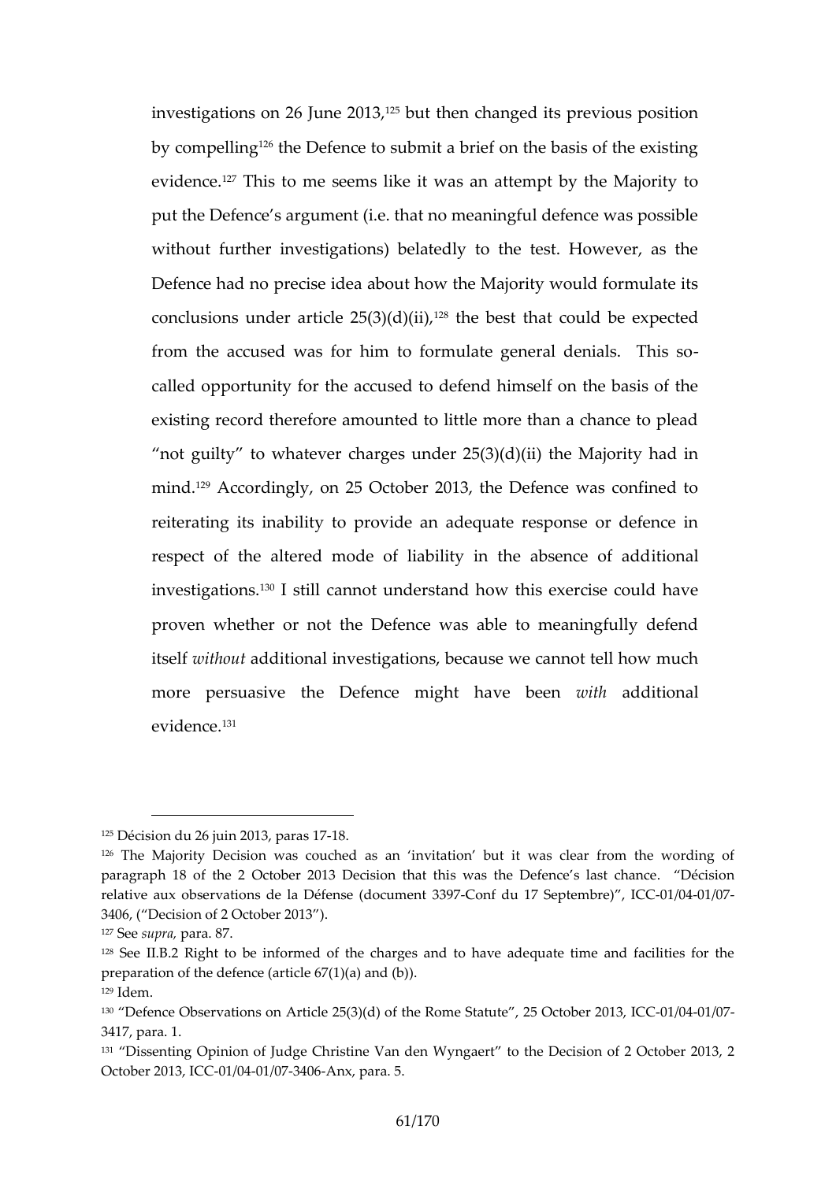investigations on 26 June 2013,[125] but then changed its previous position by compelling[126] the Defence to submit a brief on the basis of the existing evidence.[127] This to me seems like it was an attempt by the Majority to put the Defence's argument (i.e. that no meaningful defence was possible without further investigations) belatedly to the test. However, as the Defence had no precise idea about how the Majority would formulate its conclusions under article 25(3)(d)(ii),[128] the best that could be expected from the accused was for him to formulate general denials. This so-called opportunity for the accused to defend himself on the basis of the existing record therefore amounted to little more than a chance to plead "not guilty" to whatever charges under 25(3)(d)(ii) the Majority had in mind.[129] Accordingly, on 25 October 2013, the Defence was confined to reiterating its inability to provide an adequate response or defence in respect of the altered mode of liability in the absence of additional investigations.[130] I still cannot understand how this exercise could have proven whether or not the Defence was able to meaningfully defend itself *without* additional investigations, because we cannot tell how much more persuasive the Defence might have been *with* additional evidence.[131]

---

[125] Décision du 26 juin 2013, paras 17-18.

[126] The Majority Decision was couched as an 'invitation' but it was clear from the wording of paragraph 18 of the 2 October 2013 Decision that this was the Defence's last chance. "Décision relative aux observations de la Défense (document 3397-Conf du 17 Septembre)", ICC-01/04-01/07-3406, ("Decision of 2 October 2013").

[127] See *supra*, para. 87.

[128] See II.B.2 Right to be informed of the charges and to have adequate time and facilities for the preparation of the defence (article 67(1)(a) and (b)).

[129] Idem.

[130] "Defence Observations on Article 25(3)(d) of the Rome Statute", 25 October 2013, ICC-01/04-01/07-3417, para. 1.

[131] "Dissenting Opinion of Judge Christine Van den Wyngaert" to the Decision of 2 October 2013, 2 October 2013, ICC-01/04-01/07-3406-Anx, para. 5.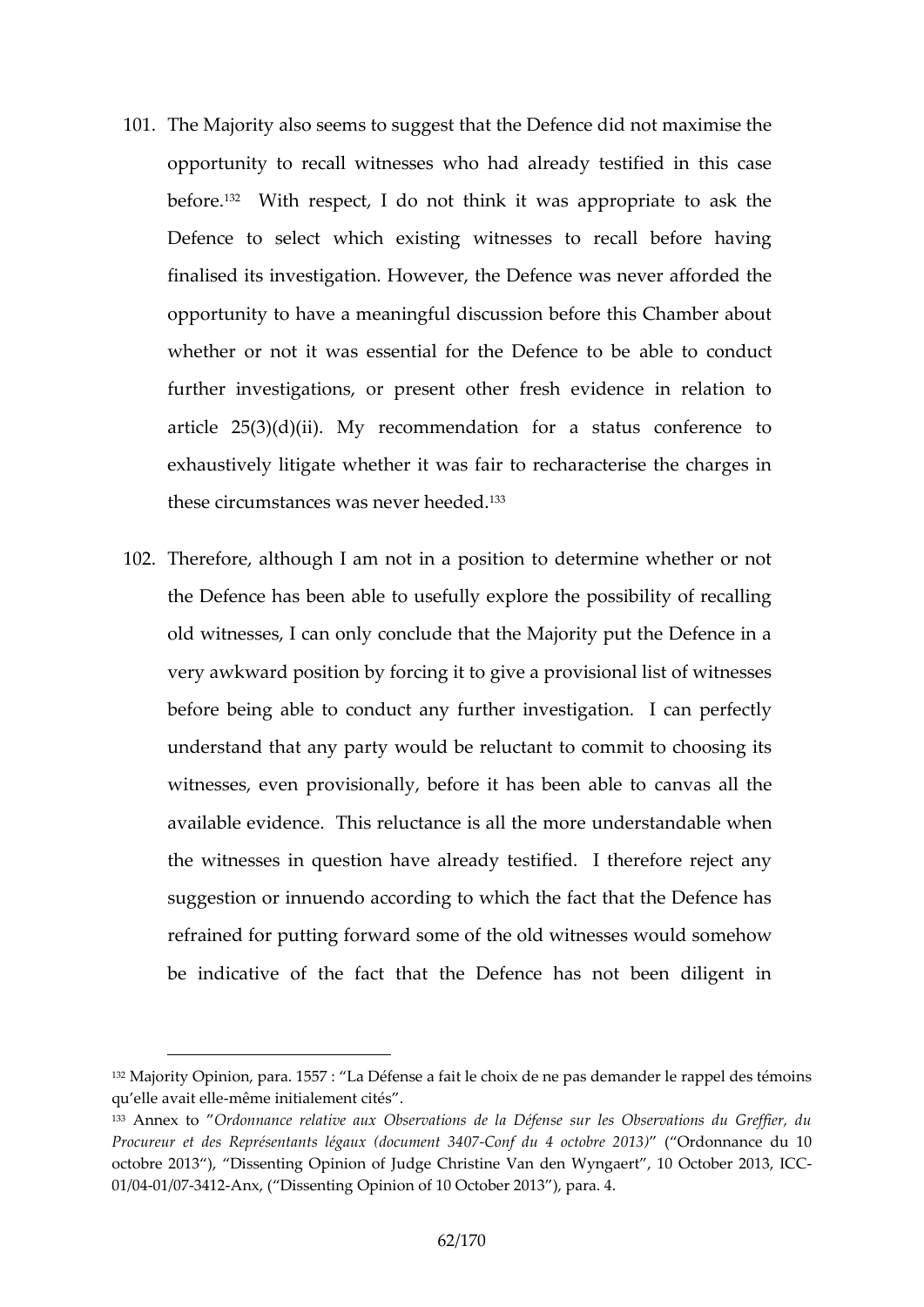101. The Majority also seems to suggest that the Defence did not maximise the opportunity to recall witnesses who had already testified in this case before.[132] With respect, I do not think it was appropriate to ask the Defence to select which existing witnesses to recall before having finalised its investigation. However, the Defence was never afforded the opportunity to have a meaningful discussion before this Chamber about whether or not it was essential for the Defence to be able to conduct further investigations, or present other fresh evidence in relation to article 25(3)(d)(ii). My recommendation for a status conference to exhaustively litigate whether it was fair to recharacterise the charges in these circumstances was never heeded.[133]

102. Therefore, although I am not in a position to determine whether or not the Defence has been able to usefully explore the possibility of recalling old witnesses, I can only conclude that the Majority put the Defence in a very awkward position by forcing it to give a provisional list of witnesses before being able to conduct any further investigation. I can perfectly understand that any party would be reluctant to commit to choosing its witnesses, even provisionally, before it has been able to canvas all the available evidence. This reluctance is all the more understandable when the witnesses in question have already testified. I therefore reject any suggestion or innuendo according to which the fact that the Defence has refrained for putting forward some of the old witnesses would somehow be indicative of the fact that the Defence has not been diligent in

---

[132] Majority Opinion, para. 1557 : "La Défense a fait le choix de ne pas demander le rappel des témoins qu'elle avait elle-même initialement cités".

[133] Annex to "*Ordonnance relative aux Observations de la Défense sur les Observations du Greffier, du Procureur et des Représentants légaux (document 3407-Conf du 4 octobre 2013)*" ("Ordonnance du 10 octobre 2013"), "Dissenting Opinion of Judge Christine Van den Wyngaert", 10 October 2013, ICC-01/04-01/07-3412-Anx, ("Dissenting Opinion of 10 October 2013"), para. 4.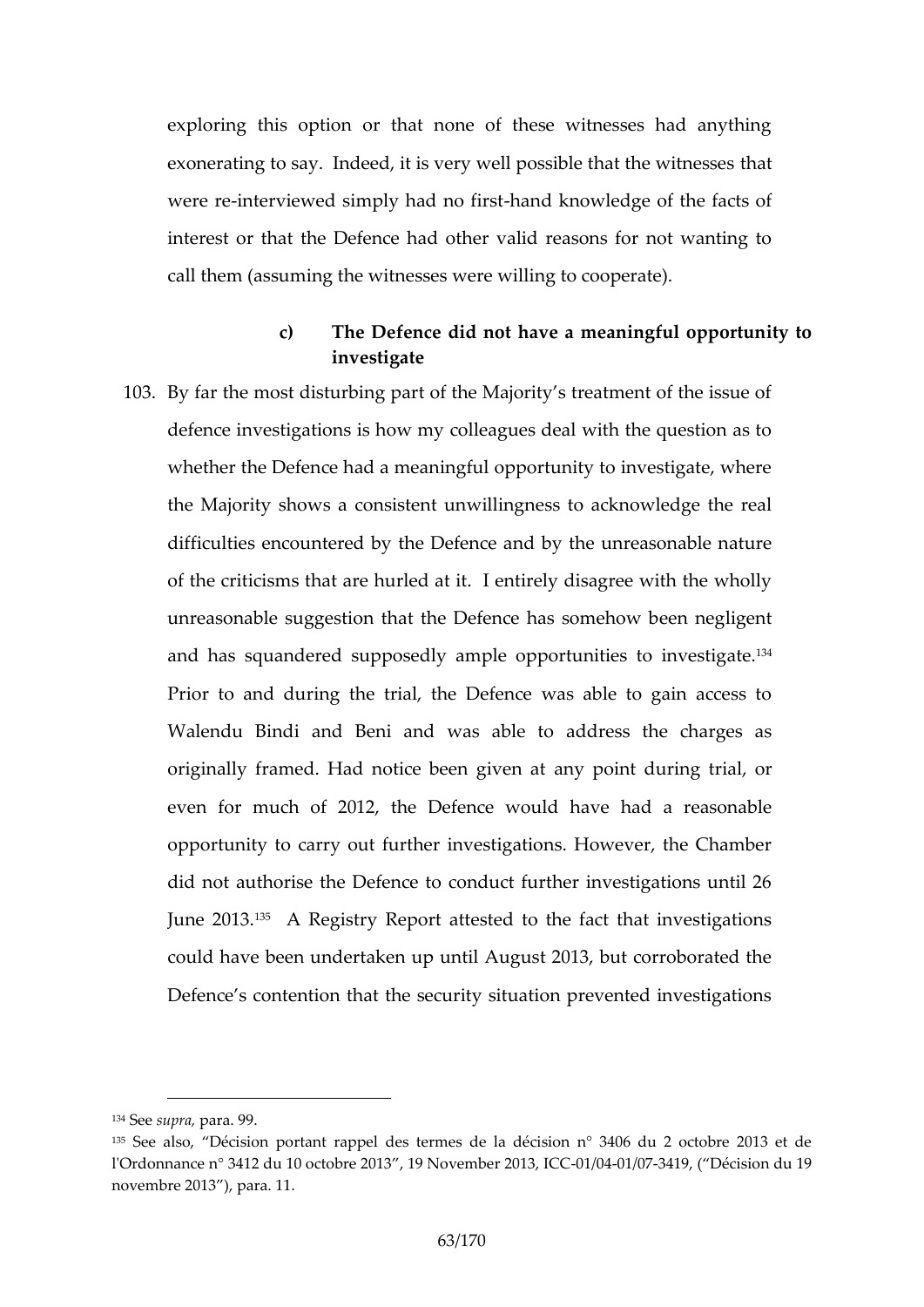exploring this option or that none of these witnesses had anything exonerating to say. Indeed, it is very well possible that the witnesses that were re-interviewed simply had no first-hand knowledge of the facts of interest or that the Defence had other valid reasons for not wanting to call them (assuming the witnesses were willing to cooperate).

### c) The Defence did not have a meaningful opportunity to investigate

103. By far the most disturbing part of the Majority's treatment of the issue of defence investigations is how my colleagues deal with the question as to whether the Defence had a meaningful opportunity to investigate, where the Majority shows a consistent unwillingness to acknowledge the real difficulties encountered by the Defence and by the unreasonable nature of the criticisms that are hurled at it. I entirely disagree with the wholly unreasonable suggestion that the Defence has somehow been negligent and has squandered supposedly ample opportunities to investigate.[134] Prior to and during the trial, the Defence was able to gain access to Walendu Bindi and Beni and was able to address the charges as originally framed. Had notice been given at any point during trial, or even for much of 2012, the Defence would have had a reasonable opportunity to carry out further investigations. However, the Chamber did not authorise the Defence to conduct further investigations until 26 June 2013.[135] A Registry Report attested to the fact that investigations could have been undertaken up until August 2013, but corroborated the Defence's contention that the security situation prevented investigations

---

[134] See *supra*, para. 99.

[135] See also, "Décision portant rappel des termes de la décision n° 3406 du 2 octobre 2013 et de l'Ordonnance n° 3412 du 10 octobre 2013", 19 November 2013, ICC-01/04-01/07-3419, ("Décision du 19 novembre 2013"), para. 11.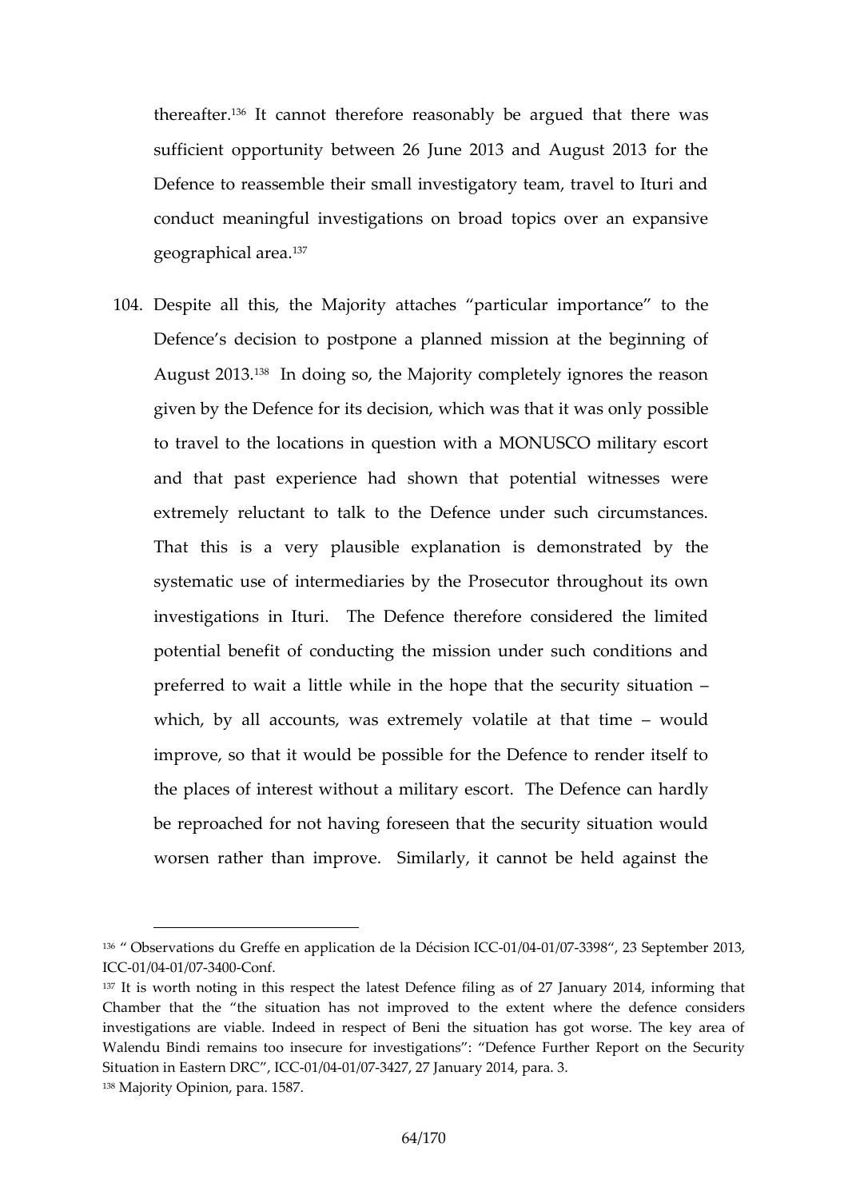thereafter.[136] It cannot therefore reasonably be argued that there was sufficient opportunity between 26 June 2013 and August 2013 for the Defence to reassemble their small investigatory team, travel to Ituri and conduct meaningful investigations on broad topics over an expansive geographical area.[137]

104. Despite all this, the Majority attaches "particular importance" to the Defence's decision to postpone a planned mission at the beginning of August 2013.[138] In doing so, the Majority completely ignores the reason given by the Defence for its decision, which was that it was only possible to travel to the locations in question with a MONUSCO military escort and that past experience had shown that potential witnesses were extremely reluctant to talk to the Defence under such circumstances. That this is a very plausible explanation is demonstrated by the systematic use of intermediaries by the Prosecutor throughout its own investigations in Ituri. The Defence therefore considered the limited potential benefit of conducting the mission under such conditions and preferred to wait a little while in the hope that the security situation – which, by all accounts, was extremely volatile at that time – would improve, so that it would be possible for the Defence to render itself to the places of interest without a military escort. The Defence can hardly be reproached for not having foreseen that the security situation would worsen rather than improve. Similarly, it cannot be held against the

---

[136] " Observations du Greffe en application de la Décision ICC-01/04-01/07-3398", 23 September 2013, ICC-01/04-01/07-3400-Conf.

[137] It is worth noting in this respect the latest Defence filing as of 27 January 2014, informing that Chamber that the "the situation has not improved to the extent where the defence considers investigations are viable. Indeed in respect of Beni the situation has got worse. The key area of Walendu Bindi remains too insecure for investigations": "Defence Further Report on the Security Situation in Eastern DRC", ICC-01/04-01/07-3427, 27 January 2014, para. 3.

[138] Majority Opinion, para. 1587.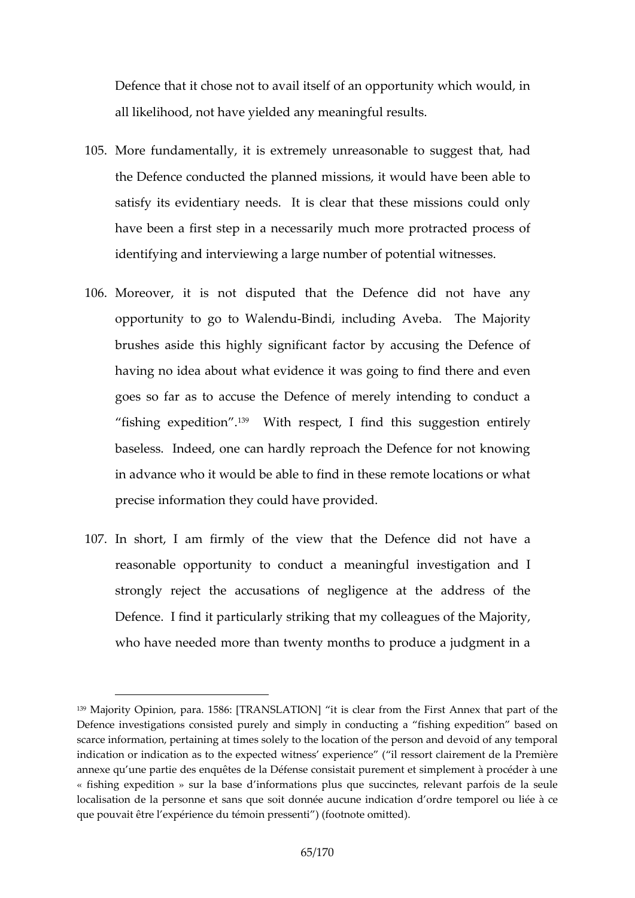Defence that it chose not to avail itself of an opportunity which would, in all likelihood, not have yielded any meaningful results.

105. More fundamentally, it is extremely unreasonable to suggest that, had the Defence conducted the planned missions, it would have been able to satisfy its evidentiary needs. It is clear that these missions could only have been a first step in a necessarily much more protracted process of identifying and interviewing a large number of potential witnesses.

106. Moreover, it is not disputed that the Defence did not have any opportunity to go to Walendu-Bindi, including Aveba. The Majority brushes aside this highly significant factor by accusing the Defence of having no idea about what evidence it was going to find there and even goes so far as to accuse the Defence of merely intending to conduct a "fishing expedition".[139] With respect, I find this suggestion entirely baseless. Indeed, one can hardly reproach the Defence for not knowing in advance who it would be able to find in these remote locations or what precise information they could have provided.

107. In short, I am firmly of the view that the Defence did not have a reasonable opportunity to conduct a meaningful investigation and I strongly reject the accusations of negligence at the address of the Defence. I find it particularly striking that my colleagues of the Majority, who have needed more than twenty months to produce a judgment in a

---

[139] Majority Opinion, para. 1586: [TRANSLATION] "it is clear from the First Annex that part of the Defence investigations consisted purely and simply in conducting a "fishing expedition" based on scarce information, pertaining at times solely to the location of the person and devoid of any temporal indication or indication as to the expected witness' experience" ("il ressort clairement de la Première annexe qu'une partie des enquêtes de la Défense consistait purement et simplement à procéder à une « fishing expedition » sur la base d'informations plus que succinctes, relevant parfois de la seule localisation de la personne et sans que soit donnée aucune indication d'ordre temporel ou liée à ce que pouvait être l'expérience du témoin pressenti") (footnote omitted).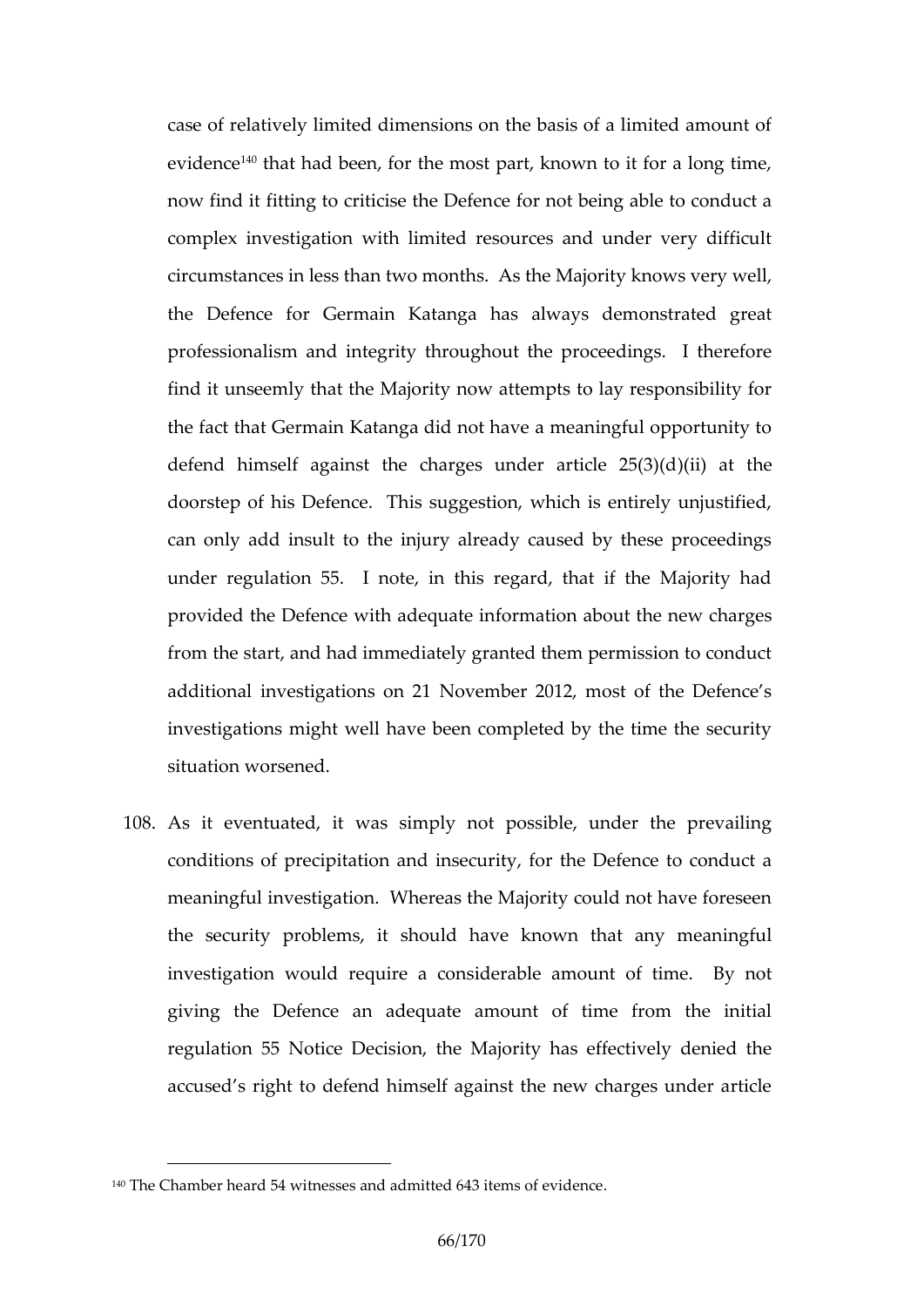case of relatively limited dimensions on the basis of a limited amount of evidence[140] that had been, for the most part, known to it for a long time, now find it fitting to criticise the Defence for not being able to conduct a complex investigation with limited resources and under very difficult circumstances in less than two months. As the Majority knows very well, the Defence for Germain Katanga has always demonstrated great professionalism and integrity throughout the proceedings. I therefore find it unseemly that the Majority now attempts to lay responsibility for the fact that Germain Katanga did not have a meaningful opportunity to defend himself against the charges under article 25(3)(d)(ii) at the doorstep of his Defence. This suggestion, which is entirely unjustified, can only add insult to the injury already caused by these proceedings under regulation 55. I note, in this regard, that if the Majority had provided the Defence with adequate information about the new charges from the start, and had immediately granted them permission to conduct additional investigations on 21 November 2012, most of the Defence's investigations might well have been completed by the time the security situation worsened.

108. As it eventuated, it was simply not possible, under the prevailing conditions of precipitation and insecurity, for the Defence to conduct a meaningful investigation. Whereas the Majority could not have foreseen the security problems, it should have known that any meaningful investigation would require a considerable amount of time. By not giving the Defence an adequate amount of time from the initial regulation 55 Notice Decision, the Majority has effectively denied the accused's right to defend himself against the new charges under article

[140] The Chamber heard 54 witnesses and admitted 643 items of evidence.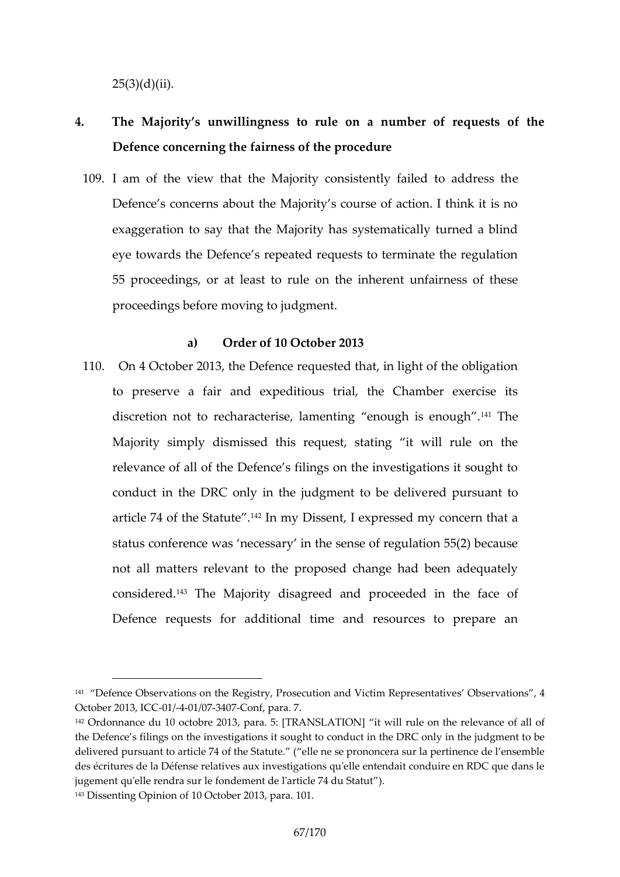25(3)(d)(ii).

## 4. The Majority's unwillingness to rule on a number of requests of the Defence concerning the fairness of the procedure

109. I am of the view that the Majority consistently failed to address the Defence's concerns about the Majority's course of action. I think it is no exaggeration to say that the Majority has systematically turned a blind eye towards the Defence's repeated requests to terminate the regulation 55 proceedings, or at least to rule on the inherent unfairness of these proceedings before moving to judgment.

### a) Order of 10 October 2013

110. On 4 October 2013, the Defence requested that, in light of the obligation to preserve a fair and expeditious trial, the Chamber exercise its discretion not to recharacterise, lamenting "enough is enough".[141] The Majority simply dismissed this request, stating "it will rule on the relevance of all of the Defence's filings on the investigations it sought to conduct in the DRC only in the judgment to be delivered pursuant to article 74 of the Statute".[142] In my Dissent, I expressed my concern that a status conference was 'necessary' in the sense of regulation 55(2) because not all matters relevant to the proposed change had been adequately considered.[143] The Majority disagreed and proceeded in the face of Defence requests for additional time and resources to prepare an

---

[141] "Defence Observations on the Registry, Prosecution and Victim Representatives' Observations", 4 October 2013, ICC-01/-4-01/07-3407-Conf, para. 7.

[142] Ordonnance du 10 octobre 2013, para. 5: [TRANSLATION] "it will rule on the relevance of all of the Defence's filings on the investigations it sought to conduct in the DRC only in the judgment to be delivered pursuant to article 74 of the Statute." ("elle ne se prononcera sur la pertinence de l'ensemble des écritures de la Défense relatives aux investigations qu'elle entendait conduire en RDC que dans le jugement qu'elle rendra sur le fondement de l'article 74 du Statut").

[143] Dissenting Opinion of 10 October 2013, para. 101.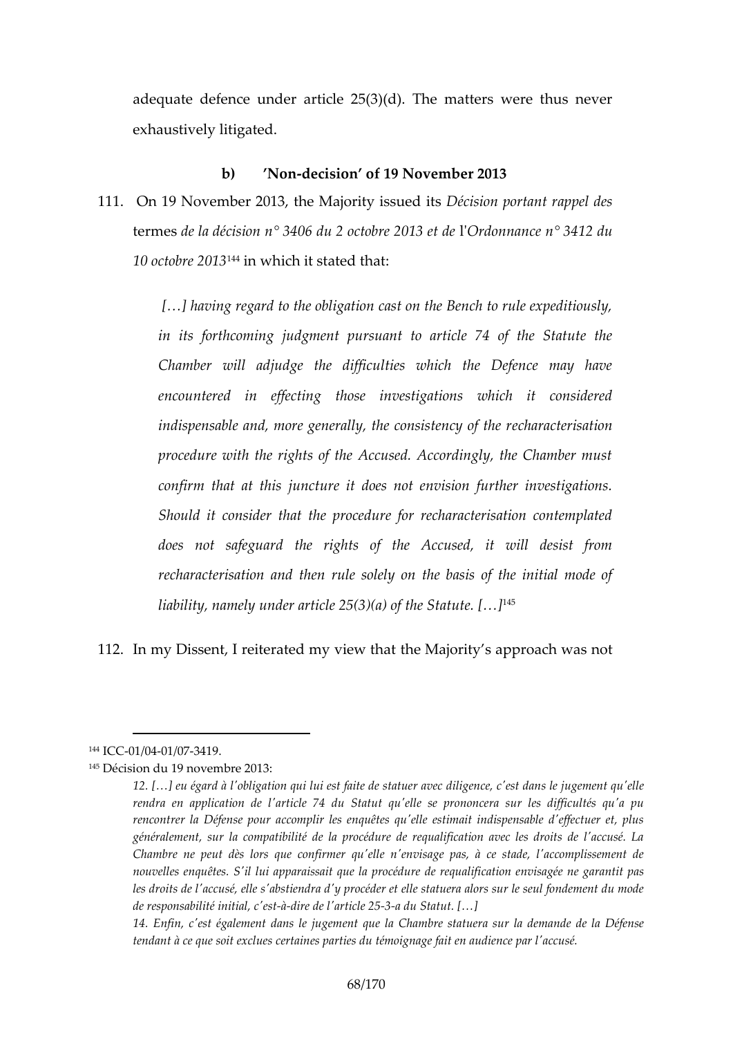adequate defence under article 25(3)(d). The matters were thus never exhaustively litigated.

### b) 'Non-decision' of 19 November 2013

111. On 19 November 2013, the Majority issued its *Décision portant rappel des termes de la décision n° 3406 du 2 octobre 2013 et de* l'*Ordonnance n° 3412 du 10 octobre 2013*[144] in which it stated that:

> *[…] having regard to the obligation cast on the Bench to rule expeditiously, in its forthcoming judgment pursuant to article 74 of the Statute the Chamber will adjudge the difficulties which the Defence may have encountered in effecting those investigations which it considered indispensable and, more generally, the consistency of the recharacterisation procedure with the rights of the Accused. Accordingly, the Chamber must confirm that at this juncture it does not envision further investigations. Should it consider that the procedure for recharacterisation contemplated does not safeguard the rights of the Accused, it will desist from recharacterisation and then rule solely on the basis of the initial mode of liability, namely under article 25(3)(a) of the Statute. […]*[145]

112. In my Dissent, I reiterated my view that the Majority's approach was not

---

[144] ICC-01/04-01/07-3419.

[145] Décision du 19 novembre 2013:

> *12. […] eu égard à l'obligation qui lui est faite de statuer avec diligence, c'est dans le jugement qu'elle rendra en application de l'article 74 du Statut qu'elle se prononcera sur les difficultés qu'a pu rencontrer la Défense pour accomplir les enquêtes qu'elle estimait indispensable d'effectuer et, plus généralement, sur la compatibilité de la procédure de requalification avec les droits de l'accusé. La Chambre ne peut dès lors que confirmer qu'elle n'envisage pas, à ce stade, l'accomplissement de nouvelles enquêtes. S'il lui apparaissait que la procédure de requalification envisagée ne garantit pas les droits de l'accusé, elle s'abstiendra d'y procéder et elle statuera alors sur le seul fondement du mode de responsabilité initial, c'est-à-dire de l'article 25-3-a du Statut. […]*
>
> *14. Enfin, c'est également dans le jugement que la Chambre statuera sur la demande de la Défense tendant à ce que soit exclues certaines parties du témoignage fait en audience par l'accusé.*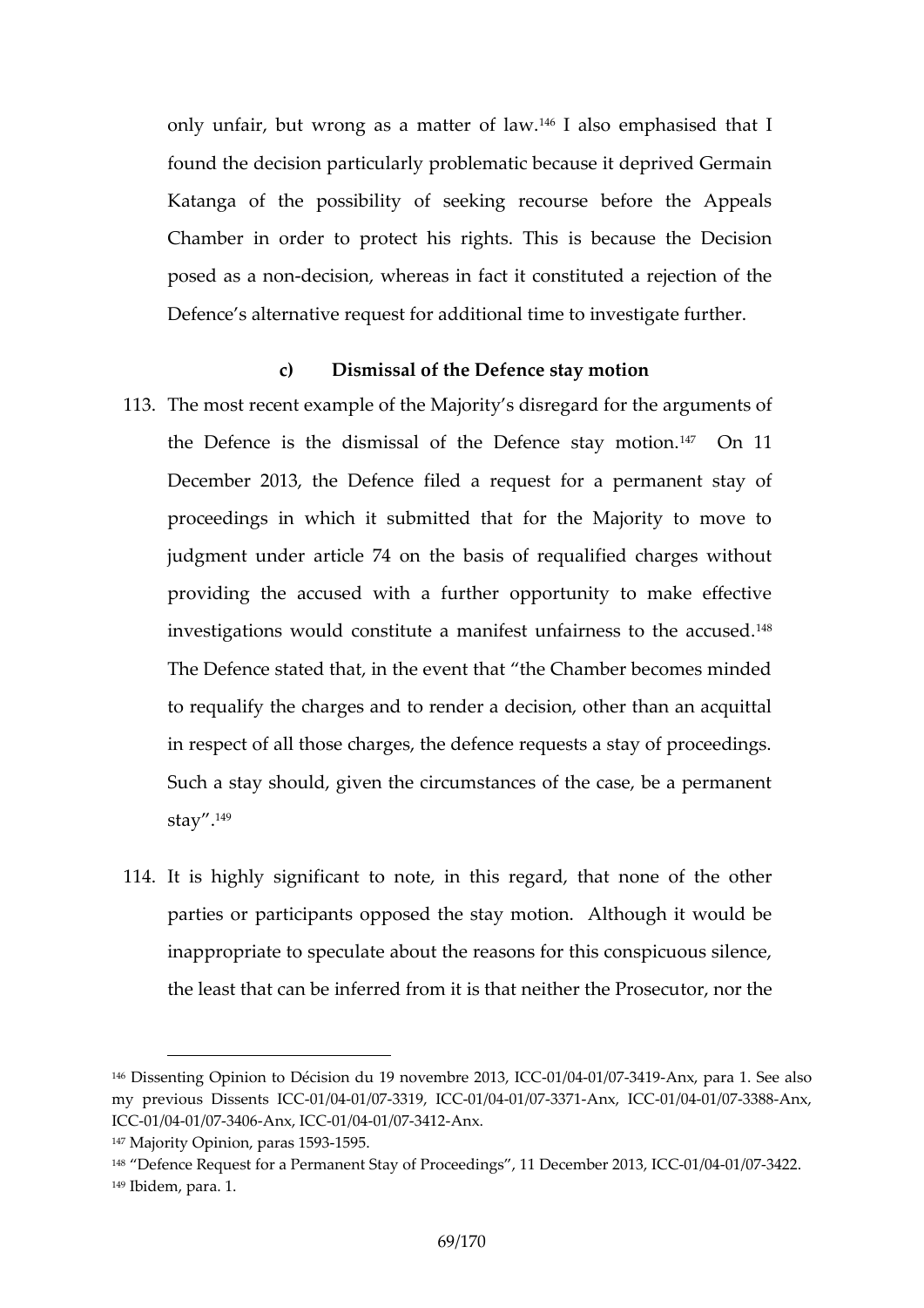only unfair, but wrong as a matter of law.[146] I also emphasised that I found the decision particularly problematic because it deprived Germain Katanga of the possibility of seeking recourse before the Appeals Chamber in order to protect his rights. This is because the Decision posed as a non-decision, whereas in fact it constituted a rejection of the Defence's alternative request for additional time to investigate further.

### c) Dismissal of the Defence stay motion

113. The most recent example of the Majority's disregard for the arguments of the Defence is the dismissal of the Defence stay motion.[147] On 11 December 2013, the Defence filed a request for a permanent stay of proceedings in which it submitted that for the Majority to move to judgment under article 74 on the basis of requalified charges without providing the accused with a further opportunity to make effective investigations would constitute a manifest unfairness to the accused.[148] The Defence stated that, in the event that "the Chamber becomes minded to requalify the charges and to render a decision, other than an acquittal in respect of all those charges, the defence requests a stay of proceedings. Such a stay should, given the circumstances of the case, be a permanent stay".[149]

114. It is highly significant to note, in this regard, that none of the other parties or participants opposed the stay motion. Although it would be inappropriate to speculate about the reasons for this conspicuous silence, the least that can be inferred from it is that neither the Prosecutor, nor the

---

[146] Dissenting Opinion to Décision du 19 novembre 2013, ICC-01/04-01/07-3419-Anx, para 1. See also my previous Dissents ICC-01/04-01/07-3319, ICC-01/04-01/07-3371-Anx, ICC-01/04-01/07-3388-Anx, ICC-01/04-01/07-3406-Anx, ICC-01/04-01/07-3412-Anx.

[147] Majority Opinion, paras 1593-1595.

[148] "Defence Request for a Permanent Stay of Proceedings", 11 December 2013, ICC-01/04-01/07-3422.

[149] Ibidem, para. 1.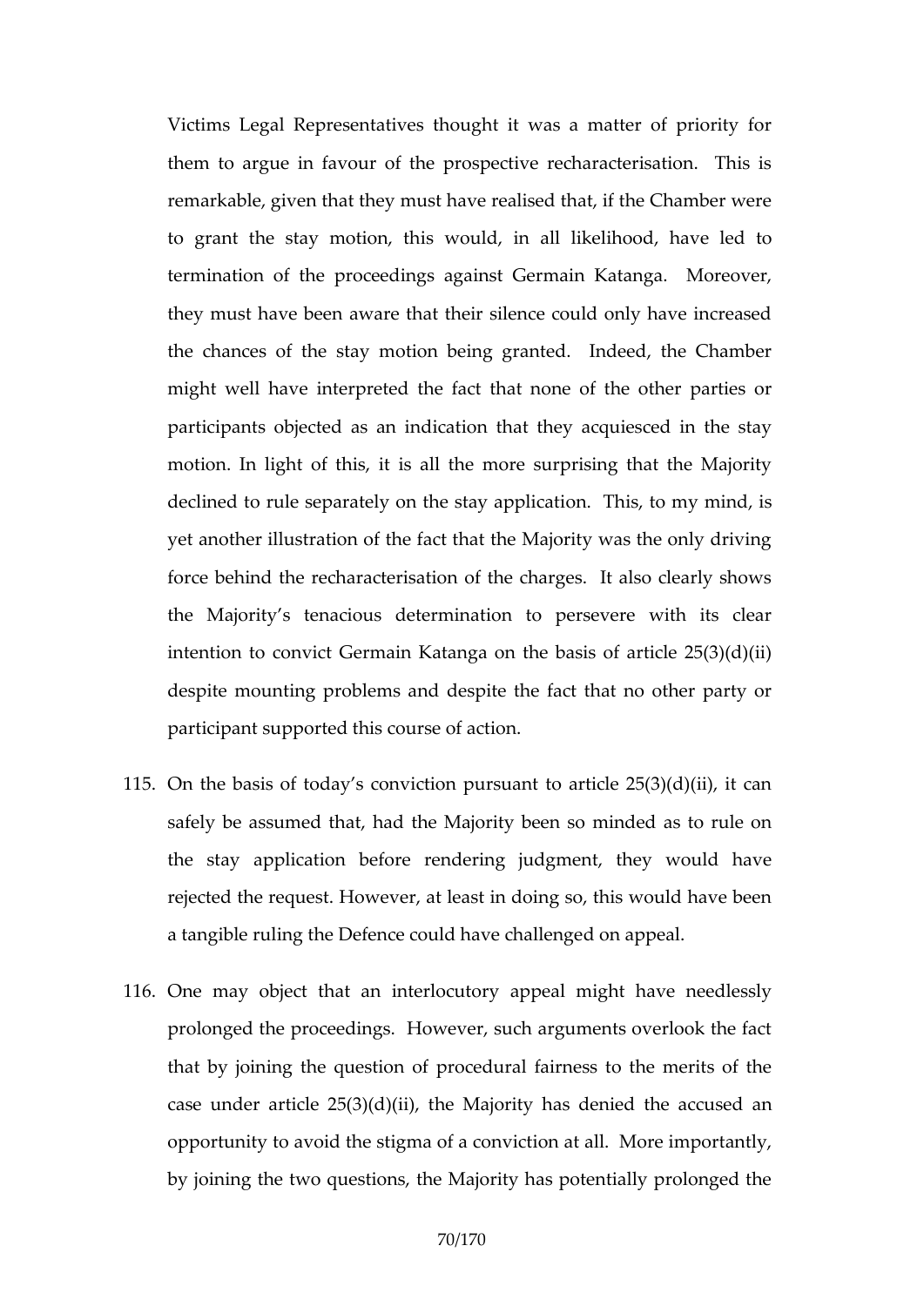Victims Legal Representatives thought it was a matter of priority for them to argue in favour of the prospective recharacterisation. This is remarkable, given that they must have realised that, if the Chamber were to grant the stay motion, this would, in all likelihood, have led to termination of the proceedings against Germain Katanga. Moreover, they must have been aware that their silence could only have increased the chances of the stay motion being granted. Indeed, the Chamber might well have interpreted the fact that none of the other parties or participants objected as an indication that they acquiesced in the stay motion. In light of this, it is all the more surprising that the Majority declined to rule separately on the stay application. This, to my mind, is yet another illustration of the fact that the Majority was the only driving force behind the recharacterisation of the charges. It also clearly shows the Majority's tenacious determination to persevere with its clear intention to convict Germain Katanga on the basis of article 25(3)(d)(ii) despite mounting problems and despite the fact that no other party or participant supported this course of action.

115. On the basis of today's conviction pursuant to article 25(3)(d)(ii), it can safely be assumed that, had the Majority been so minded as to rule on the stay application before rendering judgment, they would have rejected the request. However, at least in doing so, this would have been a tangible ruling the Defence could have challenged on appeal.

116. One may object that an interlocutory appeal might have needlessly prolonged the proceedings. However, such arguments overlook the fact that by joining the question of procedural fairness to the merits of the case under article 25(3)(d)(ii), the Majority has denied the accused an opportunity to avoid the stigma of a conviction at all. More importantly, by joining the two questions, the Majority has potentially prolonged the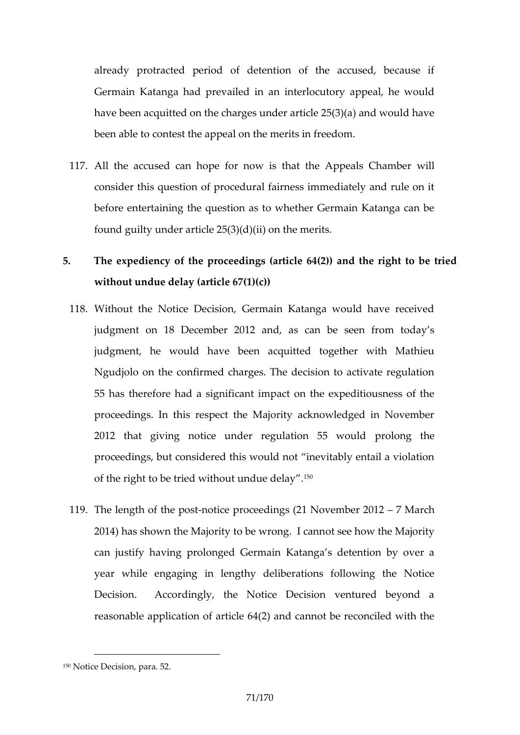already protracted period of detention of the accused, because if Germain Katanga had prevailed in an interlocutory appeal, he would have been acquitted on the charges under article 25(3)(a) and would have been able to contest the appeal on the merits in freedom.

117. All the accused can hope for now is that the Appeals Chamber will consider this question of procedural fairness immediately and rule on it before entertaining the question as to whether Germain Katanga can be found guilty under article 25(3)(d)(ii) on the merits.

**5. The expediency of the proceedings (article 64(2)) and the right to be tried without undue delay (article 67(1)(c))**

118. Without the Notice Decision, Germain Katanga would have received judgment on 18 December 2012 and, as can be seen from today's judgment, he would have been acquitted together with Mathieu Ngudjolo on the confirmed charges. The decision to activate regulation 55 has therefore had a significant impact on the expeditiousness of the proceedings. In this respect the Majority acknowledged in November 2012 that giving notice under regulation 55 would prolong the proceedings, but considered this would not "inevitably entail a violation of the right to be tried without undue delay".[150]

119. The length of the post-notice proceedings (21 November 2012 – 7 March 2014) has shown the Majority to be wrong. I cannot see how the Majority can justify having prolonged Germain Katanga's detention by over a year while engaging in lengthy deliberations following the Notice Decision. Accordingly, the Notice Decision ventured beyond a reasonable application of article 64(2) and cannot be reconciled with the

---

[150] Notice Decision, para. 52.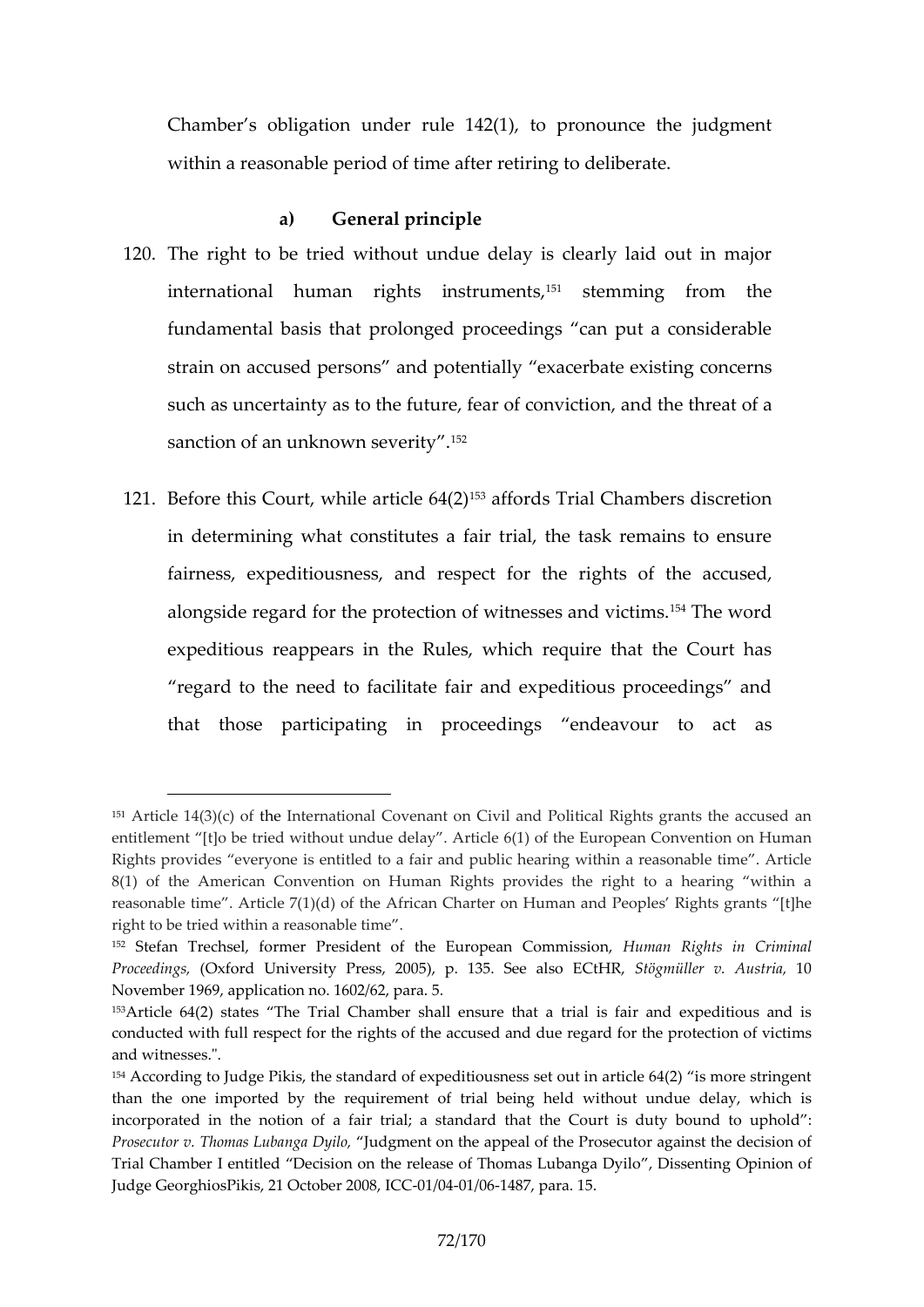Chamber's obligation under rule 142(1), to pronounce the judgment within a reasonable period of time after retiring to deliberate.

**a) General principle**

120. The right to be tried without undue delay is clearly laid out in major international human rights instruments,[151] stemming from the fundamental basis that prolonged proceedings "can put a considerable strain on accused persons" and potentially "exacerbate existing concerns such as uncertainty as to the future, fear of conviction, and the threat of a sanction of an unknown severity".[152]

121. Before this Court, while article 64(2)[153] affords Trial Chambers discretion in determining what constitutes a fair trial, the task remains to ensure fairness, expeditiousness, and respect for the rights of the accused, alongside regard for the protection of witnesses and victims.[154] The word expeditious reappears in the Rules, which require that the Court has "regard to the need to facilitate fair and expeditious proceedings" and that those participating in proceedings "endeavour to act as

---

[151] Article 14(3)(c) of the International Covenant on Civil and Political Rights grants the accused an entitlement "[t]o be tried without undue delay". Article 6(1) of the European Convention on Human Rights provides "everyone is entitled to a fair and public hearing within a reasonable time". Article 8(1) of the American Convention on Human Rights provides the right to a hearing "within a reasonable time". Article 7(1)(d) of the African Charter on Human and Peoples' Rights grants "[t]he right to be tried within a reasonable time".

[152] Stefan Trechsel, former President of the European Commission, *Human Rights in Criminal Proceedings*, (Oxford University Press, 2005), p. 135. See also ECtHR, *Stögmüller v. Austria*, 10 November 1969, application no. 1602/62, para. 5.

[153] Article 64(2) states "The Trial Chamber shall ensure that a trial is fair and expeditious and is conducted with full respect for the rights of the accused and due regard for the protection of victims and witnesses.".

[154] According to Judge Pikis, the standard of expeditiousness set out in article 64(2) "is more stringent than the one imported by the requirement of trial being held without undue delay, which is incorporated in the notion of a fair trial; a standard that the Court is duty bound to uphold": *Prosecutor v. Thomas Lubanga Dyilo*, "Judgment on the appeal of the Prosecutor against the decision of Trial Chamber I entitled "Decision on the release of Thomas Lubanga Dyilo", Dissenting Opinion of Judge GeorghiosPikis, 21 October 2008, ICC-01/04-01/06-1487, para. 15.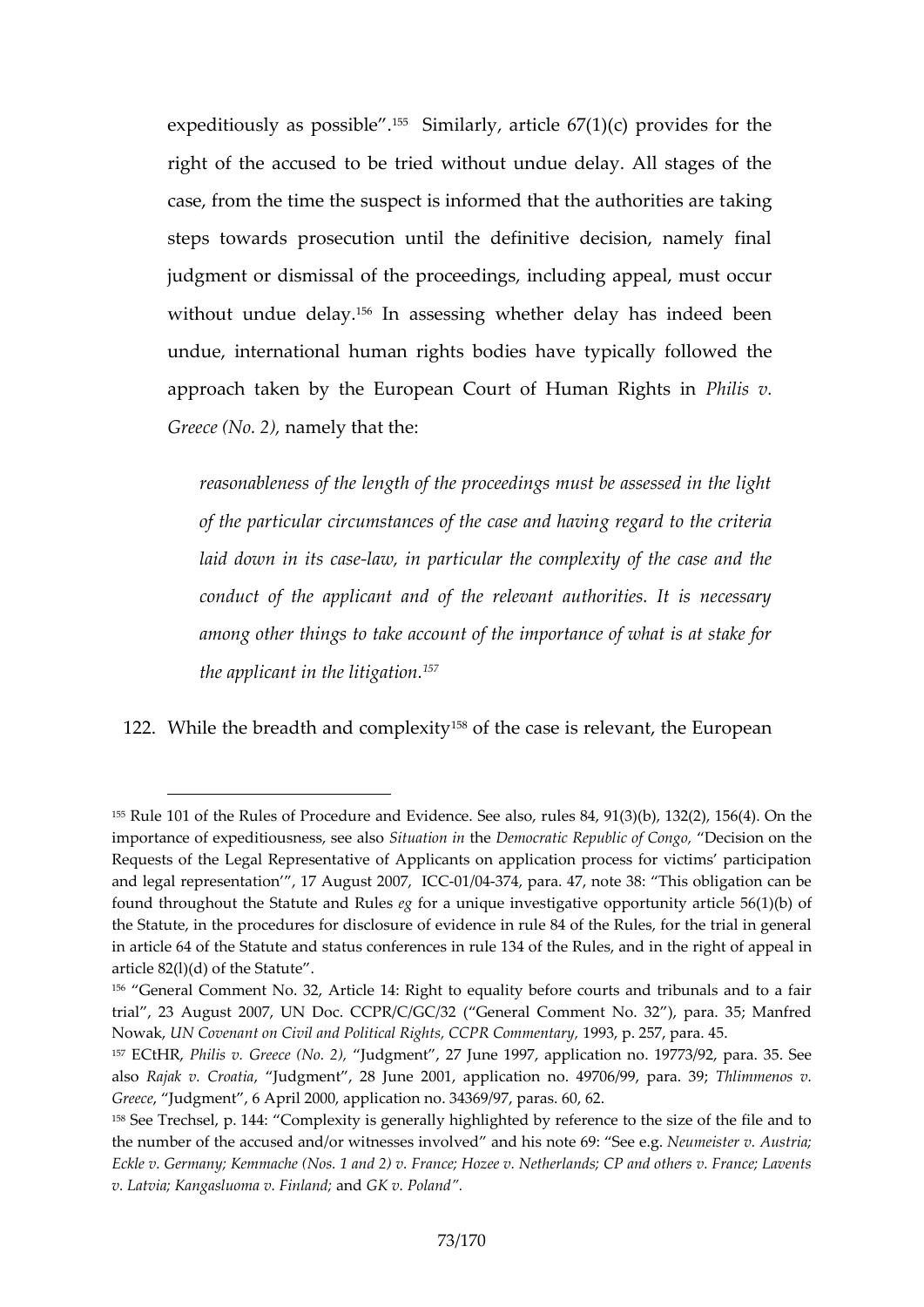expeditiously as possible".[155] Similarly, article 67(1)(c) provides for the right of the accused to be tried without undue delay. All stages of the case, from the time the suspect is informed that the authorities are taking steps towards prosecution until the definitive decision, namely final judgment or dismissal of the proceedings, including appeal, must occur without undue delay.[156] In assessing whether delay has indeed been undue, international human rights bodies have typically followed the approach taken by the European Court of Human Rights in *Philis v. Greece (No. 2)*, namely that the:

> *reasonableness of the length of the proceedings must be assessed in the light of the particular circumstances of the case and having regard to the criteria laid down in its case-law, in particular the complexity of the case and the conduct of the applicant and of the relevant authorities. It is necessary among other things to take account of the importance of what is at stake for the applicant in the litigation.*[157]

122. While the breadth and complexity[158] of the case is relevant, the European

---

[155] Rule 101 of the Rules of Procedure and Evidence. See also, rules 84, 91(3)(b), 132(2), 156(4). On the importance of expeditiousness, see also *Situation in* the *Democratic Republic of Congo*, "Decision on the Requests of the Legal Representative of Applicants on application process for victims' participation and legal representation'", 17 August 2007, ICC-01/04-374, para. 47, note 38: "This obligation can be found throughout the Statute and Rules *eg* for a unique investigative opportunity article 56(1)(b) of the Statute, in the procedures for disclosure of evidence in rule 84 of the Rules, for the trial in general in article 64 of the Statute and status conferences in rule 134 of the Rules, and in the right of appeal in article 82(l)(d) of the Statute".

[156] "General Comment No. 32, Article 14: Right to equality before courts and tribunals and to a fair trial", 23 August 2007, UN Doc. CCPR/C/GC/32 ("General Comment No. 32"), para. 35; Manfred Nowak, *UN Covenant on Civil and Political Rights, CCPR Commentary,* 1993, p. 257, para. 45.

[157] ECtHR, *Philis v. Greece (No. 2)*, "Judgment", 27 June 1997, application no. 19773/92, para. 35. See also *Rajak v. Croatia*, "Judgment", 28 June 2001, application no. 49706/99, para. 39; *Thlimmenos v. Greece*, "Judgment", 6 April 2000, application no. 34369/97, paras. 60, 62.

[158] See Trechsel, p. 144: "Complexity is generally highlighted by reference to the size of the file and to the number of the accused and/or witnesses involved" and his note 69: "See e.g. *Neumeister v. Austria; Eckle v. Germany; Kemmache (Nos. 1 and 2) v. France; Hozee v. Netherlands; CP and others v. France; Lavents v. Latvia; Kangasluoma v. Finland;* and *GK v. Poland*".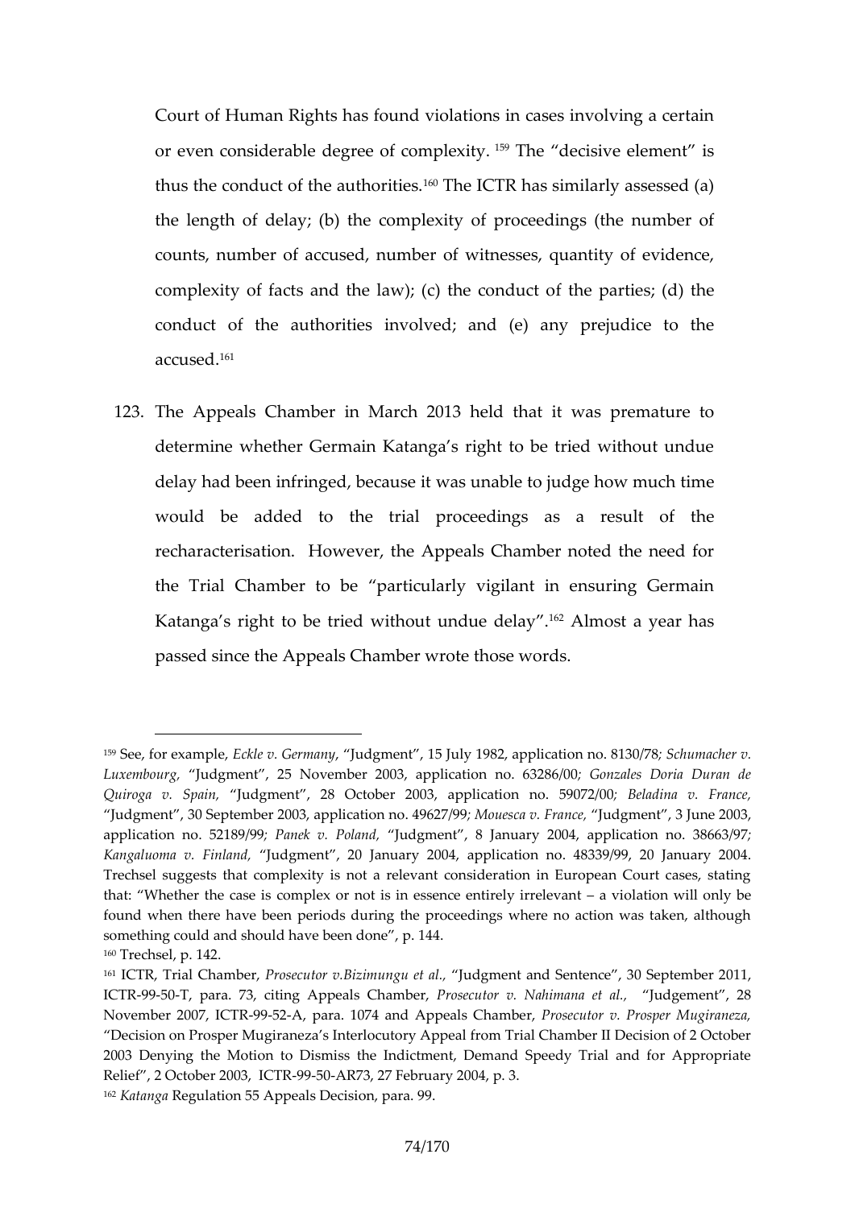Court of Human Rights has found violations in cases involving a certain or even considerable degree of complexity.[159] The "decisive element" is thus the conduct of the authorities.[160] The ICTR has similarly assessed (a) the length of delay; (b) the complexity of proceedings (the number of counts, number of accused, number of witnesses, quantity of evidence, complexity of facts and the law); (c) the conduct of the parties; (d) the conduct of the authorities involved; and (e) any prejudice to the accused.[161]

123. The Appeals Chamber in March 2013 held that it was premature to determine whether Germain Katanga's right to be tried without undue delay had been infringed, because it was unable to judge how much time would be added to the trial proceedings as a result of the recharacterisation. However, the Appeals Chamber noted the need for the Trial Chamber to be "particularly vigilant in ensuring Germain Katanga's right to be tried without undue delay".[162] Almost a year has passed since the Appeals Chamber wrote those words.

---

[159] See, for example, *Eckle v. Germany*, "Judgment", 15 July 1982, application no. 8130/78; *Schumacher v. Luxembourg*, "Judgment", 25 November 2003, application no. 63286/00; *Gonzales Doria Duran de Quiroga v. Spain*, "Judgment", 28 October 2003, application no. 59072/00; *Beladina v. France*, "Judgment", 30 September 2003, application no. 49627/99; *Mouesca v. France*, "Judgment", 3 June 2003, application no. 52189/99; *Panek v. Poland*, "Judgment", 8 January 2004, application no. 38663/97; *Kangaluoma v. Finland*, "Judgment", 20 January 2004, application no. 48339/99, 20 January 2004. Trechsel suggests that complexity is not a relevant consideration in European Court cases, stating that: "Whether the case is complex or not is in essence entirely irrelevant – a violation will only be found when there have been periods during the proceedings where no action was taken, although something could and should have been done", p. 144.

[160] Trechsel, p. 142.

[161] ICTR, Trial Chamber, *Prosecutor v.Bizimungu et al.*, "Judgment and Sentence", 30 September 2011, ICTR-99-50-T, para. 73, citing Appeals Chamber, *Prosecutor v. Nahimana et al.*, "Judgement", 28 November 2007, ICTR-99-52-A, para. 1074 and Appeals Chamber, *Prosecutor v. Prosper Mugiraneza*, "Decision on Prosper Mugiraneza's Interlocutory Appeal from Trial Chamber II Decision of 2 October 2003 Denying the Motion to Dismiss the Indictment, Demand Speedy Trial and for Appropriate Relief", 2 October 2003, ICTR-99-50-AR73, 27 February 2004, p. 3.

[162] *Katanga* Regulation 55 Appeals Decision, para. 99.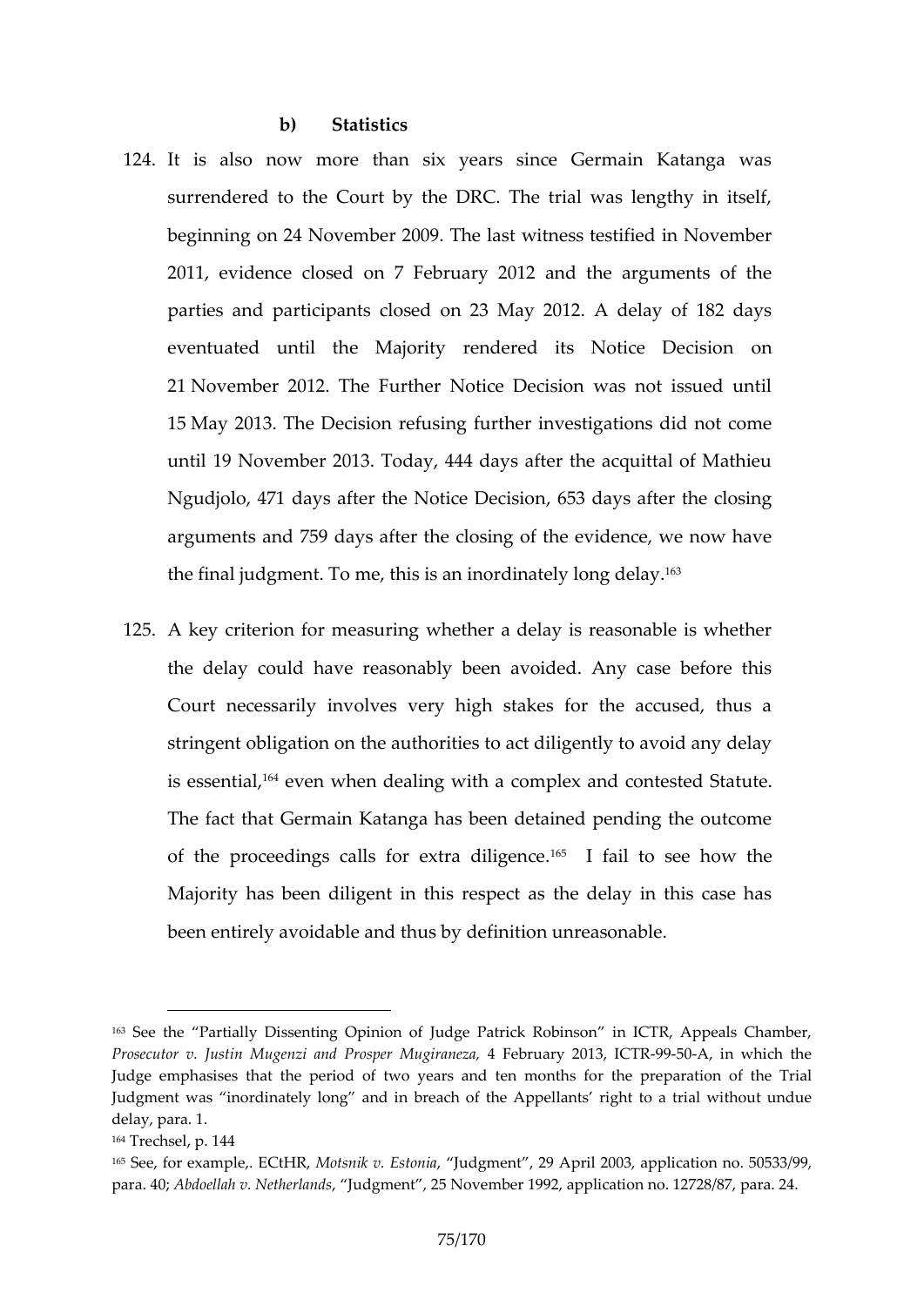### b) Statistics

124. It is also now more than six years since Germain Katanga was surrendered to the Court by the DRC. The trial was lengthy in itself, beginning on 24 November 2009. The last witness testified in November 2011, evidence closed on 7 February 2012 and the arguments of the parties and participants closed on 23 May 2012. A delay of 182 days eventuated until the Majority rendered its Notice Decision on 21 November 2012. The Further Notice Decision was not issued until 15 May 2013. The Decision refusing further investigations did not come until 19 November 2013. Today, 444 days after the acquittal of Mathieu Ngudjolo, 471 days after the Notice Decision, 653 days after the closing arguments and 759 days after the closing of the evidence, we now have the final judgment. To me, this is an inordinately long delay.[163]

125. A key criterion for measuring whether a delay is reasonable is whether the delay could have reasonably been avoided. Any case before this Court necessarily involves very high stakes for the accused, thus a stringent obligation on the authorities to act diligently to avoid any delay is essential,[164] even when dealing with a complex and contested Statute. The fact that Germain Katanga has been detained pending the outcome of the proceedings calls for extra diligence.[165] I fail to see how the Majority has been diligent in this respect as the delay in this case has been entirely avoidable and thus by definition unreasonable.

---

[163] See the "Partially Dissenting Opinion of Judge Patrick Robinson" in ICTR, Appeals Chamber, *Prosecutor v. Justin Mugenzi and Prosper Mugiraneza*, 4 February 2013, ICTR-99-50-A, in which the Judge emphasises that the period of two years and ten months for the preparation of the Trial Judgment was "inordinately long" and in breach of the Appellants' right to a trial without undue delay, para. 1.

[164] Trechsel, p. 144

[165] See, for example,. ECtHR, *Motsnik v. Estonia*, "Judgment", 29 April 2003, application no. 50533/99, para. 40; *Abdoellah v. Netherlands*, "Judgment", 25 November 1992, application no. 12728/87, para. 24.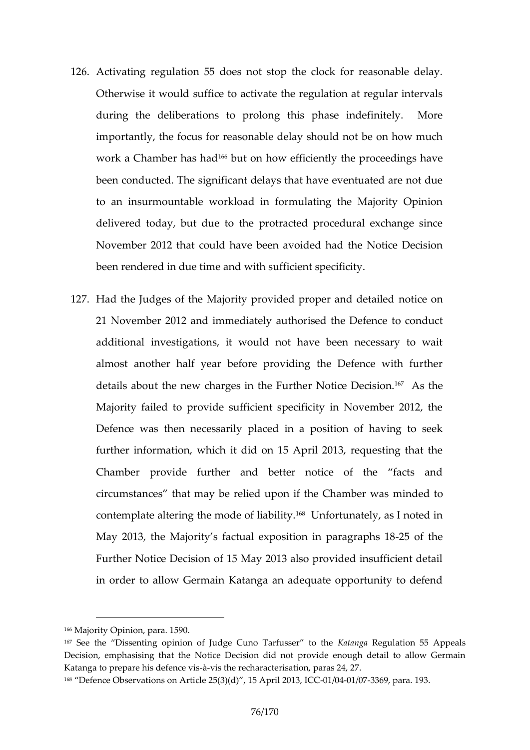126. Activating regulation 55 does not stop the clock for reasonable delay. Otherwise it would suffice to activate the regulation at regular intervals during the deliberations to prolong this phase indefinitely. More importantly, the focus for reasonable delay should not be on how much work a Chamber has had[166] but on how efficiently the proceedings have been conducted. The significant delays that have eventuated are not due to an insurmountable workload in formulating the Majority Opinion delivered today, but due to the protracted procedural exchange since November 2012 that could have been avoided had the Notice Decision been rendered in due time and with sufficient specificity.

127. Had the Judges of the Majority provided proper and detailed notice on 21 November 2012 and immediately authorised the Defence to conduct additional investigations, it would not have been necessary to wait almost another half year before providing the Defence with further details about the new charges in the Further Notice Decision.[167] As the Majority failed to provide sufficient specificity in November 2012, the Defence was then necessarily placed in a position of having to seek further information, which it did on 15 April 2013, requesting that the Chamber provide further and better notice of the "facts and circumstances" that may be relied upon if the Chamber was minded to contemplate altering the mode of liability.[168] Unfortunately, as I noted in May 2013, the Majority's factual exposition in paragraphs 18-25 of the Further Notice Decision of 15 May 2013 also provided insufficient detail in order to allow Germain Katanga an adequate opportunity to defend

---

[166] Majority Opinion, para. 1590.

[167] See the "Dissenting opinion of Judge Cuno Tarfusser" to the *Katanga* Regulation 55 Appeals Decision, emphasising that the Notice Decision did not provide enough detail to allow Germain Katanga to prepare his defence vis-à-vis the recharacterisation, paras 24, 27.

[168] "Defence Observations on Article 25(3)(d)", 15 April 2013, ICC-01/04-01/07-3369, para. 193.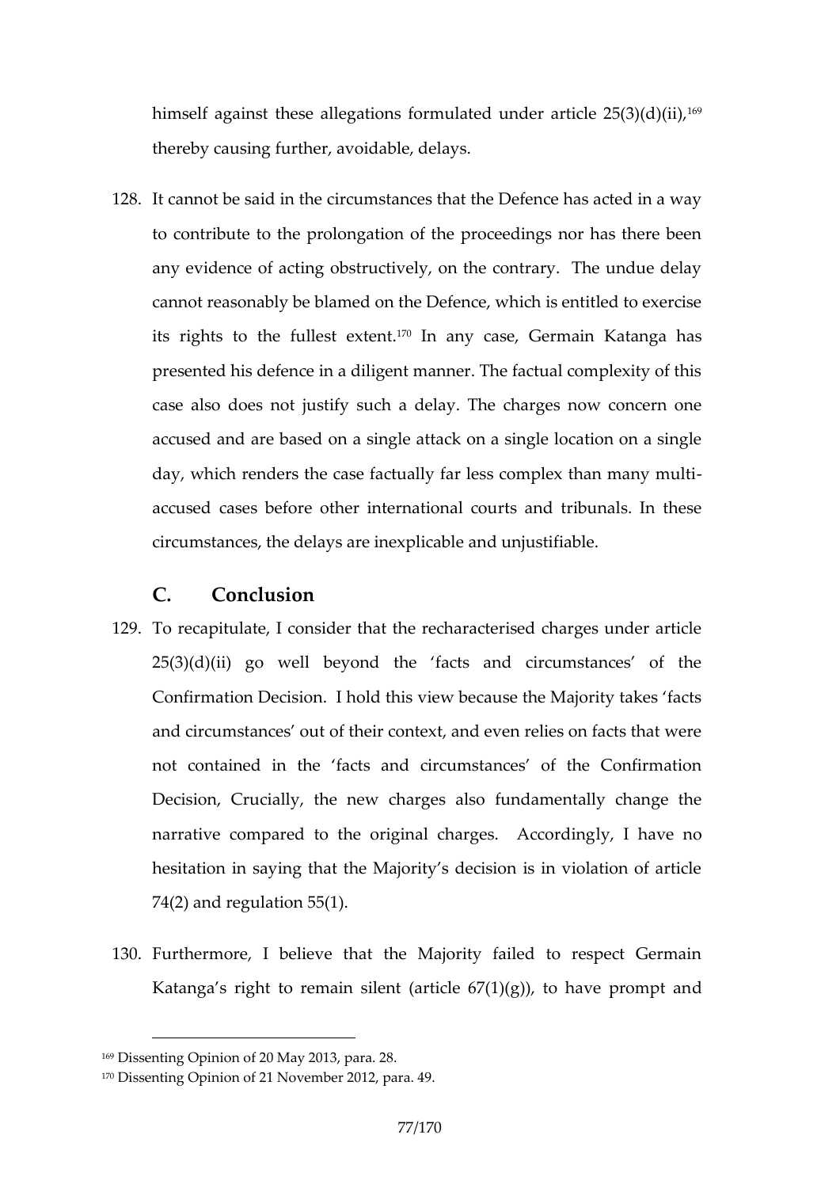himself against these allegations formulated under article 25(3)(d)(ii),[169] thereby causing further, avoidable, delays.

128. It cannot be said in the circumstances that the Defence has acted in a way to contribute to the prolongation of the proceedings nor has there been any evidence of acting obstructively, on the contrary. The undue delay cannot reasonably be blamed on the Defence, which is entitled to exercise its rights to the fullest extent.[170] In any case, Germain Katanga has presented his defence in a diligent manner. The factual complexity of this case also does not justify such a delay. The charges now concern one accused and are based on a single attack on a single location on a single day, which renders the case factually far less complex than many multi-accused cases before other international courts and tribunals. In these circumstances, the delays are inexplicable and unjustifiable.

## C. Conclusion

129. To recapitulate, I consider that the recharacterised charges under article 25(3)(d)(ii) go well beyond the 'facts and circumstances' of the Confirmation Decision. I hold this view because the Majority takes 'facts and circumstances' out of their context, and even relies on facts that were not contained in the 'facts and circumstances' of the Confirmation Decision, Crucially, the new charges also fundamentally change the narrative compared to the original charges. Accordingly, I have no hesitation in saying that the Majority's decision is in violation of article 74(2) and regulation 55(1).

130. Furthermore, I believe that the Majority failed to respect Germain Katanga's right to remain silent (article 67(1)(g)), to have prompt and

---

[169] Dissenting Opinion of 20 May 2013, para. 28.

[170] Dissenting Opinion of 21 November 2012, para. 49.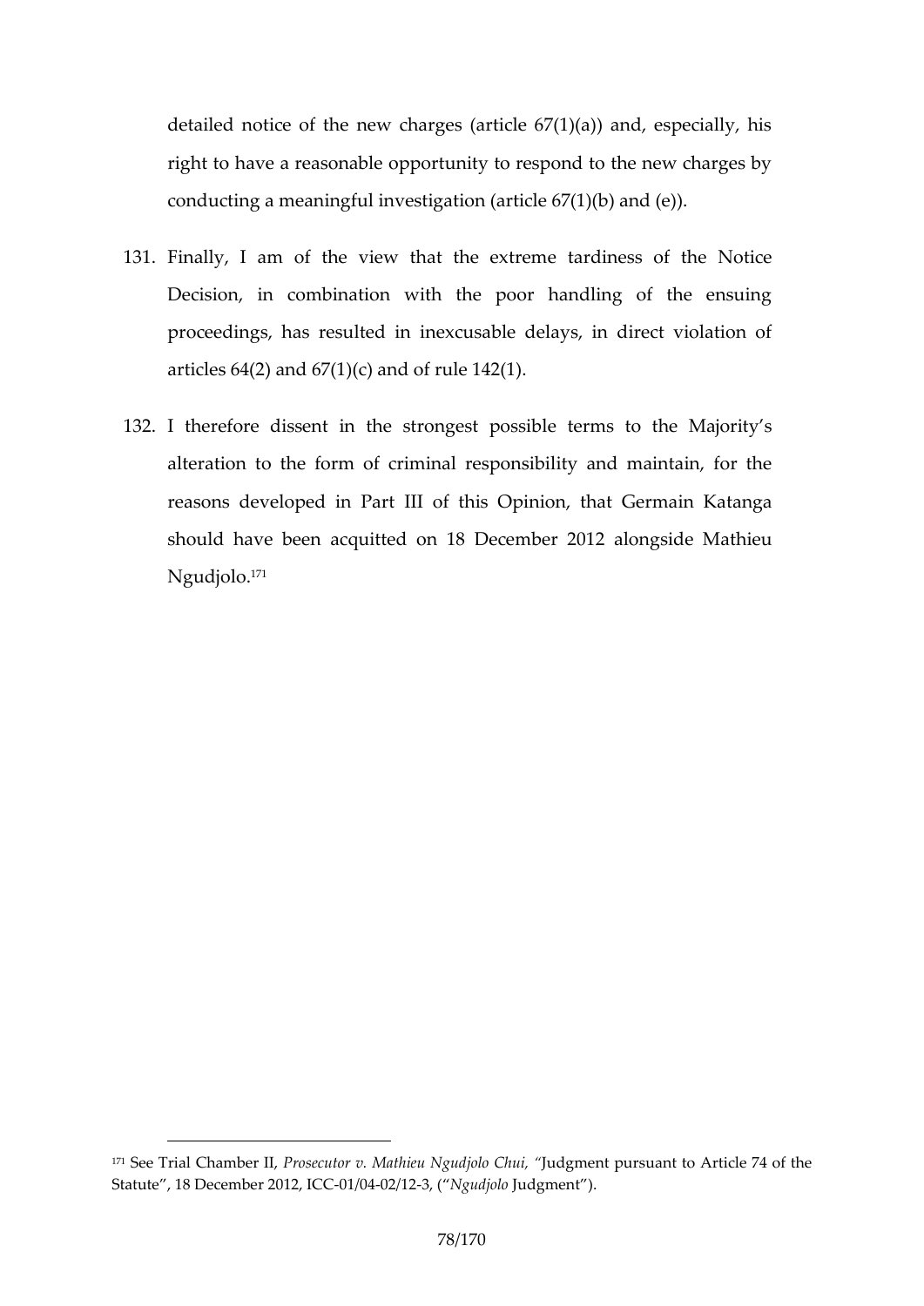detailed notice of the new charges (article 67(1)(a)) and, especially, his right to have a reasonable opportunity to respond to the new charges by conducting a meaningful investigation (article 67(1)(b) and (e)).

131. Finally, I am of the view that the extreme tardiness of the Notice Decision, in combination with the poor handling of the ensuing proceedings, has resulted in inexcusable delays, in direct violation of articles 64(2) and 67(1)(c) and of rule 142(1).

132. I therefore dissent in the strongest possible terms to the Majority's alteration to the form of criminal responsibility and maintain, for the reasons developed in Part III of this Opinion, that Germain Katanga should have been acquitted on 18 December 2012 alongside Mathieu Ngudjolo.[171]

---

[171] See Trial Chamber II, *Prosecutor v. Mathieu Ngudjolo Chui*, "Judgment pursuant to Article 74 of the Statute", 18 December 2012, ICC-01/04-02/12-3, ("*Ngudjolo* Judgment").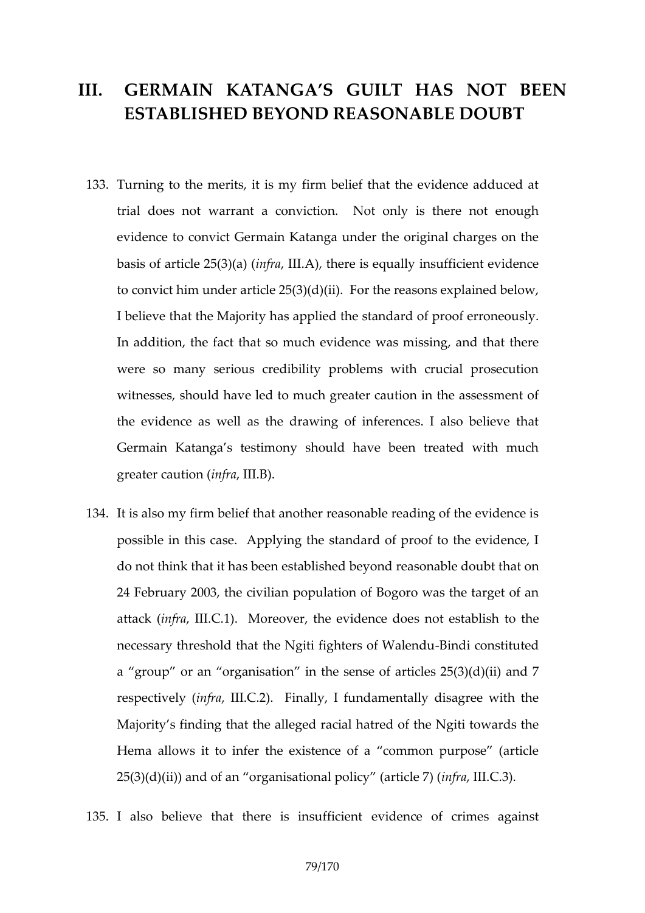# III. GERMAIN KATANGA'S GUILT HAS NOT BEEN ESTABLISHED BEYOND REASONABLE DOUBT

133. Turning to the merits, it is my firm belief that the evidence adduced at trial does not warrant a conviction. Not only is there not enough evidence to convict Germain Katanga under the original charges on the basis of article 25(3)(a) (*infra*, III.A), there is equally insufficient evidence to convict him under article 25(3)(d)(ii). For the reasons explained below, I believe that the Majority has applied the standard of proof erroneously. In addition, the fact that so much evidence was missing, and that there were so many serious credibility problems with crucial prosecution witnesses, should have led to much greater caution in the assessment of the evidence as well as the drawing of inferences. I also believe that Germain Katanga's testimony should have been treated with much greater caution (*infra*, III.B).

134. It is also my firm belief that another reasonable reading of the evidence is possible in this case. Applying the standard of proof to the evidence, I do not think that it has been established beyond reasonable doubt that on 24 February 2003, the civilian population of Bogoro was the target of an attack (*infra*, III.C.1). Moreover, the evidence does not establish to the necessary threshold that the Ngiti fighters of Walendu-Bindi constituted a "group" or an "organisation" in the sense of articles 25(3)(d)(ii) and 7 respectively (*infra*, III.C.2). Finally, I fundamentally disagree with the Majority's finding that the alleged racial hatred of the Ngiti towards the Hema allows it to infer the existence of a "common purpose" (article 25(3)(d)(ii)) and of an "organisational policy" (article 7) (*infra*, III.C.3).

135. I also believe that there is insufficient evidence of crimes against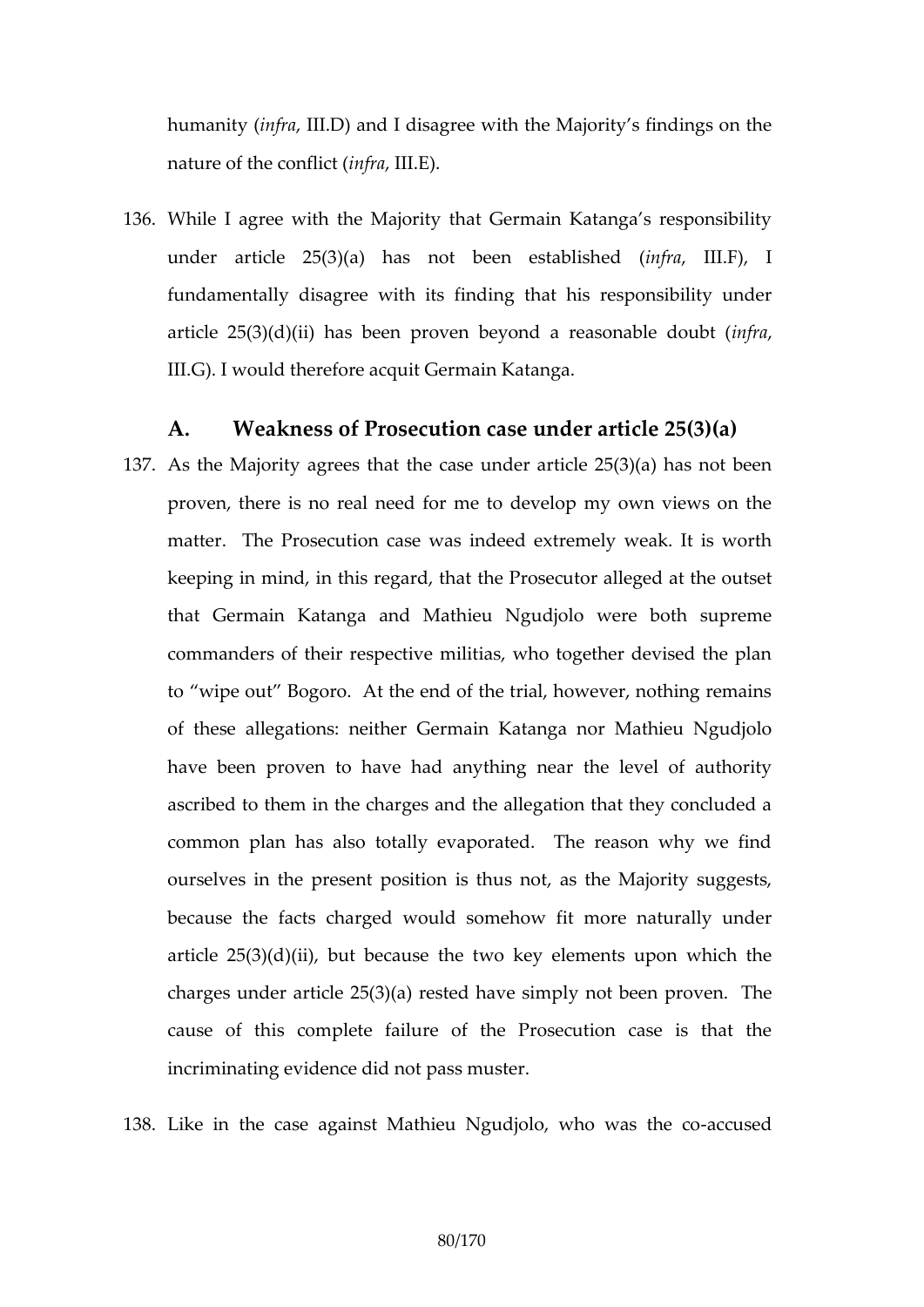humanity (*infra*, III.D) and I disagree with the Majority's findings on the nature of the conflict (*infra*, III.E).

136. While I agree with the Majority that Germain Katanga's responsibility under article 25(3)(a) has not been established (*infra*, III.F), I fundamentally disagree with its finding that his responsibility under article 25(3)(d)(ii) has been proven beyond a reasonable doubt (*infra*, III.G). I would therefore acquit Germain Katanga.

## A. Weakness of Prosecution case under article 25(3)(a)

137. As the Majority agrees that the case under article 25(3)(a) has not been proven, there is no real need for me to develop my own views on the matter. The Prosecution case was indeed extremely weak. It is worth keeping in mind, in this regard, that the Prosecutor alleged at the outset that Germain Katanga and Mathieu Ngudjolo were both supreme commanders of their respective militias, who together devised the plan to "wipe out" Bogoro. At the end of the trial, however, nothing remains of these allegations: neither Germain Katanga nor Mathieu Ngudjolo have been proven to have had anything near the level of authority ascribed to them in the charges and the allegation that they concluded a common plan has also totally evaporated. The reason why we find ourselves in the present position is thus not, as the Majority suggests, because the facts charged would somehow fit more naturally under article 25(3)(d)(ii), but because the two key elements upon which the charges under article 25(3)(a) rested have simply not been proven. The cause of this complete failure of the Prosecution case is that the incriminating evidence did not pass muster.

138. Like in the case against Mathieu Ngudjolo, who was the co-accused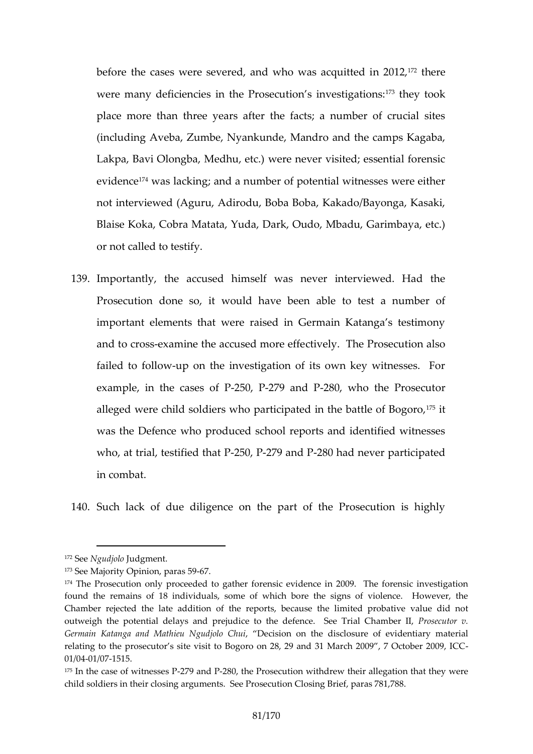before the cases were severed, and who was acquitted in 2012,[172] there were many deficiencies in the Prosecution's investigations:[173] they took place more than three years after the facts; a number of crucial sites (including Aveba, Zumbe, Nyankunde, Mandro and the camps Kagaba, Lakpa, Bavi Olongba, Medhu, etc.) were never visited; essential forensic evidence[174] was lacking; and a number of potential witnesses were either not interviewed (Aguru, Adirodu, Boba Boba, Kakado/Bayonga, Kasaki, Blaise Koka, Cobra Matata, Yuda, Dark, Oudo, Mbadu, Garimbaya, etc.) or not called to testify.

139. Importantly, the accused himself was never interviewed. Had the Prosecution done so, it would have been able to test a number of important elements that were raised in Germain Katanga's testimony and to cross-examine the accused more effectively. The Prosecution also failed to follow-up on the investigation of its own key witnesses. For example, in the cases of P-250, P-279 and P-280, who the Prosecutor alleged were child soldiers who participated in the battle of Bogoro,[175] it was the Defence who produced school reports and identified witnesses who, at trial, testified that P-250, P-279 and P-280 had never participated in combat.

140. Such lack of due diligence on the part of the Prosecution is highly

---

[172] See *Ngudjolo* Judgment.

[173] See Majority Opinion, paras 59-67.

[174] The Prosecution only proceeded to gather forensic evidence in 2009. The forensic investigation found the remains of 18 individuals, some of which bore the signs of violence. However, the Chamber rejected the late addition of the reports, because the limited probative value did not outweigh the potential delays and prejudice to the defence. See Trial Chamber II, *Prosecutor v. Germain Katanga and Mathieu Ngudjolo Chui*, "Decision on the disclosure of evidentiary material relating to the prosecutor's site visit to Bogoro on 28, 29 and 31 March 2009", 7 October 2009, ICC-01/04-01/07-1515.

[175] In the case of witnesses P-279 and P-280, the Prosecution withdrew their allegation that they were child soldiers in their closing arguments. See Prosecution Closing Brief, paras 781,788.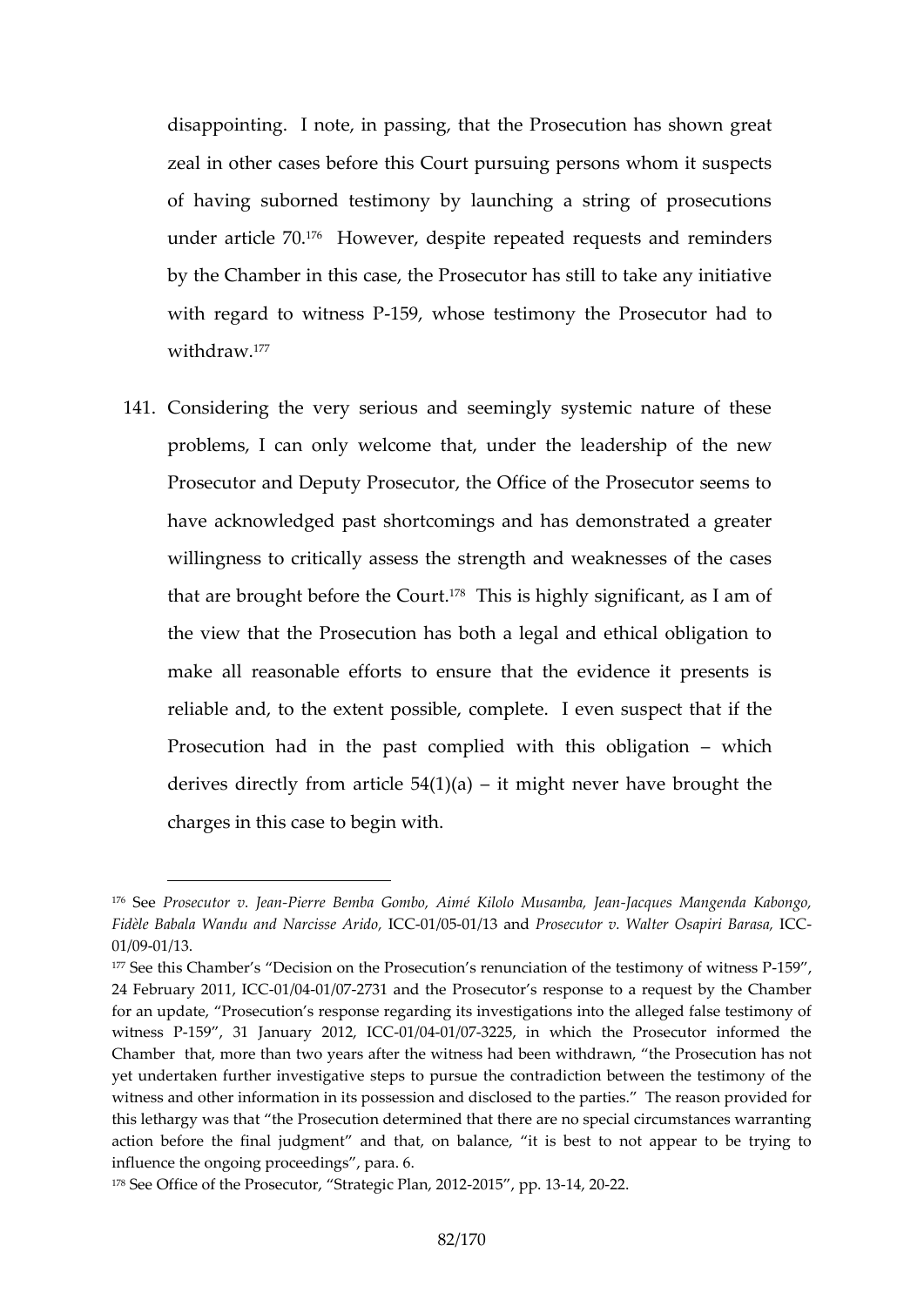disappointing. I note, in passing, that the Prosecution has shown great zeal in other cases before this Court pursuing persons whom it suspects of having suborned testimony by launching a string of prosecutions under article 70.[176] However, despite repeated requests and reminders by the Chamber in this case, the Prosecutor has still to take any initiative with regard to witness P-159, whose testimony the Prosecutor had to withdraw.[177]

141. Considering the very serious and seemingly systemic nature of these problems, I can only welcome that, under the leadership of the new Prosecutor and Deputy Prosecutor, the Office of the Prosecutor seems to have acknowledged past shortcomings and has demonstrated a greater willingness to critically assess the strength and weaknesses of the cases that are brought before the Court.[178] This is highly significant, as I am of the view that the Prosecution has both a legal and ethical obligation to make all reasonable efforts to ensure that the evidence it presents is reliable and, to the extent possible, complete. I even suspect that if the Prosecution had in the past complied with this obligation – which derives directly from article 54(1)(a) – it might never have brought the charges in this case to begin with.

---

[176] See *Prosecutor v. Jean-Pierre Bemba Gombo, Aimé Kilolo Musamba, Jean-Jacques Mangenda Kabongo, Fidèle Babala Wandu and Narcisse Arido*, ICC-01/05-01/13 and *Prosecutor v. Walter Osapiri Barasa*, ICC-01/09-01/13.

[177] See this Chamber's "Decision on the Prosecution's renunciation of the testimony of witness P-159", 24 February 2011, ICC-01/04-01/07-2731 and the Prosecutor's response to a request by the Chamber for an update, "Prosecution's response regarding its investigations into the alleged false testimony of witness P-159", 31 January 2012, ICC-01/04-01/07-3225, in which the Prosecutor informed the Chamber that, more than two years after the witness had been withdrawn, "the Prosecution has not yet undertaken further investigative steps to pursue the contradiction between the testimony of the witness and other information in its possession and disclosed to the parties." The reason provided for this lethargy was that "the Prosecution determined that there are no special circumstances warranting action before the final judgment" and that, on balance, "it is best to not appear to be trying to influence the ongoing proceedings", para. 6.

[178] See Office of the Prosecutor, "Strategic Plan, 2012-2015", pp. 13-14, 20-22.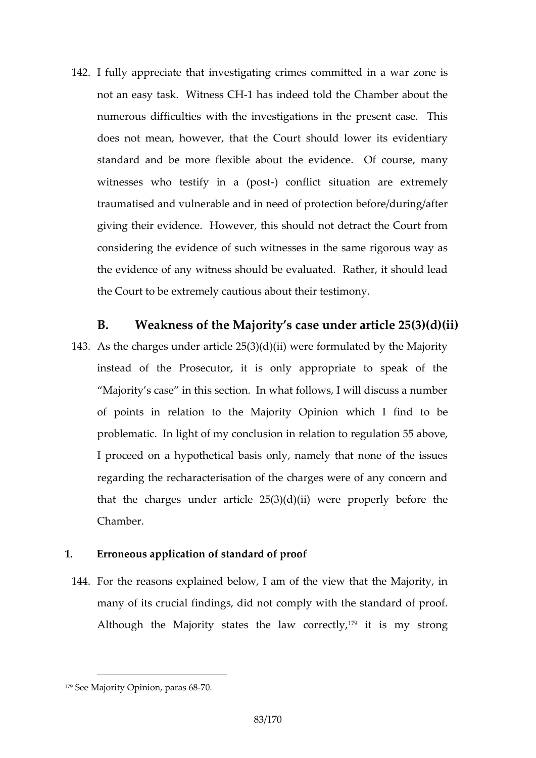142. I fully appreciate that investigating crimes committed in a war zone is not an easy task. Witness CH-1 has indeed told the Chamber about the numerous difficulties with the investigations in the present case. This does not mean, however, that the Court should lower its evidentiary standard and be more flexible about the evidence. Of course, many witnesses who testify in a (post-) conflict situation are extremely traumatised and vulnerable and in need of protection before/during/after giving their evidence. However, this should not detract the Court from considering the evidence of such witnesses in the same rigorous way as the evidence of any witness should be evaluated. Rather, it should lead the Court to be extremely cautious about their testimony.

## B. Weakness of the Majority's case under article 25(3)(d)(ii)

143. As the charges under article 25(3)(d)(ii) were formulated by the Majority instead of the Prosecutor, it is only appropriate to speak of the "Majority's case" in this section. In what follows, I will discuss a number of points in relation to the Majority Opinion which I find to be problematic. In light of my conclusion in relation to regulation 55 above, I proceed on a hypothetical basis only, namely that none of the issues regarding the recharacterisation of the charges were of any concern and that the charges under article 25(3)(d)(ii) were properly before the Chamber.

### 1. Erroneous application of standard of proof

144. For the reasons explained below, I am of the view that the Majority, in many of its crucial findings, did not comply with the standard of proof. Although the Majority states the law correctly,[179] it is my strong

[179] See Majority Opinion, paras 68-70.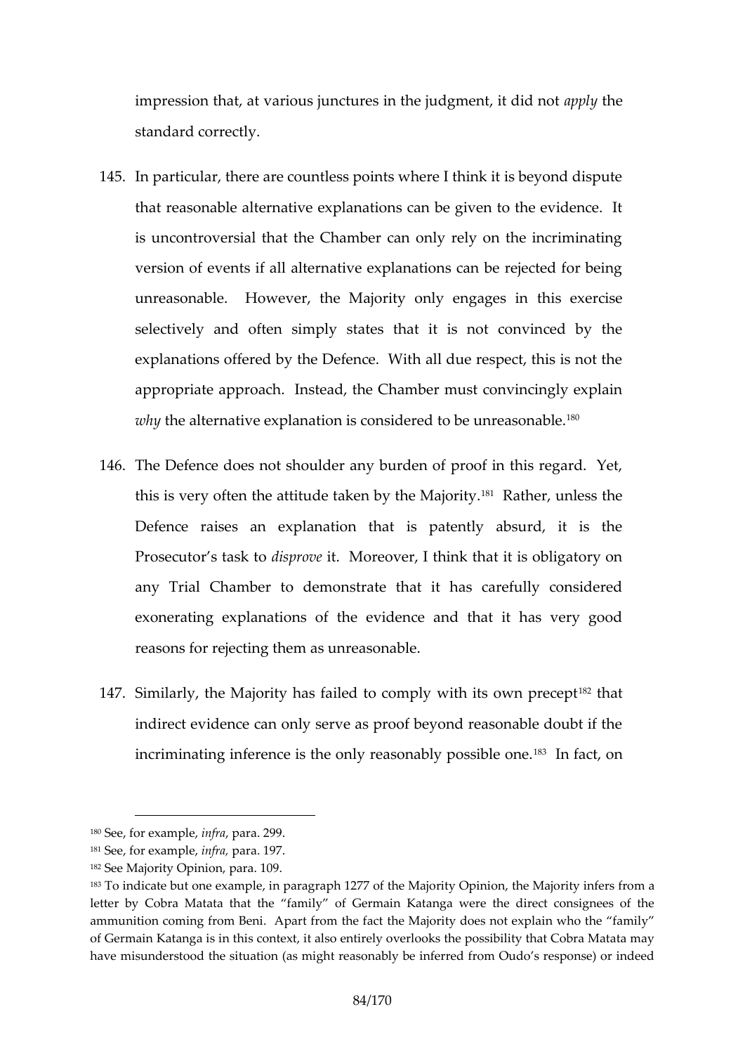impression that, at various junctures in the judgment, it did not *apply* the standard correctly.

145. In particular, there are countless points where I think it is beyond dispute that reasonable alternative explanations can be given to the evidence. It is uncontroversial that the Chamber can only rely on the incriminating version of events if all alternative explanations can be rejected for being unreasonable. However, the Majority only engages in this exercise selectively and often simply states that it is not convinced by the explanations offered by the Defence. With all due respect, this is not the appropriate approach. Instead, the Chamber must convincingly explain *why* the alternative explanation is considered to be unreasonable.[180]

146. The Defence does not shoulder any burden of proof in this regard. Yet, this is very often the attitude taken by the Majority.[181] Rather, unless the Defence raises an explanation that is patently absurd, it is the Prosecutor's task to *disprove* it. Moreover, I think that it is obligatory on any Trial Chamber to demonstrate that it has carefully considered exonerating explanations of the evidence and that it has very good reasons for rejecting them as unreasonable.

147. Similarly, the Majority has failed to comply with its own precept[182] that indirect evidence can only serve as proof beyond reasonable doubt if the incriminating inference is the only reasonably possible one.[183] In fact, on

---

[180] See, for example, *infra*, para. 299.

[181] See, for example, *infra*, para. 197.

[182] See Majority Opinion, para. 109.

[183] To indicate but one example, in paragraph 1277 of the Majority Opinion, the Majority infers from a letter by Cobra Matata that the "family" of Germain Katanga were the direct consignees of the ammunition coming from Beni. Apart from the fact the Majority does not explain who the "family" of Germain Katanga is in this context, it also entirely overlooks the possibility that Cobra Matata may have misunderstood the situation (as might reasonably be inferred from Oudo's response) or indeed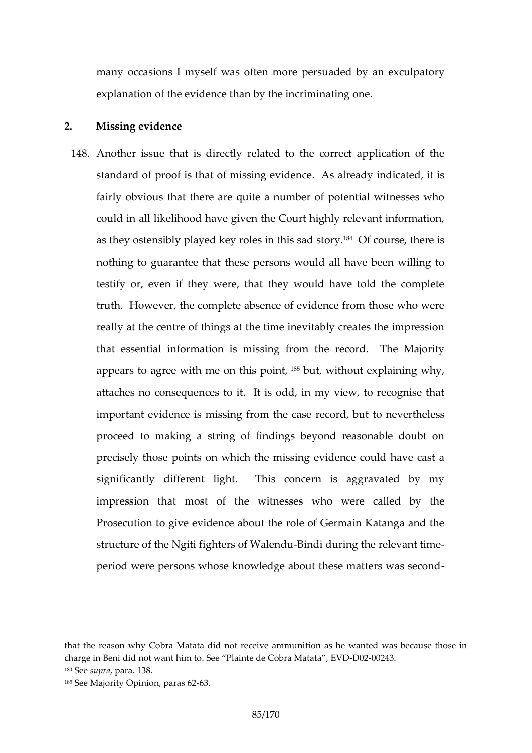many occasions I myself was often more persuaded by an exculpatory explanation of the evidence than by the incriminating one.

## 2. Missing evidence

148. Another issue that is directly related to the correct application of the standard of proof is that of missing evidence. As already indicated, it is fairly obvious that there are quite a number of potential witnesses who could in all likelihood have given the Court highly relevant information, as they ostensibly played key roles in this sad story.[184] Of course, there is nothing to guarantee that these persons would all have been willing to testify or, even if they were, that they would have told the complete truth. However, the complete absence of evidence from those who were really at the centre of things at the time inevitably creates the impression that essential information is missing from the record. The Majority appears to agree with me on this point,[185] but, without explaining why, attaches no consequences to it. It is odd, in my view, to recognise that important evidence is missing from the case record, but to nevertheless proceed to making a string of findings beyond reasonable doubt on precisely those points on which the missing evidence could have cast a significantly different light. This concern is aggravated by my impression that most of the witnesses who were called by the Prosecution to give evidence about the role of Germain Katanga and the structure of the Ngiti fighters of Walendu-Bindi during the relevant time-period were persons whose knowledge about these matters was second-

---

that the reason why Cobra Matata did not receive ammunition as he wanted was because those in charge in Beni did not want him to. See "Plainte de Cobra Matata", EVD-D02-00243.

[184] See *supra*, para. 138.

[185] See Majority Opinion, paras 62-63.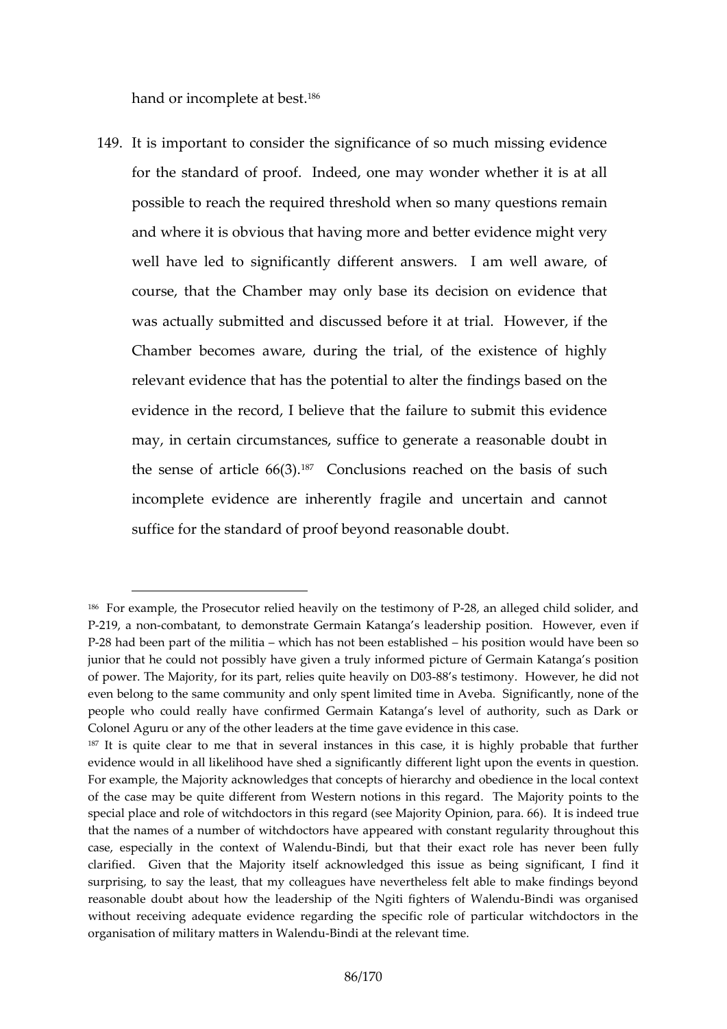hand or incomplete at best.[186]

149. It is important to consider the significance of so much missing evidence for the standard of proof. Indeed, one may wonder whether it is at all possible to reach the required threshold when so many questions remain and where it is obvious that having more and better evidence might very well have led to significantly different answers. I am well aware, of course, that the Chamber may only base its decision on evidence that was actually submitted and discussed before it at trial. However, if the Chamber becomes aware, during the trial, of the existence of highly relevant evidence that has the potential to alter the findings based on the evidence in the record, I believe that the failure to submit this evidence may, in certain circumstances, suffice to generate a reasonable doubt in the sense of article 66(3).[187] Conclusions reached on the basis of such incomplete evidence are inherently fragile and uncertain and cannot suffice for the standard of proof beyond reasonable doubt.

---

[186] For example, the Prosecutor relied heavily on the testimony of P-28, an alleged child solider, and P-219, a non-combatant, to demonstrate Germain Katanga's leadership position. However, even if P-28 had been part of the militia – which has not been established – his position would have been so junior that he could not possibly have given a truly informed picture of Germain Katanga's position of power. The Majority, for its part, relies quite heavily on D03-88's testimony. However, he did not even belong to the same community and only spent limited time in Aveba. Significantly, none of the people who could really have confirmed Germain Katanga's level of authority, such as Dark or Colonel Aguru or any of the other leaders at the time gave evidence in this case.

[187] It is quite clear to me that in several instances in this case, it is highly probable that further evidence would in all likelihood have shed a significantly different light upon the events in question. For example, the Majority acknowledges that concepts of hierarchy and obedience in the local context of the case may be quite different from Western notions in this regard. The Majority points to the special place and role of witchdoctors in this regard (see Majority Opinion, para. 66). It is indeed true that the names of a number of witchdoctors have appeared with constant regularity throughout this case, especially in the context of Walendu-Bindi, but that their exact role has never been fully clarified. Given that the Majority itself acknowledged this issue as being significant, I find it surprising, to say the least, that my colleagues have nevertheless felt able to make findings beyond reasonable doubt about how the leadership of the Ngiti fighters of Walendu-Bindi was organised without receiving adequate evidence regarding the specific role of particular witchdoctors in the organisation of military matters in Walendu-Bindi at the relevant time.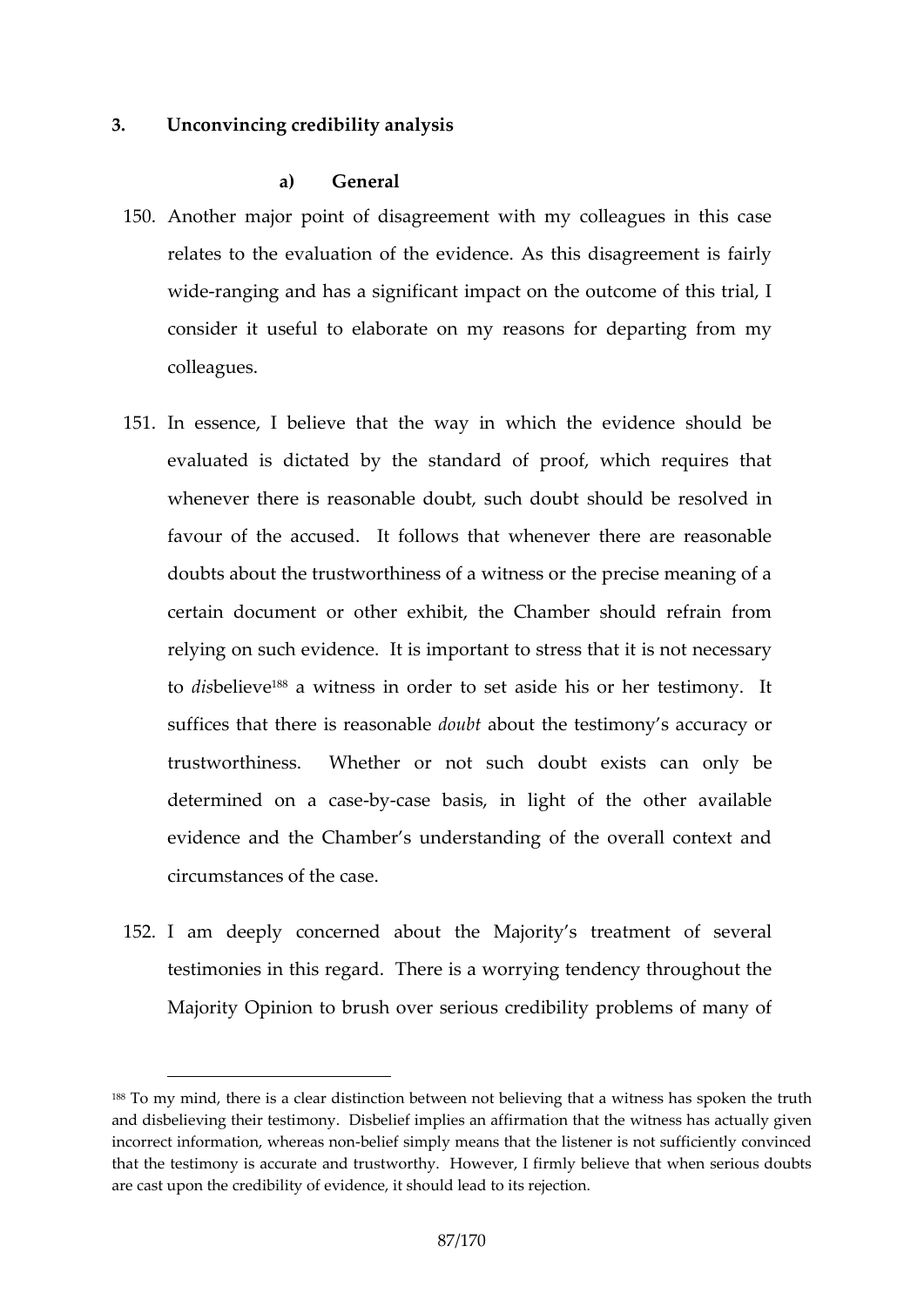## 3. Unconvincing credibility analysis

### a) General

150. Another major point of disagreement with my colleagues in this case relates to the evaluation of the evidence. As this disagreement is fairly wide-ranging and has a significant impact on the outcome of this trial, I consider it useful to elaborate on my reasons for departing from my colleagues.

151. In essence, I believe that the way in which the evidence should be evaluated is dictated by the standard of proof, which requires that whenever there is reasonable doubt, such doubt should be resolved in favour of the accused. It follows that whenever there are reasonable doubts about the trustworthiness of a witness or the precise meaning of a certain document or other exhibit, the Chamber should refrain from relying on such evidence. It is important to stress that it is not necessary to *dis*believe[188] a witness in order to set aside his or her testimony. It suffices that there is reasonable *doubt* about the testimony's accuracy or trustworthiness. Whether or not such doubt exists can only be determined on a case-by-case basis, in light of the other available evidence and the Chamber's understanding of the overall context and circumstances of the case.

152. I am deeply concerned about the Majority's treatment of several testimonies in this regard. There is a worrying tendency throughout the Majority Opinion to brush over serious credibility problems of many of

---

[188] To my mind, there is a clear distinction between not believing that a witness has spoken the truth and disbelieving their testimony. Disbelief implies an affirmation that the witness has actually given incorrect information, whereas non-belief simply means that the listener is not sufficiently convinced that the testimony is accurate and trustworthy. However, I firmly believe that when serious doubts are cast upon the credibility of evidence, it should lead to its rejection.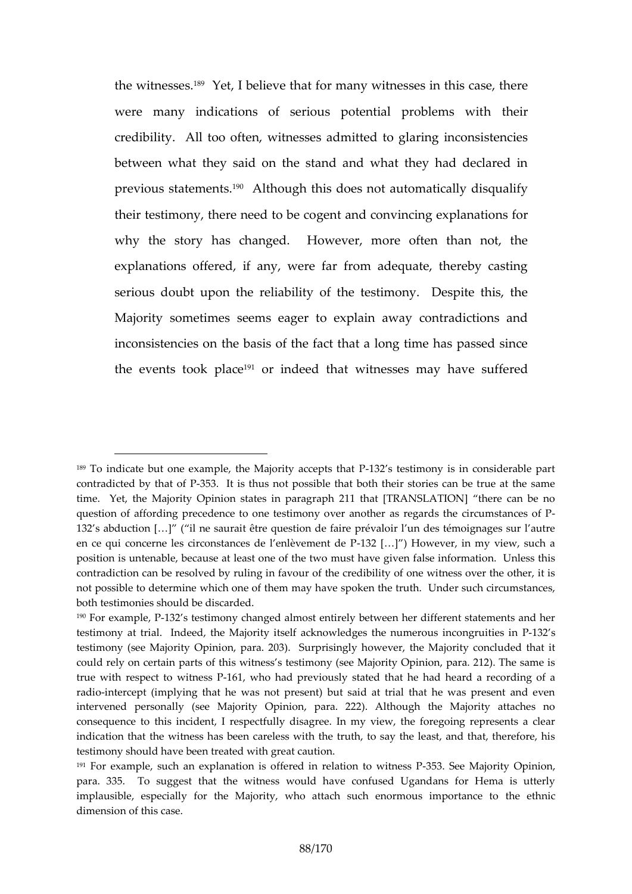the witnesses.[189] Yet, I believe that for many witnesses in this case, there were many indications of serious potential problems with their credibility. All too often, witnesses admitted to glaring inconsistencies between what they said on the stand and what they had declared in previous statements.[190] Although this does not automatically disqualify their testimony, there need to be cogent and convincing explanations for why the story has changed. However, more often than not, the explanations offered, if any, were far from adequate, thereby casting serious doubt upon the reliability of the testimony. Despite this, the Majority sometimes seems eager to explain away contradictions and inconsistencies on the basis of the fact that a long time has passed since the events took place[191] or indeed that witnesses may have suffered

---

[189] To indicate but one example, the Majority accepts that P-132's testimony is in considerable part contradicted by that of P-353. It is thus not possible that both their stories can be true at the same time. Yet, the Majority Opinion states in paragraph 211 that [TRANSLATION] "there can be no question of affording precedence to one testimony over another as regards the circumstances of P-132's abduction […]" ("il ne saurait être question de faire prévaloir l'un des témoignages sur l'autre en ce qui concerne les circonstances de l'enlèvement de P-132 […]") However, in my view, such a position is untenable, because at least one of the two must have given false information. Unless this contradiction can be resolved by ruling in favour of the credibility of one witness over the other, it is not possible to determine which one of them may have spoken the truth. Under such circumstances, both testimonies should be discarded.

[190] For example, P-132's testimony changed almost entirely between her different statements and her testimony at trial. Indeed, the Majority itself acknowledges the numerous incongruities in P-132's testimony (see Majority Opinion, para. 203). Surprisingly however, the Majority concluded that it could rely on certain parts of this witness's testimony (see Majority Opinion, para. 212). The same is true with respect to witness P-161, who had previously stated that he had heard a recording of a radio-intercept (implying that he was not present) but said at trial that he was present and even intervened personally (see Majority Opinion, para. 222). Although the Majority attaches no consequence to this incident, I respectfully disagree. In my view, the foregoing represents a clear indication that the witness has been careless with the truth, to say the least, and that, therefore, his testimony should have been treated with great caution.

[191] For example, such an explanation is offered in relation to witness P-353. See Majority Opinion, para. 335. To suggest that the witness would have confused Ugandans for Hema is utterly implausible, especially for the Majority, who attach such enormous importance to the ethnic dimension of this case.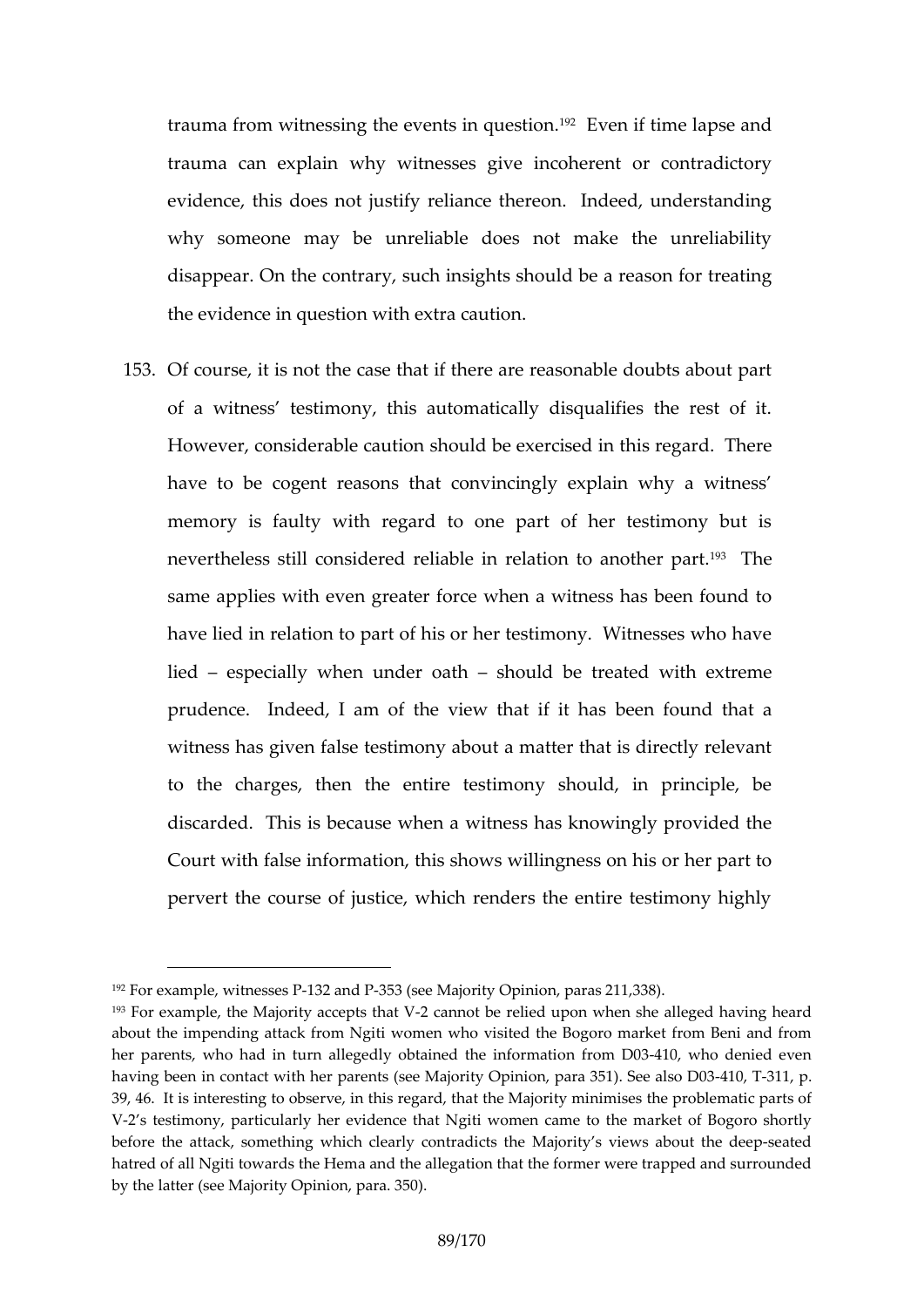trauma from witnessing the events in question.[192] Even if time lapse and trauma can explain why witnesses give incoherent or contradictory evidence, this does not justify reliance thereon. Indeed, understanding why someone may be unreliable does not make the unreliability disappear. On the contrary, such insights should be a reason for treating the evidence in question with extra caution.

153. Of course, it is not the case that if there are reasonable doubts about part of a witness' testimony, this automatically disqualifies the rest of it. However, considerable caution should be exercised in this regard. There have to be cogent reasons that convincingly explain why a witness' memory is faulty with regard to one part of her testimony but is nevertheless still considered reliable in relation to another part.[193] The same applies with even greater force when a witness has been found to have lied in relation to part of his or her testimony. Witnesses who have lied – especially when under oath – should be treated with extreme prudence. Indeed, I am of the view that if it has been found that a witness has given false testimony about a matter that is directly relevant to the charges, then the entire testimony should, in principle, be discarded. This is because when a witness has knowingly provided the Court with false information, this shows willingness on his or her part to pervert the course of justice, which renders the entire testimony highly

---

[192] For example, witnesses P-132 and P-353 (see Majority Opinion, paras 211,338).

[193] For example, the Majority accepts that V-2 cannot be relied upon when she alleged having heard about the impending attack from Ngiti women who visited the Bogoro market from Beni and from her parents, who had in turn allegedly obtained the information from D03-410, who denied even having been in contact with her parents (see Majority Opinion, para 351). See also D03-410, T-311, p. 39, 46. It is interesting to observe, in this regard, that the Majority minimises the problematic parts of V-2's testimony, particularly her evidence that Ngiti women came to the market of Bogoro shortly before the attack, something which clearly contradicts the Majority's views about the deep-seated hatred of all Ngiti towards the Hema and the allegation that the former were trapped and surrounded by the latter (see Majority Opinion, para. 350).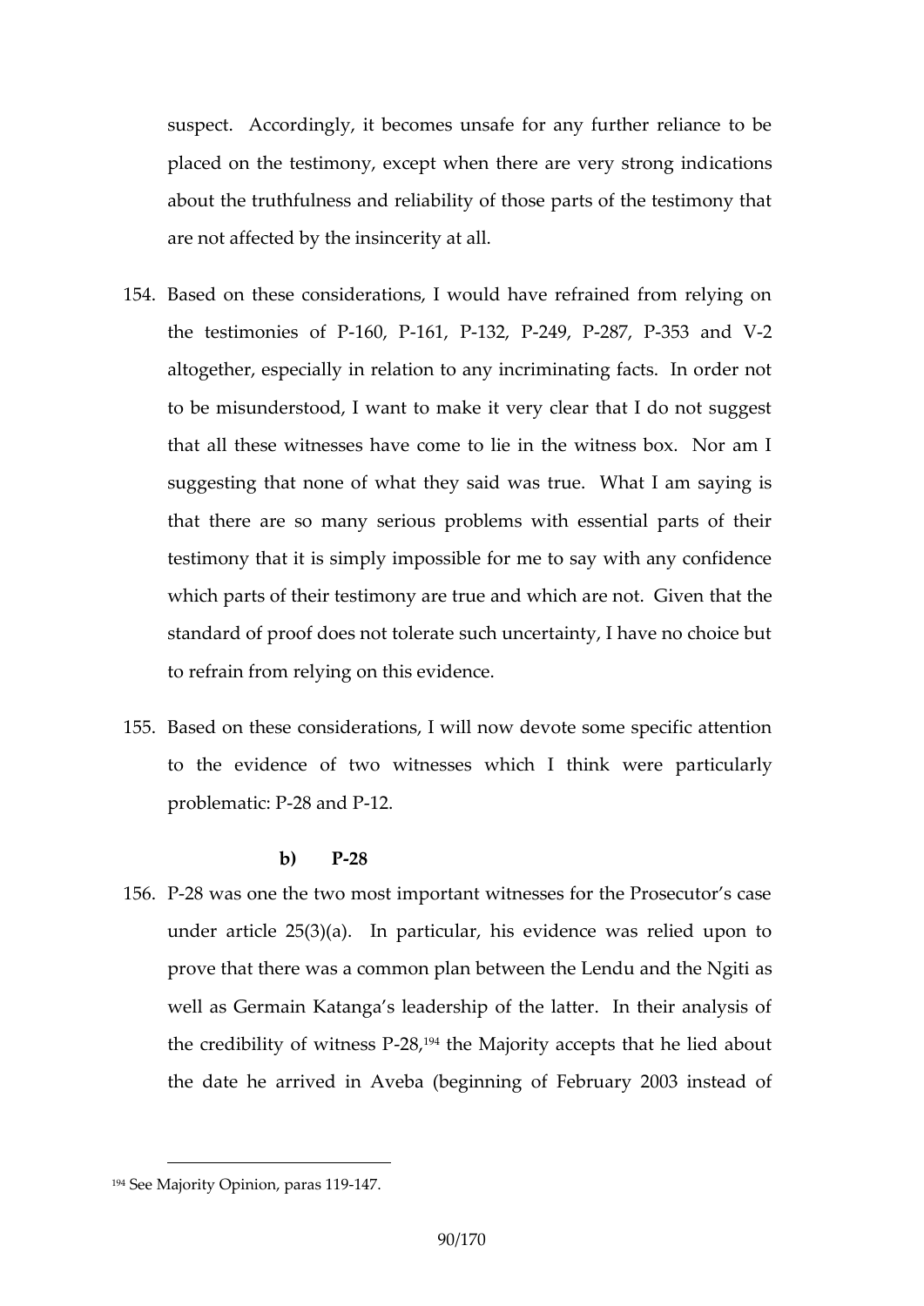suspect. Accordingly, it becomes unsafe for any further reliance to be placed on the testimony, except when there are very strong indications about the truthfulness and reliability of those parts of the testimony that are not affected by the insincerity at all.

154. Based on these considerations, I would have refrained from relying on the testimonies of P-160, P-161, P-132, P-249, P-287, P-353 and V-2 altogether, especially in relation to any incriminating facts. In order not to be misunderstood, I want to make it very clear that I do not suggest that all these witnesses have come to lie in the witness box. Nor am I suggesting that none of what they said was true. What I am saying is that there are so many serious problems with essential parts of their testimony that it is simply impossible for me to say with any confidence which parts of their testimony are true and which are not. Given that the standard of proof does not tolerate such uncertainty, I have no choice but to refrain from relying on this evidence.

155. Based on these considerations, I will now devote some specific attention to the evidence of two witnesses which I think were particularly problematic: P-28 and P-12.

**b) P-28**

156. P-28 was one the two most important witnesses for the Prosecutor's case under article 25(3)(a). In particular, his evidence was relied upon to prove that there was a common plan between the Lendu and the Ngiti as well as Germain Katanga's leadership of the latter. In their analysis of the credibility of witness P-28,[194] the Majority accepts that he lied about the date he arrived in Aveba (beginning of February 2003 instead of

[194] See Majority Opinion, paras 119-147.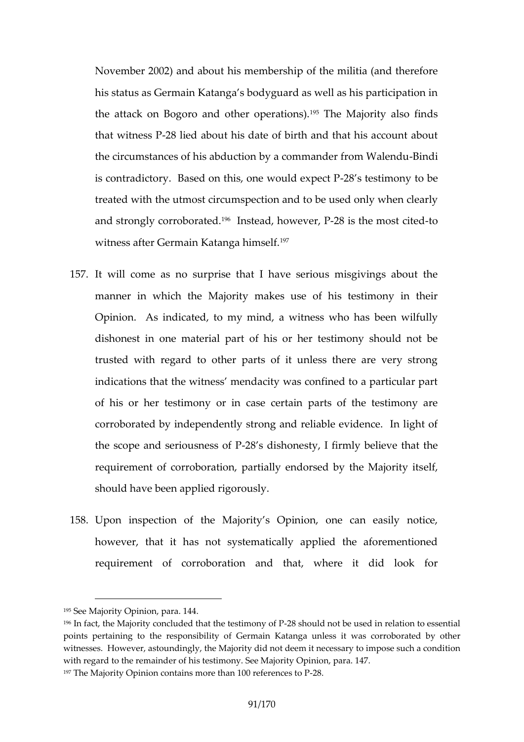November 2002) and about his membership of the militia (and therefore his status as Germain Katanga's bodyguard as well as his participation in the attack on Bogoro and other operations).[195] The Majority also finds that witness P-28 lied about his date of birth and that his account about the circumstances of his abduction by a commander from Walendu-Bindi is contradictory. Based on this, one would expect P-28's testimony to be treated with the utmost circumspection and to be used only when clearly and strongly corroborated.[196] Instead, however, P-28 is the most cited-to witness after Germain Katanga himself.[197]

157. It will come as no surprise that I have serious misgivings about the manner in which the Majority makes use of his testimony in their Opinion. As indicated, to my mind, a witness who has been wilfully dishonest in one material part of his or her testimony should not be trusted with regard to other parts of it unless there are very strong indications that the witness' mendacity was confined to a particular part of his or her testimony or in case certain parts of the testimony are corroborated by independently strong and reliable evidence. In light of the scope and seriousness of P-28's dishonesty, I firmly believe that the requirement of corroboration, partially endorsed by the Majority itself, should have been applied rigorously.

158. Upon inspection of the Majority's Opinion, one can easily notice, however, that it has not systematically applied the aforementioned requirement of corroboration and that, where it did look for

---

[195] See Majority Opinion, para. 144.

[196] In fact, the Majority concluded that the testimony of P-28 should not be used in relation to essential points pertaining to the responsibility of Germain Katanga unless it was corroborated by other witnesses. However, astoundingly, the Majority did not deem it necessary to impose such a condition with regard to the remainder of his testimony. See Majority Opinion, para. 147.

[197] The Majority Opinion contains more than 100 references to P-28.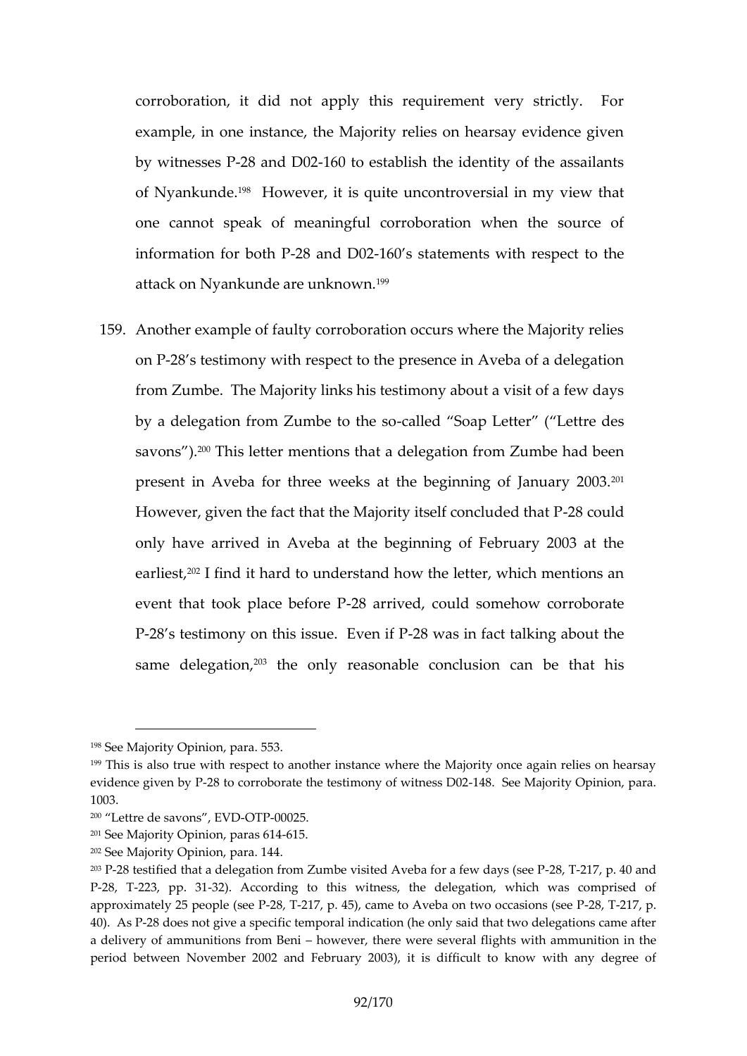corroboration, it did not apply this requirement very strictly. For example, in one instance, the Majority relies on hearsay evidence given by witnesses P-28 and D02-160 to establish the identity of the assailants of Nyankunde.[198] However, it is quite uncontroversial in my view that one cannot speak of meaningful corroboration when the source of information for both P-28 and D02-160's statements with respect to the attack on Nyankunde are unknown.[199]

159. Another example of faulty corroboration occurs where the Majority relies on P-28's testimony with respect to the presence in Aveba of a delegation from Zumbe. The Majority links his testimony about a visit of a few days by a delegation from Zumbe to the so-called "Soap Letter" ("Lettre des savons").[200] This letter mentions that a delegation from Zumbe had been present in Aveba for three weeks at the beginning of January 2003.[201] However, given the fact that the Majority itself concluded that P-28 could only have arrived in Aveba at the beginning of February 2003 at the earliest,[202] I find it hard to understand how the letter, which mentions an event that took place before P-28 arrived, could somehow corroborate P-28's testimony on this issue. Even if P-28 was in fact talking about the same delegation,[203] the only reasonable conclusion can be that his

---

[198] See Majority Opinion, para. 553.

[199] This is also true with respect to another instance where the Majority once again relies on hearsay evidence given by P-28 to corroborate the testimony of witness D02-148. See Majority Opinion, para. 1003.

[200] "Lettre de savons", EVD-OTP-00025.

[201] See Majority Opinion, paras 614-615.

[202] See Majority Opinion, para. 144.

[203] P-28 testified that a delegation from Zumbe visited Aveba for a few days (see P-28, T-217, p. 40 and P-28, T-223, pp. 31-32). According to this witness, the delegation, which was comprised of approximately 25 people (see P-28, T-217, p. 45), came to Aveba on two occasions (see P-28, T-217, p. 40). As P-28 does not give a specific temporal indication (he only said that two delegations came after a delivery of ammunitions from Beni – however, there were several flights with ammunition in the period between November 2002 and February 2003), it is difficult to know with any degree of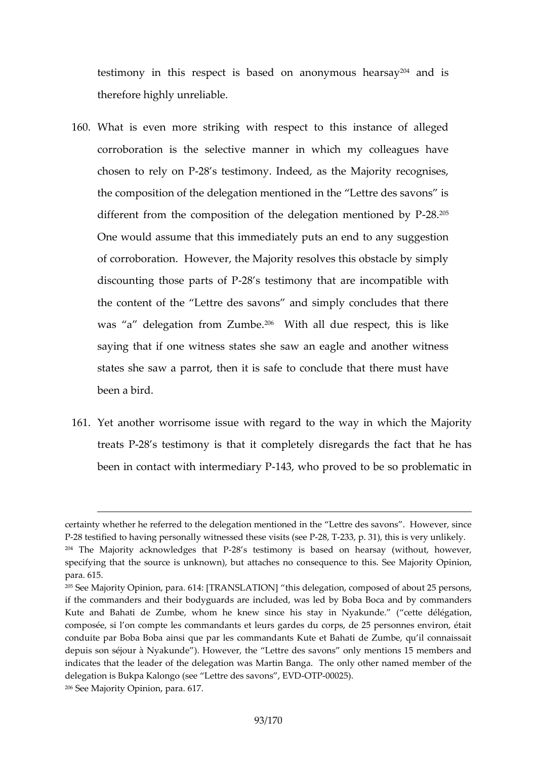testimony in this respect is based on anonymous hearsay[204] and is therefore highly unreliable.

160. What is even more striking with respect to this instance of alleged corroboration is the selective manner in which my colleagues have chosen to rely on P-28's testimony. Indeed, as the Majority recognises, the composition of the delegation mentioned in the "Lettre des savons" is different from the composition of the delegation mentioned by P-28.[205] One would assume that this immediately puts an end to any suggestion of corroboration. However, the Majority resolves this obstacle by simply discounting those parts of P-28's testimony that are incompatible with the content of the "Lettre des savons" and simply concludes that there was "a" delegation from Zumbe.[206] With all due respect, this is like saying that if one witness states she saw an eagle and another witness states she saw a parrot, then it is safe to conclude that there must have been a bird.

161. Yet another worrisome issue with regard to the way in which the Majority treats P-28's testimony is that it completely disregards the fact that he has been in contact with intermediary P-143, who proved to be so problematic in

---

certainty whether he referred to the delegation mentioned in the "Lettre des savons". However, since P-28 testified to having personally witnessed these visits (see P-28, T-233, p. 31), this is very unlikely.

[204] The Majority acknowledges that P-28's testimony is based on hearsay (without, however, specifying that the source is unknown), but attaches no consequence to this. See Majority Opinion, para. 615.

[205] See Majority Opinion, para. 614: [TRANSLATION] "this delegation, composed of about 25 persons, if the commanders and their bodyguards are included, was led by Boba Boca and by commanders Kute and Bahati de Zumbe, whom he knew since his stay in Nyakunde." ("cette délégation, composée, si l'on compte les commandants et leurs gardes du corps, de 25 personnes environ, était conduite par Boba Boba ainsi que par les commandants Kute et Bahati de Zumbe, qu'il connaissait depuis son séjour à Nyakunde"). However, the "Lettre des savons" only mentions 15 members and indicates that the leader of the delegation was Martin Banga. The only other named member of the delegation is Bukpa Kalongo (see "Lettre des savons", EVD-OTP-00025).

[206] See Majority Opinion, para. 617.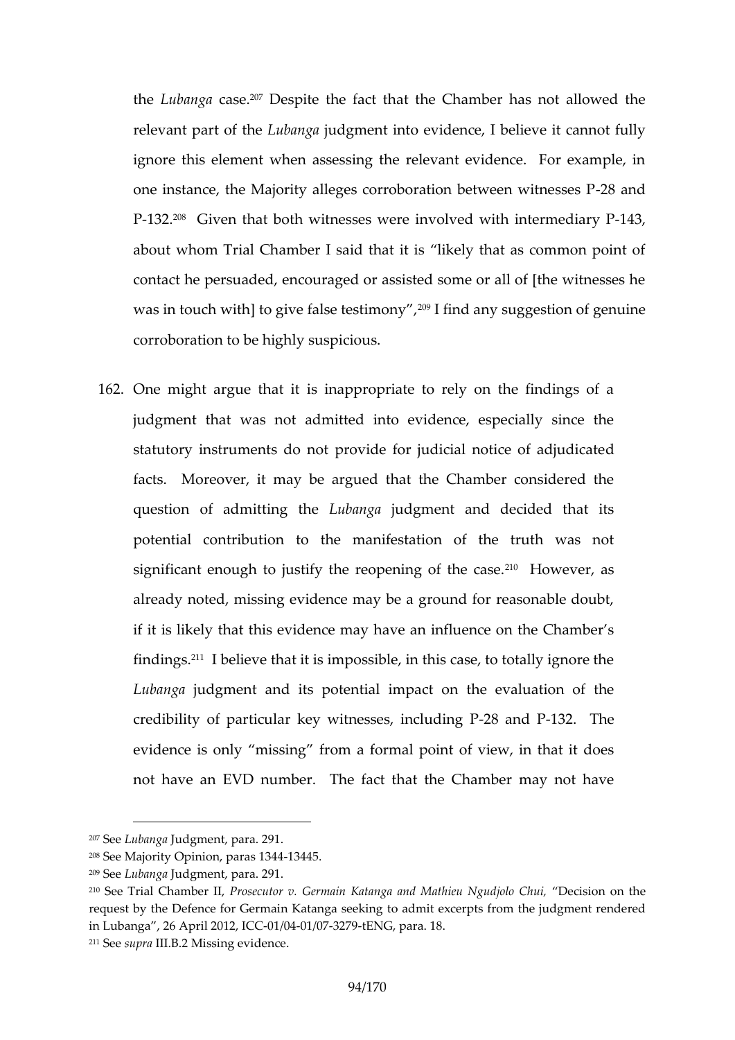the *Lubanga* case.[207] Despite the fact that the Chamber has not allowed the relevant part of the *Lubanga* judgment into evidence, I believe it cannot fully ignore this element when assessing the relevant evidence. For example, in one instance, the Majority alleges corroboration between witnesses P-28 and P-132.[208] Given that both witnesses were involved with intermediary P-143, about whom Trial Chamber I said that it is "likely that as common point of contact he persuaded, encouraged or assisted some or all of [the witnesses he was in touch with] to give false testimony",[209] I find any suggestion of genuine corroboration to be highly suspicious.

162. One might argue that it is inappropriate to rely on the findings of a judgment that was not admitted into evidence, especially since the statutory instruments do not provide for judicial notice of adjudicated facts. Moreover, it may be argued that the Chamber considered the question of admitting the *Lubanga* judgment and decided that its potential contribution to the manifestation of the truth was not significant enough to justify the reopening of the case.[210] However, as already noted, missing evidence may be a ground for reasonable doubt, if it is likely that this evidence may have an influence on the Chamber's findings.[211] I believe that it is impossible, in this case, to totally ignore the *Lubanga* judgment and its potential impact on the evaluation of the credibility of particular key witnesses, including P-28 and P-132. The evidence is only "missing" from a formal point of view, in that it does not have an EVD number. The fact that the Chamber may not have

---

[207] See *Lubanga* Judgment, para. 291.

[208] See Majority Opinion, paras 1344-13445.

[209] See *Lubanga* Judgment, para. 291.

[210] See Trial Chamber II, *Prosecutor v. Germain Katanga and Mathieu Ngudjolo Chui*, "Decision on the request by the Defence for Germain Katanga seeking to admit excerpts from the judgment rendered in Lubanga", 26 April 2012, ICC-01/04-01/07-3279-tENG, para. 18.

[211] See *supra* III.B.2 Missing evidence.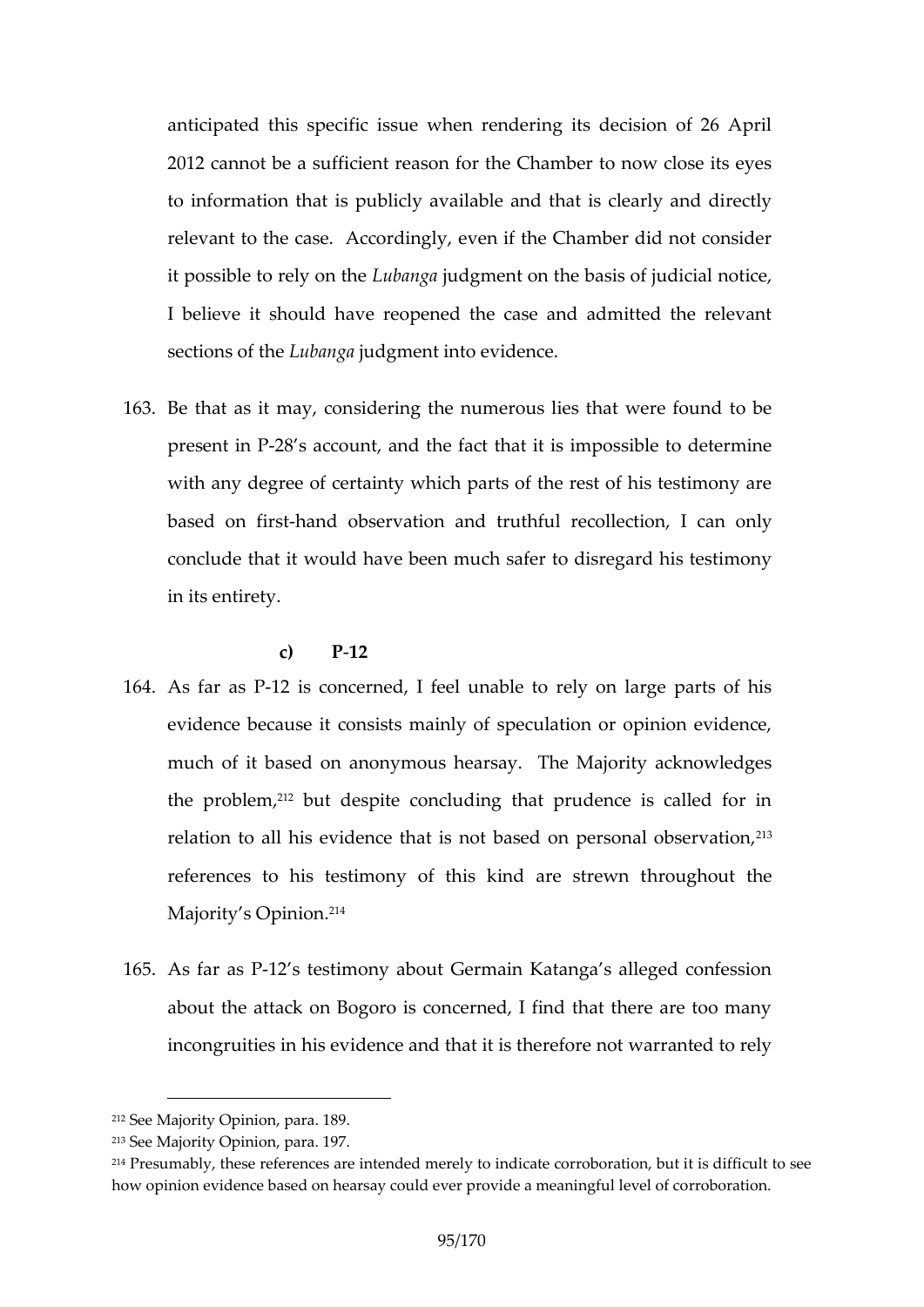anticipated this specific issue when rendering its decision of 26 April 2012 cannot be a sufficient reason for the Chamber to now close its eyes to information that is publicly available and that is clearly and directly relevant to the case. Accordingly, even if the Chamber did not consider it possible to rely on the *Lubanga* judgment on the basis of judicial notice, I believe it should have reopened the case and admitted the relevant sections of the *Lubanga* judgment into evidence.

163. Be that as it may, considering the numerous lies that were found to be present in P-28's account, and the fact that it is impossible to determine with any degree of certainty which parts of the rest of his testimony are based on first-hand observation and truthful recollection, I can only conclude that it would have been much safer to disregard his testimony in its entirety.

**c) P-12**

164. As far as P-12 is concerned, I feel unable to rely on large parts of his evidence because it consists mainly of speculation or opinion evidence, much of it based on anonymous hearsay. The Majority acknowledges the problem,[212] but despite concluding that prudence is called for in relation to all his evidence that is not based on personal observation,[213] references to his testimony of this kind are strewn throughout the Majority's Opinion.[214]

165. As far as P-12's testimony about Germain Katanga's alleged confession about the attack on Bogoro is concerned, I find that there are too many incongruities in his evidence and that it is therefore not warranted to rely

---

[212] See Majority Opinion, para. 189.

[213] See Majority Opinion, para. 197.

[214] Presumably, these references are intended merely to indicate corroboration, but it is difficult to see how opinion evidence based on hearsay could ever provide a meaningful level of corroboration.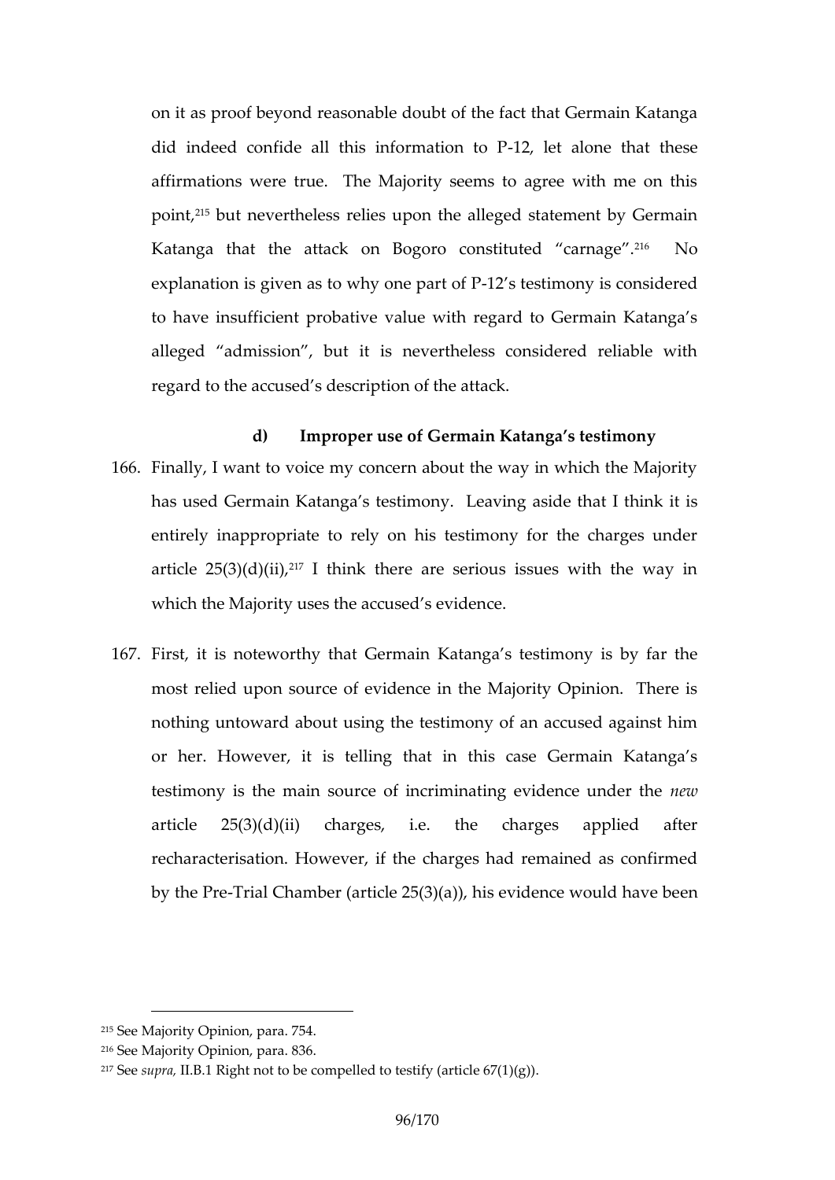on it as proof beyond reasonable doubt of the fact that Germain Katanga did indeed confide all this information to P-12, let alone that these affirmations were true. The Majority seems to agree with me on this point,[215] but nevertheless relies upon the alleged statement by Germain Katanga that the attack on Bogoro constituted "carnage".[216] No explanation is given as to why one part of P-12's testimony is considered to have insufficient probative value with regard to Germain Katanga's alleged "admission", but it is nevertheless considered reliable with regard to the accused's description of the attack.

#### d) Improper use of Germain Katanga's testimony

166. Finally, I want to voice my concern about the way in which the Majority has used Germain Katanga's testimony. Leaving aside that I think it is entirely inappropriate to rely on his testimony for the charges under article 25(3)(d)(ii),[217] I think there are serious issues with the way in which the Majority uses the accused's evidence.

167. First, it is noteworthy that Germain Katanga's testimony is by far the most relied upon source of evidence in the Majority Opinion. There is nothing untoward about using the testimony of an accused against him or her. However, it is telling that in this case Germain Katanga's testimony is the main source of incriminating evidence under the *new* article 25(3)(d)(ii) charges, i.e. the charges applied after recharacterisation. However, if the charges had remained as confirmed by the Pre-Trial Chamber (article 25(3)(a)), his evidence would have been

---

[215] See Majority Opinion, para. 754.

[216] See Majority Opinion, para. 836.

[217] See *supra*, II.B.1 Right not to be compelled to testify (article 67(1)(g)).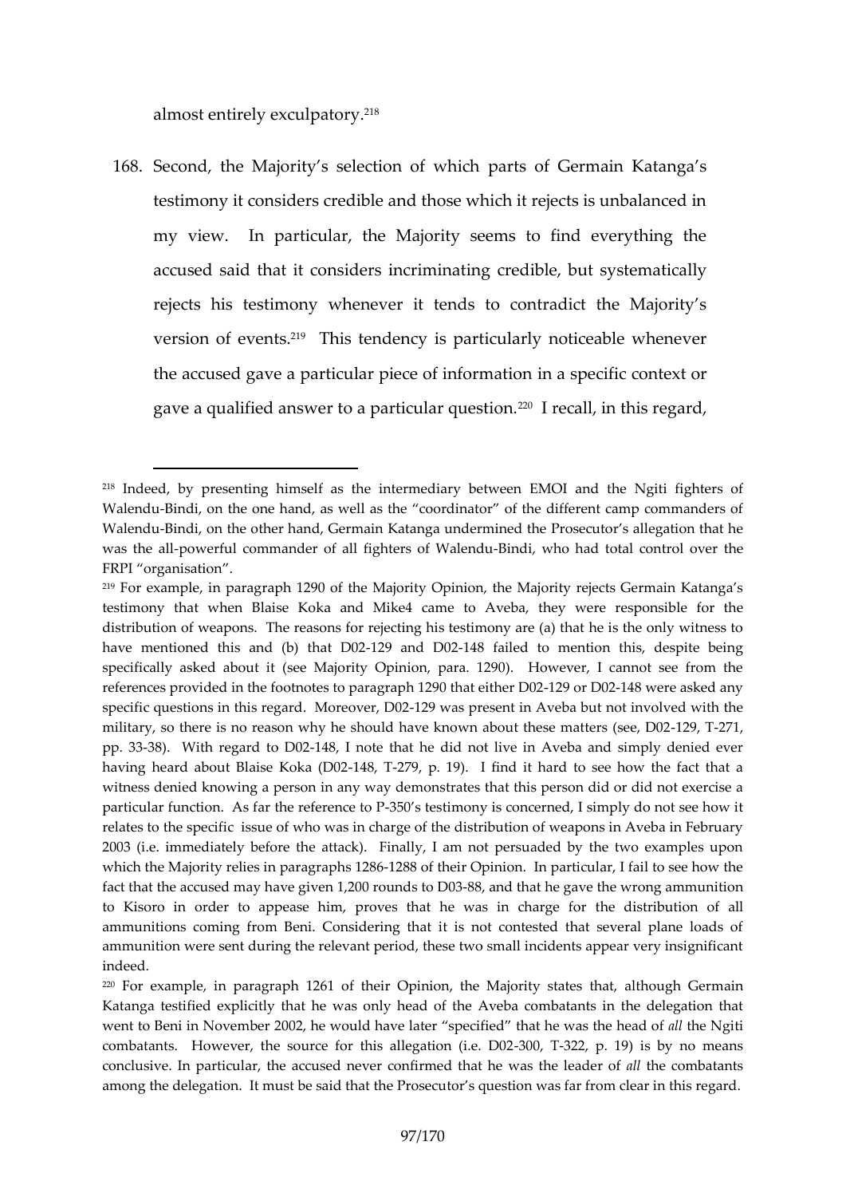almost entirely exculpatory.[218]

168. Second, the Majority's selection of which parts of Germain Katanga's testimony it considers credible and those which it rejects is unbalanced in my view. In particular, the Majority seems to find everything the accused said that it considers incriminating credible, but systematically rejects his testimony whenever it tends to contradict the Majority's version of events.[219] This tendency is particularly noticeable whenever the accused gave a particular piece of information in a specific context or gave a qualified answer to a particular question.[220] I recall, in this regard,

---

[218] Indeed, by presenting himself as the intermediary between EMOI and the Ngiti fighters of Walendu-Bindi, on the one hand, as well as the "coordinator" of the different camp commanders of Walendu-Bindi, on the other hand, Germain Katanga undermined the Prosecutor's allegation that he was the all-powerful commander of all fighters of Walendu-Bindi, who had total control over the FRPI "organisation".

[219] For example, in paragraph 1290 of the Majority Opinion, the Majority rejects Germain Katanga's testimony that when Blaise Koka and Mike4 came to Aveba, they were responsible for the distribution of weapons. The reasons for rejecting his testimony are (a) that he is the only witness to have mentioned this and (b) that D02-129 and D02-148 failed to mention this, despite being specifically asked about it (see Majority Opinion, para. 1290). However, I cannot see from the references provided in the footnotes to paragraph 1290 that either D02-129 or D02-148 were asked any specific questions in this regard. Moreover, D02-129 was present in Aveba but not involved with the military, so there is no reason why he should have known about these matters (see, D02-129, T-271, pp. 33-38). With regard to D02-148, I note that he did not live in Aveba and simply denied ever having heard about Blaise Koka (D02-148, T-279, p. 19). I find it hard to see how the fact that a witness denied knowing a person in any way demonstrates that this person did or did not exercise a particular function. As far the reference to P-350's testimony is concerned, I simply do not see how it relates to the specific issue of who was in charge of the distribution of weapons in Aveba in February 2003 (i.e. immediately before the attack). Finally, I am not persuaded by the two examples upon which the Majority relies in paragraphs 1286-1288 of their Opinion. In particular, I fail to see how the fact that the accused may have given 1,200 rounds to D03-88, and that he gave the wrong ammunition to Kisoro in order to appease him, proves that he was in charge for the distribution of all ammunitions coming from Beni. Considering that it is not contested that several plane loads of ammunition were sent during the relevant period, these two small incidents appear very insignificant indeed.

[220] For example, in paragraph 1261 of their Opinion, the Majority states that, although Germain Katanga testified explicitly that he was only head of the Aveba combatants in the delegation that went to Beni in November 2002, he would have later "specified" that he was the head of *all* the Ngiti combatants. However, the source for this allegation (i.e. D02-300, T-322, p. 19) is by no means conclusive. In particular, the accused never confirmed that he was the leader of *all* the combatants among the delegation. It must be said that the Prosecutor's question was far from clear in this regard.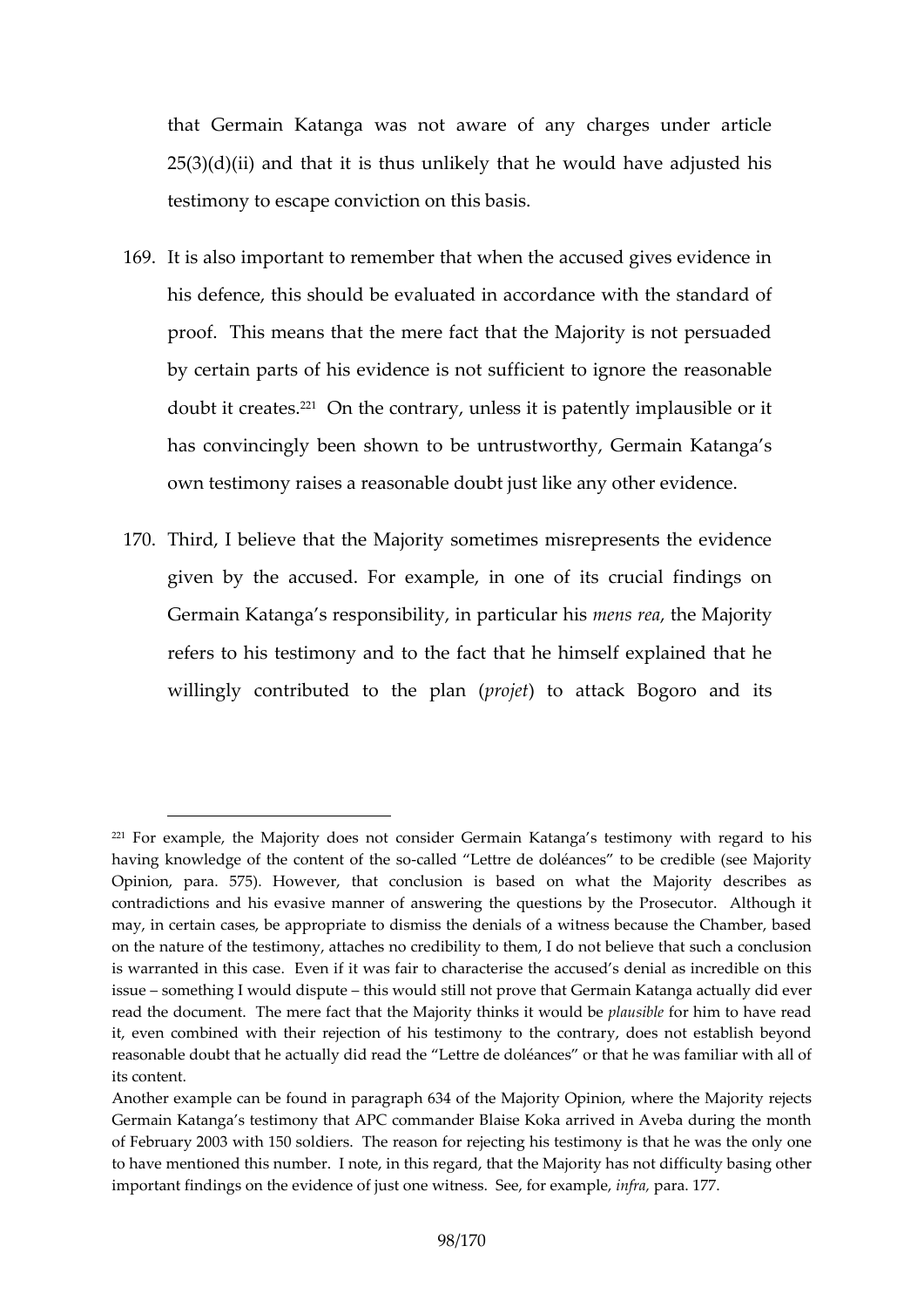that Germain Katanga was not aware of any charges under article 25(3)(d)(ii) and that it is thus unlikely that he would have adjusted his testimony to escape conviction on this basis.

169. It is also important to remember that when the accused gives evidence in his defence, this should be evaluated in accordance with the standard of proof. This means that the mere fact that the Majority is not persuaded by certain parts of his evidence is not sufficient to ignore the reasonable doubt it creates.[221] On the contrary, unless it is patently implausible or it has convincingly been shown to be untrustworthy, Germain Katanga's own testimony raises a reasonable doubt just like any other evidence.

170. Third, I believe that the Majority sometimes misrepresents the evidence given by the accused. For example, in one of its crucial findings on Germain Katanga's responsibility, in particular his *mens rea*, the Majority refers to his testimony and to the fact that he himself explained that he willingly contributed to the plan (*projet*) to attack Bogoro and its

---

[221] For example, the Majority does not consider Germain Katanga's testimony with regard to his having knowledge of the content of the so-called "Lettre de doléances" to be credible (see Majority Opinion, para. 575). However, that conclusion is based on what the Majority describes as contradictions and his evasive manner of answering the questions by the Prosecutor. Although it may, in certain cases, be appropriate to dismiss the denials of a witness because the Chamber, based on the nature of the testimony, attaches no credibility to them, I do not believe that such a conclusion is warranted in this case. Even if it was fair to characterise the accused's denial as incredible on this issue – something I would dispute – this would still not prove that Germain Katanga actually did ever read the document. The mere fact that the Majority thinks it would be *plausible* for him to have read it, even combined with their rejection of his testimony to the contrary, does not establish beyond reasonable doubt that he actually did read the "Lettre de doléances" or that he was familiar with all of its content.
Another example can be found in paragraph 634 of the Majority Opinion, where the Majority rejects Germain Katanga's testimony that APC commander Blaise Koka arrived in Aveba during the month of February 2003 with 150 soldiers. The reason for rejecting his testimony is that he was the only one to have mentioned this number. I note, in this regard, that the Majority has not difficulty basing other important findings on the evidence of just one witness. See, for example, *infra*, para. 177.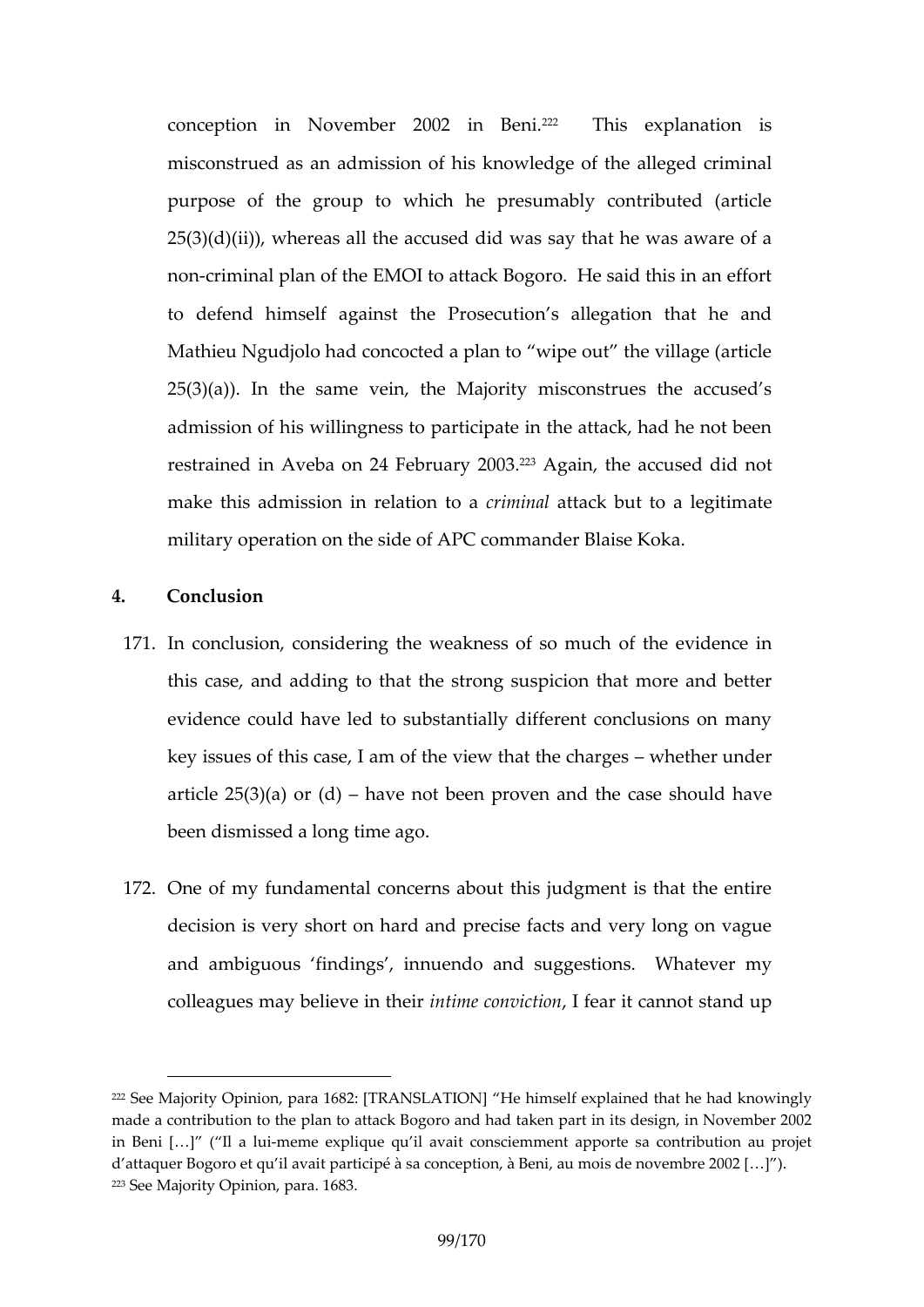conception in November 2002 in Beni.[222] This explanation is misconstrued as an admission of his knowledge of the alleged criminal purpose of the group to which he presumably contributed (article 25(3)(d)(ii)), whereas all the accused did was say that he was aware of a non-criminal plan of the EMOI to attack Bogoro. He said this in an effort to defend himself against the Prosecution's allegation that he and Mathieu Ngudjolo had concocted a plan to "wipe out" the village (article 25(3)(a)). In the same vein, the Majority misconstrues the accused's admission of his willingness to participate in the attack, had he not been restrained in Aveba on 24 February 2003.[223] Again, the accused did not make this admission in relation to a *criminal* attack but to a legitimate military operation on the side of APC commander Blaise Koka.

## 4. Conclusion

171. In conclusion, considering the weakness of so much of the evidence in this case, and adding to that the strong suspicion that more and better evidence could have led to substantially different conclusions on many key issues of this case, I am of the view that the charges – whether under article 25(3)(a) or (d) – have not been proven and the case should have been dismissed a long time ago.

172. One of my fundamental concerns about this judgment is that the entire decision is very short on hard and precise facts and very long on vague and ambiguous 'findings', innuendo and suggestions. Whatever my colleagues may believe in their *intime conviction*, I fear it cannot stand up

---

[222] See Majority Opinion, para 1682: [TRANSLATION] "He himself explained that he had knowingly made a contribution to the plan to attack Bogoro and had taken part in its design, in November 2002 in Beni […]" ("Il a lui-meme explique qu'il avait consciemment apporte sa contribution au projet d'attaquer Bogoro et qu'il avait participé à sa conception, à Beni, au mois de novembre 2002 […]").

[223] See Majority Opinion, para. 1683.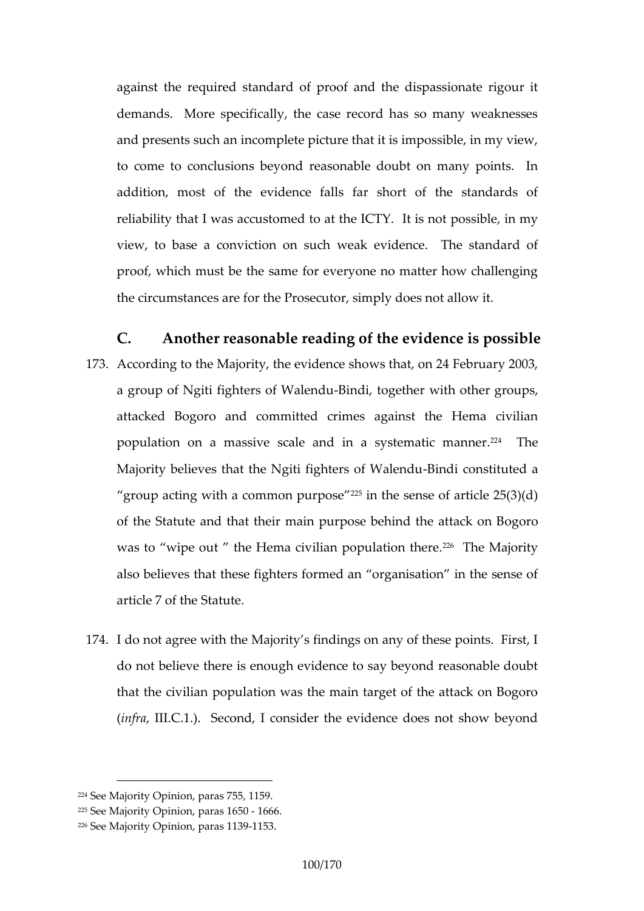against the required standard of proof and the dispassionate rigour it demands. More specifically, the case record has so many weaknesses and presents such an incomplete picture that it is impossible, in my view, to come to conclusions beyond reasonable doubt on many points. In addition, most of the evidence falls far short of the standards of reliability that I was accustomed to at the ICTY. It is not possible, in my view, to base a conviction on such weak evidence. The standard of proof, which must be the same for everyone no matter how challenging the circumstances are for the Prosecutor, simply does not allow it.

## C. Another reasonable reading of the evidence is possible

173. According to the Majority, the evidence shows that, on 24 February 2003, a group of Ngiti fighters of Walendu-Bindi, together with other groups, attacked Bogoro and committed crimes against the Hema civilian population on a massive scale and in a systematic manner.[224] The Majority believes that the Ngiti fighters of Walendu-Bindi constituted a "group acting with a common purpose"[225] in the sense of article 25(3)(d) of the Statute and that their main purpose behind the attack on Bogoro was to "wipe out " the Hema civilian population there.[226] The Majority also believes that these fighters formed an "organisation" in the sense of article 7 of the Statute.

174. I do not agree with the Majority's findings on any of these points. First, I do not believe there is enough evidence to say beyond reasonable doubt that the civilian population was the main target of the attack on Bogoro (*infra*, III.C.1.). Second, I consider the evidence does not show beyond

---

[224] See Majority Opinion, paras 755, 1159.

[225] See Majority Opinion, paras 1650 - 1666.

[226] See Majority Opinion, paras 1139-1153.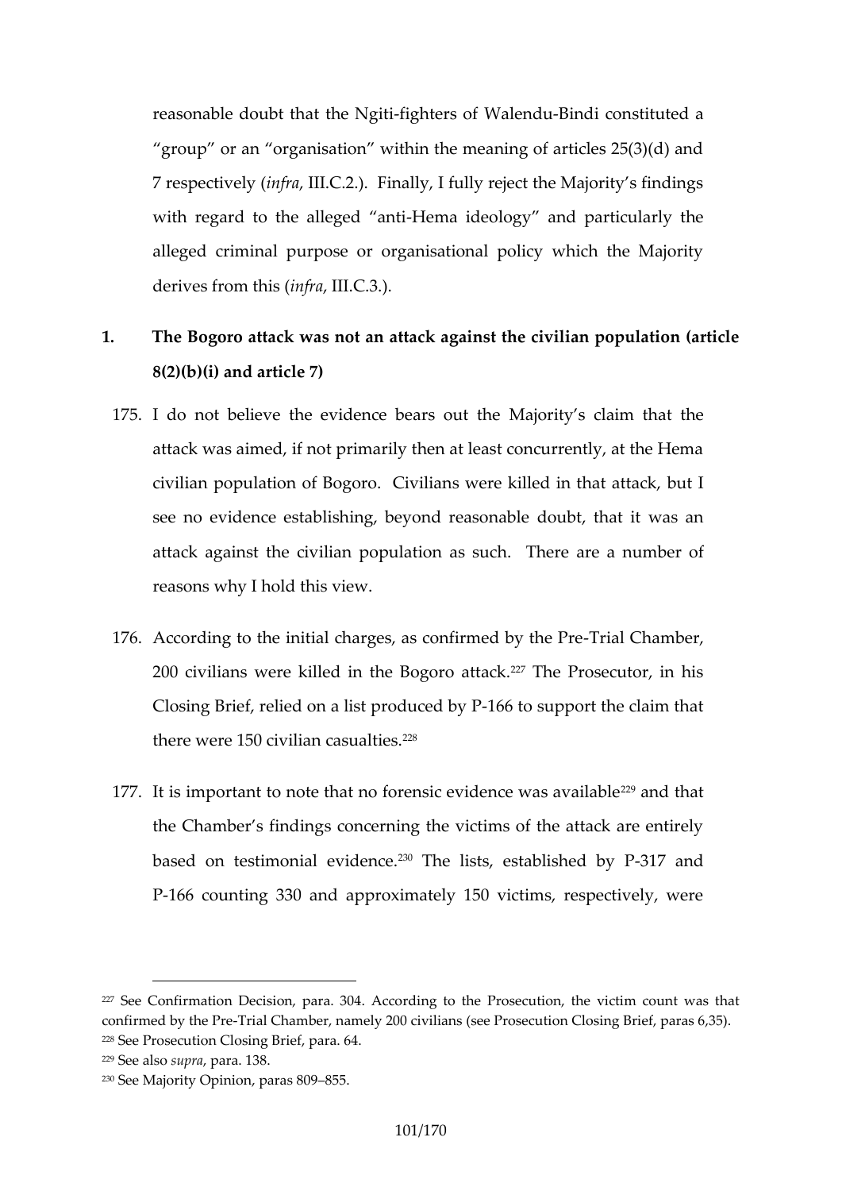reasonable doubt that the Ngiti-fighters of Walendu-Bindi constituted a "group" or an "organisation" within the meaning of articles 25(3)(d) and 7 respectively (*infra*, III.C.2.). Finally, I fully reject the Majority's findings with regard to the alleged "anti-Hema ideology" and particularly the alleged criminal purpose or organisational policy which the Majority derives from this (*infra*, III.C.3.).

## 1. The Bogoro attack was not an attack against the civilian population (article 8(2)(b)(i) and article 7)

175. I do not believe the evidence bears out the Majority's claim that the attack was aimed, if not primarily then at least concurrently, at the Hema civilian population of Bogoro. Civilians were killed in that attack, but I see no evidence establishing, beyond reasonable doubt, that it was an attack against the civilian population as such. There are a number of reasons why I hold this view.

176. According to the initial charges, as confirmed by the Pre-Trial Chamber, 200 civilians were killed in the Bogoro attack.[227] The Prosecutor, in his Closing Brief, relied on a list produced by P-166 to support the claim that there were 150 civilian casualties.[228]

177. It is important to note that no forensic evidence was available[229] and that the Chamber's findings concerning the victims of the attack are entirely based on testimonial evidence.[230] The lists, established by P-317 and P-166 counting 330 and approximately 150 victims, respectively, were

---

[227] See Confirmation Decision, para. 304. According to the Prosecution, the victim count was that confirmed by the Pre-Trial Chamber, namely 200 civilians (see Prosecution Closing Brief, paras 6,35).

[228] See Prosecution Closing Brief, para. 64.

[229] See also *supra*, para. 138.

[230] See Majority Opinion, paras 809–855.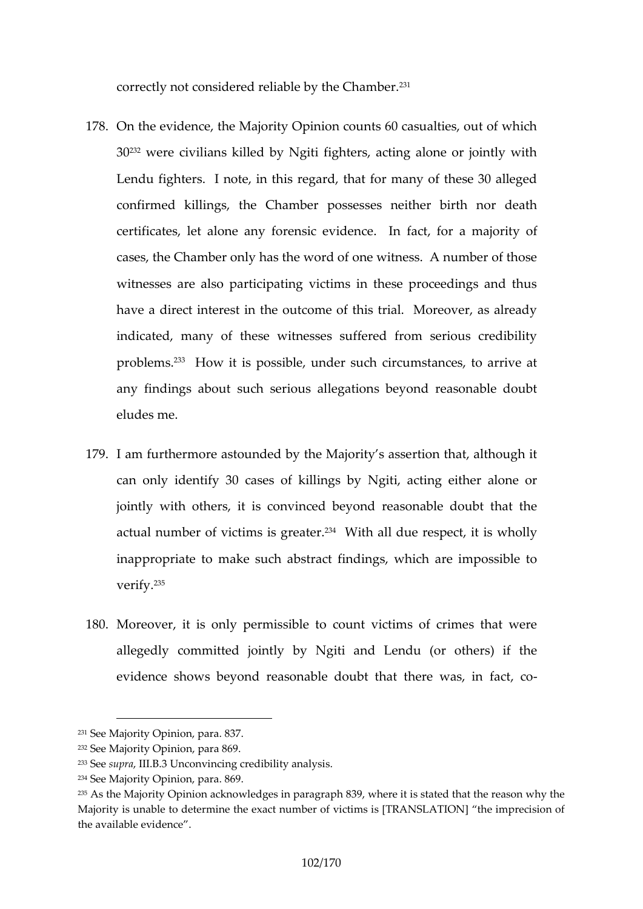correctly not considered reliable by the Chamber.[231]

178. On the evidence, the Majority Opinion counts 60 casualties, out of which 30[232] were civilians killed by Ngiti fighters, acting alone or jointly with Lendu fighters. I note, in this regard, that for many of these 30 alleged confirmed killings, the Chamber possesses neither birth nor death certificates, let alone any forensic evidence. In fact, for a majority of cases, the Chamber only has the word of one witness. A number of those witnesses are also participating victims in these proceedings and thus have a direct interest in the outcome of this trial. Moreover, as already indicated, many of these witnesses suffered from serious credibility problems.[233] How it is possible, under such circumstances, to arrive at any findings about such serious allegations beyond reasonable doubt eludes me.

179. I am furthermore astounded by the Majority's assertion that, although it can only identify 30 cases of killings by Ngiti, acting either alone or jointly with others, it is convinced beyond reasonable doubt that the actual number of victims is greater.[234] With all due respect, it is wholly inappropriate to make such abstract findings, which are impossible to verify.[235]

180. Moreover, it is only permissible to count victims of crimes that were allegedly committed jointly by Ngiti and Lendu (or others) if the evidence shows beyond reasonable doubt that there was, in fact, co-

---

[231] See Majority Opinion, para. 837.
[232] See Majority Opinion, para 869.
[233] See *supra*, III.B.3 Unconvincing credibility analysis.
[234] See Majority Opinion, para. 869.
[235] As the Majority Opinion acknowledges in paragraph 839, where it is stated that the reason why the Majority is unable to determine the exact number of victims is [TRANSLATION] "the imprecision of the available evidence".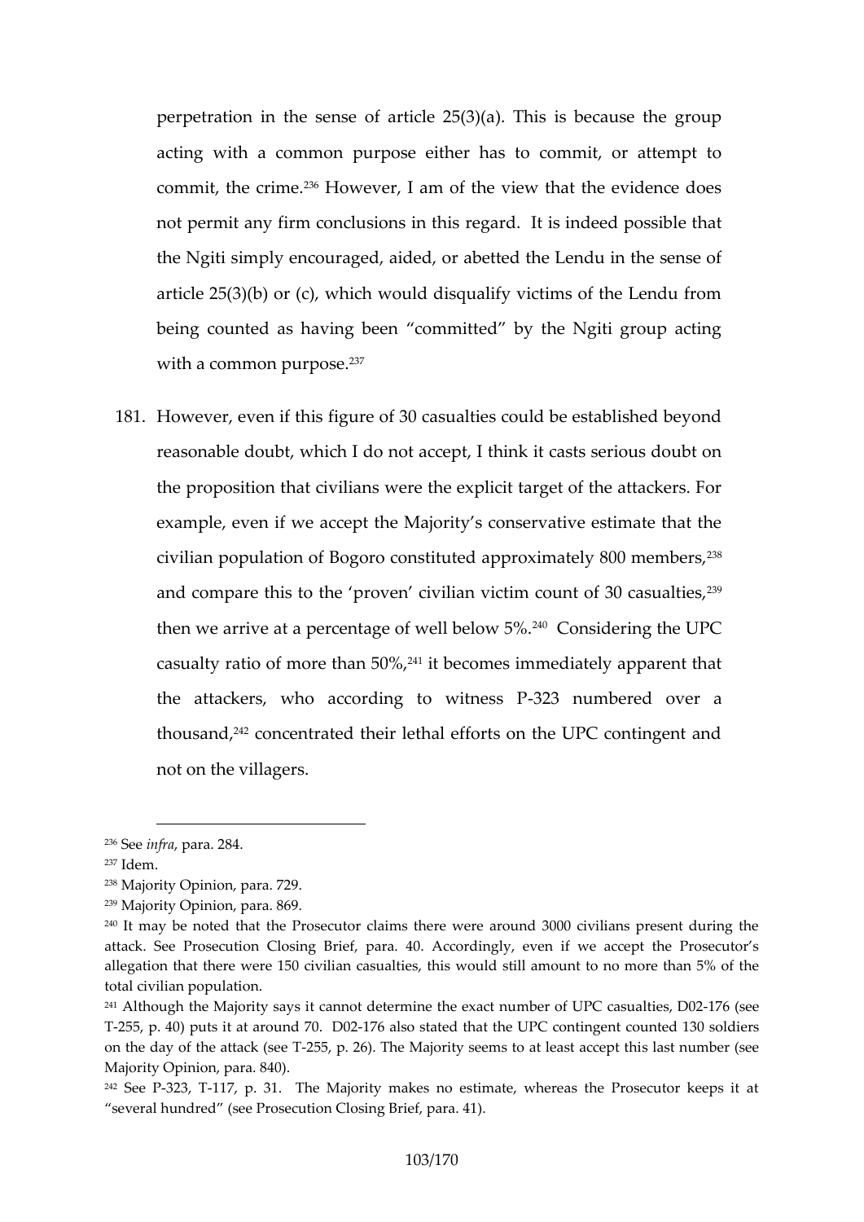perpetration in the sense of article 25(3)(a). This is because the group acting with a common purpose either has to commit, or attempt to commit, the crime.[236] However, I am of the view that the evidence does not permit any firm conclusions in this regard. It is indeed possible that the Ngiti simply encouraged, aided, or abetted the Lendu in the sense of article 25(3)(b) or (c), which would disqualify victims of the Lendu from being counted as having been "committed" by the Ngiti group acting with a common purpose.[237]

181. However, even if this figure of 30 casualties could be established beyond reasonable doubt, which I do not accept, I think it casts serious doubt on the proposition that civilians were the explicit target of the attackers. For example, even if we accept the Majority's conservative estimate that the civilian population of Bogoro constituted approximately 800 members,[238] and compare this to the 'proven' civilian victim count of 30 casualties,[239] then we arrive at a percentage of well below 5%.[240] Considering the UPC casualty ratio of more than 50%,[241] it becomes immediately apparent that the attackers, who according to witness P-323 numbered over a thousand,[242] concentrated their lethal efforts on the UPC contingent and not on the villagers.

---

[236] See *infra*, para. 284.

[237] Idem.

[238] Majority Opinion, para. 729.

[239] Majority Opinion, para. 869.

[240] It may be noted that the Prosecutor claims there were around 3000 civilians present during the attack. See Prosecution Closing Brief, para. 40. Accordingly, even if we accept the Prosecutor's allegation that there were 150 civilian casualties, this would still amount to no more than 5% of the total civilian population.

[241] Although the Majority says it cannot determine the exact number of UPC casualties, D02-176 (see T-255, p. 40) puts it at around 70. D02-176 also stated that the UPC contingent counted 130 soldiers on the day of the attack (see T-255, p. 26). The Majority seems to at least accept this last number (see Majority Opinion, para. 840).

[242] See P-323, T-117, p. 31. The Majority makes no estimate, whereas the Prosecutor keeps it at "several hundred" (see Prosecution Closing Brief, para. 41).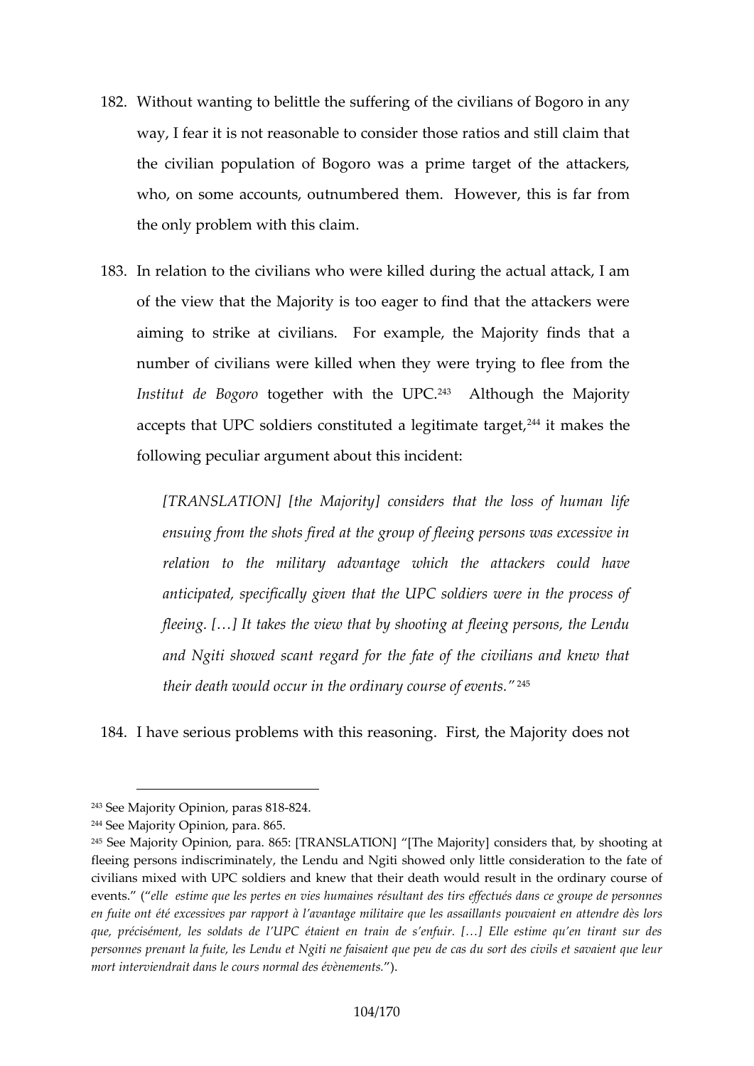182. Without wanting to belittle the suffering of the civilians of Bogoro in any way, I fear it is not reasonable to consider those ratios and still claim that the civilian population of Bogoro was a prime target of the attackers, who, on some accounts, outnumbered them. However, this is far from the only problem with this claim.

183. In relation to the civilians who were killed during the actual attack, I am of the view that the Majority is too eager to find that the attackers were aiming to strike at civilians. For example, the Majority finds that a number of civilians were killed when they were trying to flee from the *Institut de Bogoro* together with the UPC.[243] Although the Majority accepts that UPC soldiers constituted a legitimate target,[244] it makes the following peculiar argument about this incident:

> *[TRANSLATION] [the Majority] considers that the loss of human life ensuing from the shots fired at the group of fleeing persons was excessive in relation to the military advantage which the attackers could have anticipated, specifically given that the UPC soldiers were in the process of fleeing. […] It takes the view that by shooting at fleeing persons, the Lendu and Ngiti showed scant regard for the fate of the civilians and knew that their death would occur in the ordinary course of events."*[245]

184. I have serious problems with this reasoning. First, the Majority does not

---

[243] See Majority Opinion, paras 818-824.

[244] See Majority Opinion, para. 865.

[245] See Majority Opinion, para. 865: [TRANSLATION] "[The Majority] considers that, by shooting at fleeing persons indiscriminately, the Lendu and Ngiti showed only little consideration to the fate of civilians mixed with UPC soldiers and knew that their death would result in the ordinary course of events." ("*elle estime que les pertes en vies humaines résultant des tirs effectués dans ce groupe de personnes en fuite ont été excessives par rapport à l'avantage militaire que les assaillants pouvaient en attendre dès lors que, précisément, les soldats de l'UPC étaient en train de s'enfuir. […] Elle estime qu'en tirant sur des personnes prenant la fuite, les Lendu et Ngiti ne faisaient que peu de cas du sort des civils et savaient que leur mort interviendrait dans le cours normal des évènements.*").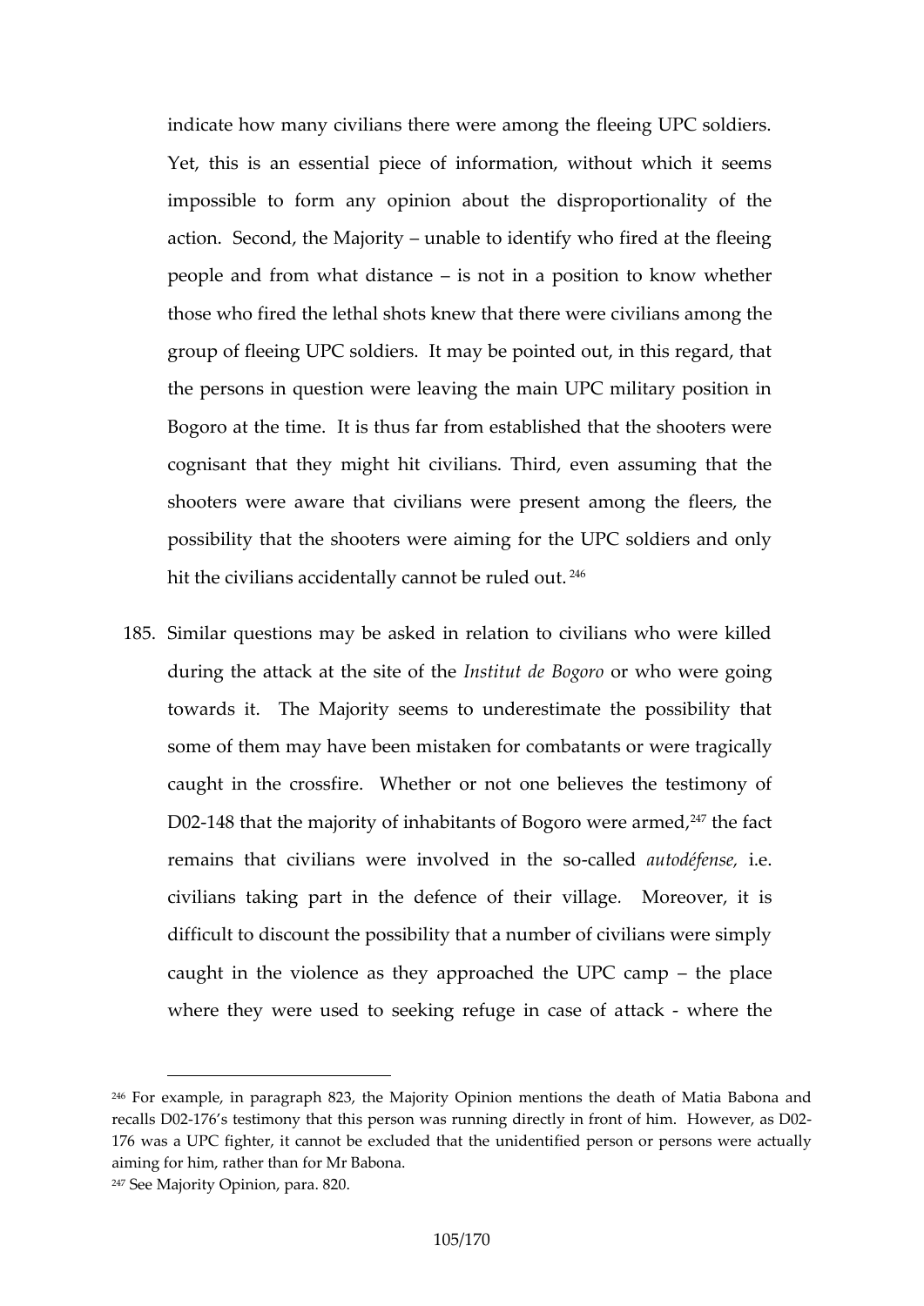indicate how many civilians there were among the fleeing UPC soldiers. Yet, this is an essential piece of information, without which it seems impossible to form any opinion about the disproportionality of the action. Second, the Majority – unable to identify who fired at the fleeing people and from what distance – is not in a position to know whether those who fired the lethal shots knew that there were civilians among the group of fleeing UPC soldiers. It may be pointed out, in this regard, that the persons in question were leaving the main UPC military position in Bogoro at the time. It is thus far from established that the shooters were cognisant that they might hit civilians. Third, even assuming that the shooters were aware that civilians were present among the fleers, the possibility that the shooters were aiming for the UPC soldiers and only hit the civilians accidentally cannot be ruled out.[246]

185. Similar questions may be asked in relation to civilians who were killed during the attack at the site of the *Institut de Bogoro* or who were going towards it. The Majority seems to underestimate the possibility that some of them may have been mistaken for combatants or were tragically caught in the crossfire. Whether or not one believes the testimony of D02-148 that the majority of inhabitants of Bogoro were armed,[247] the fact remains that civilians were involved in the so-called *autodéfense*, i.e. civilians taking part in the defence of their village. Moreover, it is difficult to discount the possibility that a number of civilians were simply caught in the violence as they approached the UPC camp – the place where they were used to seeking refuge in case of attack - where the

---

[246] For example, in paragraph 823, the Majority Opinion mentions the death of Matia Babona and recalls D02-176's testimony that this person was running directly in front of him. However, as D02-176 was a UPC fighter, it cannot be excluded that the unidentified person or persons were actually aiming for him, rather than for Mr Babona.

[247] See Majority Opinion, para. 820.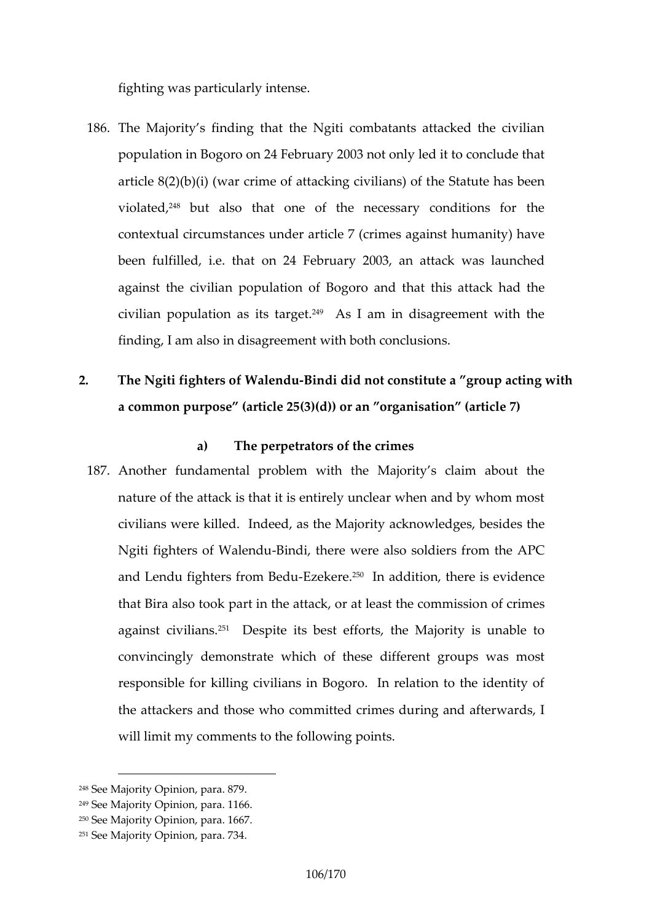fighting was particularly intense.

186. The Majority's finding that the Ngiti combatants attacked the civilian population in Bogoro on 24 February 2003 not only led it to conclude that article 8(2)(b)(i) (war crime of attacking civilians) of the Statute has been violated,[248] but also that one of the necessary conditions for the contextual circumstances under article 7 (crimes against humanity) have been fulfilled, i.e. that on 24 February 2003, an attack was launched against the civilian population of Bogoro and that this attack had the civilian population as its target.[249] As I am in disagreement with the finding, I am also in disagreement with both conclusions.

## 2. The Ngiti fighters of Walendu-Bindi did not constitute a "group acting with a common purpose" (article 25(3)(d)) or an "organisation" (article 7)

### a) The perpetrators of the crimes

187. Another fundamental problem with the Majority's claim about the nature of the attack is that it is entirely unclear when and by whom most civilians were killed. Indeed, as the Majority acknowledges, besides the Ngiti fighters of Walendu-Bindi, there were also soldiers from the APC and Lendu fighters from Bedu-Ezekere.[250] In addition, there is evidence that Bira also took part in the attack, or at least the commission of crimes against civilians.[251] Despite its best efforts, the Majority is unable to convincingly demonstrate which of these different groups was most responsible for killing civilians in Bogoro. In relation to the identity of the attackers and those who committed crimes during and afterwards, I will limit my comments to the following points.

---

[248] See Majority Opinion, para. 879.
[249] See Majority Opinion, para. 1166.
[250] See Majority Opinion, para. 1667.
[251] See Majority Opinion, para. 734.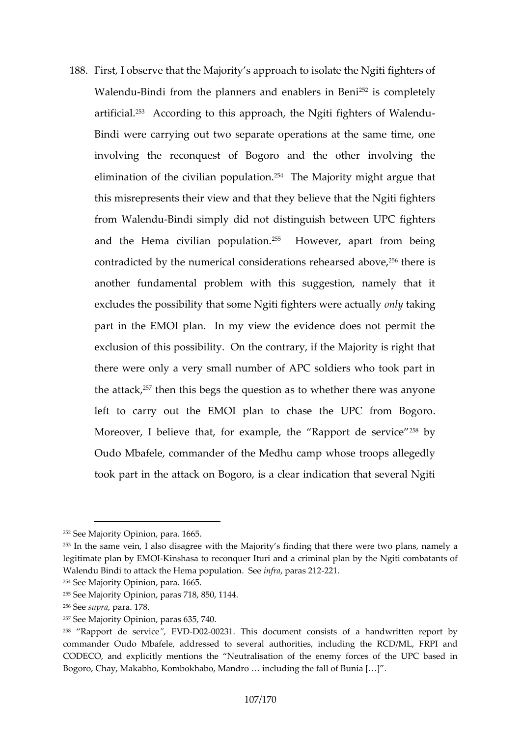188. First, I observe that the Majority's approach to isolate the Ngiti fighters of Walendu-Bindi from the planners and enablers in Beni[252] is completely artificial.[253] According to this approach, the Ngiti fighters of Walendu-Bindi were carrying out two separate operations at the same time, one involving the reconquest of Bogoro and the other involving the elimination of the civilian population.[254] The Majority might argue that this misrepresents their view and that they believe that the Ngiti fighters from Walendu-Bindi simply did not distinguish between UPC fighters and the Hema civilian population.[255] However, apart from being contradicted by the numerical considerations rehearsed above,[256] there is another fundamental problem with this suggestion, namely that it excludes the possibility that some Ngiti fighters were actually *only* taking part in the EMOI plan. In my view the evidence does not permit the exclusion of this possibility. On the contrary, if the Majority is right that there were only a very small number of APC soldiers who took part in the attack,[257] then this begs the question as to whether there was anyone left to carry out the EMOI plan to chase the UPC from Bogoro. Moreover, I believe that, for example, the "Rapport de service"[258] by Oudo Mbafele, commander of the Medhu camp whose troops allegedly took part in the attack on Bogoro, is a clear indication that several Ngiti

---

[252] See Majority Opinion, para. 1665.

[253] In the same vein, I also disagree with the Majority's finding that there were two plans, namely a legitimate plan by EMOI-Kinshasa to reconquer Ituri and a criminal plan by the Ngiti combatants of Walendu Bindi to attack the Hema population. See *infra*, paras 212-221.

[254] See Majority Opinion, para. 1665.

[255] See Majority Opinion, paras 718, 850, 1144.

[256] See *supra*, para. 178.

[257] See Majority Opinion, paras 635, 740.

[258] "Rapport de service", EVD-D02-00231. This document consists of a handwritten report by commander Oudo Mbafele, addressed to several authorities, including the RCD/ML, FRPI and CODECO, and explicitly mentions the "Neutralisation of the enemy forces of the UPC based in Bogoro, Chay, Makabho, Kombokhabo, Mandro … including the fall of Bunia […]".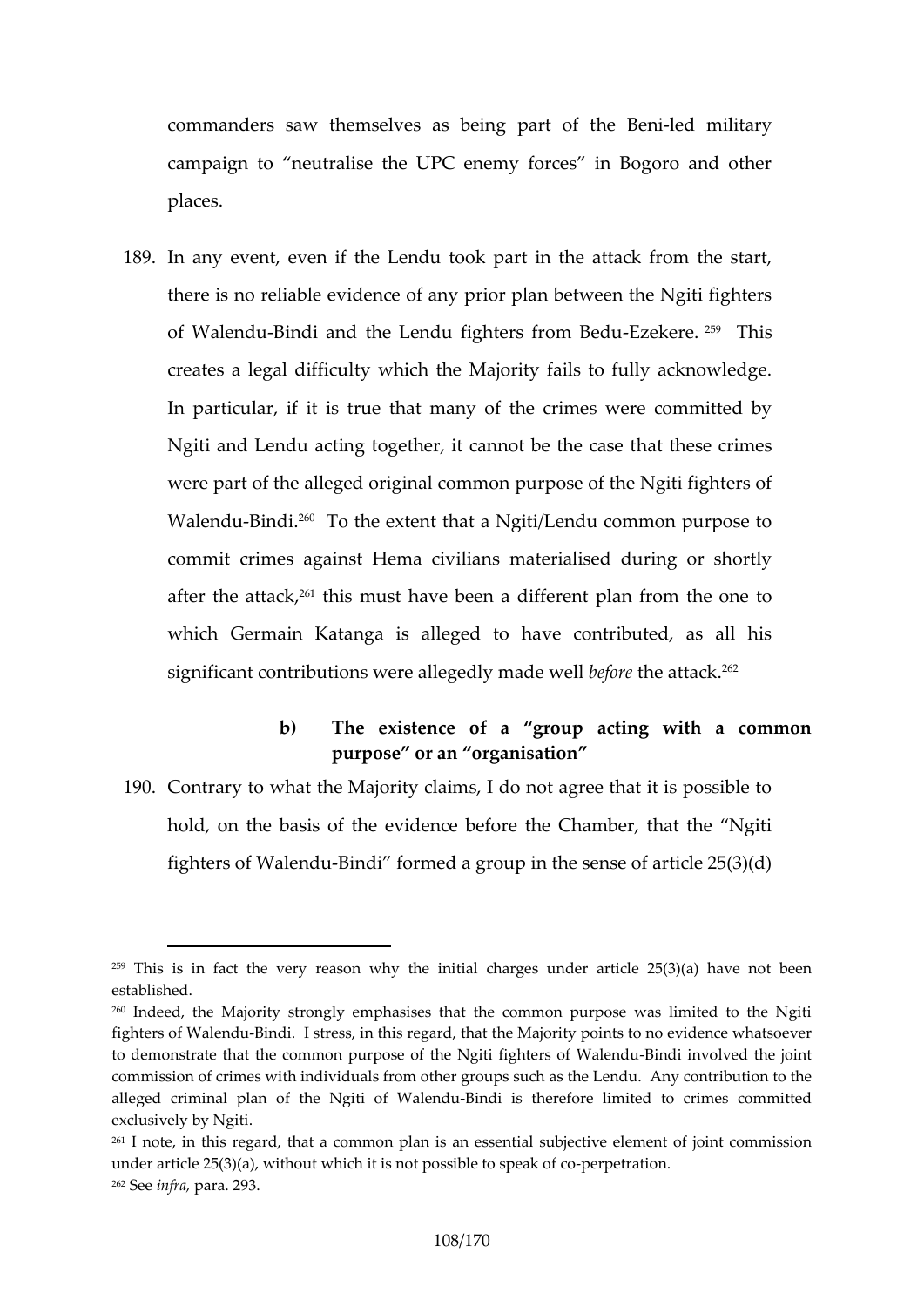commanders saw themselves as being part of the Beni-led military campaign to "neutralise the UPC enemy forces" in Bogoro and other places.

189. In any event, even if the Lendu took part in the attack from the start, there is no reliable evidence of any prior plan between the Ngiti fighters of Walendu-Bindi and the Lendu fighters from Bedu-Ezekere.[259] This creates a legal difficulty which the Majority fails to fully acknowledge. In particular, if it is true that many of the crimes were committed by Ngiti and Lendu acting together, it cannot be the case that these crimes were part of the alleged original common purpose of the Ngiti fighters of Walendu-Bindi.[260] To the extent that a Ngiti/Lendu common purpose to commit crimes against Hema civilians materialised during or shortly after the attack,[261] this must have been a different plan from the one to which Germain Katanga is alleged to have contributed, as all his significant contributions were allegedly made well *before* the attack.[262]

**b) The existence of a "group acting with a common purpose" or an "organisation"**

190. Contrary to what the Majority claims, I do not agree that it is possible to hold, on the basis of the evidence before the Chamber, that the "Ngiti fighters of Walendu-Bindi" formed a group in the sense of article 25(3)(d)

---

[259] This is in fact the very reason why the initial charges under article 25(3)(a) have not been established.

[260] Indeed, the Majority strongly emphasises that the common purpose was limited to the Ngiti fighters of Walendu-Bindi. I stress, in this regard, that the Majority points to no evidence whatsoever to demonstrate that the common purpose of the Ngiti fighters of Walendu-Bindi involved the joint commission of crimes with individuals from other groups such as the Lendu. Any contribution to the alleged criminal plan of the Ngiti of Walendu-Bindi is therefore limited to crimes committed exclusively by Ngiti.

[261] I note, in this regard, that a common plan is an essential subjective element of joint commission under article 25(3)(a), without which it is not possible to speak of co-perpetration.

[262] See *infra*, para. 293.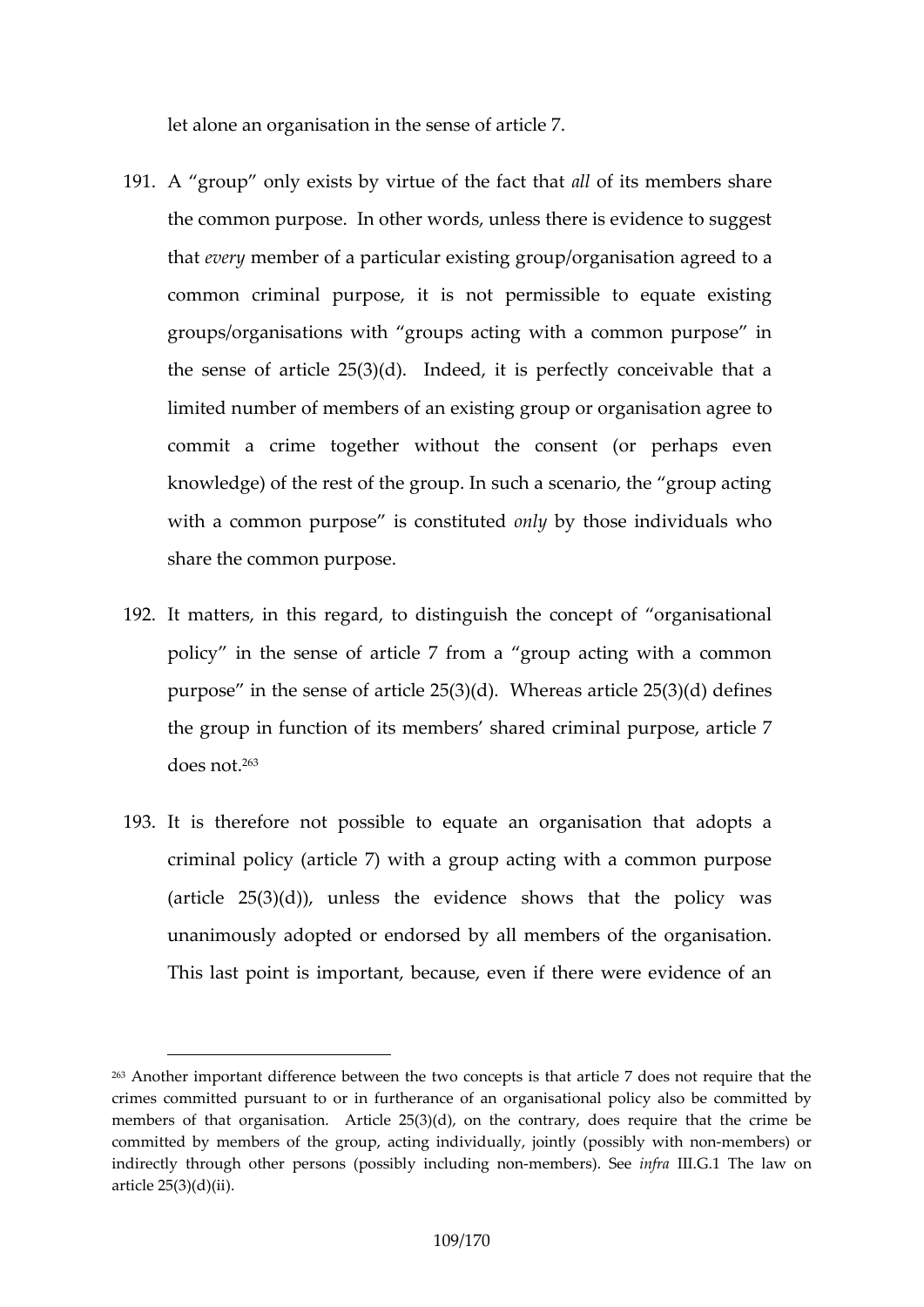let alone an organisation in the sense of article 7.

191. A "group" only exists by virtue of the fact that *all* of its members share the common purpose. In other words, unless there is evidence to suggest that *every* member of a particular existing group/organisation agreed to a common criminal purpose, it is not permissible to equate existing groups/organisations with "groups acting with a common purpose" in the sense of article 25(3)(d). Indeed, it is perfectly conceivable that a limited number of members of an existing group or organisation agree to commit a crime together without the consent (or perhaps even knowledge) of the rest of the group. In such a scenario, the "group acting with a common purpose" is constituted *only* by those individuals who share the common purpose.

192. It matters, in this regard, to distinguish the concept of "organisational policy" in the sense of article 7 from a "group acting with a common purpose" in the sense of article 25(3)(d). Whereas article 25(3)(d) defines the group in function of its members' shared criminal purpose, article 7 does not.[263]

193. It is therefore not possible to equate an organisation that adopts a criminal policy (article 7) with a group acting with a common purpose (article 25(3)(d)), unless the evidence shows that the policy was unanimously adopted or endorsed by all members of the organisation. This last point is important, because, even if there were evidence of an

---

[263] Another important difference between the two concepts is that article 7 does not require that the crimes committed pursuant to or in furtherance of an organisational policy also be committed by members of that organisation. Article 25(3)(d), on the contrary, does require that the crime be committed by members of the group, acting individually, jointly (possibly with non-members) or indirectly through other persons (possibly including non-members). See *infra* III.G.1 The law on article 25(3)(d)(ii).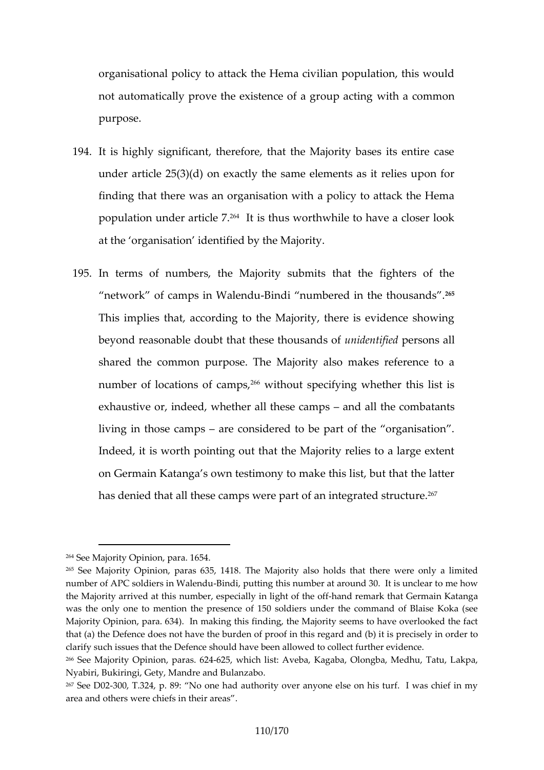organisational policy to attack the Hema civilian population, this would not automatically prove the existence of a group acting with a common purpose.

194. It is highly significant, therefore, that the Majority bases its entire case under article 25(3)(d) on exactly the same elements as it relies upon for finding that there was an organisation with a policy to attack the Hema population under article 7.[264] It is thus worthwhile to have a closer look at the 'organisation' identified by the Majority.

195. In terms of numbers, the Majority submits that the fighters of the "network" of camps in Walendu-Bindi "numbered in the thousands".[265] This implies that, according to the Majority, there is evidence showing beyond reasonable doubt that these thousands of *unidentified* persons all shared the common purpose. The Majority also makes reference to a number of locations of camps,[266] without specifying whether this list is exhaustive or, indeed, whether all these camps – and all the combatants living in those camps – are considered to be part of the "organisation". Indeed, it is worth pointing out that the Majority relies to a large extent on Germain Katanga's own testimony to make this list, but that the latter has denied that all these camps were part of an integrated structure.[267]

---

[264] See Majority Opinion, para. 1654.

[265] See Majority Opinion, paras 635, 1418. The Majority also holds that there were only a limited number of APC soldiers in Walendu-Bindi, putting this number at around 30. It is unclear to me how the Majority arrived at this number, especially in light of the off-hand remark that Germain Katanga was the only one to mention the presence of 150 soldiers under the command of Blaise Koka (see Majority Opinion, para. 634). In making this finding, the Majority seems to have overlooked the fact that (a) the Defence does not have the burden of proof in this regard and (b) it is precisely in order to clarify such issues that the Defence should have been allowed to collect further evidence.

[266] See Majority Opinion, paras. 624-625, which list: Aveba, Kagaba, Olongba, Medhu, Tatu, Lakpa, Nyabiri, Bukiringi, Gety, Mandre and Bulanzabo.

[267] See D02-300, T.324, p. 89: "No one had authority over anyone else on his turf. I was chief in my area and others were chiefs in their areas".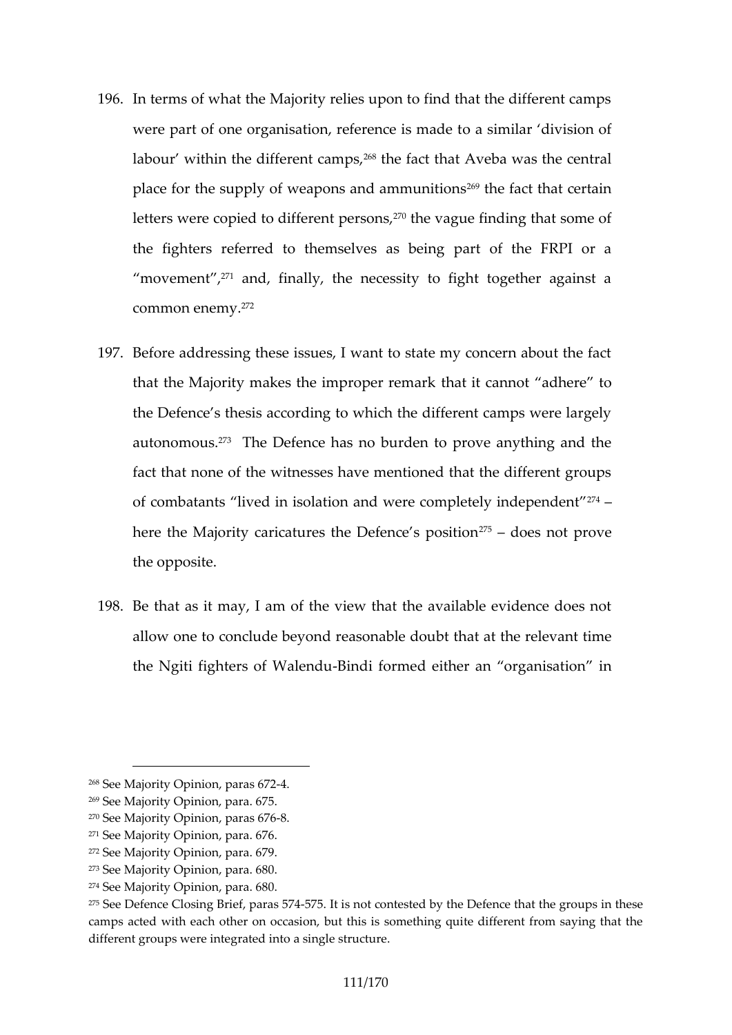196. In terms of what the Majority relies upon to find that the different camps were part of one organisation, reference is made to a similar 'division of labour' within the different camps,[268] the fact that Aveba was the central place for the supply of weapons and ammunitions[269] the fact that certain letters were copied to different persons,[270] the vague finding that some of the fighters referred to themselves as being part of the FRPI or a "movement",[271] and, finally, the necessity to fight together against a common enemy.[272]

197. Before addressing these issues, I want to state my concern about the fact that the Majority makes the improper remark that it cannot "adhere" to the Defence's thesis according to which the different camps were largely autonomous.[273] The Defence has no burden to prove anything and the fact that none of the witnesses have mentioned that the different groups of combatants "lived in isolation and were completely independent"[274] – here the Majority caricatures the Defence's position[275] – does not prove the opposite.

198. Be that as it may, I am of the view that the available evidence does not allow one to conclude beyond reasonable doubt that at the relevant time the Ngiti fighters of Walendu-Bindi formed either an "organisation" in

---

[268] See Majority Opinion, paras 672-4.
[269] See Majority Opinion, para. 675.
[270] See Majority Opinion, paras 676-8.
[271] See Majority Opinion, para. 676.
[272] See Majority Opinion, para. 679.
[273] See Majority Opinion, para. 680.
[274] See Majority Opinion, para. 680.
[275] See Defence Closing Brief, paras 574-575. It is not contested by the Defence that the groups in these camps acted with each other on occasion, but this is something quite different from saying that the different groups were integrated into a single structure.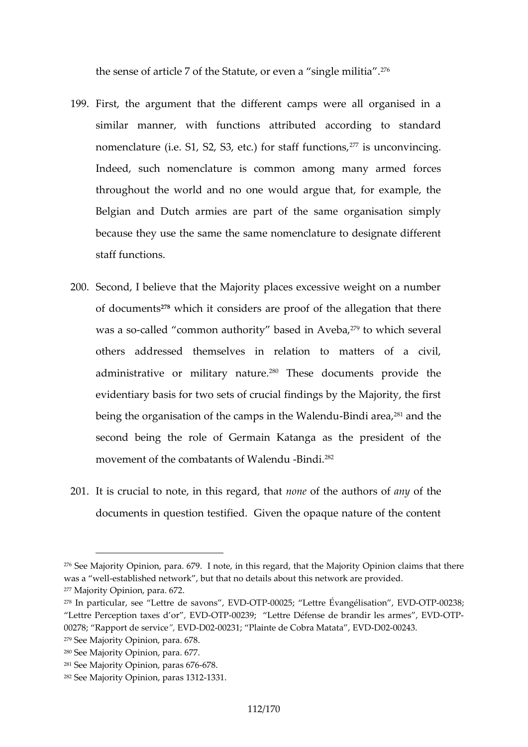the sense of article 7 of the Statute, or even a "single militia".[276]

199. First, the argument that the different camps were all organised in a similar manner, with functions attributed according to standard nomenclature (i.e. S1, S2, S3, etc.) for staff functions,[277] is unconvincing. Indeed, such nomenclature is common among many armed forces throughout the world and no one would argue that, for example, the Belgian and Dutch armies are part of the same organisation simply because they use the same the same nomenclature to designate different staff functions.

200. Second, I believe that the Majority places excessive weight on a number of documents[278] which it considers are proof of the allegation that there was a so-called "common authority" based in Aveba,[279] to which several others addressed themselves in relation to matters of a civil, administrative or military nature.[280] These documents provide the evidentiary basis for two sets of crucial findings by the Majority, the first being the organisation of the camps in the Walendu-Bindi area,[281] and the second being the role of Germain Katanga as the president of the movement of the combatants of Walendu -Bindi.[282]

201. It is crucial to note, in this regard, that *none* of the authors of *any* of the documents in question testified. Given the opaque nature of the content

---

[276] See Majority Opinion, para. 679. I note, in this regard, that the Majority Opinion claims that there was a "well-established network", but that no details about this network are provided.

[277] Majority Opinion, para. 672.

[278] In particular, see "Lettre de savons", EVD-OTP-00025; "Lettre Évangélisation", EVD-OTP-00238; "Lettre Perception taxes d'or", EVD-OTP-00239; "Lettre Défense de brandir les armes", EVD-OTP-00278; "Rapport de service", EVD-D02-00231; "Plainte de Cobra Matata", EVD-D02-00243.

[279] See Majority Opinion, para. 678.

[280] See Majority Opinion, para. 677.

[281] See Majority Opinion, paras 676-678.

[282] See Majority Opinion, paras 1312-1331.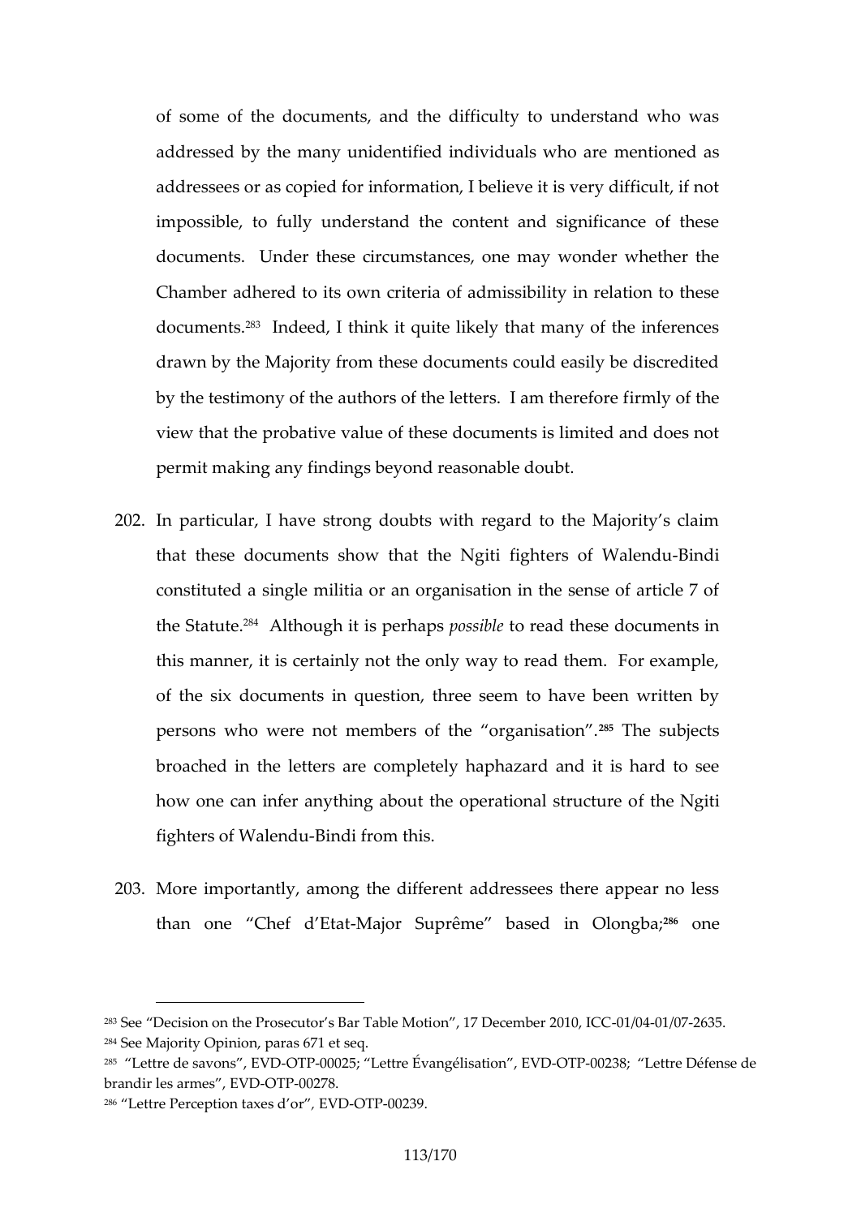of some of the documents, and the difficulty to understand who was addressed by the many unidentified individuals who are mentioned as addressees or as copied for information, I believe it is very difficult, if not impossible, to fully understand the content and significance of these documents. Under these circumstances, one may wonder whether the Chamber adhered to its own criteria of admissibility in relation to these documents.[283] Indeed, I think it quite likely that many of the inferences drawn by the Majority from these documents could easily be discredited by the testimony of the authors of the letters. I am therefore firmly of the view that the probative value of these documents is limited and does not permit making any findings beyond reasonable doubt.

202. In particular, I have strong doubts with regard to the Majority's claim that these documents show that the Ngiti fighters of Walendu-Bindi constituted a single militia or an organisation in the sense of article 7 of the Statute.[284] Although it is perhaps *possible* to read these documents in this manner, it is certainly not the only way to read them. For example, of the six documents in question, three seem to have been written by persons who were not members of the "organisation".[285] The subjects broached in the letters are completely haphazard and it is hard to see how one can infer anything about the operational structure of the Ngiti fighters of Walendu-Bindi from this.

203. More importantly, among the different addressees there appear no less than one "Chef d'Etat-Major Suprême" based in Olongba;[286] one

---

[283] See "Decision on the Prosecutor's Bar Table Motion", 17 December 2010, ICC-01/04-01/07-2635.

[284] See Majority Opinion, paras 671 et seq.

[285] "Lettre de savons", EVD-OTP-00025; "Lettre Évangélisation", EVD-OTP-00238; "Lettre Défense de brandir les armes", EVD-OTP-00278.

[286] "Lettre Perception taxes d'or", EVD-OTP-00239.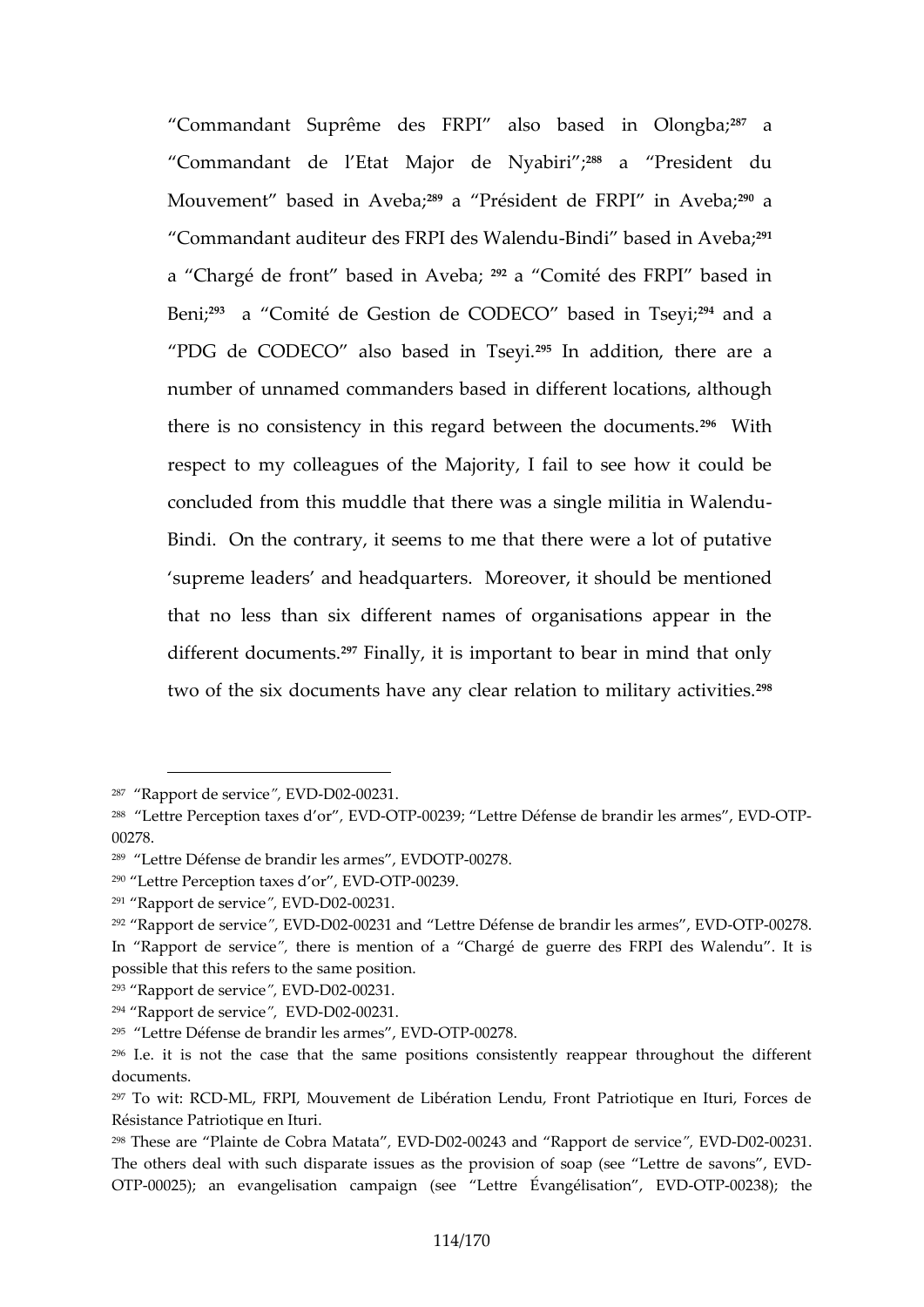"Commandant Suprême des FRPI" also based in Olongba;[287] a "Commandant de l'Etat Major de Nyabiri";[288] a "President du Mouvement" based in Aveba;[289] a "Président de FRPI" in Aveba;[290] a "Commandant auditeur des FRPI des Walendu-Bindi" based in Aveba;[291] a "Chargé de front" based in Aveba; [292] a "Comité des FRPI" based in Beni;[293] a "Comité de Gestion de CODECO" based in Tseyi;[294] and a "PDG de CODECO" also based in Tseyi.[295] In addition, there are a number of unnamed commanders based in different locations, although there is no consistency in this regard between the documents.[296] With respect to my colleagues of the Majority, I fail to see how it could be concluded from this muddle that there was a single militia in Walendu-Bindi. On the contrary, it seems to me that there were a lot of putative 'supreme leaders' and headquarters. Moreover, it should be mentioned that no less than six different names of organisations appear in the different documents.[297] Finally, it is important to bear in mind that only two of the six documents have any clear relation to military activities.[298]

---

[287] "Rapport de service", EVD-D02-00231.

[288] "Lettre Perception taxes d'or", EVD-OTP-00239; "Lettre Défense de brandir les armes", EVD-OTP-00278.

[289] "Lettre Défense de brandir les armes", EVDOTP-00278.

[290] "Lettre Perception taxes d'or", EVD-OTP-00239.

[291] "Rapport de service", EVD-D02-00231.

[292] "Rapport de service", EVD-D02-00231 and "Lettre Défense de brandir les armes", EVD-OTP-00278. In "Rapport de service", there is mention of a "Chargé de guerre des FRPI des Walendu". It is possible that this refers to the same position.

[293] "Rapport de service", EVD-D02-00231.

[294] "Rapport de service", EVD-D02-00231.

[295] "Lettre Défense de brandir les armes", EVD-OTP-00278.

[296] I.e. it is not the case that the same positions consistently reappear throughout the different documents.

[297] To wit: RCD-ML, FRPI, Mouvement de Libération Lendu, Front Patriotique en Ituri, Forces de Résistance Patriotique en Ituri.

[298] These are "Plainte de Cobra Matata", EVD-D02-00243 and "Rapport de service", EVD-D02-00231. The others deal with such disparate issues as the provision of soap (see "Lettre de savons", EVD-OTP-00025); an evangelisation campaign (see "Lettre Évangélisation", EVD-OTP-00238); the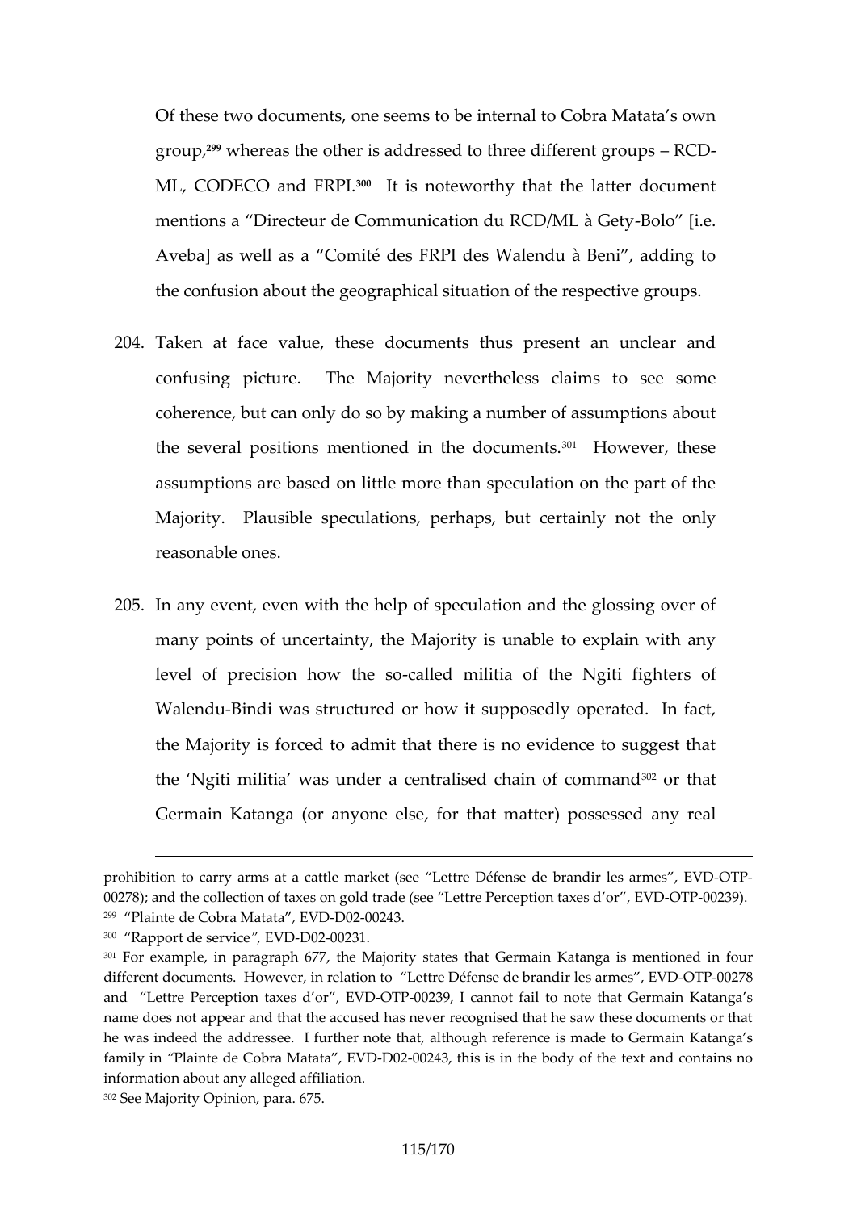Of these two documents, one seems to be internal to Cobra Matata's own group,[299] whereas the other is addressed to three different groups – RCD-ML, CODECO and FRPI.[300] It is noteworthy that the latter document mentions a "Directeur de Communication du RCD/ML à Gety-Bolo" [i.e. Aveba] as well as a "Comité des FRPI des Walendu à Beni", adding to the confusion about the geographical situation of the respective groups.

204. Taken at face value, these documents thus present an unclear and confusing picture. The Majority nevertheless claims to see some coherence, but can only do so by making a number of assumptions about the several positions mentioned in the documents.[301] However, these assumptions are based on little more than speculation on the part of the Majority. Plausible speculations, perhaps, but certainly not the only reasonable ones.

205. In any event, even with the help of speculation and the glossing over of many points of uncertainty, the Majority is unable to explain with any level of precision how the so-called militia of the Ngiti fighters of Walendu-Bindi was structured or how it supposedly operated. In fact, the Majority is forced to admit that there is no evidence to suggest that the 'Ngiti militia' was under a centralised chain of command[302] or that Germain Katanga (or anyone else, for that matter) possessed any real

---

prohibition to carry arms at a cattle market (see "Lettre Défense de brandir les armes", EVD-OTP-00278); and the collection of taxes on gold trade (see "Lettre Perception taxes d'or", EVD-OTP-00239).

[299] "Plainte de Cobra Matata", EVD-D02-00243.

[300] "Rapport de service", EVD-D02-00231.

[301] For example, in paragraph 677, the Majority states that Germain Katanga is mentioned in four different documents. However, in relation to "Lettre Défense de brandir les armes", EVD-OTP-00278 and "Lettre Perception taxes d'or", EVD-OTP-00239, I cannot fail to note that Germain Katanga's name does not appear and that the accused has never recognised that he saw these documents or that he was indeed the addressee. I further note that, although reference is made to Germain Katanga's family in "Plainte de Cobra Matata", EVD-D02-00243, this is in the body of the text and contains no information about any alleged affiliation.

[302] See Majority Opinion, para. 675.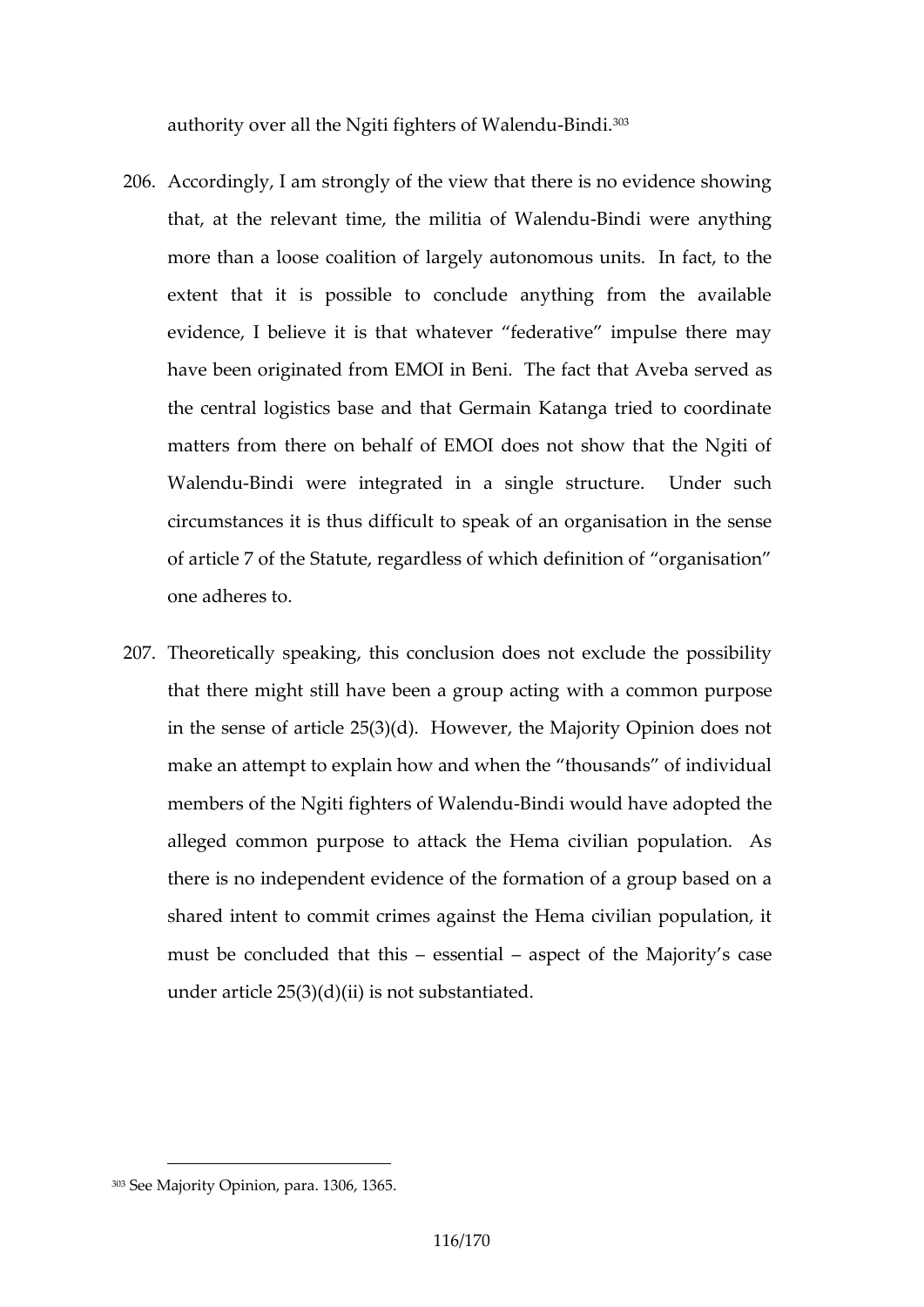authority over all the Ngiti fighters of Walendu-Bindi.[303]

206. Accordingly, I am strongly of the view that there is no evidence showing that, at the relevant time, the militia of Walendu-Bindi were anything more than a loose coalition of largely autonomous units. In fact, to the extent that it is possible to conclude anything from the available evidence, I believe it is that whatever "federative" impulse there may have been originated from EMOI in Beni. The fact that Aveba served as the central logistics base and that Germain Katanga tried to coordinate matters from there on behalf of EMOI does not show that the Ngiti of Walendu-Bindi were integrated in a single structure. Under such circumstances it is thus difficult to speak of an organisation in the sense of article 7 of the Statute, regardless of which definition of "organisation" one adheres to.

207. Theoretically speaking, this conclusion does not exclude the possibility that there might still have been a group acting with a common purpose in the sense of article 25(3)(d). However, the Majority Opinion does not make an attempt to explain how and when the "thousands" of individual members of the Ngiti fighters of Walendu-Bindi would have adopted the alleged common purpose to attack the Hema civilian population. As there is no independent evidence of the formation of a group based on a shared intent to commit crimes against the Hema civilian population, it must be concluded that this – essential – aspect of the Majority's case under article 25(3)(d)(ii) is not substantiated.

---

[303] See Majority Opinion, para. 1306, 1365.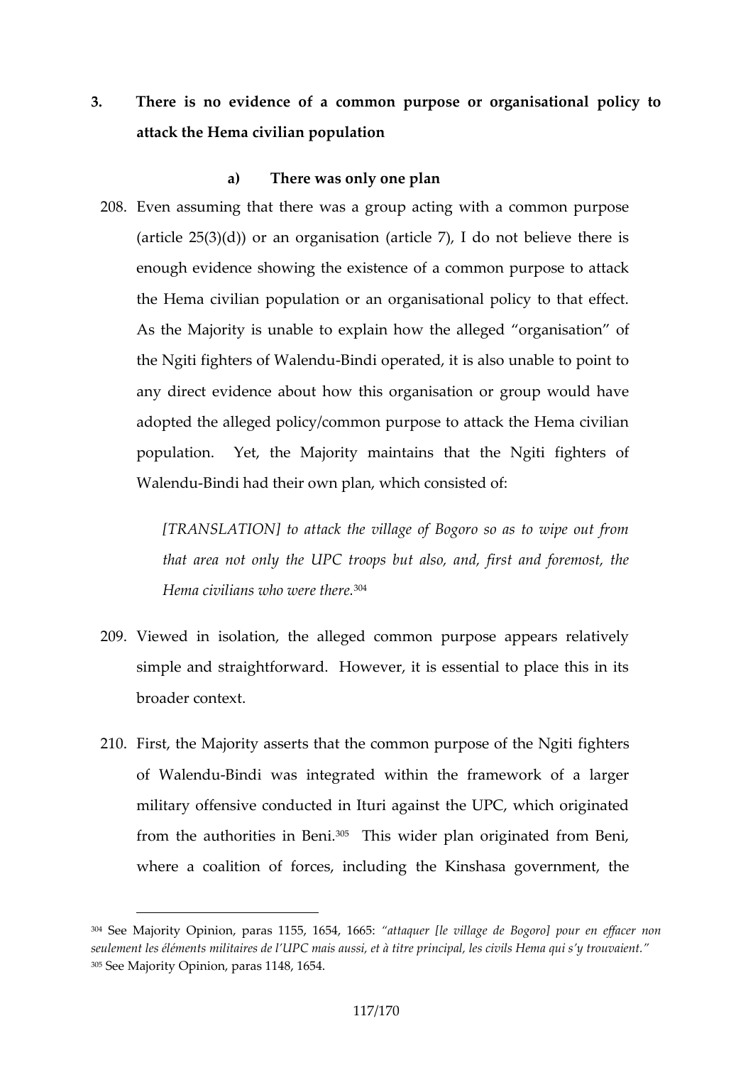## 3. There is no evidence of a common purpose or organisational policy to attack the Hema civilian population

### a) There was only one plan

208. Even assuming that there was a group acting with a common purpose (article 25(3)(d)) or an organisation (article 7), I do not believe there is enough evidence showing the existence of a common purpose to attack the Hema civilian population or an organisational policy to that effect. As the Majority is unable to explain how the alleged "organisation" of the Ngiti fighters of Walendu-Bindi operated, it is also unable to point to any direct evidence about how this organisation or group would have adopted the alleged policy/common purpose to attack the Hema civilian population. Yet, the Majority maintains that the Ngiti fighters of Walendu-Bindi had their own plan, which consisted of:

> *[TRANSLATION] to attack the village of Bogoro so as to wipe out from that area not only the UPC troops but also, and, first and foremost, the Hema civilians who were there.*[304]

209. Viewed in isolation, the alleged common purpose appears relatively simple and straightforward. However, it is essential to place this in its broader context.

210. First, the Majority asserts that the common purpose of the Ngiti fighters of Walendu-Bindi was integrated within the framework of a larger military offensive conducted in Ituri against the UPC, which originated from the authorities in Beni.[305] This wider plan originated from Beni, where a coalition of forces, including the Kinshasa government, the

---

[304] See Majority Opinion, paras 1155, 1654, 1665: *"attaquer [le village de Bogoro] pour en effacer non seulement les éléments militaires de l'UPC mais aussi, et à titre principal, les civils Hema qui s'y trouvaient."*

[305] See Majority Opinion, paras 1148, 1654.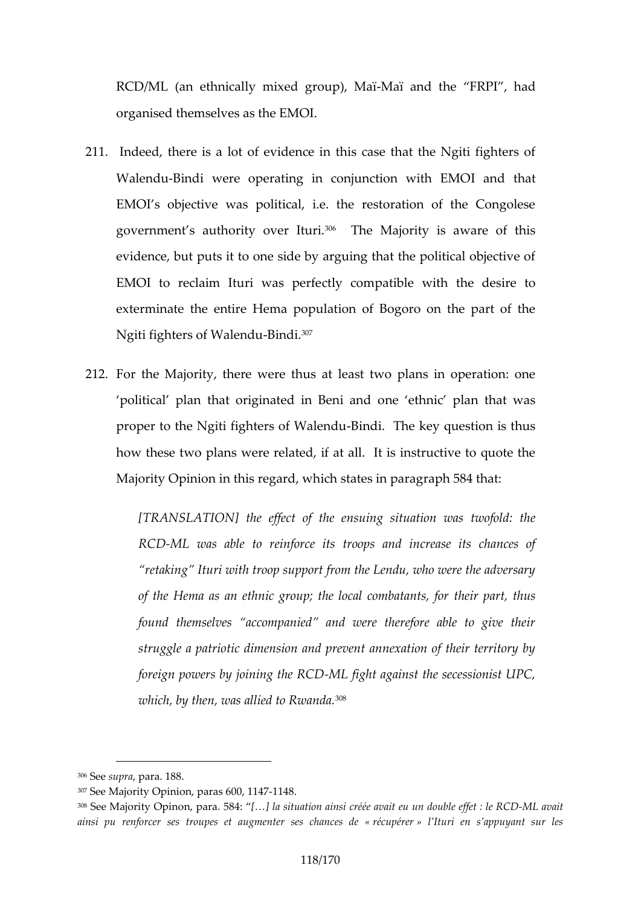RCD/ML (an ethnically mixed group), Maï-Maï and the "FRPI", had organised themselves as the EMOI.

211. Indeed, there is a lot of evidence in this case that the Ngiti fighters of Walendu-Bindi were operating in conjunction with EMOI and that EMOI's objective was political, i.e. the restoration of the Congolese government's authority over Ituri.[306] The Majority is aware of this evidence, but puts it to one side by arguing that the political objective of EMOI to reclaim Ituri was perfectly compatible with the desire to exterminate the entire Hema population of Bogoro on the part of the Ngiti fighters of Walendu-Bindi.[307]

212. For the Majority, there were thus at least two plans in operation: one 'political' plan that originated in Beni and one 'ethnic' plan that was proper to the Ngiti fighters of Walendu-Bindi. The key question is thus how these two plans were related, if at all. It is instructive to quote the Majority Opinion in this regard, which states in paragraph 584 that:

> *[TRANSLATION] the effect of the ensuing situation was twofold: the RCD-ML was able to reinforce its troops and increase its chances of "retaking" Ituri with troop support from the Lendu, who were the adversary of the Hema as an ethnic group; the local combatants, for their part, thus found themselves "accompanied" and were therefore able to give their struggle a patriotic dimension and prevent annexation of their territory by foreign powers by joining the RCD-ML fight against the secessionist UPC, which, by then, was allied to Rwanda.*[308]

---

[306] See *supra*, para. 188.

[307] See Majority Opinion, paras 600, 1147-1148.

[308] See Majority Opinon, para. 584: "*[…] la situation ainsi créée avait eu un double effet : le RCD-ML avait ainsi pu renforcer ses troupes et augmenter ses chances de « récupérer » l'Ituri en s'appuyant sur les*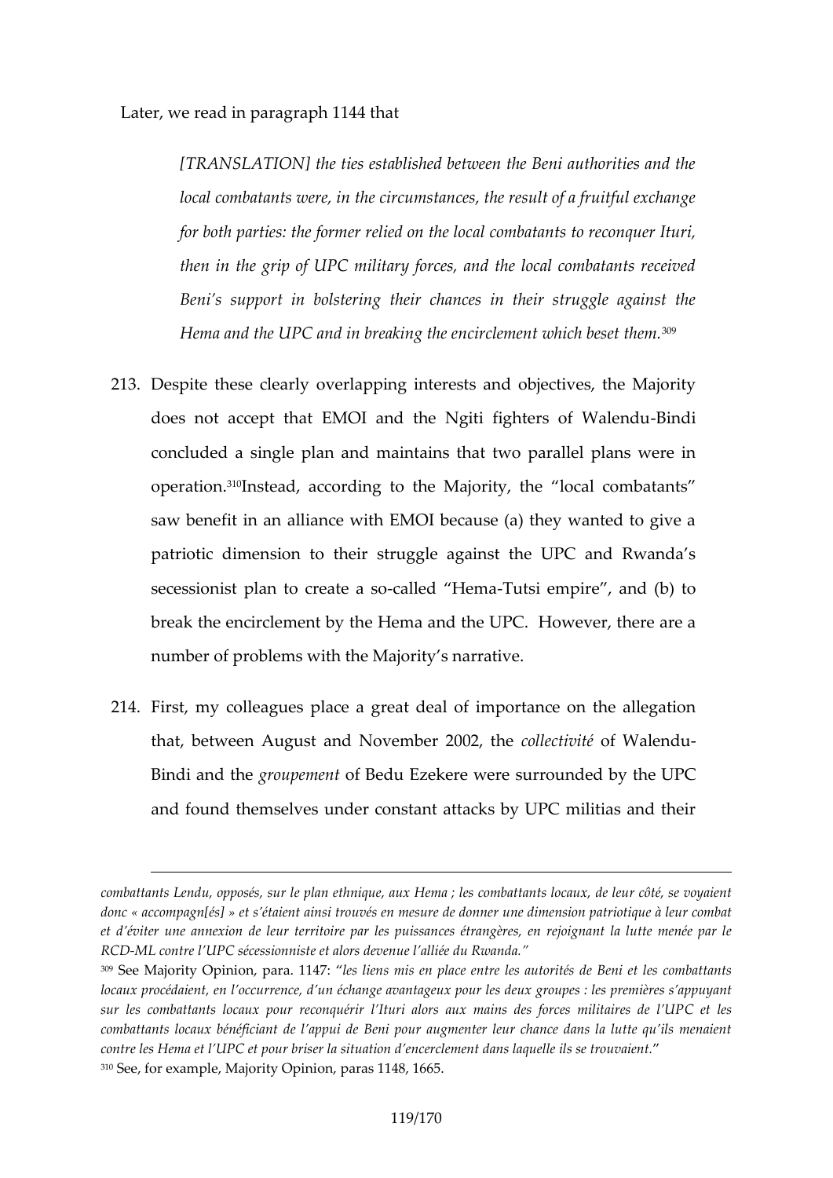Later, we read in paragraph 1144 that

> *[TRANSLATION] the ties established between the Beni authorities and the local combatants were, in the circumstances, the result of a fruitful exchange for both parties: the former relied on the local combatants to reconquer Ituri, then in the grip of UPC military forces, and the local combatants received Beni's support in bolstering their chances in their struggle against the Hema and the UPC and in breaking the encirclement which beset them.*[309]

213. Despite these clearly overlapping interests and objectives, the Majority does not accept that EMOI and the Ngiti fighters of Walendu-Bindi concluded a single plan and maintains that two parallel plans were in operation.[310] Instead, according to the Majority, the "local combatants" saw benefit in an alliance with EMOI because (a) they wanted to give a patriotic dimension to their struggle against the UPC and Rwanda's secessionist plan to create a so-called "Hema-Tutsi empire", and (b) to break the encirclement by the Hema and the UPC. However, there are a number of problems with the Majority's narrative.

214. First, my colleagues place a great deal of importance on the allegation that, between August and November 2002, the *collectivité* of Walendu-Bindi and the *groupement* of Bedu Ezekere were surrounded by the UPC and found themselves under constant attacks by UPC militias and their

---

*combattants Lendu, opposés, sur le plan ethnique, aux Hema ; les combattants locaux, de leur côté, se voyaient donc « accompagn[és] » et s'étaient ainsi trouvés en mesure de donner une dimension patriotique à leur combat et d'éviter une annexion de leur territoire par les puissances étrangères, en rejoignant la lutte menée par le RCD-ML contre l'UPC sécessionniste et alors devenue l'alliée du Rwanda."*

[309] See Majority Opinion, para. 1147: "*les liens mis en place entre les autorités de Beni et les combattants locaux procédaient, en l'occurrence, d'un échange avantageux pour les deux groupes : les premières s'appuyant sur les combattants locaux pour reconquérir l'Ituri alors aux mains des forces militaires de l'UPC et les combattants locaux bénéficiant de l'appui de Beni pour augmenter leur chance dans la lutte qu'ils menaient contre les Hema et l'UPC et pour briser la situation d'encerclement dans laquelle ils se trouvaient.*"

[310] See, for example, Majority Opinion, paras 1148, 1665.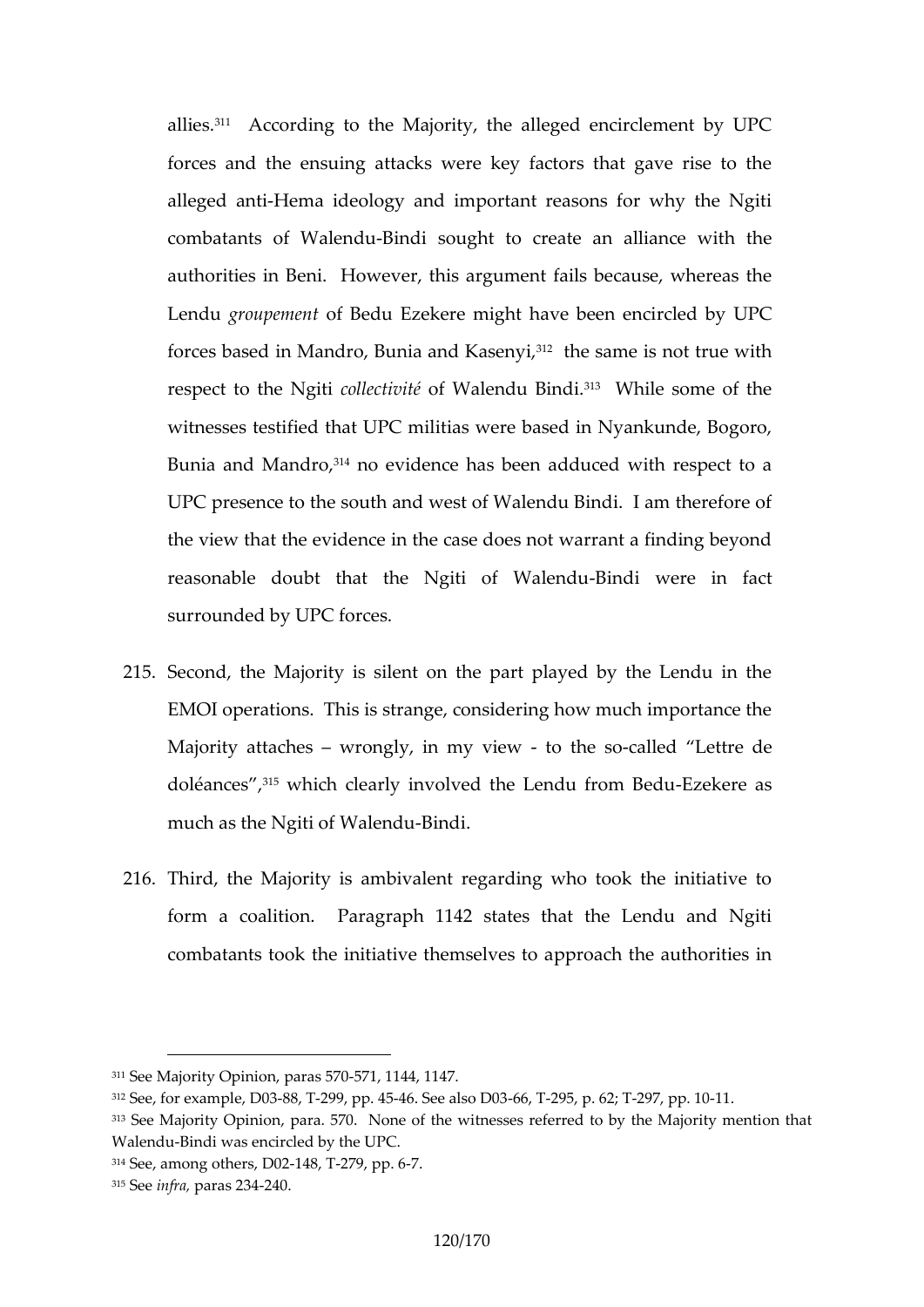allies.[311] According to the Majority, the alleged encirclement by UPC forces and the ensuing attacks were key factors that gave rise to the alleged anti-Hema ideology and important reasons for why the Ngiti combatants of Walendu-Bindi sought to create an alliance with the authorities in Beni. However, this argument fails because, whereas the Lendu *groupement* of Bedu Ezekere might have been encircled by UPC forces based in Mandro, Bunia and Kasenyi,[312] the same is not true with respect to the Ngiti *collectivité* of Walendu Bindi.[313] While some of the witnesses testified that UPC militias were based in Nyankunde, Bogoro, Bunia and Mandro,[314] no evidence has been adduced with respect to a UPC presence to the south and west of Walendu Bindi. I am therefore of the view that the evidence in the case does not warrant a finding beyond reasonable doubt that the Ngiti of Walendu-Bindi were in fact surrounded by UPC forces.

215. Second, the Majority is silent on the part played by the Lendu in the EMOI operations. This is strange, considering how much importance the Majority attaches – wrongly, in my view - to the so-called "Lettre de doléances",[315] which clearly involved the Lendu from Bedu-Ezekere as much as the Ngiti of Walendu-Bindi.

216. Third, the Majority is ambivalent regarding who took the initiative to form a coalition. Paragraph 1142 states that the Lendu and Ngiti combatants took the initiative themselves to approach the authorities in

---

[311] See Majority Opinion, paras 570-571, 1144, 1147.

[312] See, for example, D03-88, T-299, pp. 45-46. See also D03-66, T-295, p. 62; T-297, pp. 10-11.

[313] See Majority Opinion, para. 570. None of the witnesses referred to by the Majority mention that Walendu-Bindi was encircled by the UPC.

[314] See, among others, D02-148, T-279, pp. 6-7.

[315] See *infra*, paras 234-240.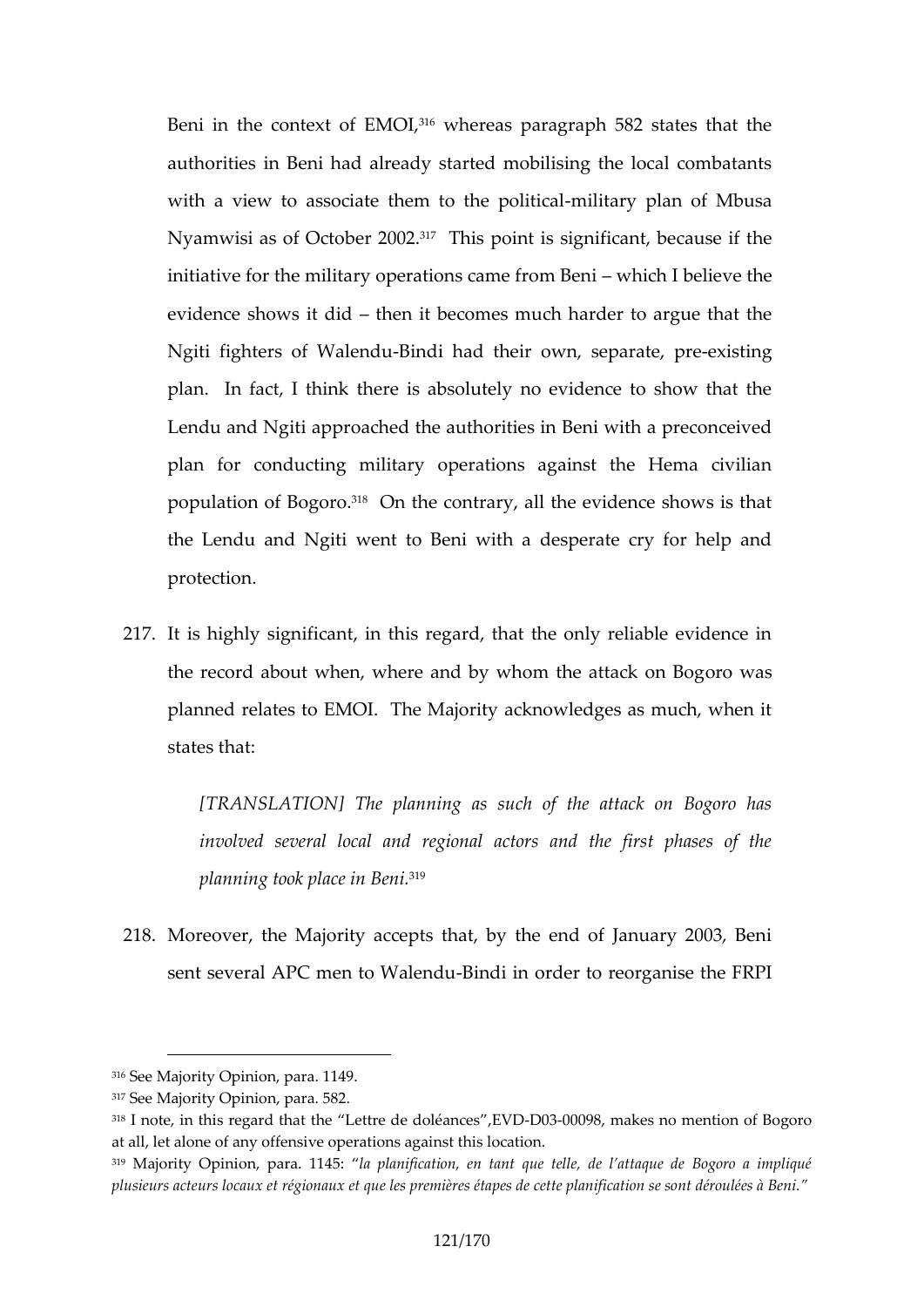Beni in the context of EMOI,[316] whereas paragraph 582 states that the authorities in Beni had already started mobilising the local combatants with a view to associate them to the political-military plan of Mbusa Nyamwisi as of October 2002.[317] This point is significant, because if the initiative for the military operations came from Beni – which I believe the evidence shows it did – then it becomes much harder to argue that the Ngiti fighters of Walendu-Bindi had their own, separate, pre-existing plan. In fact, I think there is absolutely no evidence to show that the Lendu and Ngiti approached the authorities in Beni with a preconceived plan for conducting military operations against the Hema civilian population of Bogoro.[318] On the contrary, all the evidence shows is that the Lendu and Ngiti went to Beni with a desperate cry for help and protection.

217. It is highly significant, in this regard, that the only reliable evidence in the record about when, where and by whom the attack on Bogoro was planned relates to EMOI. The Majority acknowledges as much, when it states that:

> *[TRANSLATION] The planning as such of the attack on Bogoro has involved several local and regional actors and the first phases of the planning took place in Beni.*[319]

218. Moreover, the Majority accepts that, by the end of January 2003, Beni sent several APC men to Walendu-Bindi in order to reorganise the FRPI

---

[316] See Majority Opinion, para. 1149.

[317] See Majority Opinion, para. 582.

[318] I note, in this regard that the "Lettre de doléances", EVD-D03-00098, makes no mention of Bogoro at all, let alone of any offensive operations against this location.

[319] Majority Opinion, para. 1145: *"la planification, en tant que telle, de l'attaque de Bogoro a impliqué plusieurs acteurs locaux et régionaux et que les premières étapes de cette planification se sont déroulées à Beni."*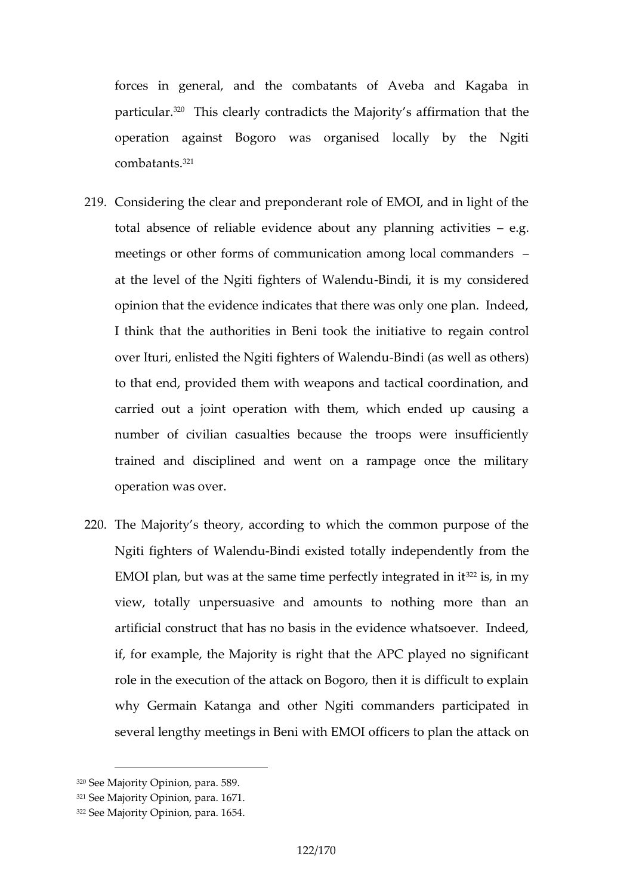forces in general, and the combatants of Aveba and Kagaba in particular.[320] This clearly contradicts the Majority's affirmation that the operation against Bogoro was organised locally by the Ngiti combatants.[321]

219. Considering the clear and preponderant role of EMOI, and in light of the total absence of reliable evidence about any planning activities – e.g. meetings or other forms of communication among local commanders – at the level of the Ngiti fighters of Walendu-Bindi, it is my considered opinion that the evidence indicates that there was only one plan. Indeed, I think that the authorities in Beni took the initiative to regain control over Ituri, enlisted the Ngiti fighters of Walendu-Bindi (as well as others) to that end, provided them with weapons and tactical coordination, and carried out a joint operation with them, which ended up causing a number of civilian casualties because the troops were insufficiently trained and disciplined and went on a rampage once the military operation was over.

220. The Majority's theory, according to which the common purpose of the Ngiti fighters of Walendu-Bindi existed totally independently from the EMOI plan, but was at the same time perfectly integrated in it[322] is, in my view, totally unpersuasive and amounts to nothing more than an artificial construct that has no basis in the evidence whatsoever. Indeed, if, for example, the Majority is right that the APC played no significant role in the execution of the attack on Bogoro, then it is difficult to explain why Germain Katanga and other Ngiti commanders participated in several lengthy meetings in Beni with EMOI officers to plan the attack on

---

[320] See Majority Opinion, para. 589.

[321] See Majority Opinion, para. 1671.

[322] See Majority Opinion, para. 1654.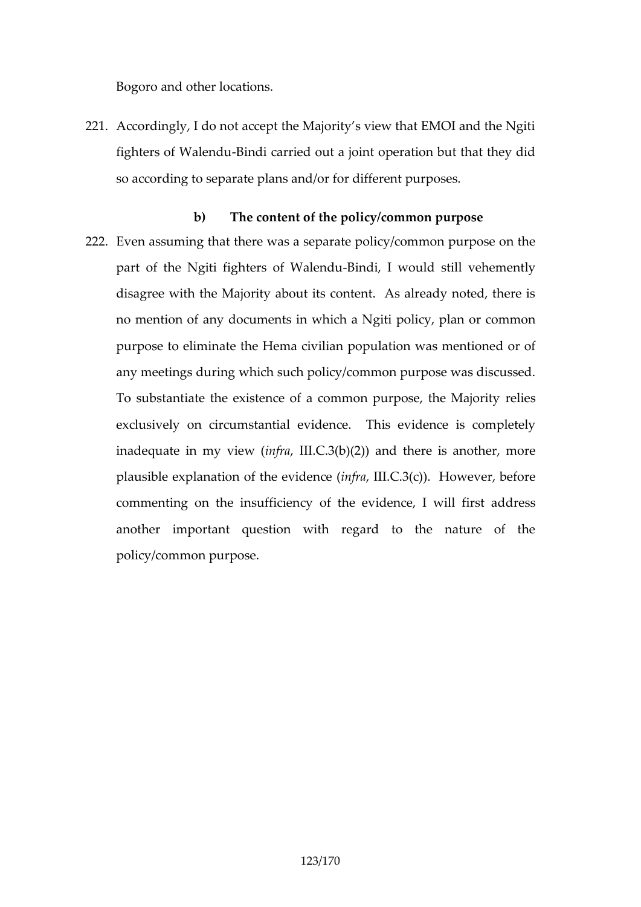Bogoro and other locations.

221. Accordingly, I do not accept the Majority's view that EMOI and the Ngiti fighters of Walendu-Bindi carried out a joint operation but that they did so according to separate plans and/or for different purposes.

**b) The content of the policy/common purpose**

222. Even assuming that there was a separate policy/common purpose on the part of the Ngiti fighters of Walendu-Bindi, I would still vehemently disagree with the Majority about its content. As already noted, there is no mention of any documents in which a Ngiti policy, plan or common purpose to eliminate the Hema civilian population was mentioned or of any meetings during which such policy/common purpose was discussed. To substantiate the existence of a common purpose, the Majority relies exclusively on circumstantial evidence. This evidence is completely inadequate in my view (*infra*, III.C.3(b)(2)) and there is another, more plausible explanation of the evidence (*infra*, III.C.3(c)). However, before commenting on the insufficiency of the evidence, I will first address another important question with regard to the nature of the policy/common purpose.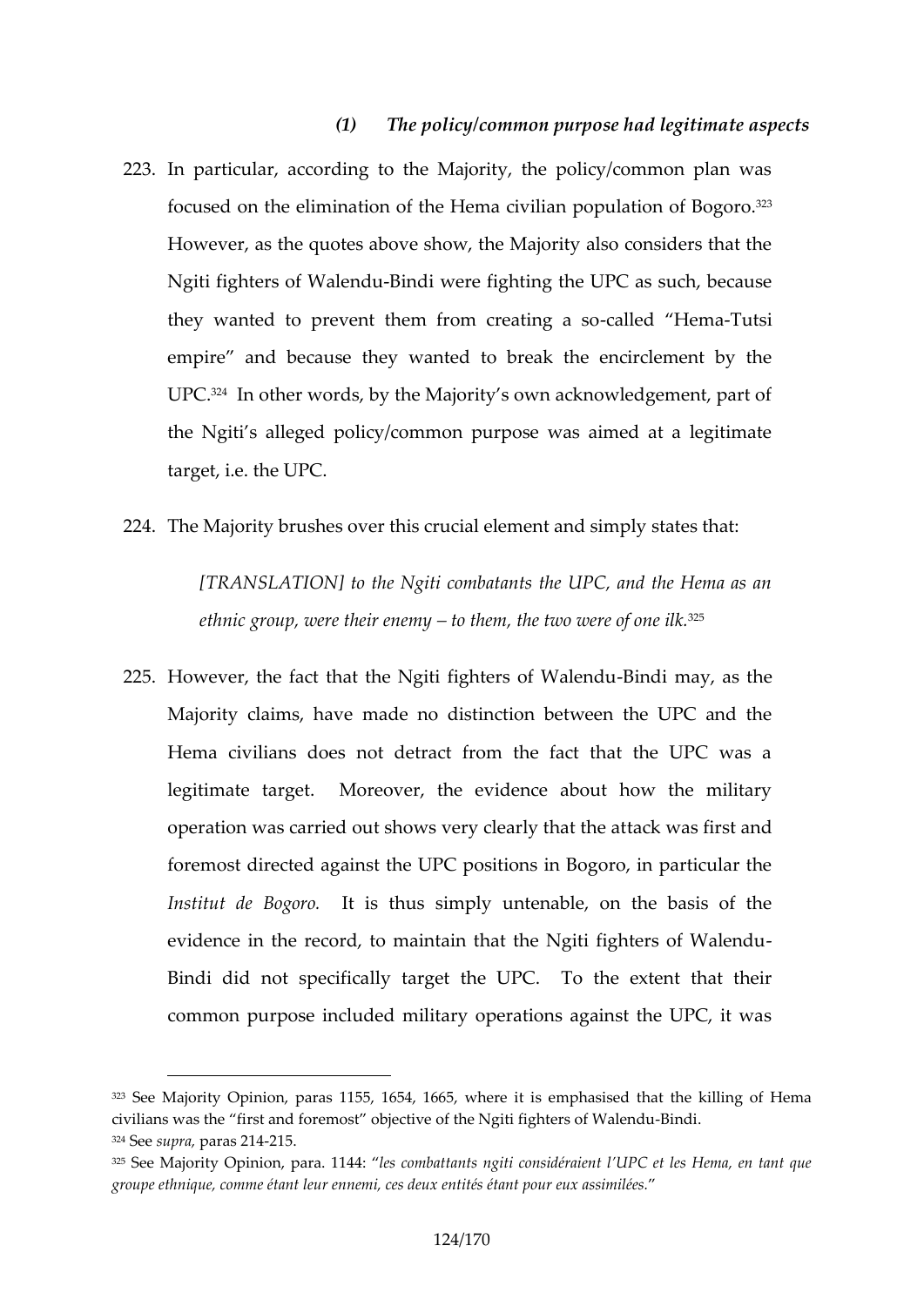### *(1) The policy/common purpose had legitimate aspects*

223. In particular, according to the Majority, the policy/common plan was focused on the elimination of the Hema civilian population of Bogoro.[323] However, as the quotes above show, the Majority also considers that the Ngiti fighters of Walendu-Bindi were fighting the UPC as such, because they wanted to prevent them from creating a so-called "Hema-Tutsi empire" and because they wanted to break the encirclement by the UPC.[324] In other words, by the Majority's own acknowledgement, part of the Ngiti's alleged policy/common purpose was aimed at a legitimate target, i.e. the UPC.

224. The Majority brushes over this crucial element and simply states that:

> *[TRANSLATION] to the Ngiti combatants the UPC, and the Hema as an ethnic group, were their enemy – to them, the two were of one ilk.*[325]

225. However, the fact that the Ngiti fighters of Walendu-Bindi may, as the Majority claims, have made no distinction between the UPC and the Hema civilians does not detract from the fact that the UPC was a legitimate target. Moreover, the evidence about how the military operation was carried out shows very clearly that the attack was first and foremost directed against the UPC positions in Bogoro, in particular the *Institut de Bogoro*. It is thus simply untenable, on the basis of the evidence in the record, to maintain that the Ngiti fighters of Walendu-Bindi did not specifically target the UPC. To the extent that their common purpose included military operations against the UPC, it was

---

[323] See Majority Opinion, paras 1155, 1654, 1665, where it is emphasised that the killing of Hema civilians was the "first and foremost" objective of the Ngiti fighters of Walendu-Bindi.

[324] See *supra*, paras 214-215.

[325] See Majority Opinion, para. 1144: "*les combattants ngiti considéraient l'UPC et les Hema, en tant que groupe ethnique, comme étant leur ennemi, ces deux entités étant pour eux assimilées.*"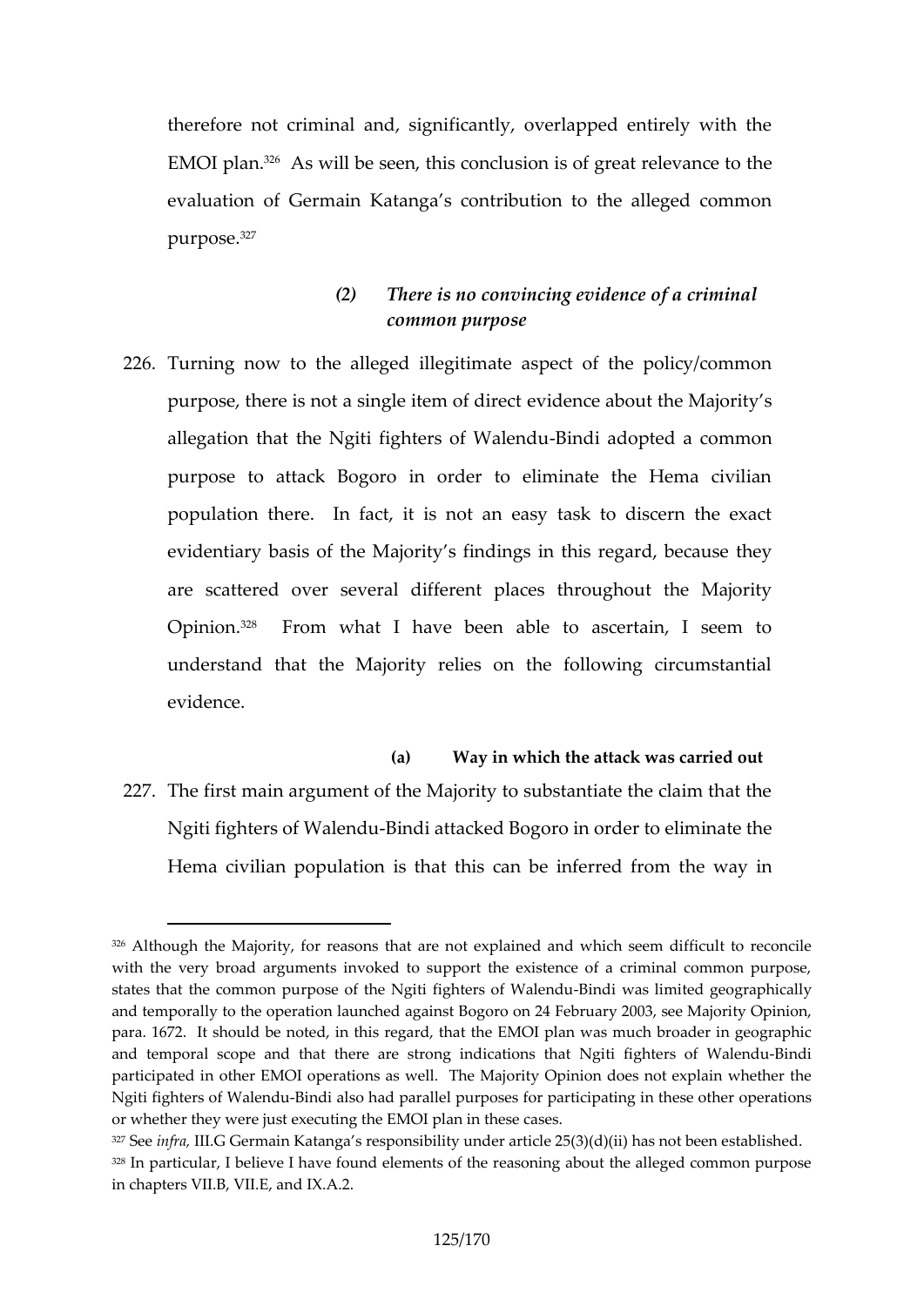therefore not criminal and, significantly, overlapped entirely with the EMOI plan.[326] As will be seen, this conclusion is of great relevance to the evaluation of Germain Katanga's contribution to the alleged common purpose.[327]

### *(2) There is no convincing evidence of a criminal common purpose*

226. Turning now to the alleged illegitimate aspect of the policy/common purpose, there is not a single item of direct evidence about the Majority's allegation that the Ngiti fighters of Walendu-Bindi adopted a common purpose to attack Bogoro in order to eliminate the Hema civilian population there. In fact, it is not an easy task to discern the exact evidentiary basis of the Majority's findings in this regard, because they are scattered over several different places throughout the Majority Opinion.[328] From what I have been able to ascertain, I seem to understand that the Majority relies on the following circumstantial evidence.

#### (a) Way in which the attack was carried out

227. The first main argument of the Majority to substantiate the claim that the Ngiti fighters of Walendu-Bindi attacked Bogoro in order to eliminate the Hema civilian population is that this can be inferred from the way in

---

[326] Although the Majority, for reasons that are not explained and which seem difficult to reconcile with the very broad arguments invoked to support the existence of a criminal common purpose, states that the common purpose of the Ngiti fighters of Walendu-Bindi was limited geographically and temporally to the operation launched against Bogoro on 24 February 2003, see Majority Opinion, para. 1672. It should be noted, in this regard, that the EMOI plan was much broader in geographic and temporal scope and that there are strong indications that Ngiti fighters of Walendu-Bindi participated in other EMOI operations as well. The Majority Opinion does not explain whether the Ngiti fighters of Walendu-Bindi also had parallel purposes for participating in these other operations or whether they were just executing the EMOI plan in these cases.

[327] See *infra*, III.G Germain Katanga's responsibility under article 25(3)(d)(ii) has not been established.

[328] In particular, I believe I have found elements of the reasoning about the alleged common purpose in chapters VII.B, VII.E, and IX.A.2.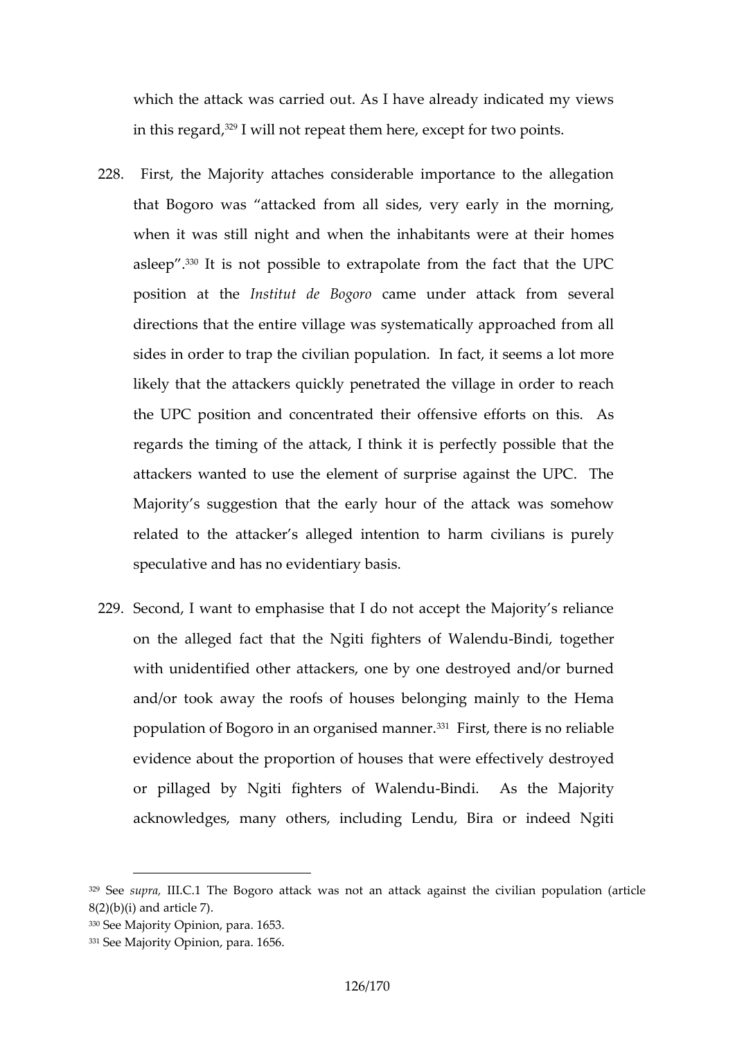which the attack was carried out. As I have already indicated my views in this regard,[329] I will not repeat them here, except for two points.

228. First, the Majority attaches considerable importance to the allegation that Bogoro was "attacked from all sides, very early in the morning, when it was still night and when the inhabitants were at their homes asleep".[330] It is not possible to extrapolate from the fact that the UPC position at the *Institut de Bogoro* came under attack from several directions that the entire village was systematically approached from all sides in order to trap the civilian population. In fact, it seems a lot more likely that the attackers quickly penetrated the village in order to reach the UPC position and concentrated their offensive efforts on this. As regards the timing of the attack, I think it is perfectly possible that the attackers wanted to use the element of surprise against the UPC. The Majority's suggestion that the early hour of the attack was somehow related to the attacker's alleged intention to harm civilians is purely speculative and has no evidentiary basis.

229. Second, I want to emphasise that I do not accept the Majority's reliance on the alleged fact that the Ngiti fighters of Walendu-Bindi, together with unidentified other attackers, one by one destroyed and/or burned and/or took away the roofs of houses belonging mainly to the Hema population of Bogoro in an organised manner.[331] First, there is no reliable evidence about the proportion of houses that were effectively destroyed or pillaged by Ngiti fighters of Walendu-Bindi. As the Majority acknowledges, many others, including Lendu, Bira or indeed Ngiti

---

[329] See *supra*, III.C.1 The Bogoro attack was not an attack against the civilian population (article 8(2)(b)(i) and article 7).

[330] See Majority Opinion, para. 1653.

[331] See Majority Opinion, para. 1656.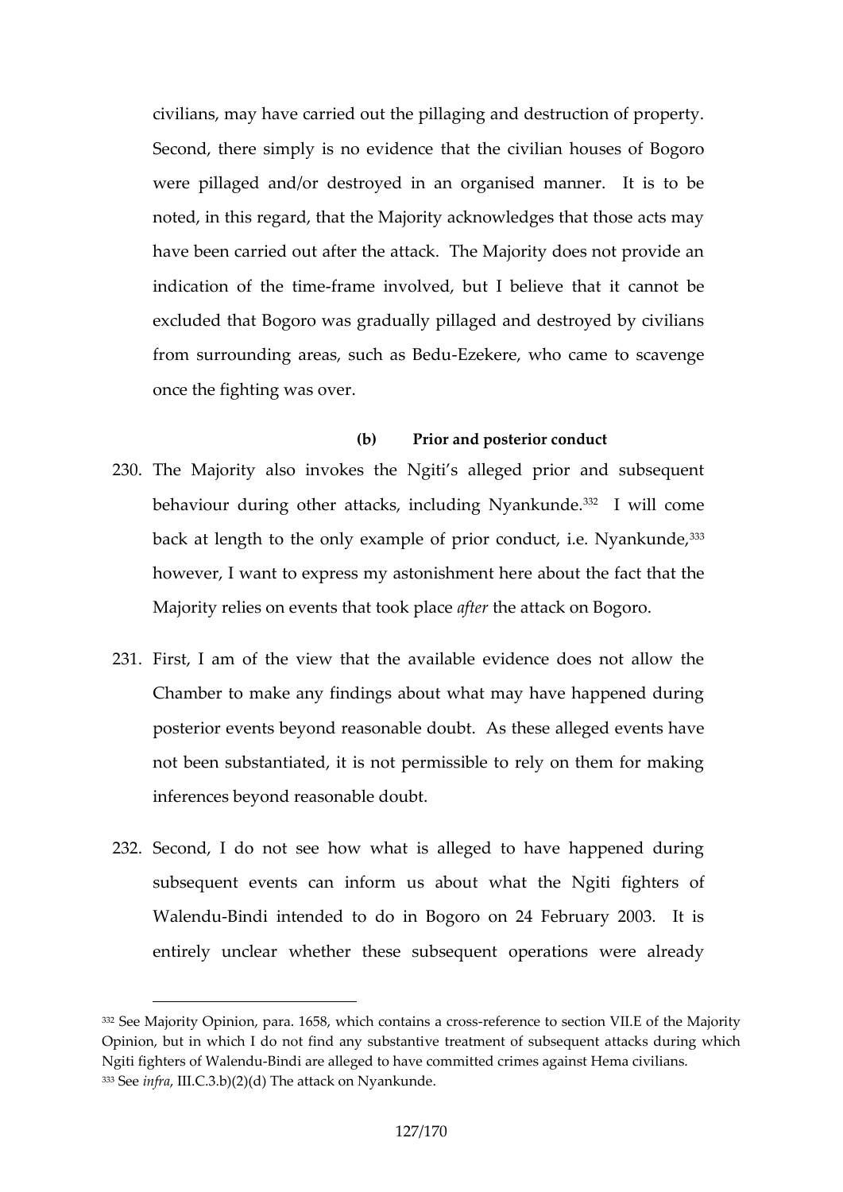civilians, may have carried out the pillaging and destruction of property. Second, there simply is no evidence that the civilian houses of Bogoro were pillaged and/or destroyed in an organised manner. It is to be noted, in this regard, that the Majority acknowledges that those acts may have been carried out after the attack. The Majority does not provide an indication of the time-frame involved, but I believe that it cannot be excluded that Bogoro was gradually pillaged and destroyed by civilians from surrounding areas, such as Bedu-Ezekere, who came to scavenge once the fighting was over.

### (b) Prior and posterior conduct

230. The Majority also invokes the Ngiti's alleged prior and subsequent behaviour during other attacks, including Nyankunde.[332] I will come back at length to the only example of prior conduct, i.e. Nyankunde,[333] however, I want to express my astonishment here about the fact that the Majority relies on events that took place *after* the attack on Bogoro.

231. First, I am of the view that the available evidence does not allow the Chamber to make any findings about what may have happened during posterior events beyond reasonable doubt. As these alleged events have not been substantiated, it is not permissible to rely on them for making inferences beyond reasonable doubt.

232. Second, I do not see how what is alleged to have happened during subsequent events can inform us about what the Ngiti fighters of Walendu-Bindi intended to do in Bogoro on 24 February 2003. It is entirely unclear whether these subsequent operations were already

---

[332] See Majority Opinion, para. 1658, which contains a cross-reference to section VII.E of the Majority Opinion, but in which I do not find any substantive treatment of subsequent attacks during which Ngiti fighters of Walendu-Bindi are alleged to have committed crimes against Hema civilians.

[333] See *infra*, III.C.3.b)(2)(d) The attack on Nyankunde.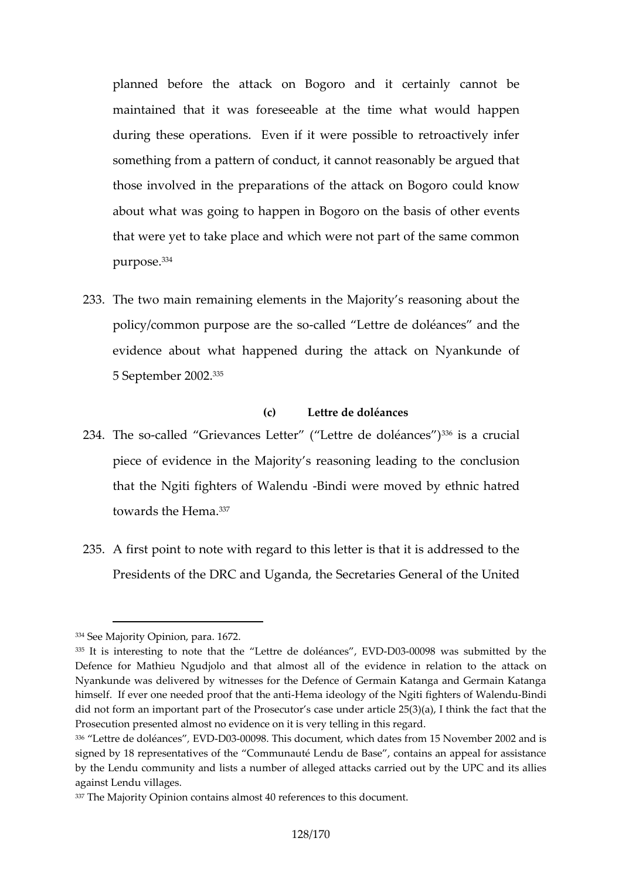planned before the attack on Bogoro and it certainly cannot be maintained that it was foreseeable at the time what would happen during these operations. Even if it were possible to retroactively infer something from a pattern of conduct, it cannot reasonably be argued that those involved in the preparations of the attack on Bogoro could know about what was going to happen in Bogoro on the basis of other events that were yet to take place and which were not part of the same common purpose.[334]

233. The two main remaining elements in the Majority's reasoning about the policy/common purpose are the so-called "Lettre de doléances" and the evidence about what happened during the attack on Nyankunde of 5 September 2002.[335]

### (c) Lettre de doléances

234. The so-called "Grievances Letter" ("Lettre de doléances")[336] is a crucial piece of evidence in the Majority's reasoning leading to the conclusion that the Ngiti fighters of Walendu -Bindi were moved by ethnic hatred towards the Hema.[337]

235. A first point to note with regard to this letter is that it is addressed to the Presidents of the DRC and Uganda, the Secretaries General of the United

---

[334] See Majority Opinion, para. 1672.

[335] It is interesting to note that the "Lettre de doléances", EVD-D03-00098 was submitted by the Defence for Mathieu Ngudjolo and that almost all of the evidence in relation to the attack on Nyankunde was delivered by witnesses for the Defence of Germain Katanga and Germain Katanga himself. If ever one needed proof that the anti-Hema ideology of the Ngiti fighters of Walendu-Bindi did not form an important part of the Prosecutor's case under article 25(3)(a), I think the fact that the Prosecution presented almost no evidence on it is very telling in this regard.

[336] "Lettre de doléances", EVD-D03-00098. This document, which dates from 15 November 2002 and is signed by 18 representatives of the "Communauté Lendu de Base", contains an appeal for assistance by the Lendu community and lists a number of alleged attacks carried out by the UPC and its allies against Lendu villages.

[337] The Majority Opinion contains almost 40 references to this document.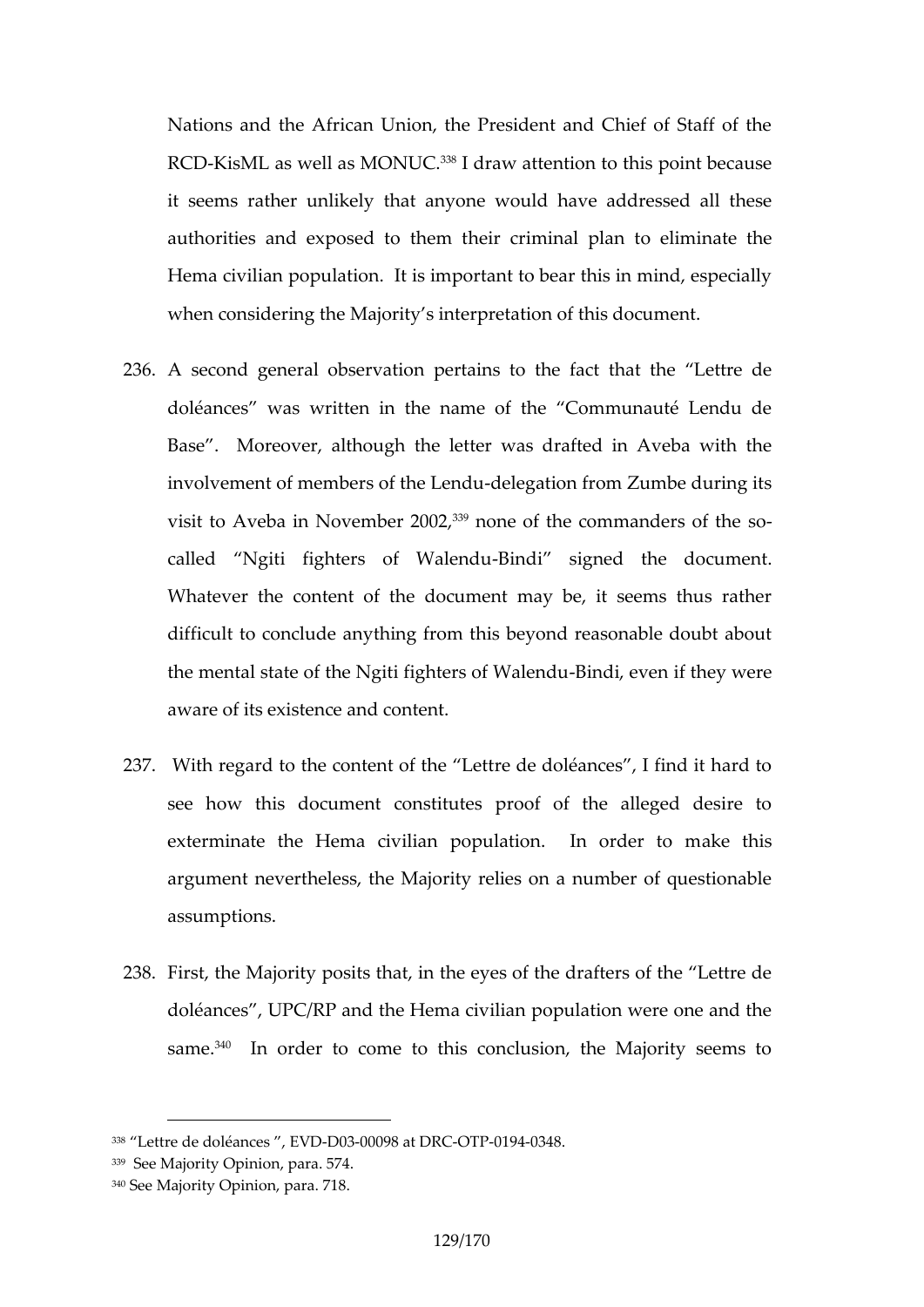Nations and the African Union, the President and Chief of Staff of the RCD-KisML as well as MONUC.[338] I draw attention to this point because it seems rather unlikely that anyone would have addressed all these authorities and exposed to them their criminal plan to eliminate the Hema civilian population. It is important to bear this in mind, especially when considering the Majority's interpretation of this document.

236. A second general observation pertains to the fact that the "Lettre de doléances" was written in the name of the "Communauté Lendu de Base". Moreover, although the letter was drafted in Aveba with the involvement of members of the Lendu-delegation from Zumbe during its visit to Aveba in November 2002,[339] none of the commanders of the so-called "Ngiti fighters of Walendu-Bindi" signed the document. Whatever the content of the document may be, it seems thus rather difficult to conclude anything from this beyond reasonable doubt about the mental state of the Ngiti fighters of Walendu-Bindi, even if they were aware of its existence and content.

237. With regard to the content of the "Lettre de doléances", I find it hard to see how this document constitutes proof of the alleged desire to exterminate the Hema civilian population. In order to make this argument nevertheless, the Majority relies on a number of questionable assumptions.

238. First, the Majority posits that, in the eyes of the drafters of the "Lettre de doléances", UPC/RP and the Hema civilian population were one and the same.[340] In order to come to this conclusion, the Majority seems to

---

[338] "Lettre de doléances ", EVD-D03-00098 at DRC-OTP-0194-0348.

[339] See Majority Opinion, para. 574.

[340] See Majority Opinion, para. 718.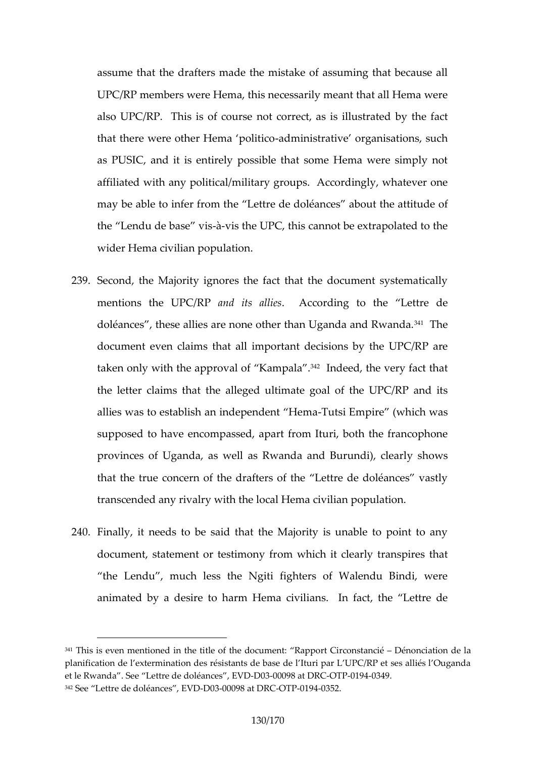assume that the drafters made the mistake of assuming that because all UPC/RP members were Hema, this necessarily meant that all Hema were also UPC/RP. This is of course not correct, as is illustrated by the fact that there were other Hema 'politico-administrative' organisations, such as PUSIC, and it is entirely possible that some Hema were simply not affiliated with any political/military groups. Accordingly, whatever one may be able to infer from the "Lettre de doléances" about the attitude of the "Lendu de base" vis-à-vis the UPC, this cannot be extrapolated to the wider Hema civilian population.

239. Second, the Majority ignores the fact that the document systematically mentions the UPC/RP *and its allies*. According to the "Lettre de doléances", these allies are none other than Uganda and Rwanda.[341] The document even claims that all important decisions by the UPC/RP are taken only with the approval of "Kampala".[342] Indeed, the very fact that the letter claims that the alleged ultimate goal of the UPC/RP and its allies was to establish an independent "Hema-Tutsi Empire" (which was supposed to have encompassed, apart from Ituri, both the francophone provinces of Uganda, as well as Rwanda and Burundi), clearly shows that the true concern of the drafters of the "Lettre de doléances" vastly transcended any rivalry with the local Hema civilian population.

240. Finally, it needs to be said that the Majority is unable to point to any document, statement or testimony from which it clearly transpires that "the Lendu", much less the Ngiti fighters of Walendu Bindi, were animated by a desire to harm Hema civilians. In fact, the "Lettre de

[341] This is even mentioned in the title of the document: "Rapport Circonstancié – Dénonciation de la planification de l'extermination des résistants de base de l'Ituri par L'UPC/RP et ses alliés l'Ouganda et le Rwanda". See "Lettre de doléances", EVD-D03-00098 at DRC-OTP-0194-0349.

[342] See "Lettre de doléances", EVD-D03-00098 at DRC-OTP-0194-0352.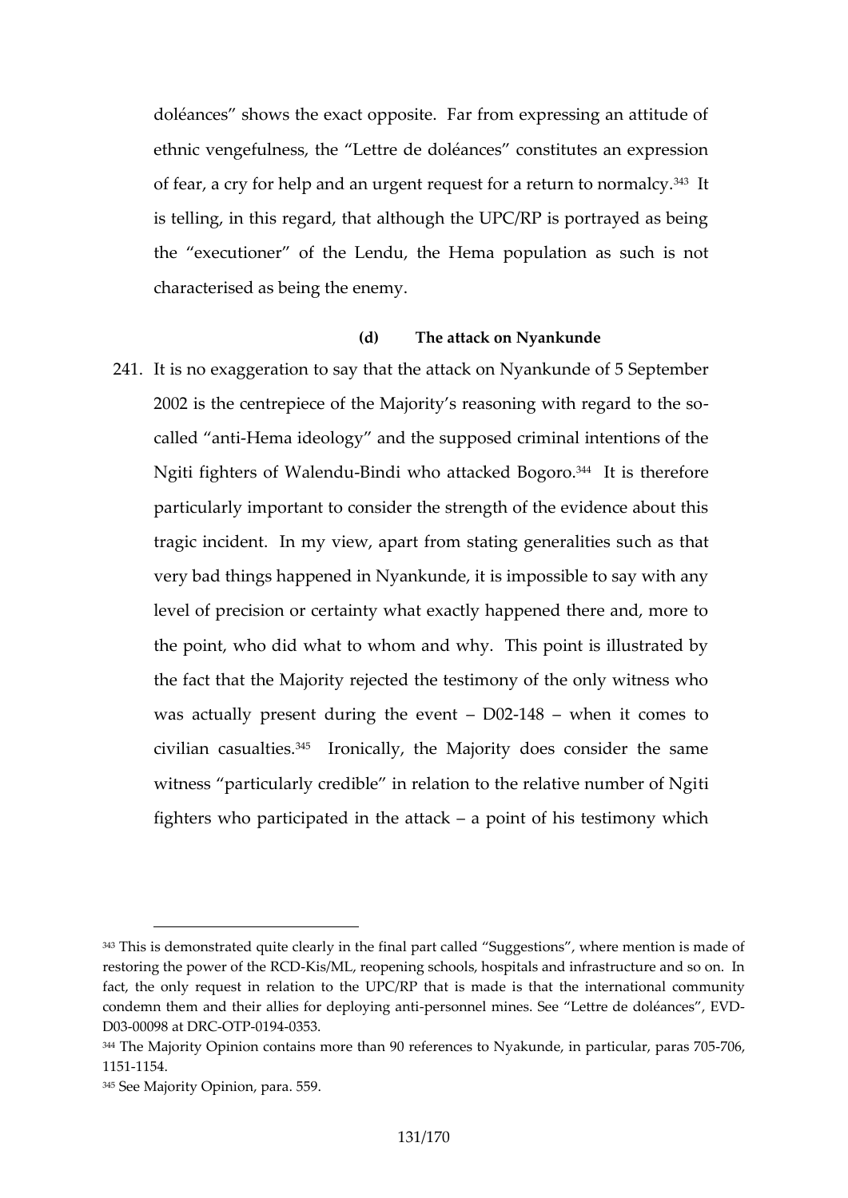doléances" shows the exact opposite. Far from expressing an attitude of ethnic vengefulness, the "Lettre de doléances" constitutes an expression of fear, a cry for help and an urgent request for a return to normalcy.[343] It is telling, in this regard, that although the UPC/RP is portrayed as being the "executioner" of the Lendu, the Hema population as such is not characterised as being the enemy.

### (d) The attack on Nyankunde

241. It is no exaggeration to say that the attack on Nyankunde of 5 September 2002 is the centrepiece of the Majority's reasoning with regard to the so-called "anti-Hema ideology" and the supposed criminal intentions of the Ngiti fighters of Walendu-Bindi who attacked Bogoro.[344] It is therefore particularly important to consider the strength of the evidence about this tragic incident. In my view, apart from stating generalities such as that very bad things happened in Nyankunde, it is impossible to say with any level of precision or certainty what exactly happened there and, more to the point, who did what to whom and why. This point is illustrated by the fact that the Majority rejected the testimony of the only witness who was actually present during the event – D02-148 – when it comes to civilian casualties.[345] Ironically, the Majority does consider the same witness "particularly credible" in relation to the relative number of Ngiti fighters who participated in the attack – a point of his testimony which

---

[343] This is demonstrated quite clearly in the final part called "Suggestions", where mention is made of restoring the power of the RCD-Kis/ML, reopening schools, hospitals and infrastructure and so on. In fact, the only request in relation to the UPC/RP that is made is that the international community condemn them and their allies for deploying anti-personnel mines. See "Lettre de doléances", EVD-D03-00098 at DRC-OTP-0194-0353.

[344] The Majority Opinion contains more than 90 references to Nyakunde, in particular, paras 705-706, 1151-1154.

[345] See Majority Opinion, para. 559.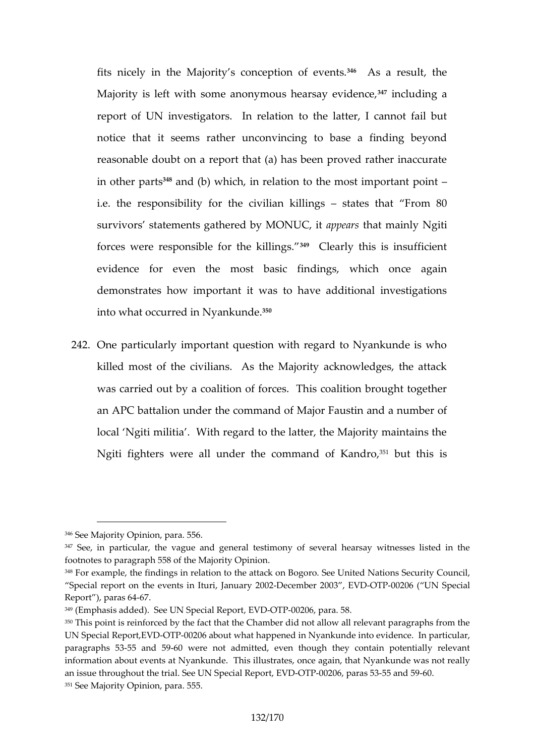fits nicely in the Majority's conception of events.[346] As a result, the Majority is left with some anonymous hearsay evidence,[347] including a report of UN investigators. In relation to the latter, I cannot fail but notice that it seems rather unconvincing to base a finding beyond reasonable doubt on a report that (a) has been proved rather inaccurate in other parts[348] and (b) which, in relation to the most important point – i.e. the responsibility for the civilian killings – states that "From 80 survivors' statements gathered by MONUC, it *appears* that mainly Ngiti forces were responsible for the killings."[349] Clearly this is insufficient evidence for even the most basic findings, which once again demonstrates how important it was to have additional investigations into what occurred in Nyankunde.[350]

242. One particularly important question with regard to Nyankunde is who killed most of the civilians. As the Majority acknowledges, the attack was carried out by a coalition of forces. This coalition brought together an APC battalion under the command of Major Faustin and a number of local 'Ngiti militia'. With regard to the latter, the Majority maintains the Ngiti fighters were all under the command of Kandro,[351] but this is

---

[346] See Majority Opinion, para. 556.

[347] See, in particular, the vague and general testimony of several hearsay witnesses listed in the footnotes to paragraph 558 of the Majority Opinion.

[348] For example, the findings in relation to the attack on Bogoro. See United Nations Security Council, "Special report on the events in Ituri, January 2002-December 2003", EVD-OTP-00206 ("UN Special Report"), paras 64-67.

[349] (Emphasis added). See UN Special Report, EVD-OTP-00206, para. 58.

[350] This point is reinforced by the fact that the Chamber did not allow all relevant paragraphs from the UN Special Report,EVD-OTP-00206 about what happened in Nyankunde into evidence. In particular, paragraphs 53-55 and 59-60 were not admitted, even though they contain potentially relevant information about events at Nyankunde. This illustrates, once again, that Nyankunde was not really an issue throughout the trial. See UN Special Report, EVD-OTP-00206, paras 53-55 and 59-60.

[351] See Majority Opinion, para. 555.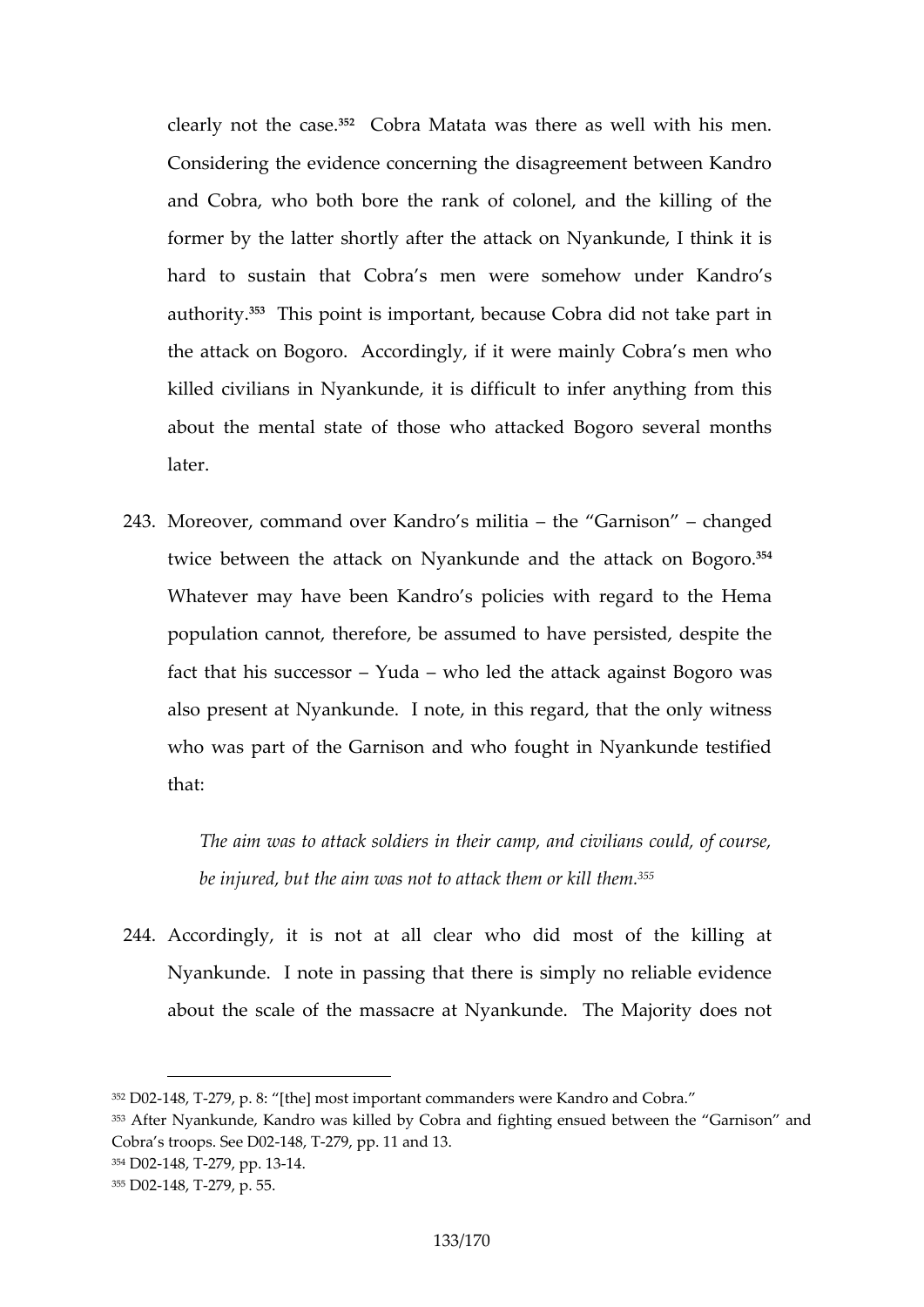clearly not the case.[352] Cobra Matata was there as well with his men. Considering the evidence concerning the disagreement between Kandro and Cobra, who both bore the rank of colonel, and the killing of the former by the latter shortly after the attack on Nyankunde, I think it is hard to sustain that Cobra's men were somehow under Kandro's authority.[353] This point is important, because Cobra did not take part in the attack on Bogoro. Accordingly, if it were mainly Cobra's men who killed civilians in Nyankunde, it is difficult to infer anything from this about the mental state of those who attacked Bogoro several months later.

243. Moreover, command over Kandro's militia – the "Garnison" – changed twice between the attack on Nyankunde and the attack on Bogoro.[354] Whatever may have been Kandro's policies with regard to the Hema population cannot, therefore, be assumed to have persisted, despite the fact that his successor – Yuda – who led the attack against Bogoro was also present at Nyankunde. I note, in this regard, that the only witness who was part of the Garnison and who fought in Nyankunde testified that:

> *The aim was to attack soldiers in their camp, and civilians could, of course, be injured, but the aim was not to attack them or kill them.*[355]

244. Accordingly, it is not at all clear who did most of the killing at Nyankunde. I note in passing that there is simply no reliable evidence about the scale of the massacre at Nyankunde. The Majority does not

---

[352] D02-148, T-279, p. 8: "[the] most important commanders were Kandro and Cobra."

[353] After Nyankunde, Kandro was killed by Cobra and fighting ensued between the "Garnison" and Cobra's troops. See D02-148, T-279, pp. 11 and 13.

[354] D02-148, T-279, pp. 13-14.

[355] D02-148, T-279, p. 55.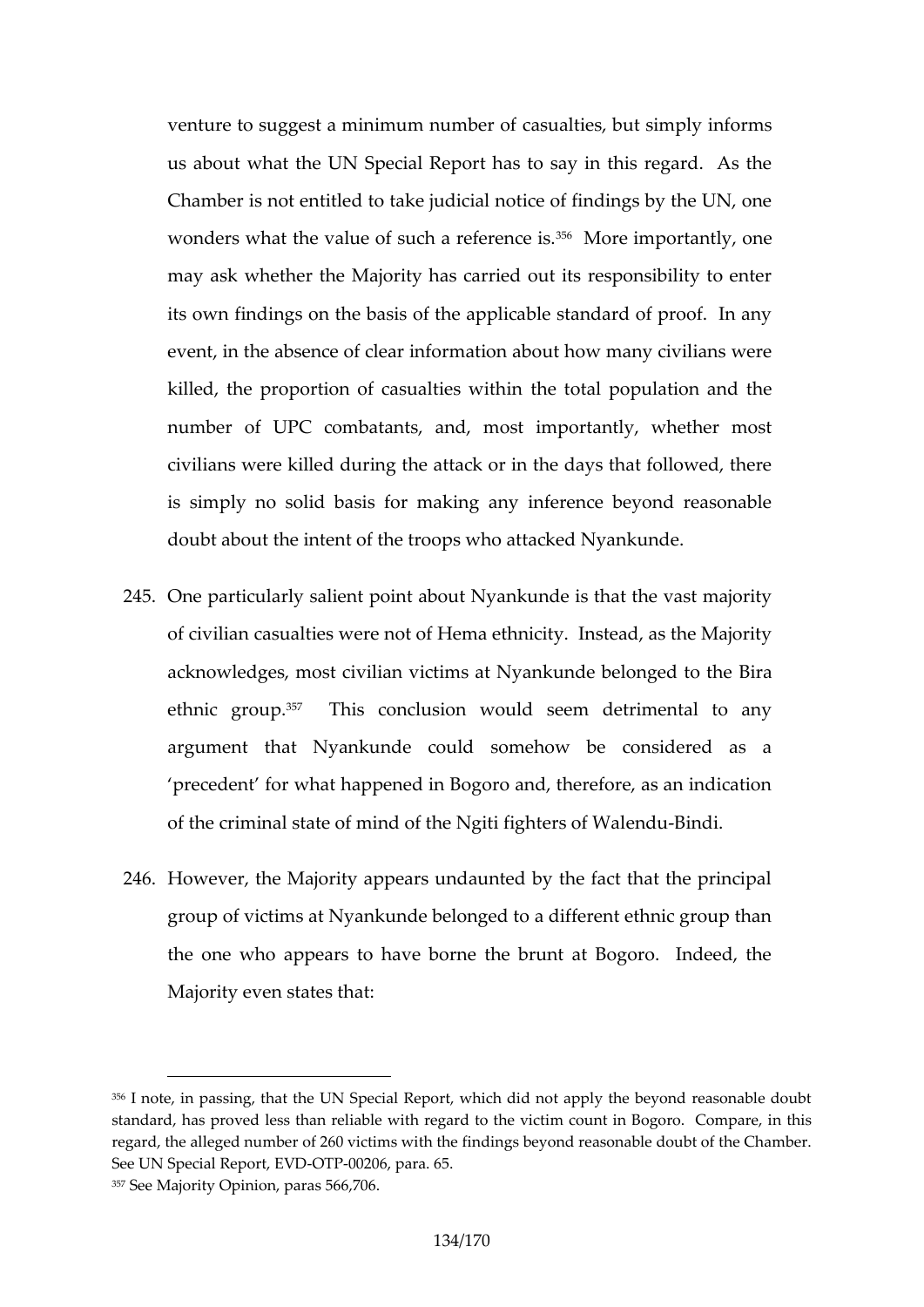venture to suggest a minimum number of casualties, but simply informs us about what the UN Special Report has to say in this regard. As the Chamber is not entitled to take judicial notice of findings by the UN, one wonders what the value of such a reference is.[356] More importantly, one may ask whether the Majority has carried out its responsibility to enter its own findings on the basis of the applicable standard of proof. In any event, in the absence of clear information about how many civilians were killed, the proportion of casualties within the total population and the number of UPC combatants, and, most importantly, whether most civilians were killed during the attack or in the days that followed, there is simply no solid basis for making any inference beyond reasonable doubt about the intent of the troops who attacked Nyankunde.

245. One particularly salient point about Nyankunde is that the vast majority of civilian casualties were not of Hema ethnicity. Instead, as the Majority acknowledges, most civilian victims at Nyankunde belonged to the Bira ethnic group.[357] This conclusion would seem detrimental to any argument that Nyankunde could somehow be considered as a 'precedent' for what happened in Bogoro and, therefore, as an indication of the criminal state of mind of the Ngiti fighters of Walendu-Bindi.

246. However, the Majority appears undaunted by the fact that the principal group of victims at Nyankunde belonged to a different ethnic group than the one who appears to have borne the brunt at Bogoro. Indeed, the Majority even states that:

---

[356] I note, in passing, that the UN Special Report, which did not apply the beyond reasonable doubt standard, has proved less than reliable with regard to the victim count in Bogoro. Compare, in this regard, the alleged number of 260 victims with the findings beyond reasonable doubt of the Chamber. See UN Special Report, EVD-OTP-00206, para. 65.

[357] See Majority Opinion, paras 566,706.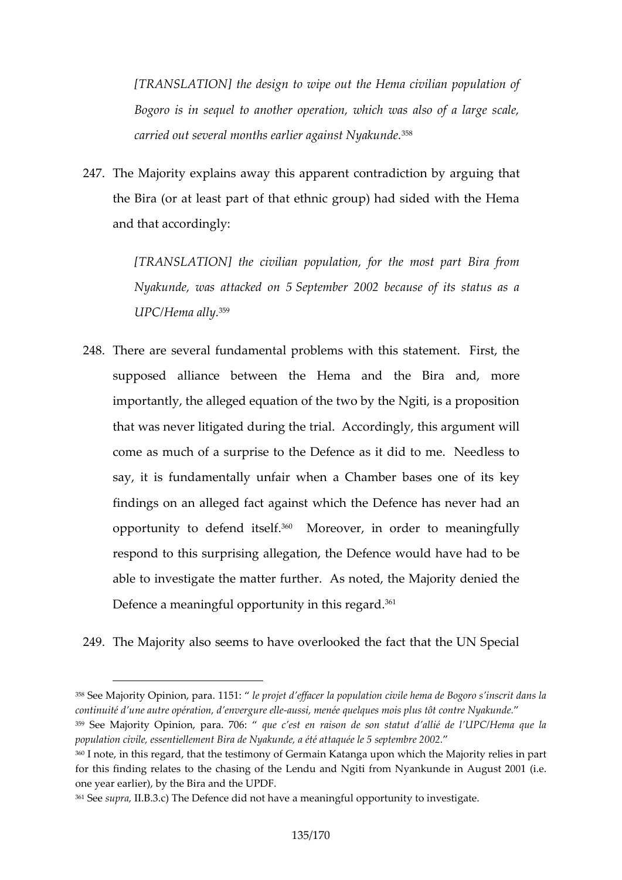> *[TRANSLATION] the design to wipe out the Hema civilian population of Bogoro is in sequel to another operation, which was also of a large scale, carried out several months earlier against Nyakunde.*[358]

247. The Majority explains away this apparent contradiction by arguing that the Bira (or at least part of that ethnic group) had sided with the Hema and that accordingly:

> *[TRANSLATION] the civilian population, for the most part Bira from Nyakunde, was attacked on 5 September 2002 because of its status as a UPC/Hema ally.*[359]

248. There are several fundamental problems with this statement. First, the supposed alliance between the Hema and the Bira and, more importantly, the alleged equation of the two by the Ngiti, is a proposition that was never litigated during the trial. Accordingly, this argument will come as much of a surprise to the Defence as it did to me. Needless to say, it is fundamentally unfair when a Chamber bases one of its key findings on an alleged fact against which the Defence has never had an opportunity to defend itself.[360] Moreover, in order to meaningfully respond to this surprising allegation, the Defence would have had to be able to investigate the matter further. As noted, the Majority denied the Defence a meaningful opportunity in this regard.[361]

249. The Majority also seems to have overlooked the fact that the UN Special

---

[358] See Majority Opinion, para. 1151: "*le projet d'effacer la population civile hema de Bogoro s'inscrit dans la continuité d'une autre opération, d'envergure elle-aussi, menée quelques mois plus tôt contre Nyakunde.*"

[359] See Majority Opinion, para. 706: "*que c'est en raison de son statut d'allié de l'UPC/Hema que la population civile, essentiellement Bira de Nyakunde, a été attaquée le 5 septembre 2002.*"

[360] I note, in this regard, that the testimony of Germain Katanga upon which the Majority relies in part for this finding relates to the chasing of the Lendu and Ngiti from Nyankunde in August 2001 (i.e. one year earlier), by the Bira and the UPDF.

[361] See *supra*, II.B.3.c) The Defence did not have a meaningful opportunity to investigate.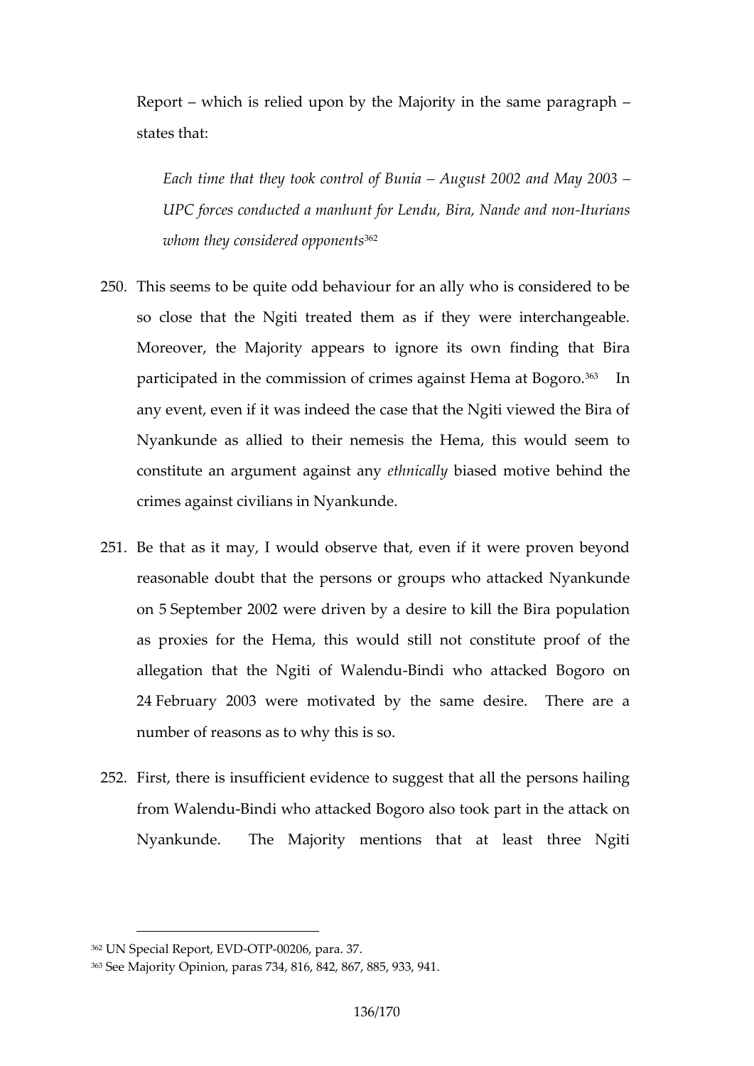Report – which is relied upon by the Majority in the same paragraph – states that:

> *Each time that they took control of Bunia – August 2002 and May 2003 – UPC forces conducted a manhunt for Lendu, Bira, Nande and non-Iturians whom they considered opponents*[362]

250. This seems to be quite odd behaviour for an ally who is considered to be so close that the Ngiti treated them as if they were interchangeable. Moreover, the Majority appears to ignore its own finding that Bira participated in the commission of crimes against Hema at Bogoro.[363] In any event, even if it was indeed the case that the Ngiti viewed the Bira of Nyankunde as allied to their nemesis the Hema, this would seem to constitute an argument against any *ethnically* biased motive behind the crimes against civilians in Nyankunde.

251. Be that as it may, I would observe that, even if it were proven beyond reasonable doubt that the persons or groups who attacked Nyankunde on 5 September 2002 were driven by a desire to kill the Bira population as proxies for the Hema, this would still not constitute proof of the allegation that the Ngiti of Walendu-Bindi who attacked Bogoro on 24 February 2003 were motivated by the same desire. There are a number of reasons as to why this is so.

252. First, there is insufficient evidence to suggest that all the persons hailing from Walendu-Bindi who attacked Bogoro also took part in the attack on Nyankunde. The Majority mentions that at least three Ngiti

---

[362] UN Special Report, EVD-OTP-00206, para. 37.

[363] See Majority Opinion, paras 734, 816, 842, 867, 885, 933, 941.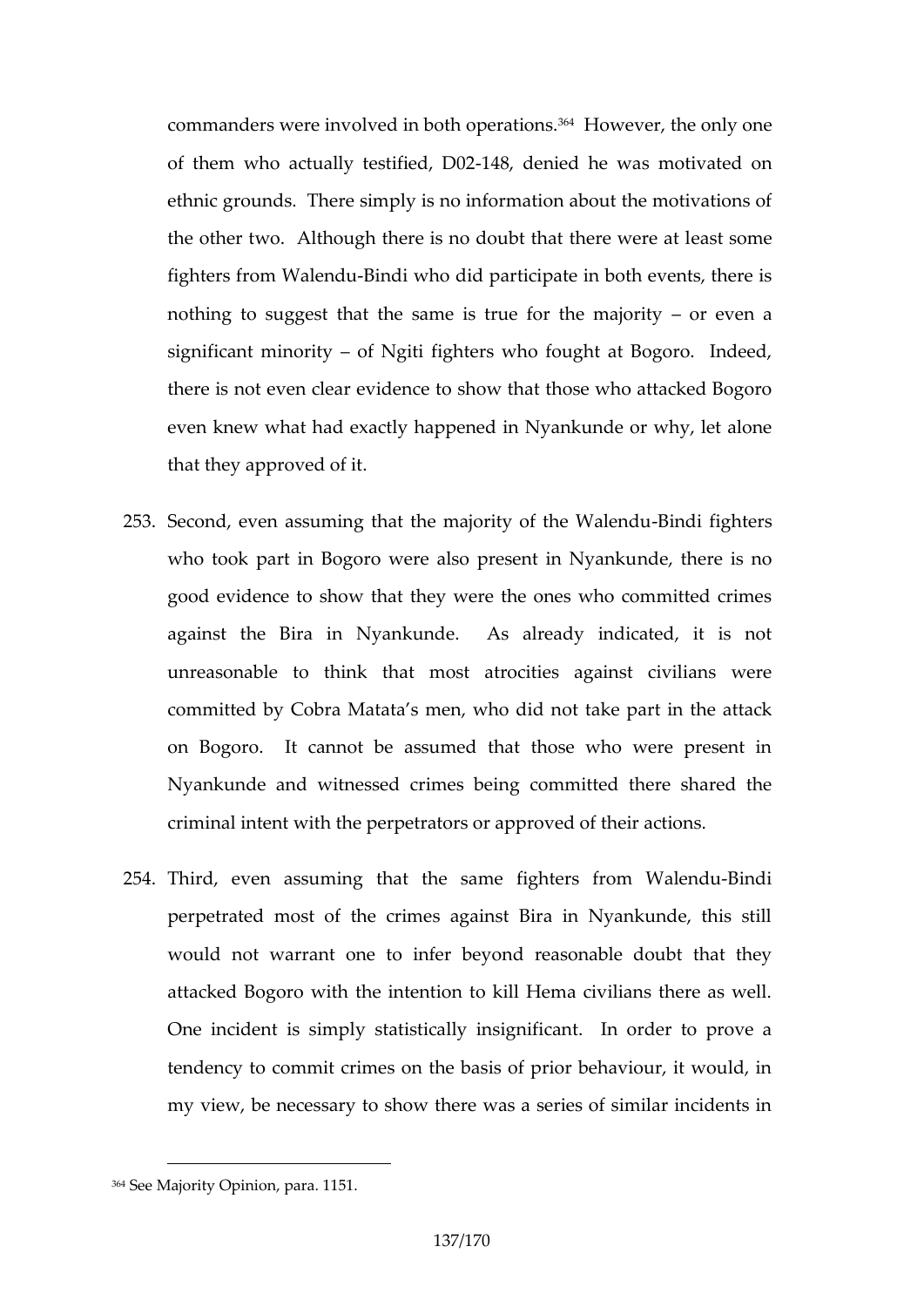commanders were involved in both operations.[364] However, the only one of them who actually testified, D02-148, denied he was motivated on ethnic grounds. There simply is no information about the motivations of the other two. Although there is no doubt that there were at least some fighters from Walendu-Bindi who did participate in both events, there is nothing to suggest that the same is true for the majority – or even a significant minority – of Ngiti fighters who fought at Bogoro. Indeed, there is not even clear evidence to show that those who attacked Bogoro even knew what had exactly happened in Nyankunde or why, let alone that they approved of it.

253. Second, even assuming that the majority of the Walendu-Bindi fighters who took part in Bogoro were also present in Nyankunde, there is no good evidence to show that they were the ones who committed crimes against the Bira in Nyankunde. As already indicated, it is not unreasonable to think that most atrocities against civilians were committed by Cobra Matata's men, who did not take part in the attack on Bogoro. It cannot be assumed that those who were present in Nyankunde and witnessed crimes being committed there shared the criminal intent with the perpetrators or approved of their actions.

254. Third, even assuming that the same fighters from Walendu-Bindi perpetrated most of the crimes against Bira in Nyankunde, this still would not warrant one to infer beyond reasonable doubt that they attacked Bogoro with the intention to kill Hema civilians there as well. One incident is simply statistically insignificant. In order to prove a tendency to commit crimes on the basis of prior behaviour, it would, in my view, be necessary to show there was a series of similar incidents in

---

[364] See Majority Opinion, para. 1151.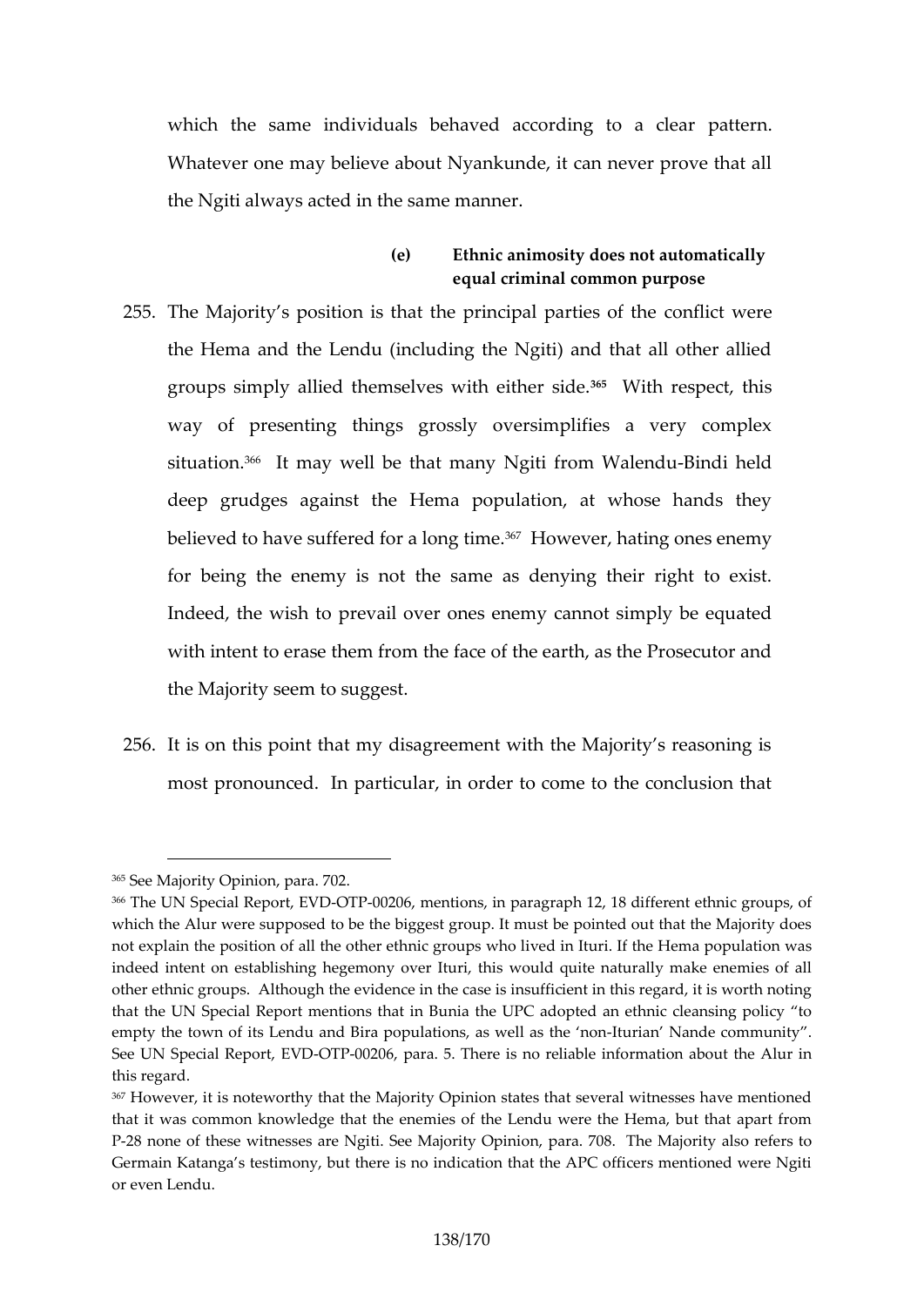which the same individuals behaved according to a clear pattern. Whatever one may believe about Nyankunde, it can never prove that all the Ngiti always acted in the same manner.

**(e) Ethnic animosity does not automatically equal criminal common purpose**

255. The Majority's position is that the principal parties of the conflict were the Hema and the Lendu (including the Ngiti) and that all other allied groups simply allied themselves with either side.[365] With respect, this way of presenting things grossly oversimplifies a very complex situation.[366] It may well be that many Ngiti from Walendu-Bindi held deep grudges against the Hema population, at whose hands they believed to have suffered for a long time.[367] However, hating ones enemy for being the enemy is not the same as denying their right to exist. Indeed, the wish to prevail over ones enemy cannot simply be equated with intent to erase them from the face of the earth, as the Prosecutor and the Majority seem to suggest.

256. It is on this point that my disagreement with the Majority's reasoning is most pronounced. In particular, in order to come to the conclusion that

---

[365] See Majority Opinion, para. 702.

[366] The UN Special Report, EVD-OTP-00206, mentions, in paragraph 12, 18 different ethnic groups, of which the Alur were supposed to be the biggest group. It must be pointed out that the Majority does not explain the position of all the other ethnic groups who lived in Ituri. If the Hema population was indeed intent on establishing hegemony over Ituri, this would quite naturally make enemies of all other ethnic groups. Although the evidence in the case is insufficient in this regard, it is worth noting that the UN Special Report mentions that in Bunia the UPC adopted an ethnic cleansing policy "to empty the town of its Lendu and Bira populations, as well as the 'non-Iturian' Nande community". See UN Special Report, EVD-OTP-00206, para. 5. There is no reliable information about the Alur in this regard.

[367] However, it is noteworthy that the Majority Opinion states that several witnesses have mentioned that it was common knowledge that the enemies of the Lendu were the Hema, but that apart from P-28 none of these witnesses are Ngiti. See Majority Opinion, para. 708. The Majority also refers to Germain Katanga's testimony, but there is no indication that the APC officers mentioned were Ngiti or even Lendu.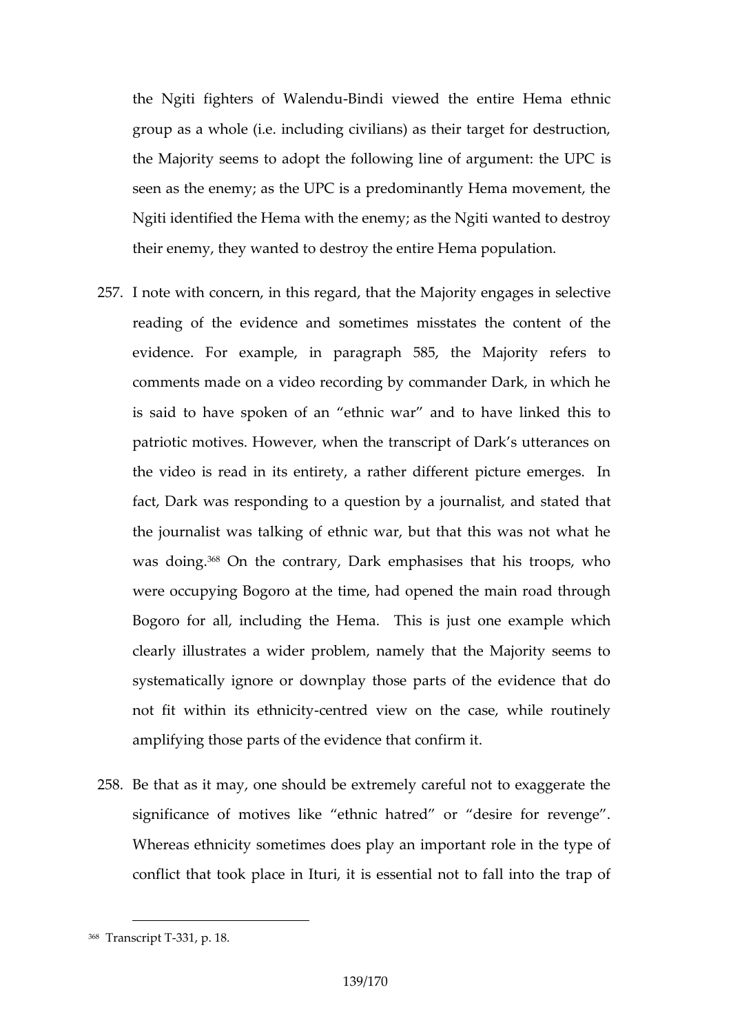the Ngiti fighters of Walendu-Bindi viewed the entire Hema ethnic group as a whole (i.e. including civilians) as their target for destruction, the Majority seems to adopt the following line of argument: the UPC is seen as the enemy; as the UPC is a predominantly Hema movement, the Ngiti identified the Hema with the enemy; as the Ngiti wanted to destroy their enemy, they wanted to destroy the entire Hema population.

257. I note with concern, in this regard, that the Majority engages in selective reading of the evidence and sometimes misstates the content of the evidence. For example, in paragraph 585, the Majority refers to comments made on a video recording by commander Dark, in which he is said to have spoken of an "ethnic war" and to have linked this to patriotic motives. However, when the transcript of Dark's utterances on the video is read in its entirety, a rather different picture emerges. In fact, Dark was responding to a question by a journalist, and stated that the journalist was talking of ethnic war, but that this was not what he was doing.[368] On the contrary, Dark emphasises that his troops, who were occupying Bogoro at the time, had opened the main road through Bogoro for all, including the Hema. This is just one example which clearly illustrates a wider problem, namely that the Majority seems to systematically ignore or downplay those parts of the evidence that do not fit within its ethnicity-centred view on the case, while routinely amplifying those parts of the evidence that confirm it.

258. Be that as it may, one should be extremely careful not to exaggerate the significance of motives like "ethnic hatred" or "desire for revenge". Whereas ethnicity sometimes does play an important role in the type of conflict that took place in Ituri, it is essential not to fall into the trap of

---

[368] Transcript T-331, p. 18.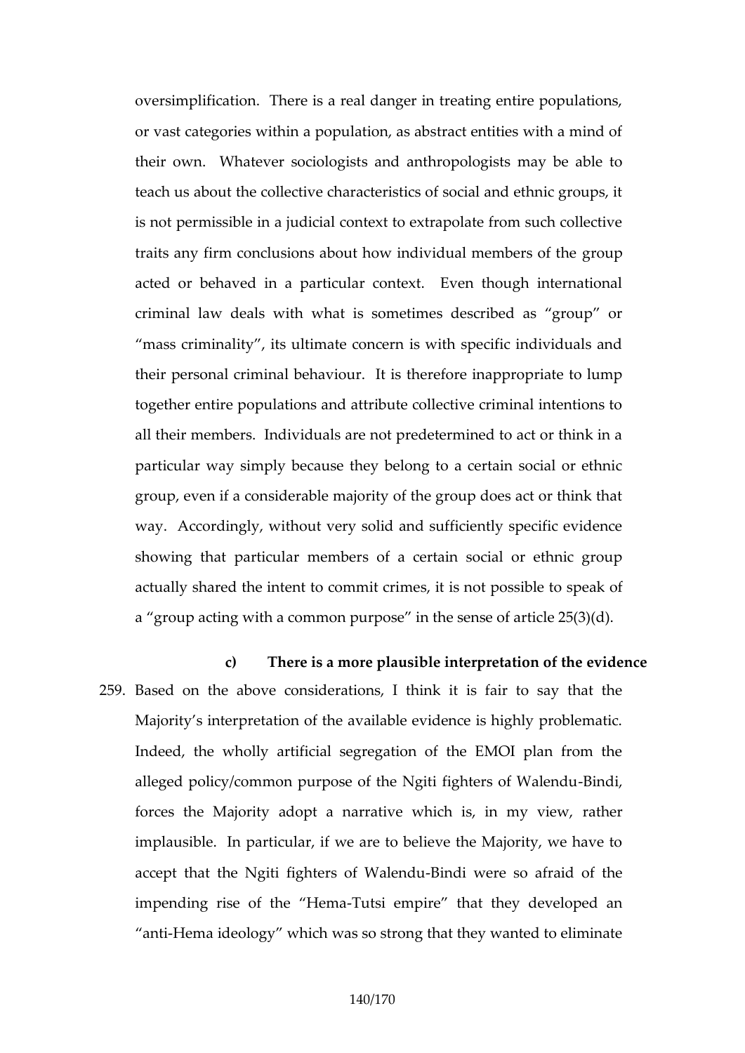oversimplification. There is a real danger in treating entire populations, or vast categories within a population, as abstract entities with a mind of their own. Whatever sociologists and anthropologists may be able to teach us about the collective characteristics of social and ethnic groups, it is not permissible in a judicial context to extrapolate from such collective traits any firm conclusions about how individual members of the group acted or behaved in a particular context. Even though international criminal law deals with what is sometimes described as "group" or "mass criminality", its ultimate concern is with specific individuals and their personal criminal behaviour. It is therefore inappropriate to lump together entire populations and attribute collective criminal intentions to all their members. Individuals are not predetermined to act or think in a particular way simply because they belong to a certain social or ethnic group, even if a considerable majority of the group does act or think that way. Accordingly, without very solid and sufficiently specific evidence showing that particular members of a certain social or ethnic group actually shared the intent to commit crimes, it is not possible to speak of a "group acting with a common purpose" in the sense of article 25(3)(d).

#### c) There is a more plausible interpretation of the evidence

259. Based on the above considerations, I think it is fair to say that the Majority's interpretation of the available evidence is highly problematic. Indeed, the wholly artificial segregation of the EMOI plan from the alleged policy/common purpose of the Ngiti fighters of Walendu-Bindi, forces the Majority adopt a narrative which is, in my view, rather implausible. In particular, if we are to believe the Majority, we have to accept that the Ngiti fighters of Walendu-Bindi were so afraid of the impending rise of the "Hema-Tutsi empire" that they developed an "anti-Hema ideology" which was so strong that they wanted to eliminate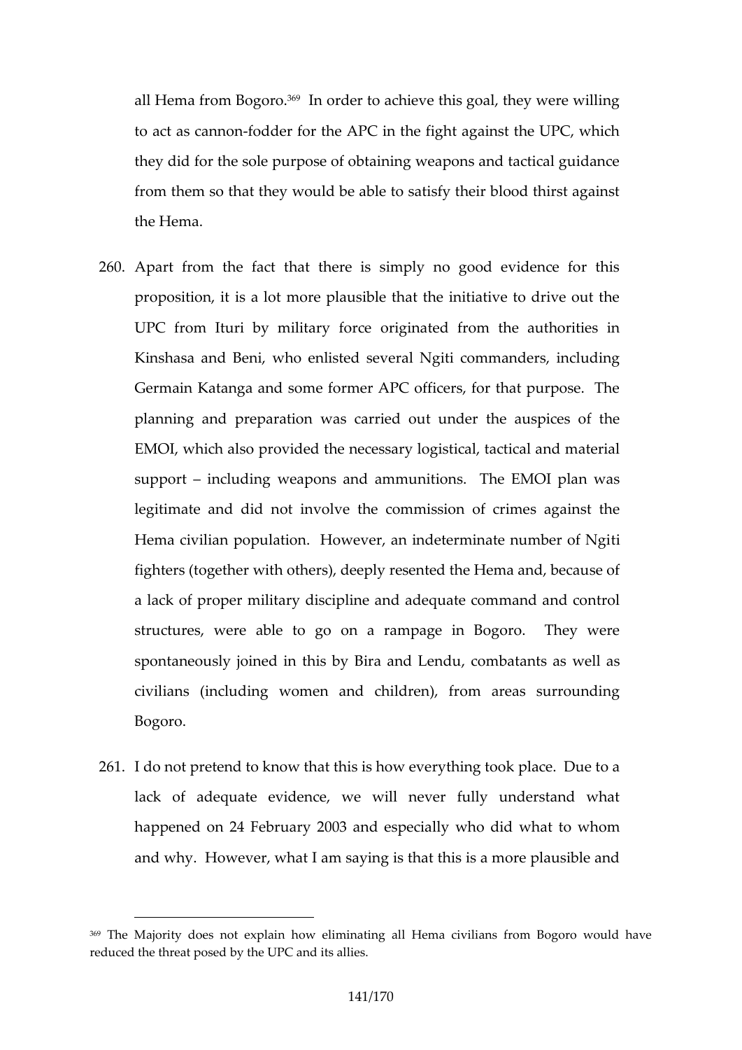all Hema from Bogoro.[369] In order to achieve this goal, they were willing to act as cannon-fodder for the APC in the fight against the UPC, which they did for the sole purpose of obtaining weapons and tactical guidance from them so that they would be able to satisfy their blood thirst against the Hema.

260. Apart from the fact that there is simply no good evidence for this proposition, it is a lot more plausible that the initiative to drive out the UPC from Ituri by military force originated from the authorities in Kinshasa and Beni, who enlisted several Ngiti commanders, including Germain Katanga and some former APC officers, for that purpose. The planning and preparation was carried out under the auspices of the EMOI, which also provided the necessary logistical, tactical and material support – including weapons and ammunitions. The EMOI plan was legitimate and did not involve the commission of crimes against the Hema civilian population. However, an indeterminate number of Ngiti fighters (together with others), deeply resented the Hema and, because of a lack of proper military discipline and adequate command and control structures, were able to go on a rampage in Bogoro. They were spontaneously joined in this by Bira and Lendu, combatants as well as civilians (including women and children), from areas surrounding Bogoro.

261. I do not pretend to know that this is how everything took place. Due to a lack of adequate evidence, we will never fully understand what happened on 24 February 2003 and especially who did what to whom and why. However, what I am saying is that this is a more plausible and

[369] The Majority does not explain how eliminating all Hema civilians from Bogoro would have reduced the threat posed by the UPC and its allies.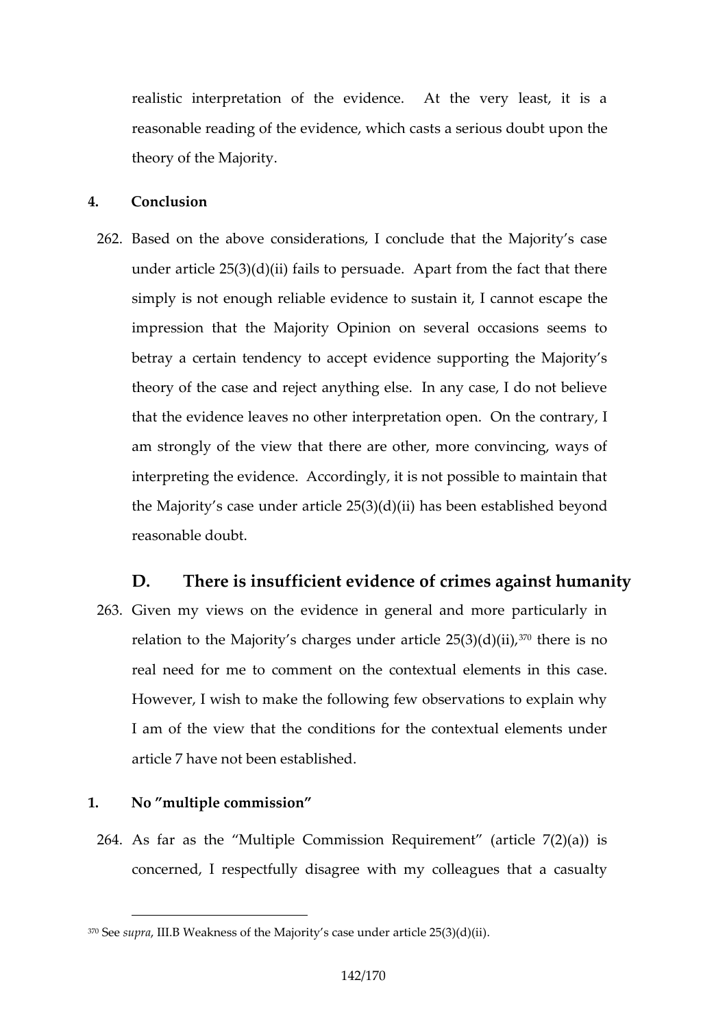realistic interpretation of the evidence. At the very least, it is a reasonable reading of the evidence, which casts a serious doubt upon the theory of the Majority.

### 4. Conclusion

262. Based on the above considerations, I conclude that the Majority's case under article 25(3)(d)(ii) fails to persuade. Apart from the fact that there simply is not enough reliable evidence to sustain it, I cannot escape the impression that the Majority Opinion on several occasions seems to betray a certain tendency to accept evidence supporting the Majority's theory of the case and reject anything else. In any case, I do not believe that the evidence leaves no other interpretation open. On the contrary, I am strongly of the view that there are other, more convincing, ways of interpreting the evidence. Accordingly, it is not possible to maintain that the Majority's case under article 25(3)(d)(ii) has been established beyond reasonable doubt.

## D. There is insufficient evidence of crimes against humanity

263. Given my views on the evidence in general and more particularly in relation to the Majority's charges under article 25(3)(d)(ii),[370] there is no real need for me to comment on the contextual elements in this case. However, I wish to make the following few observations to explain why I am of the view that the conditions for the contextual elements under article 7 have not been established.

### 1. No "multiple commission"

264. As far as the "Multiple Commission Requirement" (article 7(2)(a)) is concerned, I respectfully disagree with my colleagues that a casualty

---

[370] See *supra*, III.B Weakness of the Majority's case under article 25(3)(d)(ii).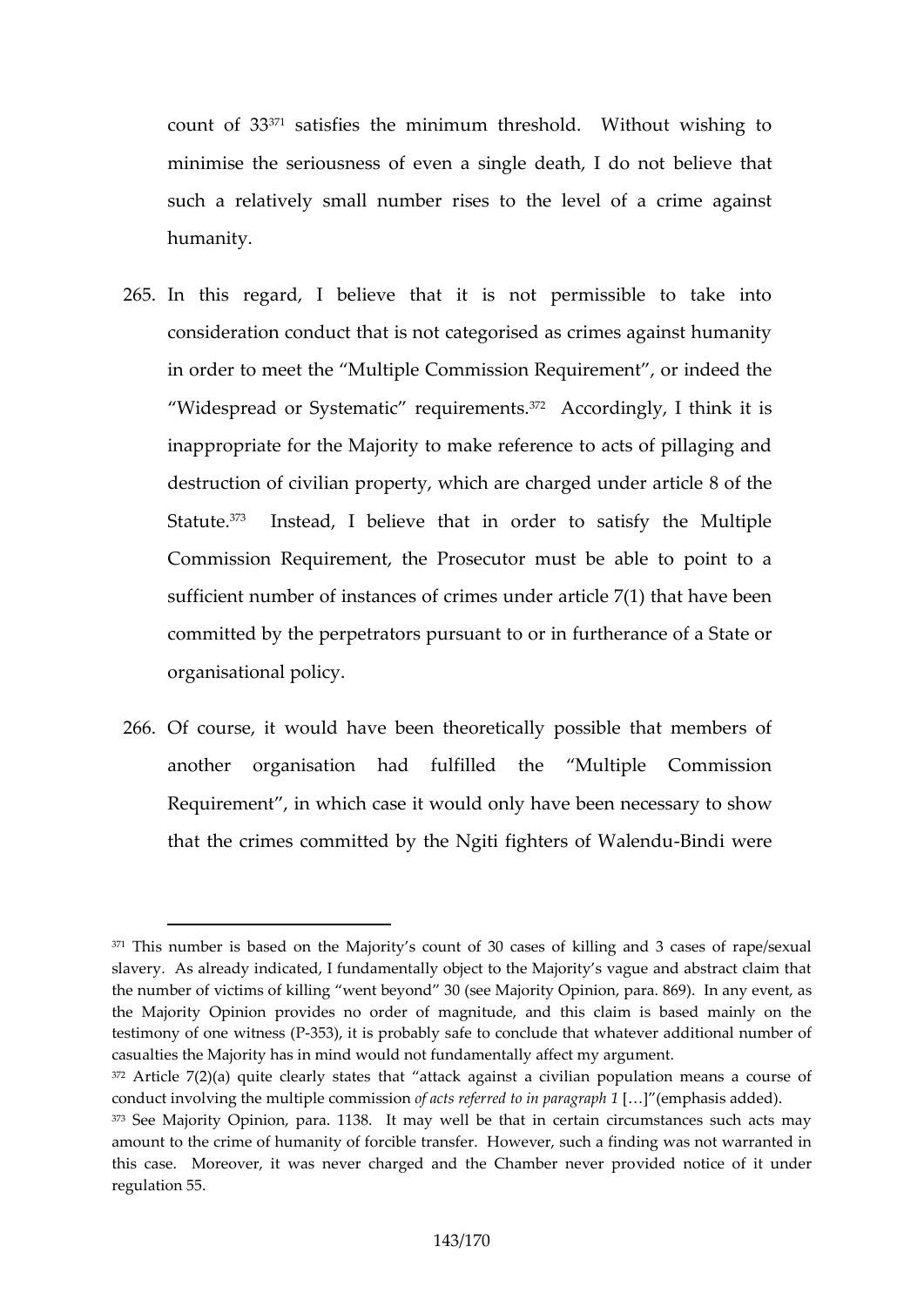count of 33[371] satisfies the minimum threshold. Without wishing to minimise the seriousness of even a single death, I do not believe that such a relatively small number rises to the level of a crime against humanity.

265. In this regard, I believe that it is not permissible to take into consideration conduct that is not categorised as crimes against humanity in order to meet the "Multiple Commission Requirement", or indeed the "Widespread or Systematic" requirements.[372] Accordingly, I think it is inappropriate for the Majority to make reference to acts of pillaging and destruction of civilian property, which are charged under article 8 of the Statute.[373] Instead, I believe that in order to satisfy the Multiple Commission Requirement, the Prosecutor must be able to point to a sufficient number of instances of crimes under article 7(1) that have been committed by the perpetrators pursuant to or in furtherance of a State or organisational policy.

266. Of course, it would have been theoretically possible that members of another organisation had fulfilled the "Multiple Commission Requirement", in which case it would only have been necessary to show that the crimes committed by the Ngiti fighters of Walendu-Bindi were

---

[371] This number is based on the Majority's count of 30 cases of killing and 3 cases of rape/sexual slavery. As already indicated, I fundamentally object to the Majority's vague and abstract claim that the number of victims of killing "went beyond" 30 (see Majority Opinion, para. 869). In any event, as the Majority Opinion provides no order of magnitude, and this claim is based mainly on the testimony of one witness (P-353), it is probably safe to conclude that whatever additional number of casualties the Majority has in mind would not fundamentally affect my argument.

[372] Article 7(2)(a) quite clearly states that "attack against a civilian population means a course of conduct involving the multiple commission *of acts referred to in paragraph 1* […]"(emphasis added).

[373] See Majority Opinion, para. 1138. It may well be that in certain circumstances such acts may amount to the crime of humanity of forcible transfer. However, such a finding was not warranted in this case. Moreover, it was never charged and the Chamber never provided notice of it under regulation 55.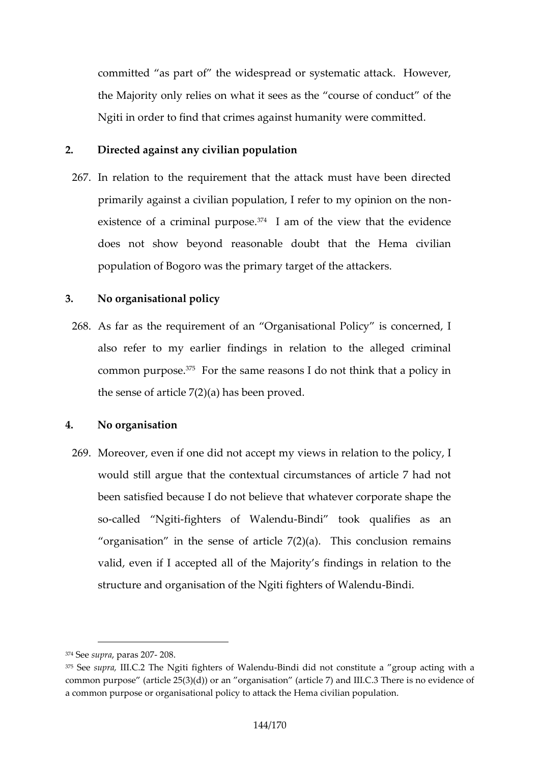committed "as part of" the widespread or systematic attack. However, the Majority only relies on what it sees as the "course of conduct" of the Ngiti in order to find that crimes against humanity were committed.

## 2. Directed against any civilian population

267. In relation to the requirement that the attack must have been directed primarily against a civilian population, I refer to my opinion on the non-existence of a criminal purpose.[374] I am of the view that the evidence does not show beyond reasonable doubt that the Hema civilian population of Bogoro was the primary target of the attackers.

## 3. No organisational policy

268. As far as the requirement of an "Organisational Policy" is concerned, I also refer to my earlier findings in relation to the alleged criminal common purpose.[375] For the same reasons I do not think that a policy in the sense of article 7(2)(a) has been proved.

## 4. No organisation

269. Moreover, even if one did not accept my views in relation to the policy, I would still argue that the contextual circumstances of article 7 had not been satisfied because I do not believe that whatever corporate shape the so-called "Ngiti-fighters of Walendu-Bindi" took qualifies as an "organisation" in the sense of article 7(2)(a). This conclusion remains valid, even if I accepted all of the Majority's findings in relation to the structure and organisation of the Ngiti fighters of Walendu-Bindi.

---

[374] See *supra*, paras 207- 208.

[375] See *supra*, III.C.2 The Ngiti fighters of Walendu-Bindi did not constitute a "group acting with a common purpose" (article 25(3)(d)) or an "organisation" (article 7) and III.C.3 There is no evidence of a common purpose or organisational policy to attack the Hema civilian population.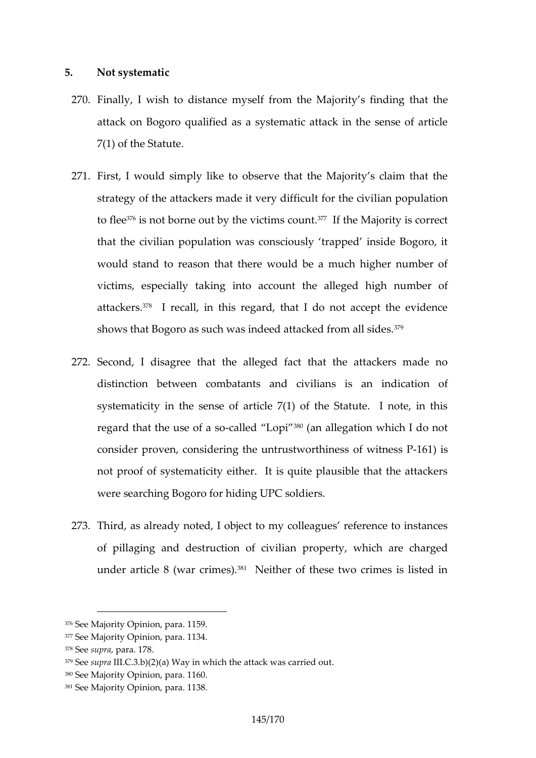## 5. Not systematic

270. Finally, I wish to distance myself from the Majority's finding that the attack on Bogoro qualified as a systematic attack in the sense of article 7(1) of the Statute.

271. First, I would simply like to observe that the Majority's claim that the strategy of the attackers made it very difficult for the civilian population to flee[376] is not borne out by the victims count.[377] If the Majority is correct that the civilian population was consciously 'trapped' inside Bogoro, it would stand to reason that there would be a much higher number of victims, especially taking into account the alleged high number of attackers.[378] I recall, in this regard, that I do not accept the evidence shows that Bogoro as such was indeed attacked from all sides.[379]

272. Second, I disagree that the alleged fact that the attackers made no distinction between combatants and civilians is an indication of systematicity in the sense of article 7(1) of the Statute. I note, in this regard that the use of a so-called "Lopi"[380] (an allegation which I do not consider proven, considering the untrustworthiness of witness P-161) is not proof of systematicity either. It is quite plausible that the attackers were searching Bogoro for hiding UPC soldiers.

273. Third, as already noted, I object to my colleagues' reference to instances of pillaging and destruction of civilian property, which are charged under article 8 (war crimes).[381] Neither of these two crimes is listed in

---

[376] See Majority Opinion, para. 1159.

[377] See Majority Opinion, para. 1134.

[378] See *supra*, para. 178.

[379] See *supra* III.C.3.b)(2)(a) Way in which the attack was carried out.

[380] See Majority Opinion, para. 1160.

[381] See Majority Opinion, para. 1138.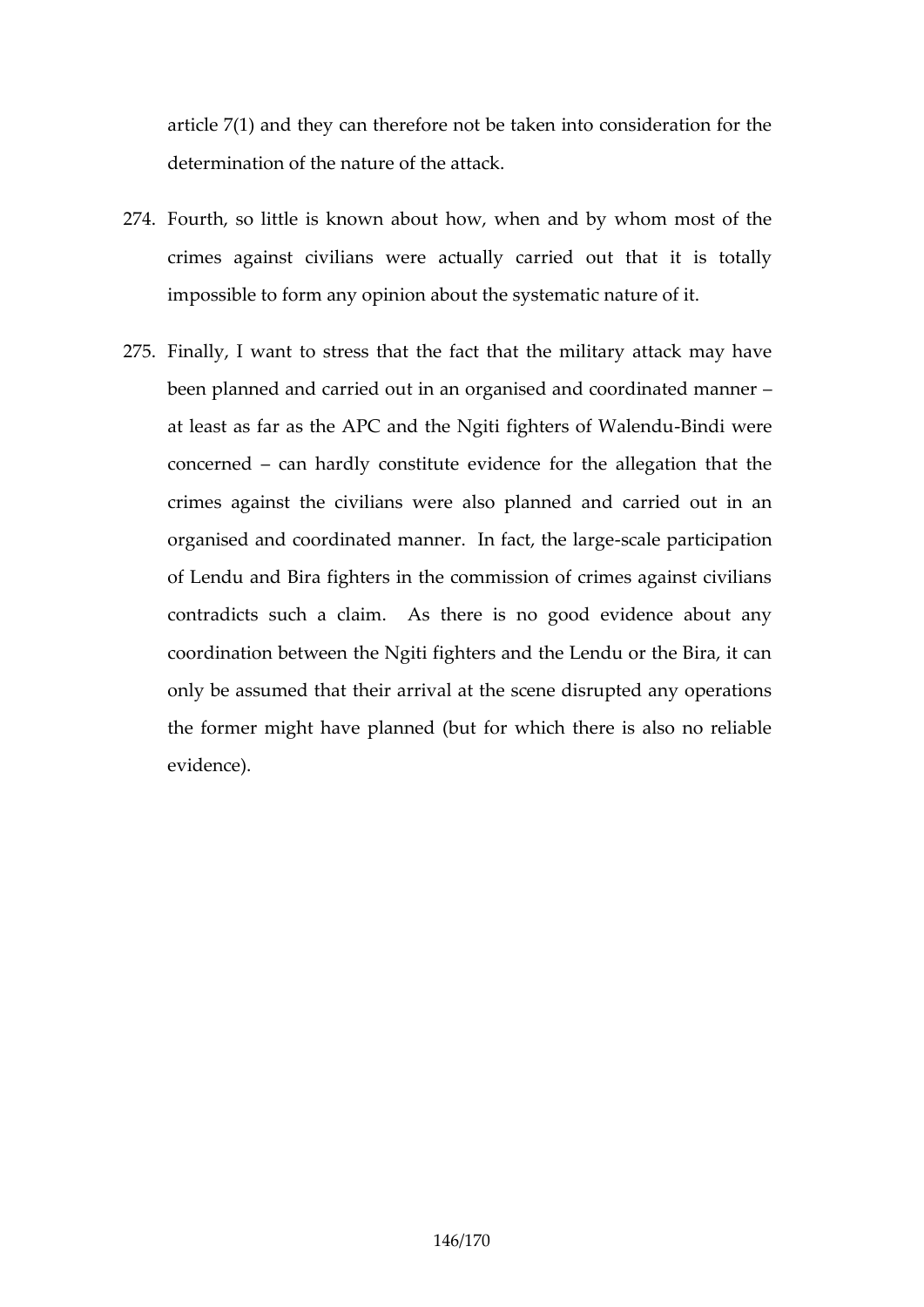article 7(1) and they can therefore not be taken into consideration for the determination of the nature of the attack.

274. Fourth, so little is known about how, when and by whom most of the crimes against civilians were actually carried out that it is totally impossible to form any opinion about the systematic nature of it.

275. Finally, I want to stress that the fact that the military attack may have been planned and carried out in an organised and coordinated manner – at least as far as the APC and the Ngiti fighters of Walendu-Bindi were concerned – can hardly constitute evidence for the allegation that the crimes against the civilians were also planned and carried out in an organised and coordinated manner. In fact, the large-scale participation of Lendu and Bira fighters in the commission of crimes against civilians contradicts such a claim. As there is no good evidence about any coordination between the Ngiti fighters and the Lendu or the Bira, it can only be assumed that their arrival at the scene disrupted any operations the former might have planned (but for which there is also no reliable evidence).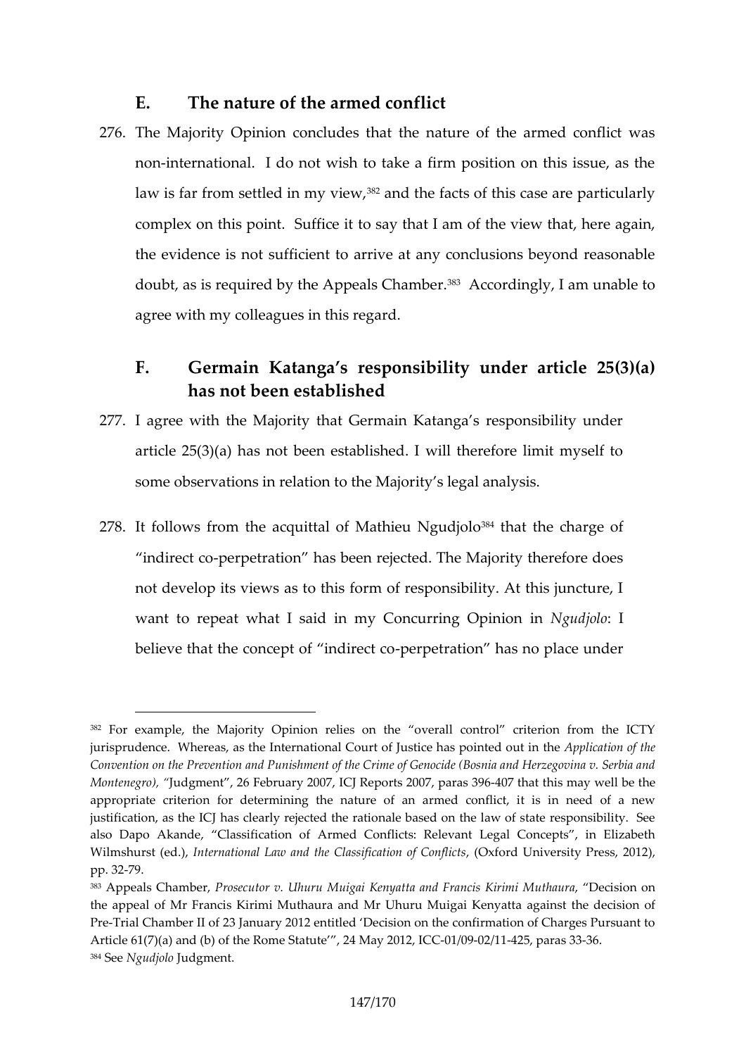## E. The nature of the armed conflict

276. The Majority Opinion concludes that the nature of the armed conflict was non-international. I do not wish to take a firm position on this issue, as the law is far from settled in my view,[382] and the facts of this case are particularly complex on this point. Suffice it to say that I am of the view that, here again, the evidence is not sufficient to arrive at any conclusions beyond reasonable doubt, as is required by the Appeals Chamber.[383] Accordingly, I am unable to agree with my colleagues in this regard.

## F. Germain Katanga's responsibility under article 25(3)(a) has not been established

277. I agree with the Majority that Germain Katanga's responsibility under article 25(3)(a) has not been established. I will therefore limit myself to some observations in relation to the Majority's legal analysis.

278. It follows from the acquittal of Mathieu Ngudjolo[384] that the charge of "indirect co-perpetration" has been rejected. The Majority therefore does not develop its views as to this form of responsibility. At this juncture, I want to repeat what I said in my Concurring Opinion in *Ngudjolo*: I believe that the concept of "indirect co-perpetration" has no place under

---

[382] For example, the Majority Opinion relies on the "overall control" criterion from the ICTY jurisprudence. Whereas, as the International Court of Justice has pointed out in the *Application of the Convention on the Prevention and Punishment of the Crime of Genocide (Bosnia and Herzegovina v. Serbia and Montenegro)*, "Judgment", 26 February 2007, ICJ Reports 2007, paras 396-407 that this may well be the appropriate criterion for determining the nature of an armed conflict, it is in need of a new justification, as the ICJ has clearly rejected the rationale based on the law of state responsibility. See also Dapo Akande, "Classification of Armed Conflicts: Relevant Legal Concepts", in Elizabeth Wilmshurst (ed.), *International Law and the Classification of Conflicts*, (Oxford University Press, 2012), pp. 32-79.

[383] Appeals Chamber, *Prosecutor v. Uhuru Muigai Kenyatta and Francis Kirimi Muthaura*, "Decision on the appeal of Mr Francis Kirimi Muthaura and Mr Uhuru Muigai Kenyatta against the decision of Pre-Trial Chamber II of 23 January 2012 entitled 'Decision on the confirmation of Charges Pursuant to Article 61(7)(a) and (b) of the Rome Statute'", 24 May 2012, ICC-01/09-02/11-425, paras 33-36.

[384] See *Ngudjolo* Judgment.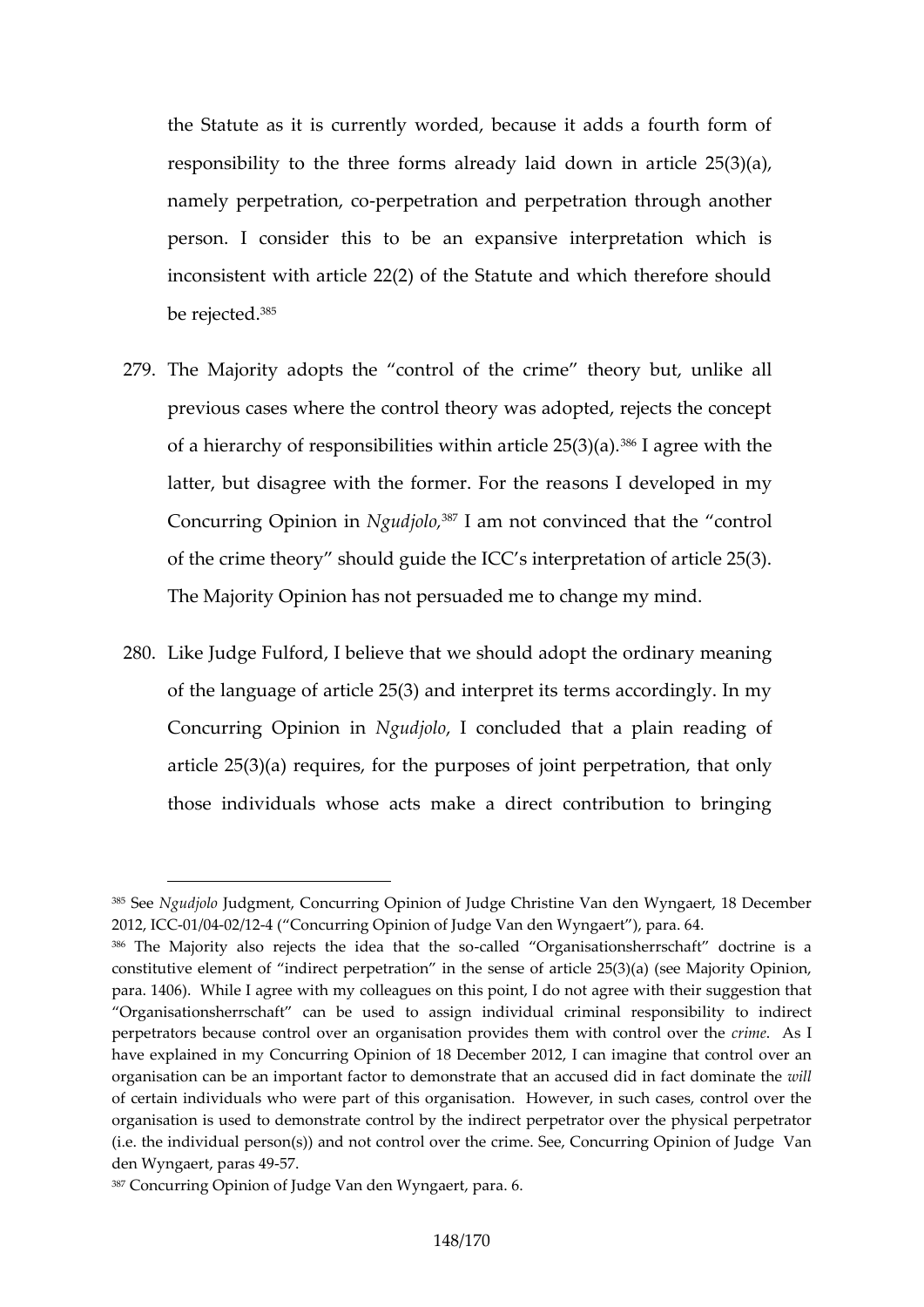the Statute as it is currently worded, because it adds a fourth form of responsibility to the three forms already laid down in article 25(3)(a), namely perpetration, co-perpetration and perpetration through another person. I consider this to be an expansive interpretation which is inconsistent with article 22(2) of the Statute and which therefore should be rejected.[385]

279. The Majority adopts the "control of the crime" theory but, unlike all previous cases where the control theory was adopted, rejects the concept of a hierarchy of responsibilities within article 25(3)(a).[386] I agree with the latter, but disagree with the former. For the reasons I developed in my Concurring Opinion in *Ngudjolo*,[387] I am not convinced that the "control of the crime theory" should guide the ICC's interpretation of article 25(3). The Majority Opinion has not persuaded me to change my mind.

280. Like Judge Fulford, I believe that we should adopt the ordinary meaning of the language of article 25(3) and interpret its terms accordingly. In my Concurring Opinion in *Ngudjolo*, I concluded that a plain reading of article 25(3)(a) requires, for the purposes of joint perpetration, that only those individuals whose acts make a direct contribution to bringing

---

[385] See *Ngudjolo* Judgment, Concurring Opinion of Judge Christine Van den Wyngaert, 18 December 2012, ICC-01/04-02/12-4 ("Concurring Opinion of Judge Van den Wyngaert"), para. 64.

[386] The Majority also rejects the idea that the so-called "Organisationsherrschaft" doctrine is a constitutive element of "indirect perpetration" in the sense of article 25(3)(a) (see Majority Opinion, para. 1406). While I agree with my colleagues on this point, I do not agree with their suggestion that "Organisationsherrschaft" can be used to assign individual criminal responsibility to indirect perpetrators because control over an organisation provides them with control over the *crime*. As I have explained in my Concurring Opinion of 18 December 2012, I can imagine that control over an organisation can be an important factor to demonstrate that an accused did in fact dominate the *will* of certain individuals who were part of this organisation. However, in such cases, control over the organisation is used to demonstrate control by the indirect perpetrator over the physical perpetrator (i.e. the individual person(s)) and not control over the crime. See, Concurring Opinion of Judge Van den Wyngaert, paras 49-57.

[387] Concurring Opinion of Judge Van den Wyngaert, para. 6.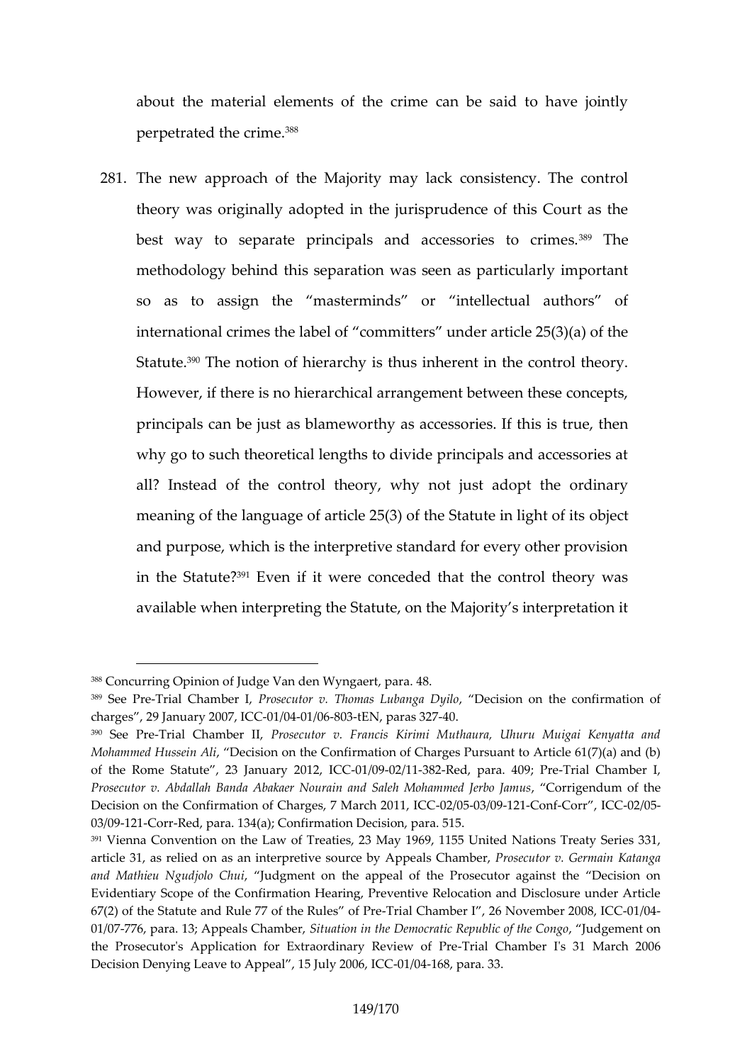about the material elements of the crime can be said to have jointly perpetrated the crime.[388]

281. The new approach of the Majority may lack consistency. The control theory was originally adopted in the jurisprudence of this Court as the best way to separate principals and accessories to crimes.[389] The methodology behind this separation was seen as particularly important so as to assign the "masterminds" or "intellectual authors" of international crimes the label of "committers" under article 25(3)(a) of the Statute.[390] The notion of hierarchy is thus inherent in the control theory. However, if there is no hierarchical arrangement between these concepts, principals can be just as blameworthy as accessories. If this is true, then why go to such theoretical lengths to divide principals and accessories at all? Instead of the control theory, why not just adopt the ordinary meaning of the language of article 25(3) of the Statute in light of its object and purpose, which is the interpretive standard for every other provision in the Statute?[391] Even if it were conceded that the control theory was available when interpreting the Statute, on the Majority's interpretation it

---

[388] Concurring Opinion of Judge Van den Wyngaert, para. 48.

[389] See Pre-Trial Chamber I, *Prosecutor v. Thomas Lubanga Dyilo*, "Decision on the confirmation of charges", 29 January 2007, ICC-01/04-01/06-803-tEN, paras 327-40.

[390] See Pre-Trial Chamber II, *Prosecutor v. Francis Kirimi Muthaura, Uhuru Muigai Kenyatta and Mohammed Hussein Ali*, "Decision on the Confirmation of Charges Pursuant to Article 61(7)(a) and (b) of the Rome Statute", 23 January 2012, ICC-01/09-02/11-382-Red, para. 409; Pre-Trial Chamber I, *Prosecutor v. Abdallah Banda Abakaer Nourain and Saleh Mohammed Jerbo Jamus*, "Corrigendum of the Decision on the Confirmation of Charges, 7 March 2011, ICC-02/05-03/09-121-Conf-Corr", ICC-02/05-03/09-121-Corr-Red, para. 134(a); Confirmation Decision, para. 515.

[391] Vienna Convention on the Law of Treaties, 23 May 1969, 1155 United Nations Treaty Series 331, article 31, as relied on as an interpretive source by Appeals Chamber, *Prosecutor v. Germain Katanga and Mathieu Ngudjolo Chui*, "Judgment on the appeal of the Prosecutor against the "Decision on Evidentiary Scope of the Confirmation Hearing, Preventive Relocation and Disclosure under Article 67(2) of the Statute and Rule 77 of the Rules" of Pre-Trial Chamber I", 26 November 2008, ICC-01/04-01/07-776, para. 13; Appeals Chamber, *Situation in the Democratic Republic of the Congo*, "Judgement on the Prosecutor's Application for Extraordinary Review of Pre-Trial Chamber I's 31 March 2006 Decision Denying Leave to Appeal", 15 July 2006, ICC-01/04-168, para. 33.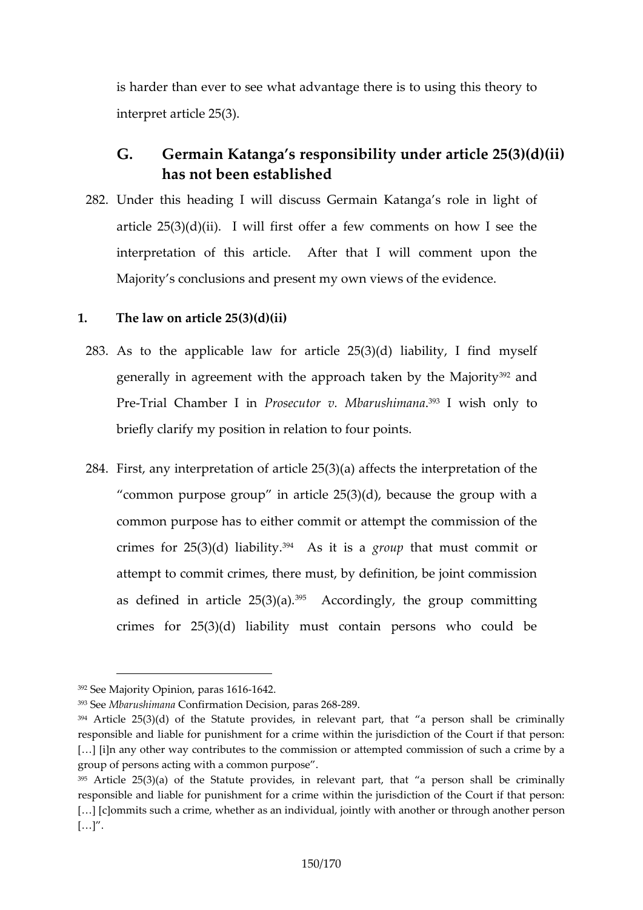is harder than ever to see what advantage there is to using this theory to interpret article 25(3).

## G. Germain Katanga's responsibility under article 25(3)(d)(ii) has not been established

282. Under this heading I will discuss Germain Katanga's role in light of article 25(3)(d)(ii). I will first offer a few comments on how I see the interpretation of this article. After that I will comment upon the Majority's conclusions and present my own views of the evidence.

### 1. The law on article 25(3)(d)(ii)

283. As to the applicable law for article 25(3)(d) liability, I find myself generally in agreement with the approach taken by the Majority[392] and Pre-Trial Chamber I in *Prosecutor v. Mbarushimana*.[393] I wish only to briefly clarify my position in relation to four points.

284. First, any interpretation of article 25(3)(a) affects the interpretation of the "common purpose group" in article 25(3)(d), because the group with a common purpose has to either commit or attempt the commission of the crimes for 25(3)(d) liability.[394] As it is a *group* that must commit or attempt to commit crimes, there must, by definition, be joint commission as defined in article 25(3)(a).[395] Accordingly, the group committing crimes for 25(3)(d) liability must contain persons who could be

---

[392] See Majority Opinion, paras 1616-1642.

[393] See *Mbarushimana* Confirmation Decision, paras 268-289.

[394] Article 25(3)(d) of the Statute provides, in relevant part, that "a person shall be criminally responsible and liable for punishment for a crime within the jurisdiction of the Court if that person: […] [i]n any other way contributes to the commission or attempted commission of such a crime by a group of persons acting with a common purpose".

[395] Article 25(3)(a) of the Statute provides, in relevant part, that "a person shall be criminally responsible and liable for punishment for a crime within the jurisdiction of the Court if that person: […] [c]ommits such a crime, whether as an individual, jointly with another or through another person […]".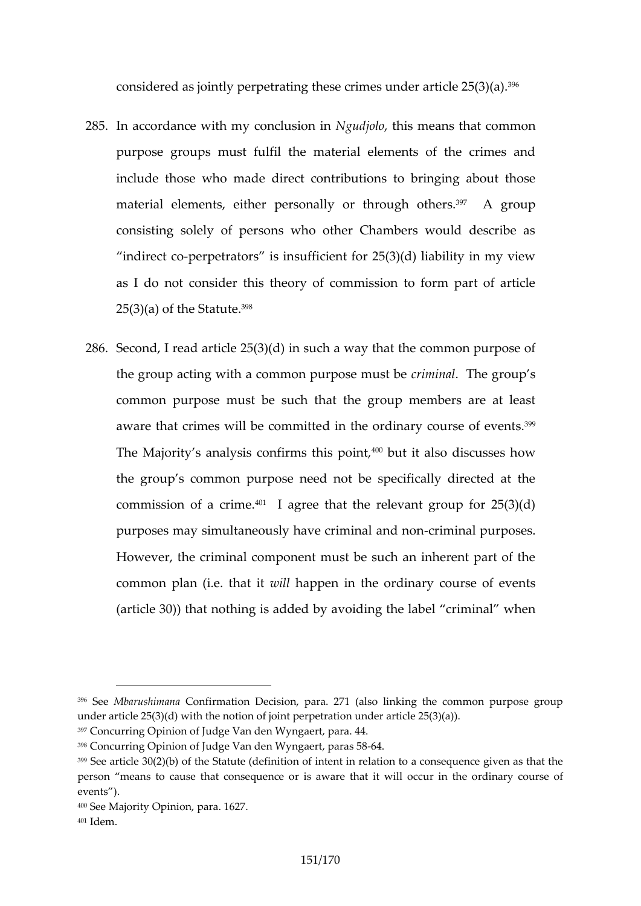considered as jointly perpetrating these crimes under article 25(3)(a).[396]

285. In accordance with my conclusion in *Ngudjolo*, this means that common purpose groups must fulfil the material elements of the crimes and include those who made direct contributions to bringing about those material elements, either personally or through others.[397] A group consisting solely of persons who other Chambers would describe as "indirect co-perpetrators" is insufficient for 25(3)(d) liability in my view as I do not consider this theory of commission to form part of article 25(3)(a) of the Statute.[398]

286. Second, I read article 25(3)(d) in such a way that the common purpose of the group acting with a common purpose must be *criminal*. The group's common purpose must be such that the group members are at least aware that crimes will be committed in the ordinary course of events.[399] The Majority's analysis confirms this point,[400] but it also discusses how the group's common purpose need not be specifically directed at the commission of a crime.[401] I agree that the relevant group for 25(3)(d) purposes may simultaneously have criminal and non-criminal purposes. However, the criminal component must be such an inherent part of the common plan (i.e. that it *will* happen in the ordinary course of events (article 30)) that nothing is added by avoiding the label "criminal" when

---

[396] See *Mbarushimana* Confirmation Decision, para. 271 (also linking the common purpose group under article 25(3)(d) with the notion of joint perpetration under article 25(3)(a)).

[397] Concurring Opinion of Judge Van den Wyngaert, para. 44.

[398] Concurring Opinion of Judge Van den Wyngaert, paras 58-64.

[399] See article 30(2)(b) of the Statute (definition of intent in relation to a consequence given as that the person "means to cause that consequence or is aware that it will occur in the ordinary course of events").

[400] See Majority Opinion, para. 1627.

[401] Idem.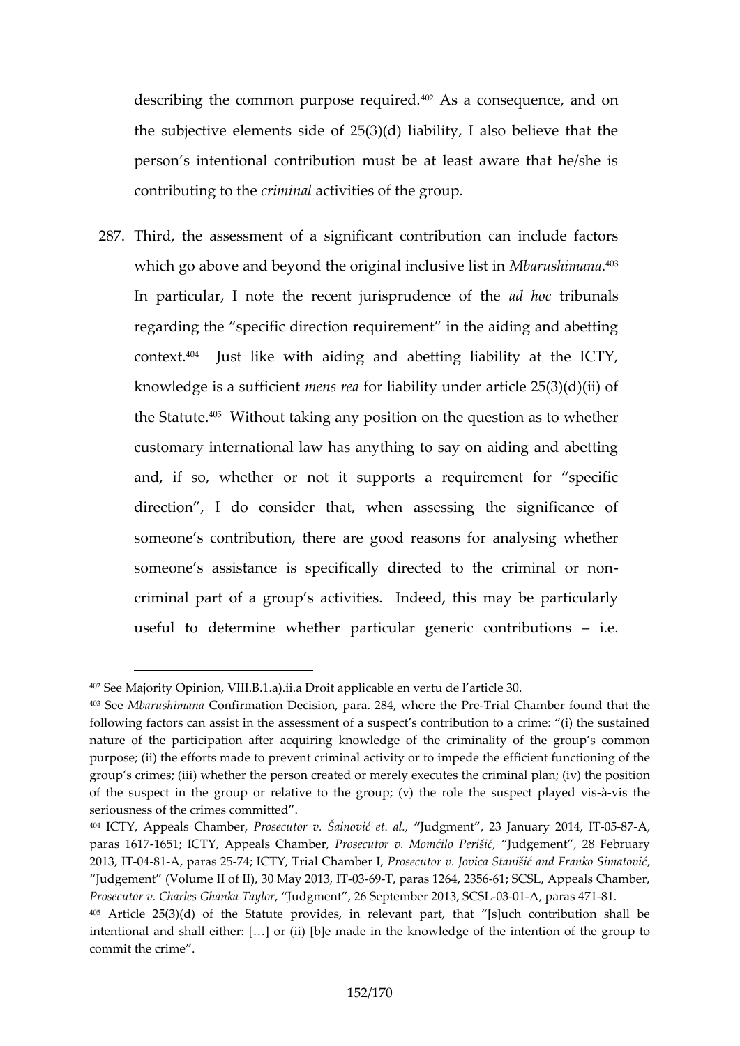describing the common purpose required.[402] As a consequence, and on the subjective elements side of 25(3)(d) liability, I also believe that the person's intentional contribution must be at least aware that he/she is contributing to the *criminal* activities of the group.

287. Third, the assessment of a significant contribution can include factors which go above and beyond the original inclusive list in *Mbarushimana*.[403] In particular, I note the recent jurisprudence of the *ad hoc* tribunals regarding the "specific direction requirement" in the aiding and abetting context.[404] Just like with aiding and abetting liability at the ICTY, knowledge is a sufficient *mens rea* for liability under article 25(3)(d)(ii) of the Statute.[405] Without taking any position on the question as to whether customary international law has anything to say on aiding and abetting and, if so, whether or not it supports a requirement for "specific direction", I do consider that, when assessing the significance of someone's contribution, there are good reasons for analysing whether someone's assistance is specifically directed to the criminal or non-criminal part of a group's activities. Indeed, this may be particularly useful to determine whether particular generic contributions – i.e.

---

[402] See Majority Opinion, VIII.B.1.a).ii.a Droit applicable en vertu de l'article 30.

[403] See *Mbarushimana* Confirmation Decision, para. 284, where the Pre-Trial Chamber found that the following factors can assist in the assessment of a suspect's contribution to a crime: "(i) the sustained nature of the participation after acquiring knowledge of the criminality of the group's common purpose; (ii) the efforts made to prevent criminal activity or to impede the efficient functioning of the group's crimes; (iii) whether the person created or merely executes the criminal plan; (iv) the position of the suspect in the group or relative to the group; (v) the role the suspect played vis-à-vis the seriousness of the crimes committed".

[404] ICTY, Appeals Chamber, *Prosecutor v. Šainović et. al.*, "Judgment", 23 January 2014, IT-05-87-A, paras 1617-1651; ICTY, Appeals Chamber, *Prosecutor v. Momčilo Perišić*, "Judgement", 28 February 2013, IT-04-81-A, paras 25-74; ICTY, Trial Chamber I, *Prosecutor v. Jovica Stanišić and Franko Simatović*, "Judgement" (Volume II of II), 30 May 2013, IT-03-69-T, paras 1264, 2356-61; SCSL, Appeals Chamber, *Prosecutor v. Charles Ghanka Taylor*, "Judgment", 26 September 2013, SCSL-03-01-A, paras 471-81.

[405] Article 25(3)(d) of the Statute provides, in relevant part, that "[s]uch contribution shall be intentional and shall either: […] or (ii) [b]e made in the knowledge of the intention of the group to commit the crime".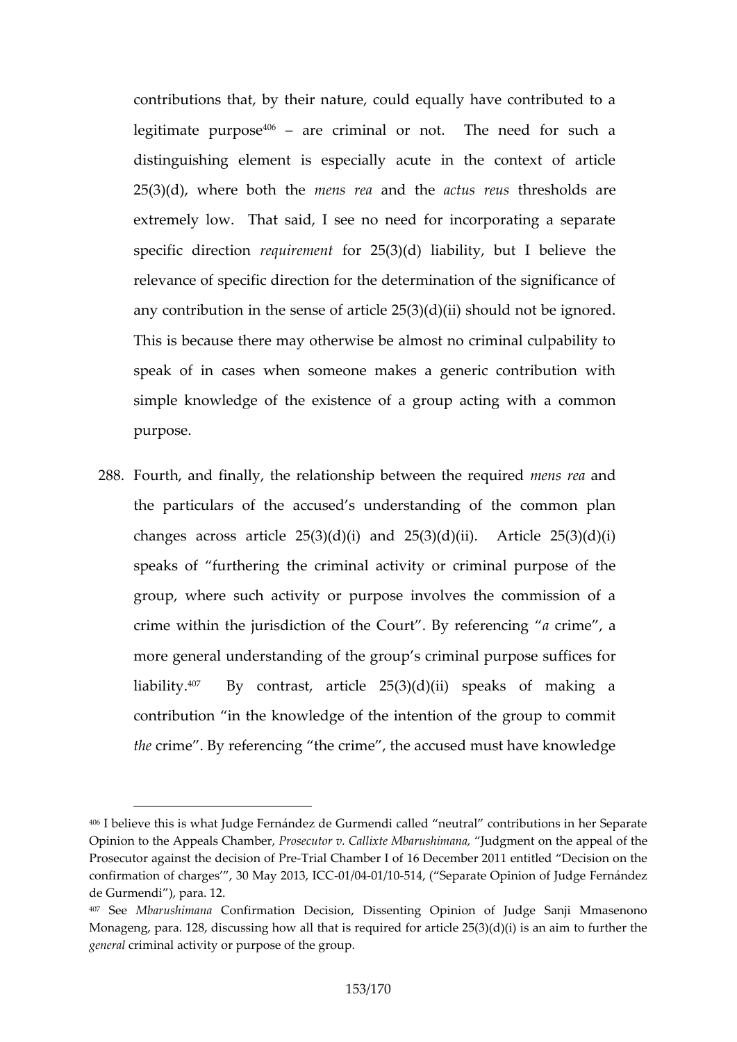contributions that, by their nature, could equally have contributed to a legitimate purpose[406] – are criminal or not. The need for such a distinguishing element is especially acute in the context of article 25(3)(d), where both the *mens rea* and the *actus reus* thresholds are extremely low. That said, I see no need for incorporating a separate specific direction *requirement* for 25(3)(d) liability, but I believe the relevance of specific direction for the determination of the significance of any contribution in the sense of article 25(3)(d)(ii) should not be ignored. This is because there may otherwise be almost no criminal culpability to speak of in cases when someone makes a generic contribution with simple knowledge of the existence of a group acting with a common purpose.

288. Fourth, and finally, the relationship between the required *mens rea* and the particulars of the accused's understanding of the common plan changes across article 25(3)(d)(i) and 25(3)(d)(ii). Article 25(3)(d)(i) speaks of "furthering the criminal activity or criminal purpose of the group, where such activity or purpose involves the commission of a crime within the jurisdiction of the Court". By referencing "*a* crime", a more general understanding of the group's criminal purpose suffices for liability.[407] By contrast, article 25(3)(d)(ii) speaks of making a contribution "in the knowledge of the intention of the group to commit *the* crime". By referencing "the crime", the accused must have knowledge

---

[406] I believe this is what Judge Fernández de Gurmendi called "neutral" contributions in her Separate Opinion to the Appeals Chamber, *Prosecutor v. Callixte Mbarushimana*, "Judgment on the appeal of the Prosecutor against the decision of Pre-Trial Chamber I of 16 December 2011 entitled "Decision on the confirmation of charges"", 30 May 2013, ICC-01/04-01/10-514, ("Separate Opinion of Judge Fernández de Gurmendi"), para. 12.

[407] See *Mbarushimana* Confirmation Decision, Dissenting Opinion of Judge Sanji Mmasenono Monageng, para. 128, discussing how all that is required for article 25(3)(d)(i) is an aim to further the *general* criminal activity or purpose of the group.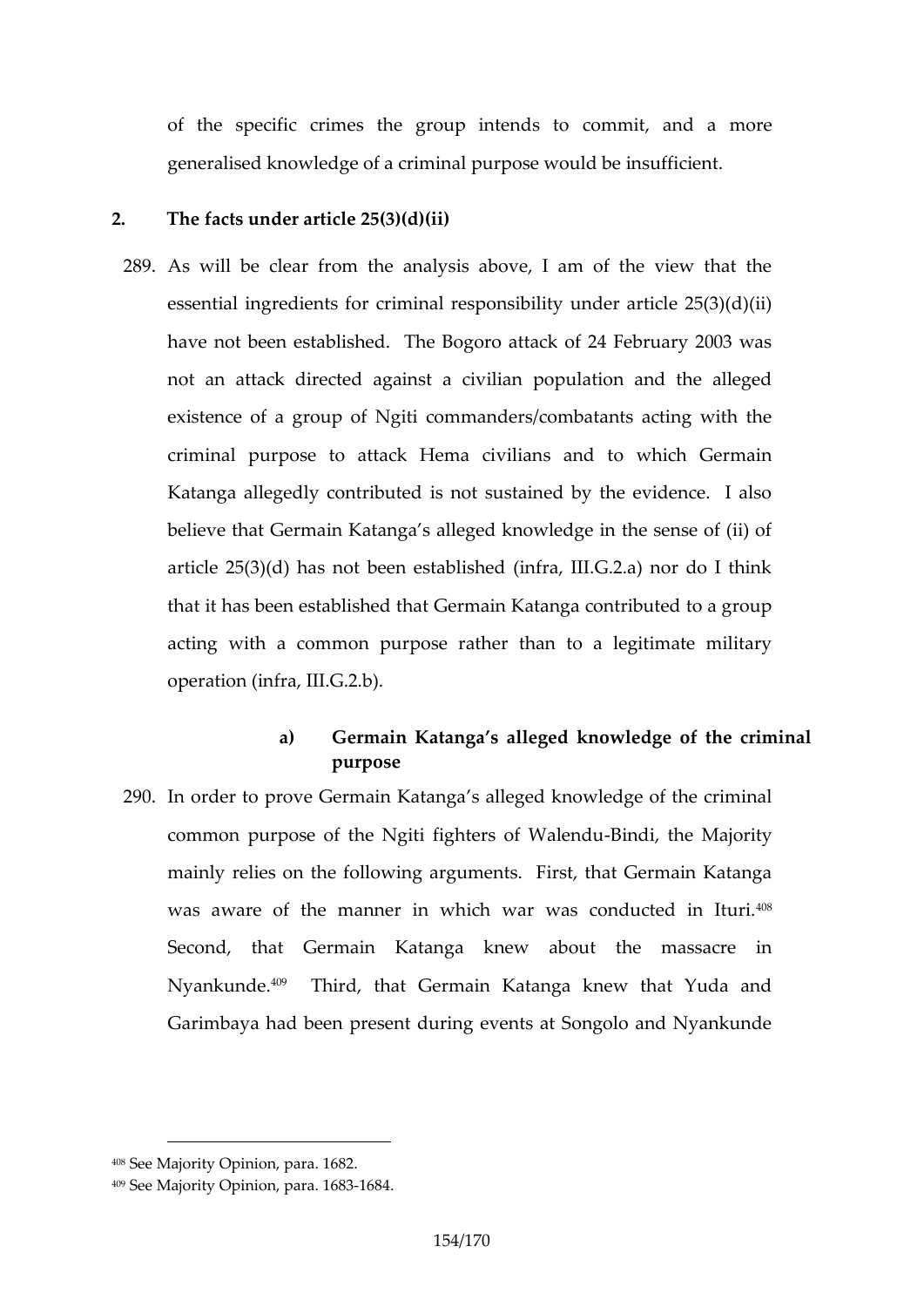of the specific crimes the group intends to commit, and a more generalised knowledge of a criminal purpose would be insufficient.

## 2. The facts under article 25(3)(d)(ii)

289. As will be clear from the analysis above, I am of the view that the essential ingredients for criminal responsibility under article 25(3)(d)(ii) have not been established. The Bogoro attack of 24 February 2003 was not an attack directed against a civilian population and the alleged existence of a group of Ngiti commanders/combatants acting with the criminal purpose to attack Hema civilians and to which Germain Katanga allegedly contributed is not sustained by the evidence. I also believe that Germain Katanga's alleged knowledge in the sense of (ii) of article 25(3)(d) has not been established (infra, III.G.2.a) nor do I think that it has been established that Germain Katanga contributed to a group acting with a common purpose rather than to a legitimate military operation (infra, III.G.2.b).

### a) Germain Katanga's alleged knowledge of the criminal purpose

290. In order to prove Germain Katanga's alleged knowledge of the criminal common purpose of the Ngiti fighters of Walendu-Bindi, the Majority mainly relies on the following arguments. First, that Germain Katanga was aware of the manner in which war was conducted in Ituri.[408] Second, that Germain Katanga knew about the massacre in Nyankunde.[409] Third, that Germain Katanga knew that Yuda and Garimbaya had been present during events at Songolo and Nyankunde

---

[408] See Majority Opinion, para. 1682.

[409] See Majority Opinion, para. 1683-1684.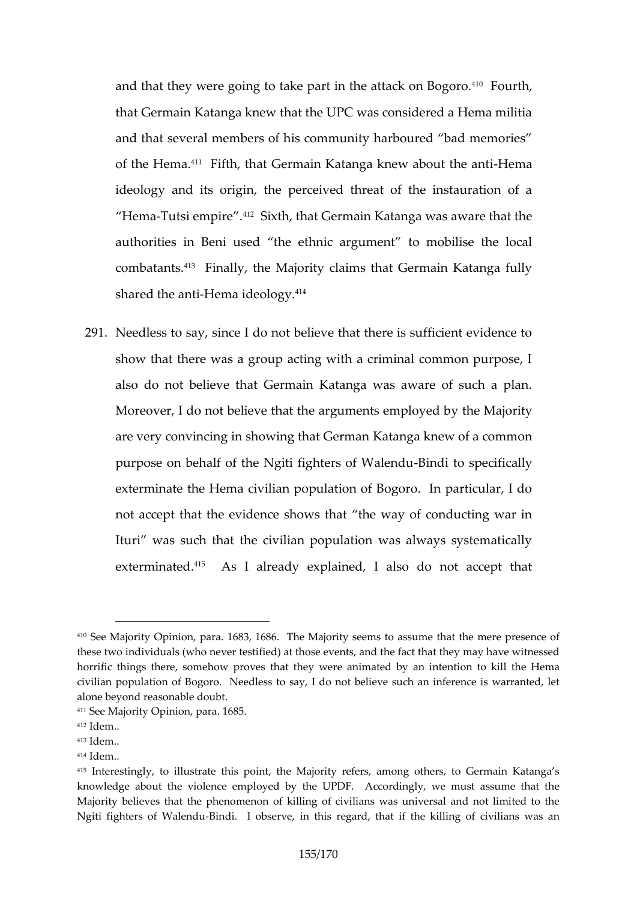and that they were going to take part in the attack on Bogoro.[410] Fourth, that Germain Katanga knew that the UPC was considered a Hema militia and that several members of his community harboured "bad memories" of the Hema.[411] Fifth, that Germain Katanga knew about the anti-Hema ideology and its origin, the perceived threat of the instauration of a "Hema-Tutsi empire".[412] Sixth, that Germain Katanga was aware that the authorities in Beni used "the ethnic argument" to mobilise the local combatants.[413] Finally, the Majority claims that Germain Katanga fully shared the anti-Hema ideology.[414]

291. Needless to say, since I do not believe that there is sufficient evidence to show that there was a group acting with a criminal common purpose, I also do not believe that Germain Katanga was aware of such a plan. Moreover, I do not believe that the arguments employed by the Majority are very convincing in showing that German Katanga knew of a common purpose on behalf of the Ngiti fighters of Walendu-Bindi to specifically exterminate the Hema civilian population of Bogoro. In particular, I do not accept that the evidence shows that "the way of conducting war in Ituri" was such that the civilian population was always systematically exterminated.[415] As I already explained, I also do not accept that

---

[410] See Majority Opinion, para. 1683, 1686. The Majority seems to assume that the mere presence of these two individuals (who never testified) at those events, and the fact that they may have witnessed horrific things there, somehow proves that they were animated by an intention to kill the Hema civilian population of Bogoro. Needless to say, I do not believe such an inference is warranted, let alone beyond reasonable doubt.

[411] See Majority Opinion, para. 1685.

[412] Idem..

[413] Idem..

[414] Idem..

[415] Interestingly, to illustrate this point, the Majority refers, among others, to Germain Katanga's knowledge about the violence employed by the UPDF. Accordingly, we must assume that the Majority believes that the phenomenon of killing of civilians was universal and not limited to the Ngiti fighters of Walendu-Bindi. I observe, in this regard, that if the killing of civilians was an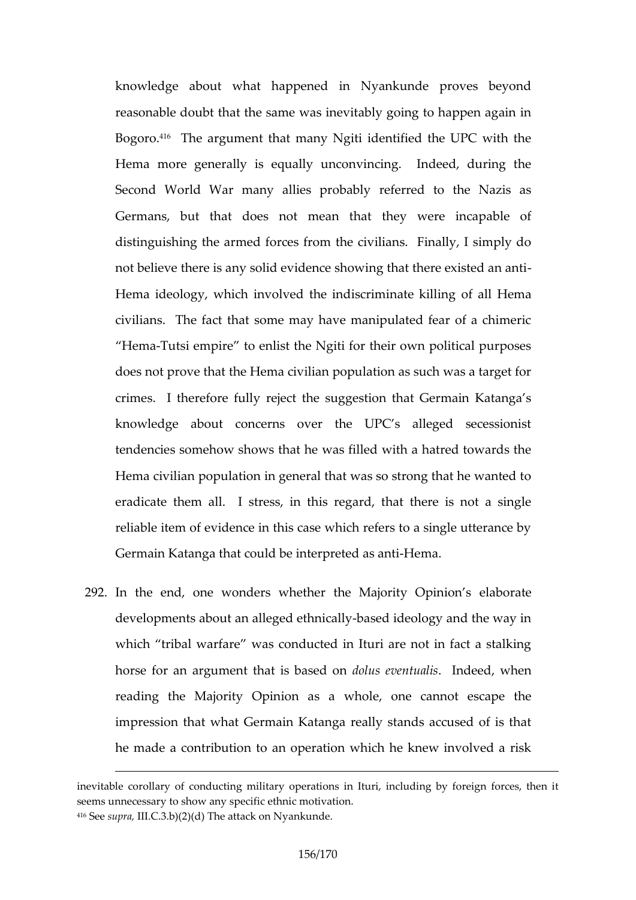knowledge about what happened in Nyankunde proves beyond reasonable doubt that the same was inevitably going to happen again in Bogoro.[416] The argument that many Ngiti identified the UPC with the Hema more generally is equally unconvincing. Indeed, during the Second World War many allies probably referred to the Nazis as Germans, but that does not mean that they were incapable of distinguishing the armed forces from the civilians. Finally, I simply do not believe there is any solid evidence showing that there existed an anti-Hema ideology, which involved the indiscriminate killing of all Hema civilians. The fact that some may have manipulated fear of a chimeric "Hema-Tutsi empire" to enlist the Ngiti for their own political purposes does not prove that the Hema civilian population as such was a target for crimes. I therefore fully reject the suggestion that Germain Katanga's knowledge about concerns over the UPC's alleged secessionist tendencies somehow shows that he was filled with a hatred towards the Hema civilian population in general that was so strong that he wanted to eradicate them all. I stress, in this regard, that there is not a single reliable item of evidence in this case which refers to a single utterance by Germain Katanga that could be interpreted as anti-Hema.

292. In the end, one wonders whether the Majority Opinion's elaborate developments about an alleged ethnically-based ideology and the way in which "tribal warfare" was conducted in Ituri are not in fact a stalking horse for an argument that is based on *dolus eventualis*. Indeed, when reading the Majority Opinion as a whole, one cannot escape the impression that what Germain Katanga really stands accused of is that he made a contribution to an operation which he knew involved a risk

---

inevitable corollary of conducting military operations in Ituri, including by foreign forces, then it seems unnecessary to show any specific ethnic motivation.

[416] See *supra*, III.C.3.b)(2)(d) The attack on Nyankunde.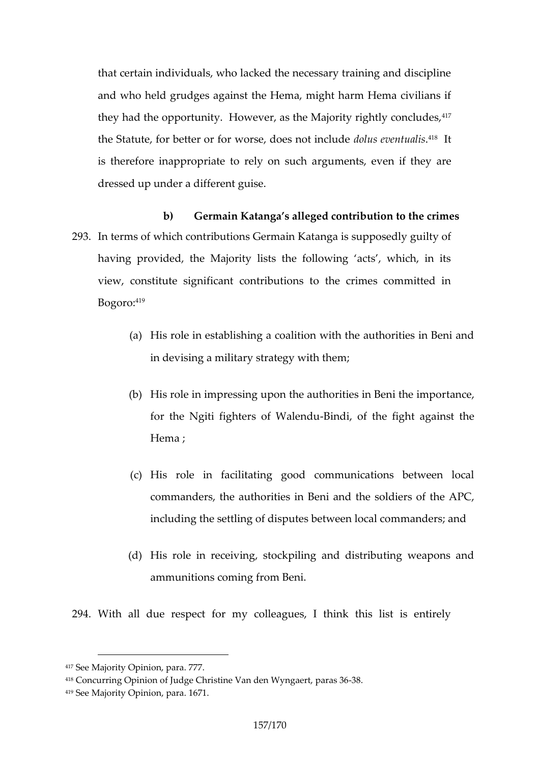that certain individuals, who lacked the necessary training and discipline and who held grudges against the Hema, might harm Hema civilians if they had the opportunity. However, as the Majority rightly concludes,[417] the Statute, for better or for worse, does not include *dolus eventualis*.[418] It is therefore inappropriate to rely on such arguments, even if they are dressed up under a different guise.

### b) Germain Katanga's alleged contribution to the crimes

293. In terms of which contributions Germain Katanga is supposedly guilty of having provided, the Majority lists the following 'acts', which, in its view, constitute significant contributions to the crimes committed in Bogoro:[419]

   (a) His role in establishing a coalition with the authorities in Beni and in devising a military strategy with them;

   (b) His role in impressing upon the authorities in Beni the importance, for the Ngiti fighters of Walendu-Bindi, of the fight against the Hema ;

   (c) His role in facilitating good communications between local commanders, the authorities in Beni and the soldiers of the APC, including the settling of disputes between local commanders; and

   (d) His role in receiving, stockpiling and distributing weapons and ammunitions coming from Beni.

294. With all due respect for my colleagues, I think this list is entirely

---

[417] See Majority Opinion, para. 777.

[418] Concurring Opinion of Judge Christine Van den Wyngaert, paras 36-38.

[419] See Majority Opinion, para. 1671.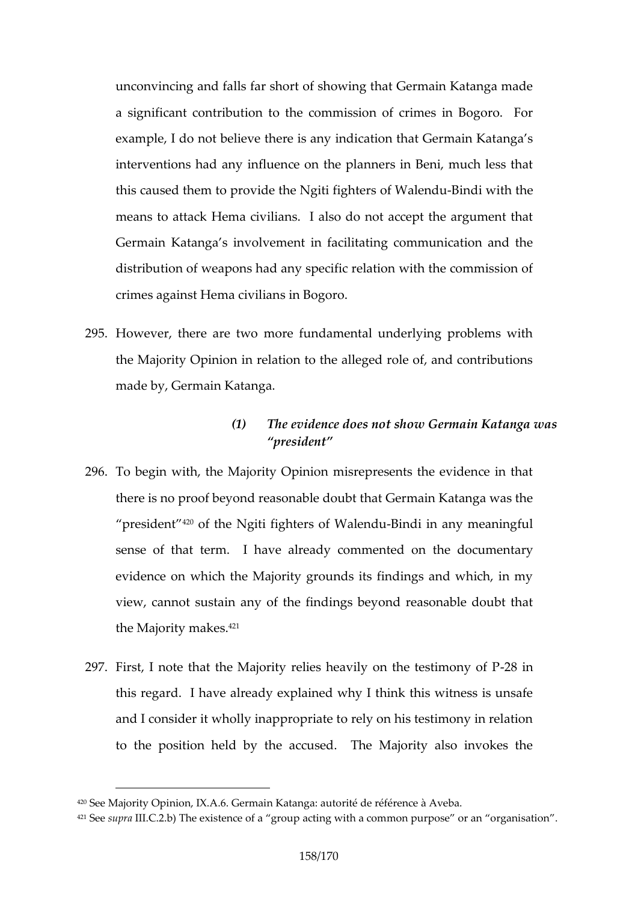unconvincing and falls far short of showing that Germain Katanga made a significant contribution to the commission of crimes in Bogoro. For example, I do not believe there is any indication that Germain Katanga's interventions had any influence on the planners in Beni, much less that this caused them to provide the Ngiti fighters of Walendu-Bindi with the means to attack Hema civilians. I also do not accept the argument that Germain Katanga's involvement in facilitating communication and the distribution of weapons had any specific relation with the commission of crimes against Hema civilians in Bogoro.

295. However, there are two more fundamental underlying problems with the Majority Opinion in relation to the alleged role of, and contributions made by, Germain Katanga.

### *(1) The evidence does not show Germain Katanga was "president"*

296. To begin with, the Majority Opinion misrepresents the evidence in that there is no proof beyond reasonable doubt that Germain Katanga was the "president"[420] of the Ngiti fighters of Walendu-Bindi in any meaningful sense of that term. I have already commented on the documentary evidence on which the Majority grounds its findings and which, in my view, cannot sustain any of the findings beyond reasonable doubt that the Majority makes.[421]

297. First, I note that the Majority relies heavily on the testimony of P-28 in this regard. I have already explained why I think this witness is unsafe and I consider it wholly inappropriate to rely on his testimony in relation to the position held by the accused. The Majority also invokes the

---

[420] See Majority Opinion, IX.A.6. Germain Katanga: autorité de référence à Aveba.

[421] See *supra* III.C.2.b) The existence of a "group acting with a common purpose" or an "organisation".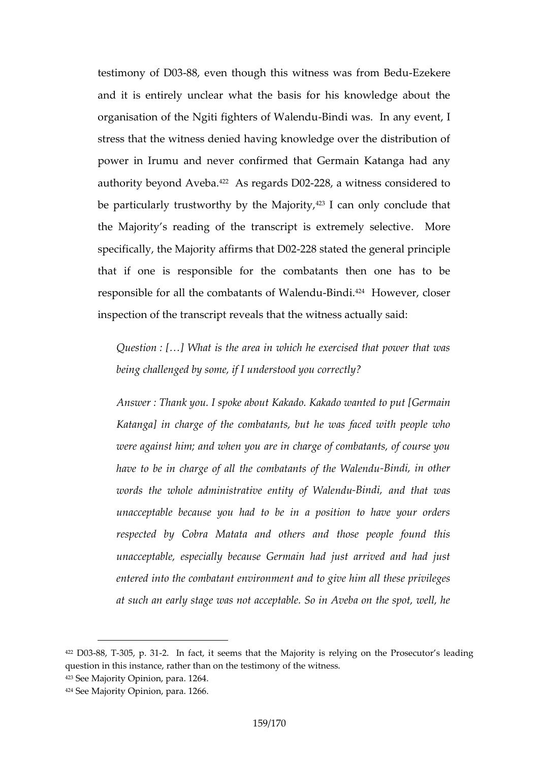testimony of D03-88, even though this witness was from Bedu-Ezekere and it is entirely unclear what the basis for his knowledge about the organisation of the Ngiti fighters of Walendu-Bindi was. In any event, I stress that the witness denied having knowledge over the distribution of power in Irumu and never confirmed that Germain Katanga had any authority beyond Aveba.[422] As regards D02-228, a witness considered to be particularly trustworthy by the Majority,[423] I can only conclude that the Majority's reading of the transcript is extremely selective. More specifically, the Majority affirms that D02-228 stated the general principle that if one is responsible for the combatants then one has to be responsible for all the combatants of Walendu-Bindi.[424] However, closer inspection of the transcript reveals that the witness actually said:

> *Question : […] What is the area in which he exercised that power that was being challenged by some, if I understood you correctly?*
>
> *Answer : Thank you. I spoke about Kakado. Kakado wanted to put [Germain Katanga] in charge of the combatants, but he was faced with people who were against him; and when you are in charge of combatants, of course you have to be in charge of all the combatants of the Walendu-Bindi, in other words the whole administrative entity of Walendu-Bindi, and that was unacceptable because you had to be in a position to have your orders respected by Cobra Matata and others and those people found this unacceptable, especially because Germain had just arrived and had just entered into the combatant environment and to give him all these privileges at such an early stage was not acceptable. So in Aveba on the spot, well, he*

---

[422] D03-88, T-305, p. 31-2. In fact, it seems that the Majority is relying on the Prosecutor's leading question in this instance, rather than on the testimony of the witness.

[423] See Majority Opinion, para. 1264.

[424] See Majority Opinion, para. 1266.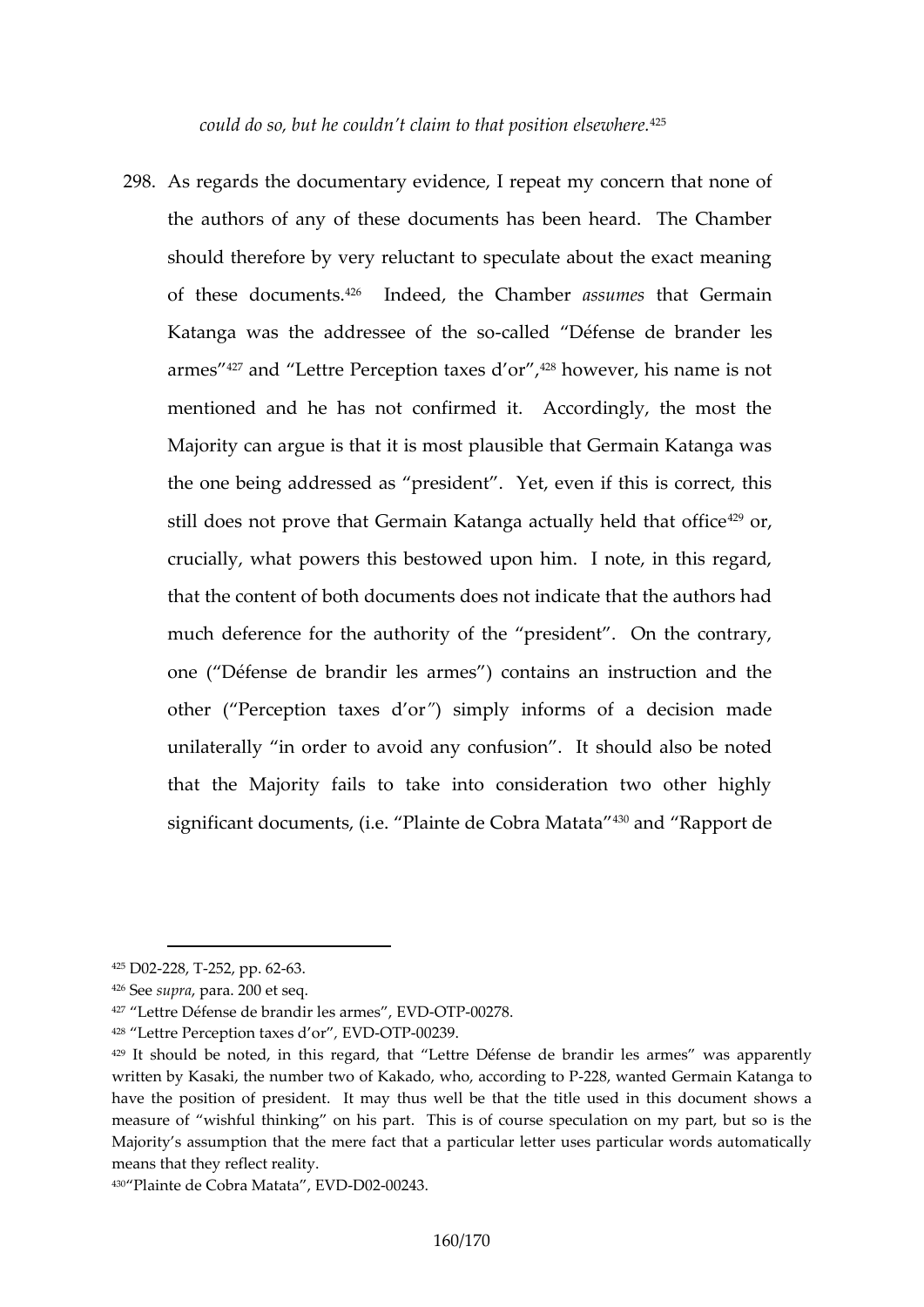*could do so, but he couldn't claim to that position elsewhere.*[425]

298. As regards the documentary evidence, I repeat my concern that none of the authors of any of these documents has been heard. The Chamber should therefore by very reluctant to speculate about the exact meaning of these documents.[426] Indeed, the Chamber *assumes* that Germain Katanga was the addressee of the so-called "Défense de brander les armes"[427] and "Lettre Perception taxes d'or",[428] however, his name is not mentioned and he has not confirmed it. Accordingly, the most the Majority can argue is that it is most plausible that Germain Katanga was the one being addressed as "president". Yet, even if this is correct, this still does not prove that Germain Katanga actually held that office[429] or, crucially, what powers this bestowed upon him. I note, in this regard, that the content of both documents does not indicate that the authors had much deference for the authority of the "president". On the contrary, one ("Défense de brandir les armes") contains an instruction and the other ("Perception taxes d'or") simply informs of a decision made unilaterally "in order to avoid any confusion". It should also be noted that the Majority fails to take into consideration two other highly significant documents, (i.e. "Plainte de Cobra Matata"[430] and "Rapport de

---

[425] D02-228, T-252, pp. 62-63.

[426] See *supra*, para. 200 et seq.

[427] "Lettre Défense de brandir les armes", EVD-OTP-00278.

[428] "Lettre Perception taxes d'or", EVD-OTP-00239.

[429] It should be noted, in this regard, that "Lettre Défense de brandir les armes" was apparently written by Kasaki, the number two of Kakado, who, according to P-228, wanted Germain Katanga to have the position of president. It may thus well be that the title used in this document shows a measure of "wishful thinking" on his part. This is of course speculation on my part, but so is the Majority's assumption that the mere fact that a particular letter uses particular words automatically means that they reflect reality.

[430] "Plainte de Cobra Matata", EVD-D02-00243.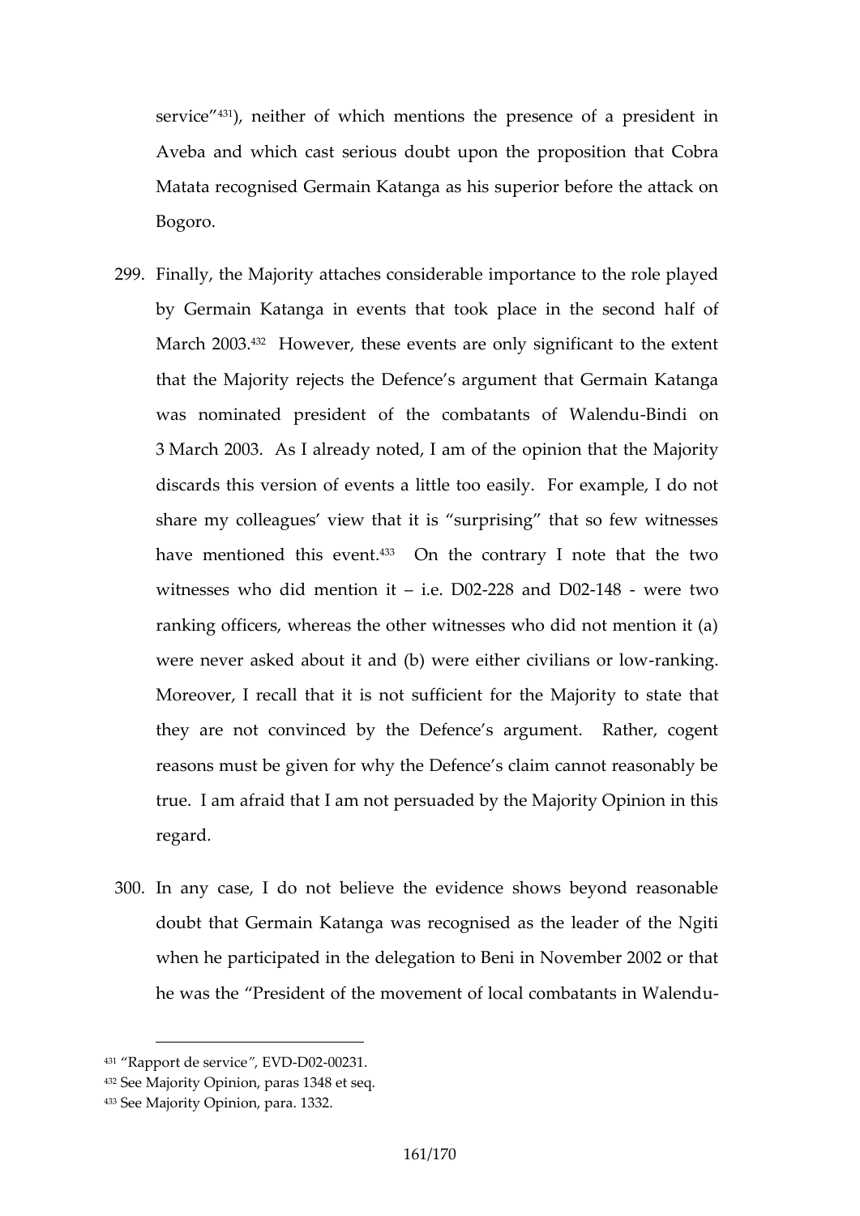service"[431]), neither of which mentions the presence of a president in Aveba and which cast serious doubt upon the proposition that Cobra Matata recognised Germain Katanga as his superior before the attack on Bogoro.

299. Finally, the Majority attaches considerable importance to the role played by Germain Katanga in events that took place in the second half of March 2003.[432] However, these events are only significant to the extent that the Majority rejects the Defence's argument that Germain Katanga was nominated president of the combatants of Walendu-Bindi on 3 March 2003. As I already noted, I am of the opinion that the Majority discards this version of events a little too easily. For example, I do not share my colleagues' view that it is "surprising" that so few witnesses have mentioned this event.[433] On the contrary I note that the two witnesses who did mention it – i.e. D02-228 and D02-148 - were two ranking officers, whereas the other witnesses who did not mention it (a) were never asked about it and (b) were either civilians or low-ranking. Moreover, I recall that it is not sufficient for the Majority to state that they are not convinced by the Defence's argument. Rather, cogent reasons must be given for why the Defence's claim cannot reasonably be true. I am afraid that I am not persuaded by the Majority Opinion in this regard.

300. In any case, I do not believe the evidence shows beyond reasonable doubt that Germain Katanga was recognised as the leader of the Ngiti when he participated in the delegation to Beni in November 2002 or that he was the "President of the movement of local combatants in Walendu-

---

[431] "Rapport de service", EVD-D02-00231.

[432] See Majority Opinion, paras 1348 et seq.

[433] See Majority Opinion, para. 1332.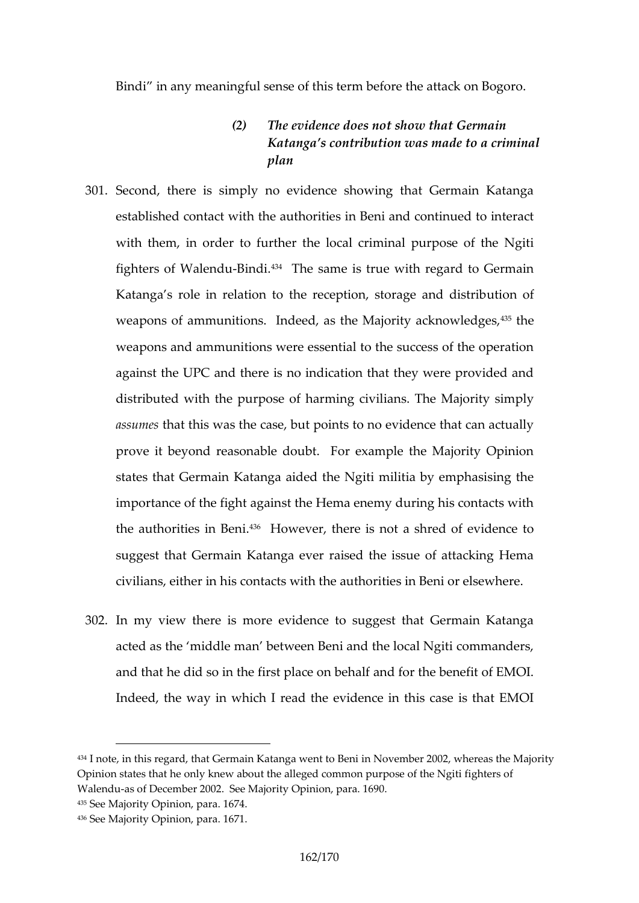Bindi" in any meaningful sense of this term before the attack on Bogoro.

### *(2) The evidence does not show that Germain Katanga's contribution was made to a criminal plan*

301. Second, there is simply no evidence showing that Germain Katanga established contact with the authorities in Beni and continued to interact with them, in order to further the local criminal purpose of the Ngiti fighters of Walendu-Bindi.[434] The same is true with regard to Germain Katanga's role in relation to the reception, storage and distribution of weapons of ammunitions. Indeed, as the Majority acknowledges,[435] the weapons and ammunitions were essential to the success of the operation against the UPC and there is no indication that they were provided and distributed with the purpose of harming civilians. The Majority simply *assumes* that this was the case, but points to no evidence that can actually prove it beyond reasonable doubt. For example the Majority Opinion states that Germain Katanga aided the Ngiti militia by emphasising the importance of the fight against the Hema enemy during his contacts with the authorities in Beni.[436] However, there is not a shred of evidence to suggest that Germain Katanga ever raised the issue of attacking Hema civilians, either in his contacts with the authorities in Beni or elsewhere.

302. In my view there is more evidence to suggest that Germain Katanga acted as the 'middle man' between Beni and the local Ngiti commanders, and that he did so in the first place on behalf and for the benefit of EMOI. Indeed, the way in which I read the evidence in this case is that EMOI

---

[434] I note, in this regard, that Germain Katanga went to Beni in November 2002, whereas the Majority Opinion states that he only knew about the alleged common purpose of the Ngiti fighters of Walendu-as of December 2002. See Majority Opinion, para. 1690.

[435] See Majority Opinion, para. 1674.

[436] See Majority Opinion, para. 1671.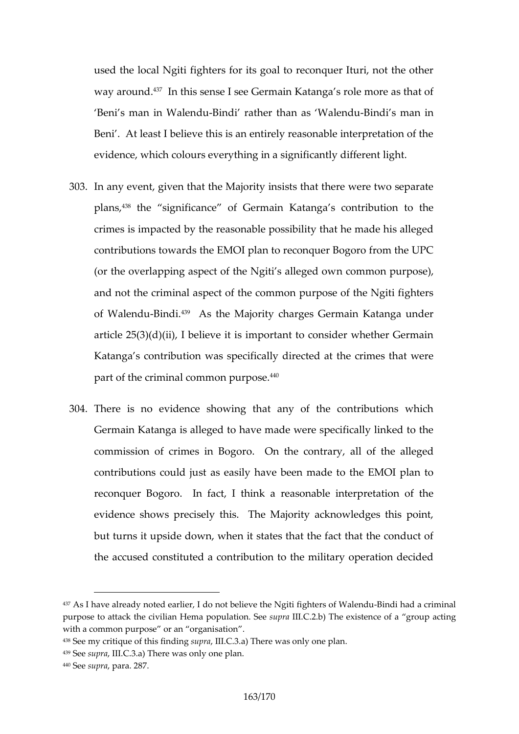used the local Ngiti fighters for its goal to reconquer Ituri, not the other way around.[437] In this sense I see Germain Katanga's role more as that of 'Beni's man in Walendu-Bindi' rather than as 'Walendu-Bindi's man in Beni'. At least I believe this is an entirely reasonable interpretation of the evidence, which colours everything in a significantly different light.

303. In any event, given that the Majority insists that there were two separate plans,[438] the "significance" of Germain Katanga's contribution to the crimes is impacted by the reasonable possibility that he made his alleged contributions towards the EMOI plan to reconquer Bogoro from the UPC (or the overlapping aspect of the Ngiti's alleged own common purpose), and not the criminal aspect of the common purpose of the Ngiti fighters of Walendu-Bindi.[439] As the Majority charges Germain Katanga under article 25(3)(d)(ii), I believe it is important to consider whether Germain Katanga's contribution was specifically directed at the crimes that were part of the criminal common purpose.[440]

304. There is no evidence showing that any of the contributions which Germain Katanga is alleged to have made were specifically linked to the commission of crimes in Bogoro. On the contrary, all of the alleged contributions could just as easily have been made to the EMOI plan to reconquer Bogoro. In fact, I think a reasonable interpretation of the evidence shows precisely this. The Majority acknowledges this point, but turns it upside down, when it states that the fact that the conduct of the accused constituted a contribution to the military operation decided

---

[437] As I have already noted earlier, I do not believe the Ngiti fighters of Walendu-Bindi had a criminal purpose to attack the civilian Hema population. See *supra* III.C.2.b) The existence of a "group acting with a common purpose" or an "organisation".

[438] See my critique of this finding *supra*, III.C.3.a) There was only one plan.

[439] See *supra*, III.C.3.a) There was only one plan.

[440] See *supra*, para. 287.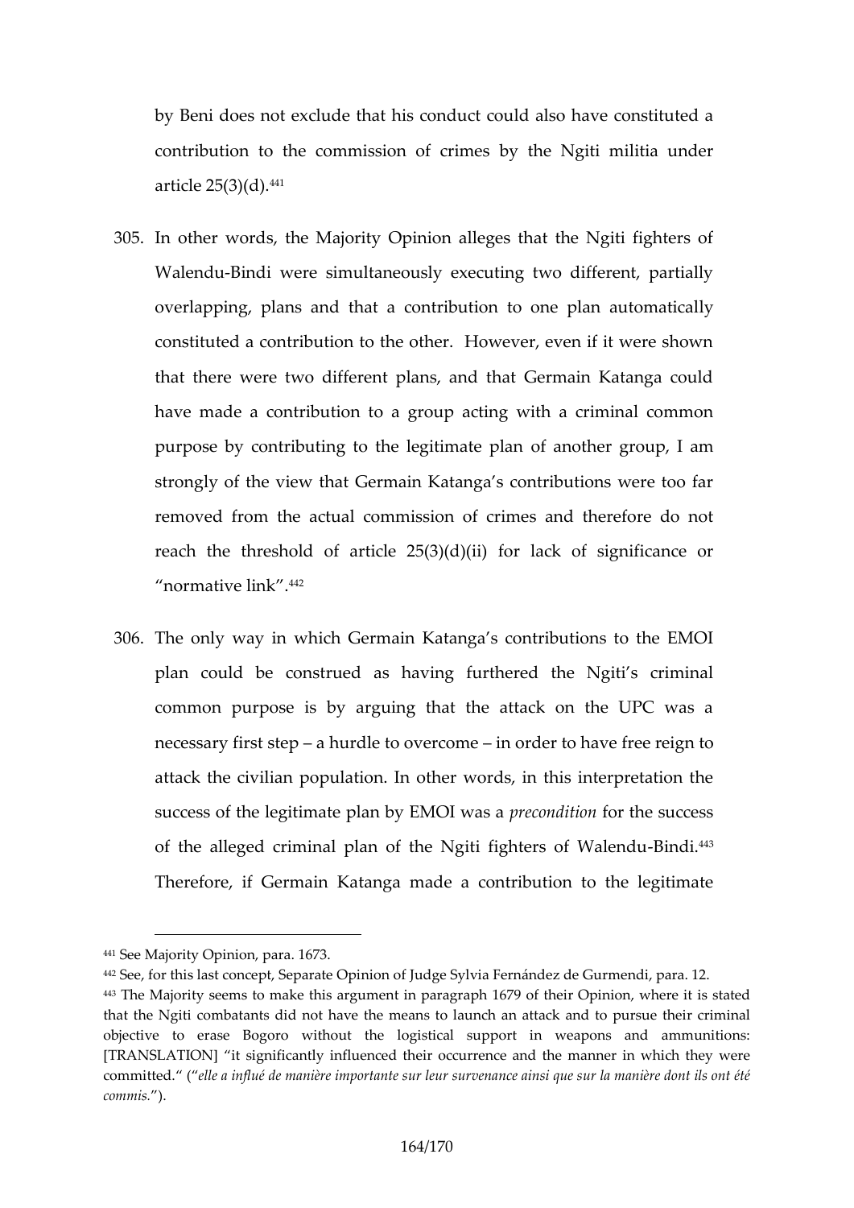by Beni does not exclude that his conduct could also have constituted a contribution to the commission of crimes by the Ngiti militia under article 25(3)(d).[441]

305. In other words, the Majority Opinion alleges that the Ngiti fighters of Walendu-Bindi were simultaneously executing two different, partially overlapping, plans and that a contribution to one plan automatically constituted a contribution to the other. However, even if it were shown that there were two different plans, and that Germain Katanga could have made a contribution to a group acting with a criminal common purpose by contributing to the legitimate plan of another group, I am strongly of the view that Germain Katanga's contributions were too far removed from the actual commission of crimes and therefore do not reach the threshold of article 25(3)(d)(ii) for lack of significance or "normative link".[442]

306. The only way in which Germain Katanga's contributions to the EMOI plan could be construed as having furthered the Ngiti's criminal common purpose is by arguing that the attack on the UPC was a necessary first step – a hurdle to overcome – in order to have free reign to attack the civilian population. In other words, in this interpretation the success of the legitimate plan by EMOI was a *precondition* for the success of the alleged criminal plan of the Ngiti fighters of Walendu-Bindi.[443] Therefore, if Germain Katanga made a contribution to the legitimate

---

[441] See Majority Opinion, para. 1673.

[442] See, for this last concept, Separate Opinion of Judge Sylvia Fernández de Gurmendi, para. 12.

[443] The Majority seems to make this argument in paragraph 1679 of their Opinion, where it is stated that the Ngiti combatants did not have the means to launch an attack and to pursue their criminal objective to erase Bogoro without the logistical support in weapons and ammunitions: [TRANSLATION] "it significantly influenced their occurrence and the manner in which they were committed." ("*elle a influé de manière importante sur leur survenance ainsi que sur la manière dont ils ont été commis.*").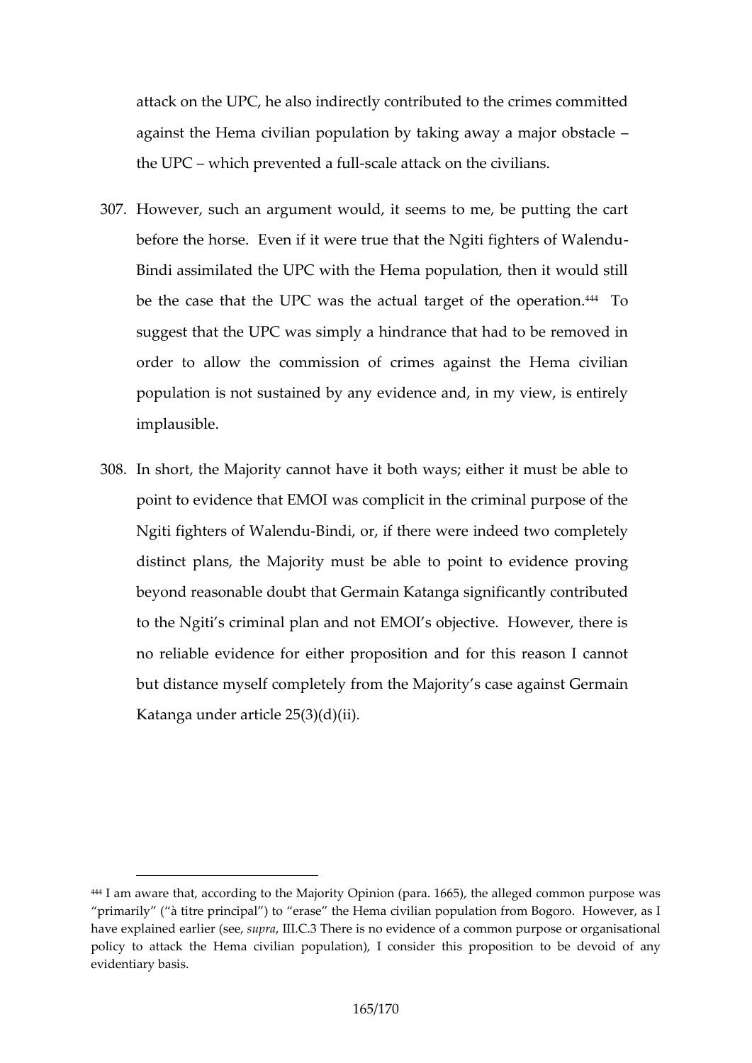attack on the UPC, he also indirectly contributed to the crimes committed against the Hema civilian population by taking away a major obstacle – the UPC – which prevented a full-scale attack on the civilians.

307. However, such an argument would, it seems to me, be putting the cart before the horse. Even if it were true that the Ngiti fighters of Walendu-Bindi assimilated the UPC with the Hema population, then it would still be the case that the UPC was the actual target of the operation.[444] To suggest that the UPC was simply a hindrance that had to be removed in order to allow the commission of crimes against the Hema civilian population is not sustained by any evidence and, in my view, is entirely implausible.

308. In short, the Majority cannot have it both ways; either it must be able to point to evidence that EMOI was complicit in the criminal purpose of the Ngiti fighters of Walendu-Bindi, or, if there were indeed two completely distinct plans, the Majority must be able to point to evidence proving beyond reasonable doubt that Germain Katanga significantly contributed to the Ngiti's criminal plan and not EMOI's objective. However, there is no reliable evidence for either proposition and for this reason I cannot but distance myself completely from the Majority's case against Germain Katanga under article 25(3)(d)(ii).

---

[444] I am aware that, according to the Majority Opinion (para. 1665), the alleged common purpose was "primarily" ("à titre principal") to "erase" the Hema civilian population from Bogoro. However, as I have explained earlier (see, *supra*, III.C.3 There is no evidence of a common purpose or organisational policy to attack the Hema civilian population), I consider this proposition to be devoid of any evidentiary basis.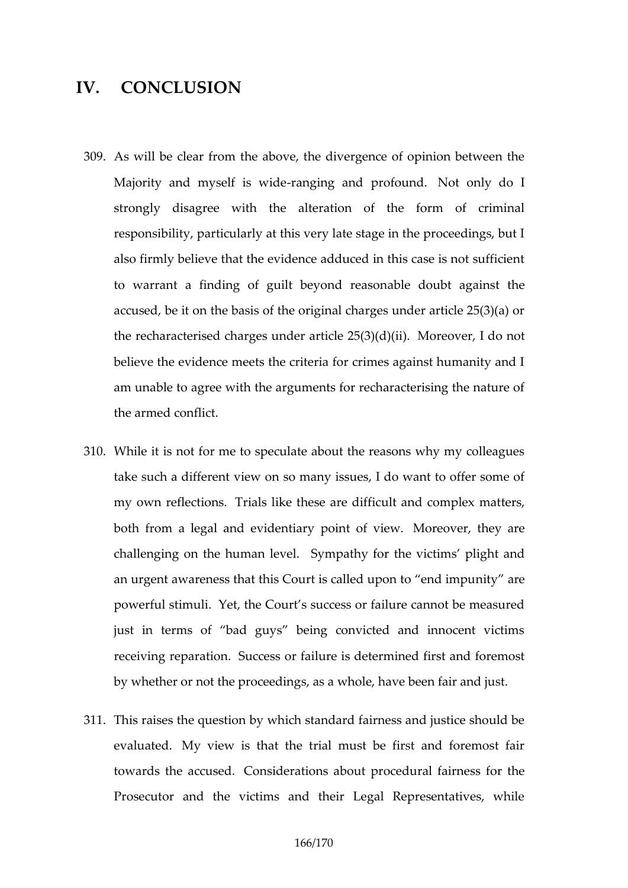# IV. CONCLUSION

309. As will be clear from the above, the divergence of opinion between the Majority and myself is wide-ranging and profound. Not only do I strongly disagree with the alteration of the form of criminal responsibility, particularly at this very late stage in the proceedings, but I also firmly believe that the evidence adduced in this case is not sufficient to warrant a finding of guilt beyond reasonable doubt against the accused, be it on the basis of the original charges under article 25(3)(a) or the recharacterised charges under article 25(3)(d)(ii). Moreover, I do not believe the evidence meets the criteria for crimes against humanity and I am unable to agree with the arguments for recharacterising the nature of the armed conflict.

310. While it is not for me to speculate about the reasons why my colleagues take such a different view on so many issues, I do want to offer some of my own reflections. Trials like these are difficult and complex matters, both from a legal and evidentiary point of view. Moreover, they are challenging on the human level. Sympathy for the victims' plight and an urgent awareness that this Court is called upon to "end impunity" are powerful stimuli. Yet, the Court's success or failure cannot be measured just in terms of "bad guys" being convicted and innocent victims receiving reparation. Success or failure is determined first and foremost by whether or not the proceedings, as a whole, have been fair and just.

311. This raises the question by which standard fairness and justice should be evaluated. My view is that the trial must be first and foremost fair towards the accused. Considerations about procedural fairness for the Prosecutor and the victims and their Legal Representatives, while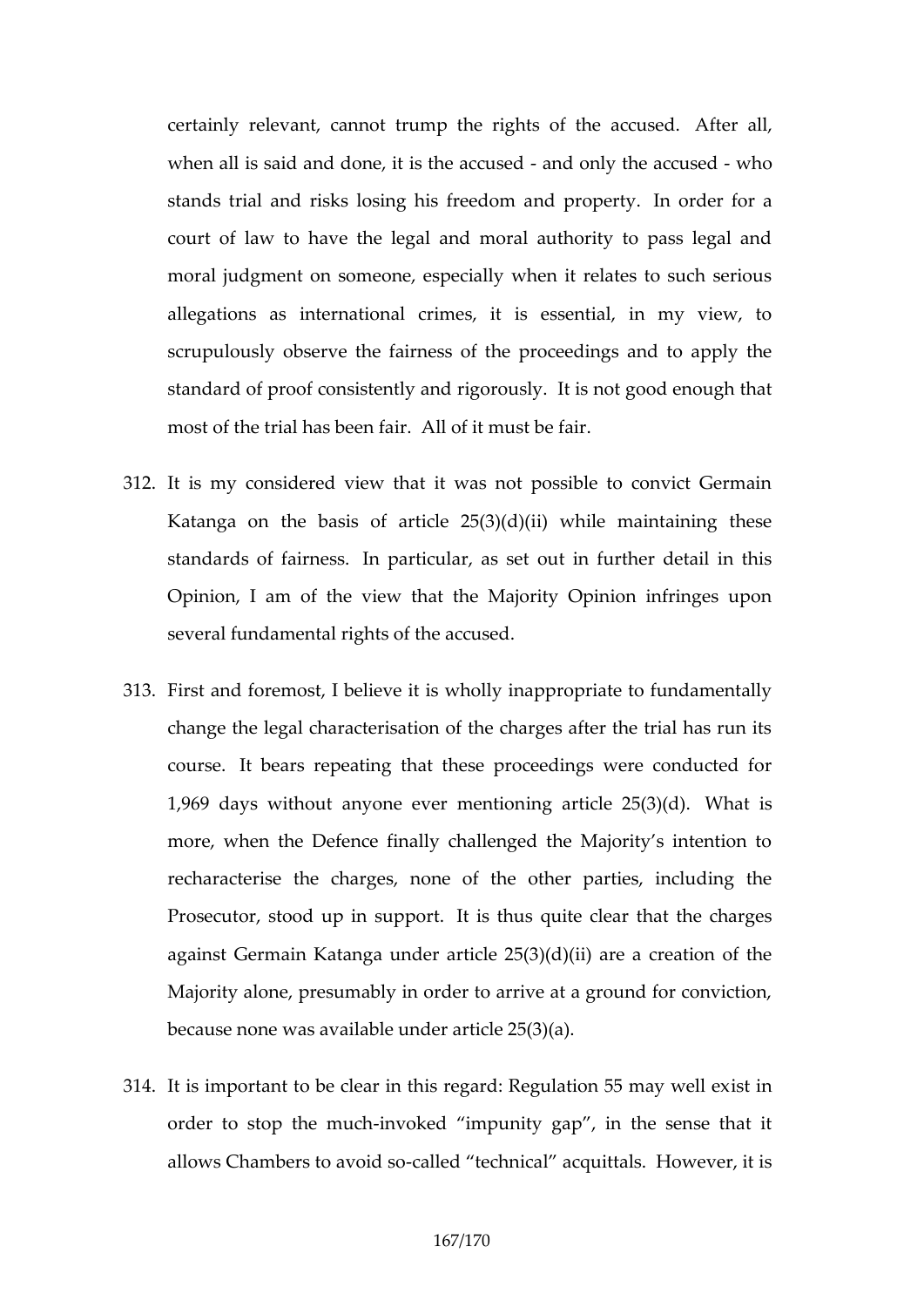certainly relevant, cannot trump the rights of the accused. After all, when all is said and done, it is the accused - and only the accused - who stands trial and risks losing his freedom and property. In order for a court of law to have the legal and moral authority to pass legal and moral judgment on someone, especially when it relates to such serious allegations as international crimes, it is essential, in my view, to scrupulously observe the fairness of the proceedings and to apply the standard of proof consistently and rigorously. It is not good enough that most of the trial has been fair. All of it must be fair.

312. It is my considered view that it was not possible to convict Germain Katanga on the basis of article 25(3)(d)(ii) while maintaining these standards of fairness. In particular, as set out in further detail in this Opinion, I am of the view that the Majority Opinion infringes upon several fundamental rights of the accused.

313. First and foremost, I believe it is wholly inappropriate to fundamentally change the legal characterisation of the charges after the trial has run its course. It bears repeating that these proceedings were conducted for 1,969 days without anyone ever mentioning article 25(3)(d). What is more, when the Defence finally challenged the Majority's intention to recharacterise the charges, none of the other parties, including the Prosecutor, stood up in support. It is thus quite clear that the charges against Germain Katanga under article 25(3)(d)(ii) are a creation of the Majority alone, presumably in order to arrive at a ground for conviction, because none was available under article 25(3)(a).

314. It is important to be clear in this regard: Regulation 55 may well exist in order to stop the much-invoked "impunity gap", in the sense that it allows Chambers to avoid so-called "technical" acquittals. However, it is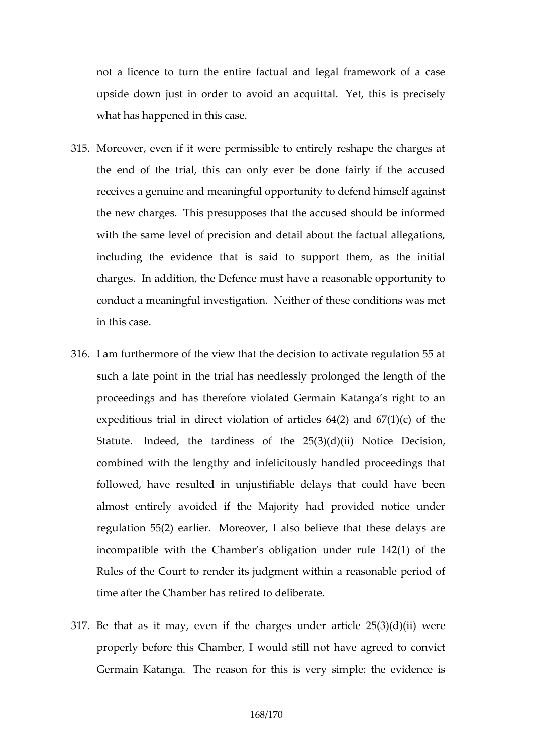not a licence to turn the entire factual and legal framework of a case upside down just in order to avoid an acquittal. Yet, this is precisely what has happened in this case.

315. Moreover, even if it were permissible to entirely reshape the charges at the end of the trial, this can only ever be done fairly if the accused receives a genuine and meaningful opportunity to defend himself against the new charges. This presupposes that the accused should be informed with the same level of precision and detail about the factual allegations, including the evidence that is said to support them, as the initial charges. In addition, the Defence must have a reasonable opportunity to conduct a meaningful investigation. Neither of these conditions was met in this case.

316. I am furthermore of the view that the decision to activate regulation 55 at such a late point in the trial has needlessly prolonged the length of the proceedings and has therefore violated Germain Katanga's right to an expeditious trial in direct violation of articles 64(2) and 67(1)(c) of the Statute. Indeed, the tardiness of the 25(3)(d)(ii) Notice Decision, combined with the lengthy and infelicitously handled proceedings that followed, have resulted in unjustifiable delays that could have been almost entirely avoided if the Majority had provided notice under regulation 55(2) earlier. Moreover, I also believe that these delays are incompatible with the Chamber's obligation under rule 142(1) of the Rules of the Court to render its judgment within a reasonable period of time after the Chamber has retired to deliberate.

317. Be that as it may, even if the charges under article 25(3)(d)(ii) were properly before this Chamber, I would still not have agreed to convict Germain Katanga. The reason for this is very simple: the evidence is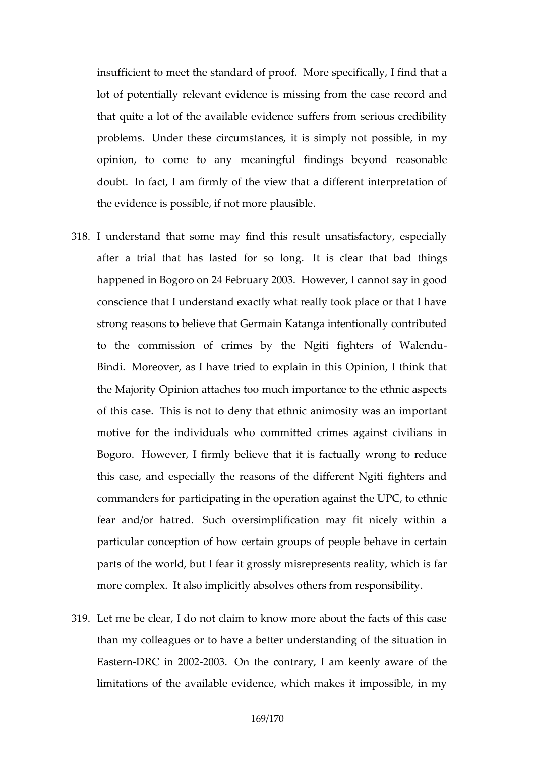insufficient to meet the standard of proof. More specifically, I find that a lot of potentially relevant evidence is missing from the case record and that quite a lot of the available evidence suffers from serious credibility problems. Under these circumstances, it is simply not possible, in my opinion, to come to any meaningful findings beyond reasonable doubt. In fact, I am firmly of the view that a different interpretation of the evidence is possible, if not more plausible.

318. I understand that some may find this result unsatisfactory, especially after a trial that has lasted for so long. It is clear that bad things happened in Bogoro on 24 February 2003. However, I cannot say in good conscience that I understand exactly what really took place or that I have strong reasons to believe that Germain Katanga intentionally contributed to the commission of crimes by the Ngiti fighters of Walendu-Bindi. Moreover, as I have tried to explain in this Opinion, I think that the Majority Opinion attaches too much importance to the ethnic aspects of this case. This is not to deny that ethnic animosity was an important motive for the individuals who committed crimes against civilians in Bogoro. However, I firmly believe that it is factually wrong to reduce this case, and especially the reasons of the different Ngiti fighters and commanders for participating in the operation against the UPC, to ethnic fear and/or hatred. Such oversimplification may fit nicely within a particular conception of how certain groups of people behave in certain parts of the world, but I fear it grossly misrepresents reality, which is far more complex. It also implicitly absolves others from responsibility.

319. Let me be clear, I do not claim to know more about the facts of this case than my colleagues or to have a better understanding of the situation in Eastern-DRC in 2002-2003. On the contrary, I am keenly aware of the limitations of the available evidence, which makes it impossible, in my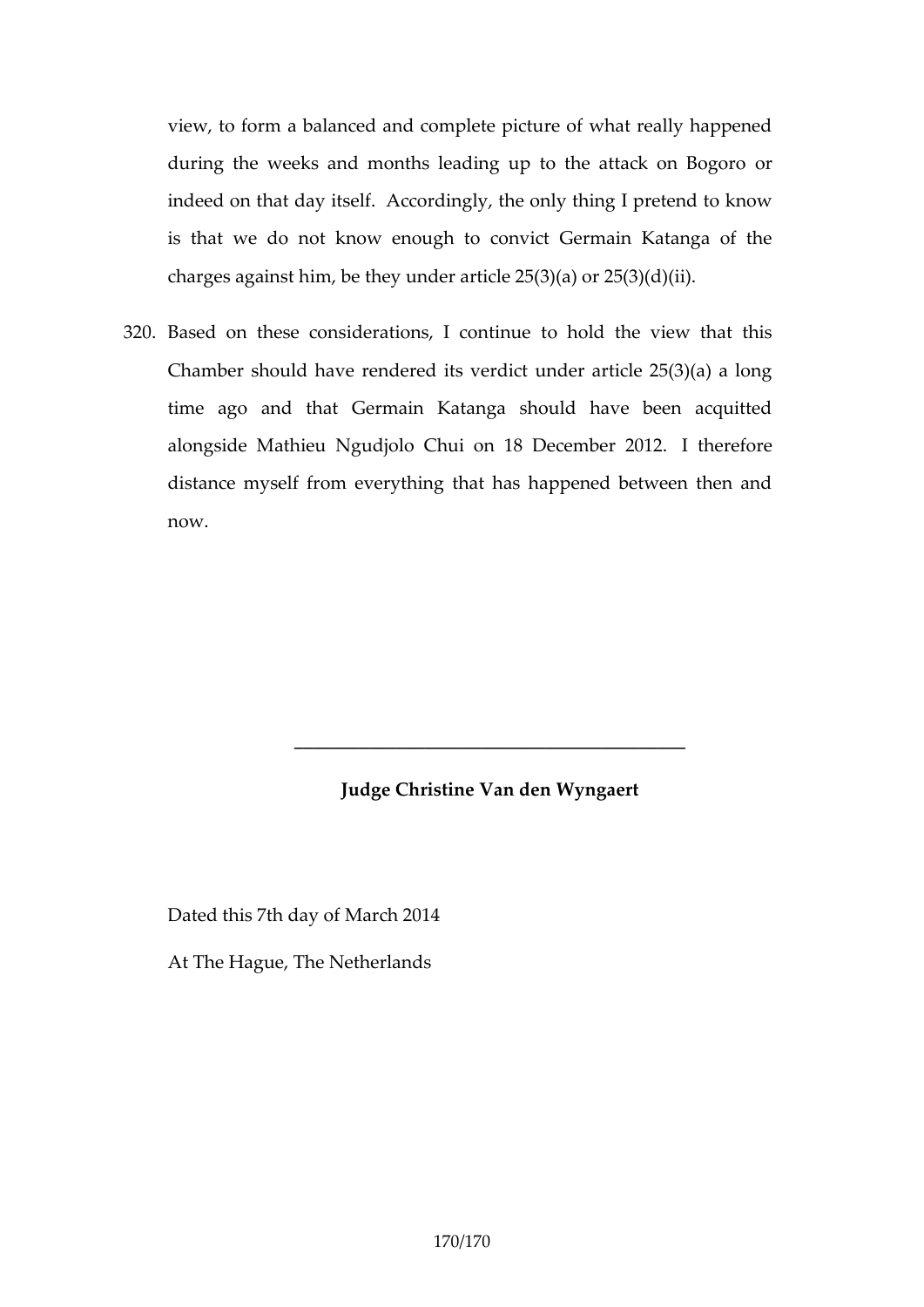view, to form a balanced and complete picture of what really happened during the weeks and months leading up to the attack on Bogoro or indeed on that day itself. Accordingly, the only thing I pretend to know is that we do not know enough to convict Germain Katanga of the charges against him, be they under article 25(3)(a) or 25(3)(d)(ii).

320. Based on these considerations, I continue to hold the view that this Chamber should have rendered its verdict under article 25(3)(a) a long time ago and that Germain Katanga should have been acquitted alongside Mathieu Ngudjolo Chui on 18 December 2012. I therefore distance myself from everything that has happened between then and now.

---

**Judge Christine Van den Wyngaert**

Dated this 7th day of March 2014

At The Hague, The Netherlands